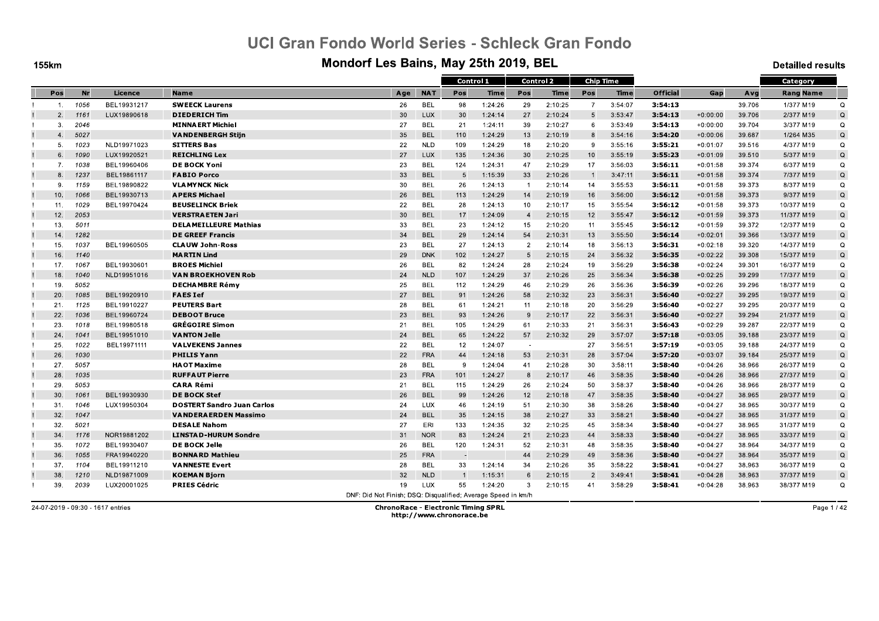# UCI Gran Fondo World Series - Schleck Gran Fondo

## Mondorf Les Bains, May 25th 2019, BEL

155km

Detailled results

| | Pos | Nr | Licence | Name | Age | NAT | Control 1 | | Control 2 | | Chip Time | | Official | Gap | Avg | Category | |
|---|---|---|---|---|---|---|---|---|---|---|---|---|---|---|---|---|---|
| | | | | | | | Pos | Time | Pos | Time | Pos | Time | | | | Rang Name | |
| ! | 1. | 1056 | BEL19931217 | **SWEECK Laurens** | 26 | BEL | 98 | 1:24:26 | 29 | 2:10:25 | 7 | 3:54:07 | **3:54:13** | | 39.706 | 1/377 M19 | Q |
| ! | 2. | 1161 | LUX19890618 | **DIEDERICH Tim** | 30 | LUX | 30 | 1:24:14 | 27 | 2:10:24 | 5 | 3:53:47 | **3:54:13** | +0:00:00 | 39.706 | 2/377 M19 | Q |
| ! | 3. | 2046 | | **MINNAERT Michiel** | 27 | BEL | 21 | 1:24:11 | 39 | 2:10:27 | 6 | 3:53:49 | **3:54:13** | +0:00:00 | 39.704 | 3/377 M19 | Q |
| ! | 4. | 5027 | | **VANDENBERGH Stijn** | 35 | BEL | 110 | 1:24:29 | 13 | 2:10:19 | 8 | 3:54:16 | **3:54:20** | +0:00:06 | 39.687 | 1/264 M35 | Q |
| ! | 5. | 1023 | NLD19971023 | **SITTERS Bas** | 22 | NLD | 109 | 1:24:29 | 18 | 2:10:20 | 9 | 3:55:16 | **3:55:21** | +0:01:07 | 39.516 | 4/377 M19 | Q |
| ! | 6. | 1090 | LUX19920521 | **REICHLING Lex** | 27 | LUX | 135 | 1:24:36 | 30 | 2:10:25 | 10 | 3:55:19 | **3:55:23** | +0:01:09 | 39.510 | 5/377 M19 | Q |
| ! | 7. | 1038 | BEL19960406 | **DE BOCK Yoni** | 23 | BEL | 124 | 1:24:31 | 47 | 2:10:29 | 17 | 3:56:03 | **3:56:11** | +0:01:58 | 39.374 | 6/377 M19 | Q |
| ! | 8. | 1237 | BEL19861117 | **FABIO Porco** | 33 | BEL | 5 | 1:15:39 | 33 | 2:10:26 | 1 | 3:47:11 | **3:56:11** | +0:01:58 | 39.374 | 7/377 M19 | Q |
| ! | 9. | 1159 | BEL19890822 | **VLAMYNCK Nick** | 30 | BEL | 26 | 1:24:13 | 1 | 2:10:14 | 14 | 3:55:53 | **3:56:11** | +0:01:58 | 39.373 | 8/377 M19 | Q |
| ! | 10. | 1066 | BEL19930713 | **APERS Michael** | 26 | BEL | 113 | 1:24:29 | 14 | 2:10:19 | 16 | 3:56:00 | **3:56:12** | +0:01:58 | 39.373 | 9/377 M19 | Q |
| ! | 11. | 1029 | BEL19970424 | **BEUSELINCK Briek** | 22 | BEL | 28 | 1:24:13 | 10 | 2:10:17 | 15 | 3:55:54 | **3:56:12** | +0:01:58 | 39.373 | 10/377 M19 | Q |
| ! | 12. | 2053 | | **VERSTRAETEN Jari** | 30 | BEL | 17 | 1:24:09 | 4 | 2:10:15 | 12 | 3:55:47 | **3:56:12** | +0:01:59 | 39.373 | 11/377 M19 | Q |
| ! | 13. | 5011 | | **DELAMEILLEURE Mathias** | 33 | BEL | 23 | 1:24:12 | 15 | 2:10:20 | 11 | 3:55:45 | **3:56:12** | +0:01:59 | 39.372 | 12/377 M19 | Q |
| ! | 14. | 1282 | | **DE GREEF Francis** | 34 | BEL | 29 | 1:24:14 | 54 | 2:10:31 | 13 | 3:55:50 | **3:56:14** | +0:02:01 | 39.366 | 13/377 M19 | Q |
| ! | 15. | 1037 | BEL19960505 | **CLAUW John-Ross** | 23 | BEL | 27 | 1:24:13 | 2 | 2:10:14 | 18 | 3:56:13 | **3:56:31** | +0:02:18 | 39.320 | 14/377 M19 | Q |
| ! | 16. | 1140 | | **MARTIN Lind** | 29 | DNK | 102 | 1:24:27 | 5 | 2:10:15 | 24 | 3:56:32 | **3:56:35** | +0:02:22 | 39.308 | 15/377 M19 | Q |
| ! | 17. | 1067 | BEL19930601 | **BROES Michiel** | 26 | BEL | 82 | 1:24:24 | 28 | 2:10:24 | 19 | 3:56:29 | **3:56:38** | +0:02:24 | 39.301 | 16/377 M19 | Q |
| ! | 18. | 1040 | NLD19951016 | **VAN BROEKHOVEN Rob** | 24 | NLD | 107 | 1:24:29 | 37 | 2:10:26 | 25 | 3:56:34 | **3:56:38** | +0:02:25 | 39.299 | 17/377 M19 | Q |
| ! | 19. | 5052 | | **DECHAMBRE Rémy** | 25 | BEL | 112 | 1:24:29 | 46 | 2:10:29 | 26 | 3:56:36 | **3:56:39** | +0:02:26 | 39.296 | 18/377 M19 | Q |
| ! | 20. | 1085 | BEL19920910 | **FAES Ief** | 27 | BEL | 91 | 1:24:26 | 58 | 2:10:32 | 23 | 3:56:31 | **3:56:40** | +0:02:27 | 39.295 | 19/377 M19 | Q |
| ! | 21. | 1125 | BEL19910227 | **PEUTERS Bart** | 28 | BEL | 61 | 1:24:21 | 11 | 2:10:18 | 20 | 3:56:29 | **3:56:40** | +0:02:27 | 39.295 | 20/377 M19 | Q |
| ! | 22. | 1036 | BEL19960724 | **DEBOOT Bruce** | 23 | BEL | 93 | 1:24:26 | 9 | 2:10:17 | 22 | 3:56:31 | **3:56:40** | +0:02:27 | 39.294 | 21/377 M19 | Q |
| ! | 23. | 1018 | BEL19980518 | **GRÉGOIRE Simon** | 21 | BEL | 105 | 1:24:29 | 61 | 2:10:33 | 21 | 3:56:31 | **3:56:43** | +0:02:29 | 39.287 | 22/377 M19 | Q |
| ! | 24. | 1041 | BEL19951010 | **VANTON Jelle** | 24 | BEL | 65 | 1:24:22 | 57 | 2:10:32 | 29 | 3:57:07 | **3:57:18** | +0:03:05 | 39.188 | 23/377 M19 | Q |
| ! | 25. | 1022 | BEL19971111 | **VALVEKENS Jannes** | 22 | BEL | 12 | 1:24:07 | - | | 27 | 3:56:51 | **3:57:19** | +0:03:05 | 39.188 | 24/377 M19 | Q |
| ! | 26. | 1030 | | **PHILIS Yann** | 22 | FRA | 44 | 1:24:18 | 53 | 2:10:31 | 28 | 3:57:04 | **3:57:20** | +0:03:07 | 39.184 | 25/377 M19 | Q |
| ! | 27. | 5057 | | **HAOT Maxime** | 28 | BEL | 9 | 1:24:04 | 41 | 2:10:28 | 30 | 3:58:11 | **3:58:40** | +0:04:26 | 38.966 | 26/377 M19 | Q |
| ! | 28. | 1035 | | **RUFFAUT Pierre** | 23 | FRA | 101 | 1:24:27 | 8 | 2:10:17 | 46 | 3:58:35 | **3:58:40** | +0:04:26 | 38.966 | 27/377 M19 | Q |
| ! | 29. | 5053 | | **CARA Rémi** | 21 | BEL | 115 | 1:24:29 | 26 | 2:10:24 | 50 | 3:58:37 | **3:58:40** | +0:04:26 | 38.966 | 28/377 M19 | Q |
| ! | 30. | 1061 | BEL19930930 | **DE BOCK Stef** | 26 | BEL | 99 | 1:24:26 | 12 | 2:10:18 | 47 | 3:58:35 | **3:58:40** | +0:04:27 | 38.965 | 29/377 M19 | Q |
| ! | 31. | 1046 | LUX19950304 | **DOSTERT Sandro Juan Carlos** | 24 | LUX | 46 | 1:24:19 | 51 | 2:10:30 | 38 | 3:58:26 | **3:58:40** | +0:04:27 | 38.965 | 30/377 M19 | Q |
| ! | 32. | 1047 | | **VANDERAERDEN Massimo** | 24 | BEL | 35 | 1:24:15 | 38 | 2:10:27 | 33 | 3:58:21 | **3:58:40** | +0:04:27 | 38.965 | 31/377 M19 | Q |
| ! | 32. | 5021 | | **DESALE Nahom** | 27 | ERI | 133 | 1:24:35 | 32 | 2:10:25 | 45 | 3:58:34 | **3:58:40** | +0:04:27 | 38.965 | 31/377 M19 | Q |
| ! | 34. | 1176 | NOR19881202 | **LINSTAD-HURUM Sondre** | 31 | NOR | 83 | 1:24:24 | 21 | 2:10:23 | 44 | 3:58:33 | **3:58:40** | +0:04:27 | 38.965 | 33/377 M19 | Q |
| ! | 35. | 1072 | BEL19930407 | **DE BOCK Jelle** | 26 | BEL | 120 | 1:24:31 | 52 | 2:10:31 | 48 | 3:58:35 | **3:58:40** | +0:04:27 | 38.964 | 34/377 M19 | Q |
| ! | 36. | 1055 | FRA19940220 | **BONNARD Mathieu** | 25 | FRA | - | | 44 | 2:10:29 | 49 | 3:58:36 | **3:58:40** | +0:04:27 | 38.964 | 35/377 M19 | Q |
| ! | 37. | 1104 | BEL19911210 | **VANNESTE Evert** | 28 | BEL | 33 | 1:24:14 | 34 | 2:10:26 | 35 | 3:58:22 | **3:58:41** | +0:04:27 | 38.963 | 36/377 M19 | Q |
| ! | 38. | 1210 | NLD19871009 | **KOEMAN Bjorn** | 32 | NLD | 1 | 1:15:31 | 6 | 2:10:15 | 2 | 3:49:41 | **3:58:41** | +0:04:28 | 38.963 | 37/377 M19 | Q |
| ! | 39. | 2039 | LUX20001025 | **PRIES Cédric** | 19 | LUX | 55 | 1:24:20 | 3 | 2:10:15 | 41 | 3:58:29 | **3:58:41** | +0:04:28 | 38.963 | 38/377 M19 | Q |

DNF: Did Not Finish; DSQ: Disqualified; Average Speed in km/h

24-07-2019 - 09:30 - 1617 entries

**ChronoRace - Electronic Timing SPRL**
http://www.chronorace.be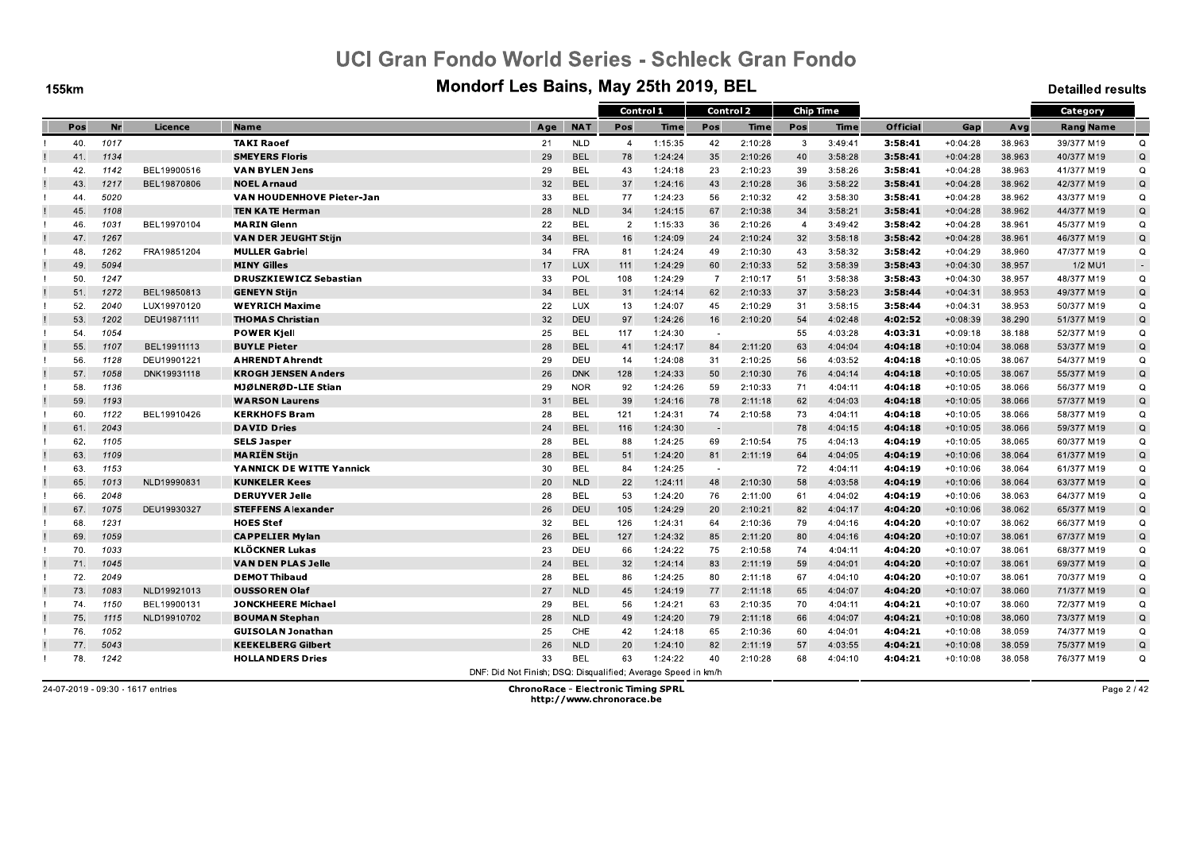# UCI Gran Fondo World Series - Schleck Gran Fondo

## Mondorf Les Bains, May 25th 2019, BEL

155km

Detailled results

| | Pos | Nr | Licence | Name | Age | NAT | Control 1 | | Control 2 | | Chip Time | | Official | Gap | Avg | Category | |
|---|---|---|---|---|---|---|---|---|---|---|---|---|---|---|---|---|---|
| | | | | | | | Pos | Time | Pos | Time | Pos | Time | | | | Rang Name | |
| ! | 40. | 1017 | | **TAKI Raoef** | 21 | NLD | 4 | 1:15:35 | 42 | 2:10:28 | 3 | 3:49:41 | **3:58:41** | +0:04:28 | 38.963 | 39/377 M19 | Q |
| ! | 41. | 1134 | | **SMEYERS Floris** | 29 | BEL | 78 | 1:24:24 | 35 | 2:10:26 | 40 | 3:58:28 | **3:58:41** | +0:04:28 | 38.963 | 40/377 M19 | Q |
| ! | 42. | 1142 | BEL19900516 | **VAN BYLEN Jens** | 29 | BEL | 43 | 1:24:18 | 23 | 2:10:23 | 39 | 3:58:26 | **3:58:41** | +0:04:28 | 38.963 | 41/377 M19 | Q |
| ! | 43. | 1217 | BEL19870806 | **NOEL Arnaud** | 32 | BEL | 37 | 1:24:16 | 43 | 2:10:28 | 36 | 3:58:22 | **3:58:41** | +0:04:28 | 38.962 | 42/377 M19 | Q |
| ! | 44. | 5020 | | **VAN HOUDENHOVE Pieter-Jan** | 33 | BEL | 77 | 1:24:23 | 56 | 2:10:32 | 42 | 3:58:30 | **3:58:41** | +0:04:28 | 38.962 | 43/377 M19 | Q |
| ! | 45. | 1108 | | **TEN KATE Herman** | 28 | NLD | 34 | 1:24:15 | 67 | 2:10:38 | 34 | 3:58:21 | **3:58:41** | +0:04:28 | 38.962 | 44/377 M19 | Q |
| ! | 46. | 1031 | BEL19970104 | **MARIN Glenn** | 22 | BEL | 2 | 1:15:33 | 36 | 2:10:26 | 4 | 3:49:42 | **3:58:42** | +0:04:28 | 38.961 | 45/377 M19 | Q |
| ! | 47. | 1267 | | **VAN DER JEUGHT Stijn** | 34 | BEL | 16 | 1:24:09 | 24 | 2:10:24 | 32 | 3:58:18 | **3:58:42** | +0:04:28 | 38.961 | 46/377 M19 | Q |
| ! | 48. | 1262 | FRA19851204 | **MULLER Gabriel** | 34 | FRA | 81 | 1:24:24 | 49 | 2:10:30 | 43 | 3:58:32 | **3:58:42** | +0:04:29 | 38.960 | 47/377 M19 | Q |
| ! | 49. | 5094 | | **MINY Gilles** | 17 | LUX | 111 | 1:24:29 | 60 | 2:10:33 | 52 | 3:58:39 | **3:58:43** | +0:04:30 | 38.957 | 1/2 MU1 | - |
| ! | 50. | 1247 | | **DRUSZKIEWICZ Sebastian** | 33 | POL | 108 | 1:24:29 | 7 | 2:10:17 | 51 | 3:58:38 | **3:58:43** | +0:04:30 | 38.957 | 48/377 M19 | Q |
| ! | 51. | 1272 | BEL19850813 | **GENEYN Stijn** | 34 | BEL | 31 | 1:24:14 | 62 | 2:10:33 | 37 | 3:58:23 | **3:58:44** | +0:04:31 | 38.953 | 49/377 M19 | Q |
| ! | 52. | 2040 | LUX19970120 | **WEYRICH Maxime** | 22 | LUX | 13 | 1:24:07 | 45 | 2:10:29 | 31 | 3:58:15 | **3:58:44** | +0:04:31 | 38.953 | 50/377 M19 | Q |
| ! | 53. | 1202 | DEU19871111 | **THOMAS Christian** | 32 | DEU | 97 | 1:24:26 | 16 | 2:10:20 | 54 | 4:02:48 | **4:02:52** | +0:08:39 | 38.291 | 51/377 M19 | Q |
| ! | 54. | 1054 | | **POWER Kjell** | 25 | BEL | 117 | 1:24:30 | - | | 55 | 4:03:28 | **4:03:31** | +0:09:18 | 38.188 | 52/377 M19 | Q |
| ! | 55. | 1107 | BEL19911113 | **BUYLE Pieter** | 28 | BEL | 41 | 1:24:17 | 84 | 2:11:20 | 63 | 4:04:04 | **4:04:18** | +0:10:04 | 38.068 | 53/377 M19 | Q |
| ! | 56. | 1128 | DEU19901221 | **AHRENDT Ahrendt** | 29 | DEU | 14 | 1:24:08 | 31 | 2:10:25 | 56 | 4:03:52 | **4:04:18** | +0:10:05 | 38.067 | 54/377 M19 | Q |
| ! | 57. | 1058 | DNK19931118 | **KROGH JENSEN Anders** | 26 | DNK | 128 | 1:24:33 | 50 | 2:10:30 | 76 | 4:04:14 | **4:04:18** | +0:10:05 | 38.067 | 55/377 M19 | Q |
| ! | 58. | 1136 | | **MJØLNERØD-LIE Stian** | 29 | NOR | 92 | 1:24:26 | 59 | 2:10:33 | 71 | 4:04:11 | **4:04:18** | +0:10:05 | 38.066 | 56/377 M19 | Q |
| ! | 59. | 1193 | | **WARSON Laurens** | 31 | BEL | 39 | 1:24:16 | 78 | 2:11:18 | 62 | 4:04:03 | **4:04:18** | +0:10:05 | 38.066 | 57/377 M19 | Q |
| ! | 60. | 1122 | BEL19910426 | **KERKHOFS Bram** | 28 | BEL | 121 | 1:24:31 | 74 | 2:10:58 | 73 | 4:04:11 | **4:04:18** | +0:10:05 | 38.066 | 58/377 M19 | Q |
| ! | 61. | 2043 | | **DAVID Dries** | 24 | BEL | 116 | 1:24:30 | - | | 78 | 4:04:15 | **4:04:18** | +0:10:05 | 38.066 | 59/377 M19 | Q |
| ! | 62. | 1105 | | **SELS Jasper** | 28 | BEL | 88 | 1:24:25 | 69 | 2:10:54 | 75 | 4:04:13 | **4:04:19** | +0:10:05 | 38.065 | 60/377 M19 | Q |
| ! | 63. | 1109 | | **MARIËN Stijn** | 28 | BEL | 51 | 1:24:20 | 81 | 2:11:19 | 64 | 4:04:05 | **4:04:19** | +0:10:06 | 38.064 | 61/377 M19 | Q |
| ! | 63. | 1153 | | **YANNICK DE WITTE Yannick** | 30 | BEL | 84 | 1:24:25 | - | | 72 | 4:04:11 | **4:04:19** | +0:10:06 | 38.064 | 61/377 M19 | Q |
| ! | 65. | 1013 | NLD19990831 | **KUNKELER Kees** | 20 | NLD | 22 | 1:24:11 | 48 | 2:10:30 | 58 | 4:03:58 | **4:04:19** | +0:10:06 | 38.064 | 63/377 M19 | Q |
| ! | 66. | 2048 | | **DERUYVER Jelle** | 28 | BEL | 53 | 1:24:20 | 76 | 2:11:00 | 61 | 4:04:02 | **4:04:19** | +0:10:06 | 38.063 | 64/377 M19 | Q |
| ! | 67. | 1075 | DEU19930327 | **STEFFENS Alexander** | 26 | DEU | 105 | 1:24:29 | 20 | 2:10:21 | 82 | 4:04:17 | **4:04:20** | +0:10:06 | 38.062 | 65/377 M19 | Q |
| ! | 68. | 1231 | | **HOES Stef** | 32 | BEL | 126 | 1:24:31 | 64 | 2:10:36 | 79 | 4:04:16 | **4:04:20** | +0:10:07 | 38.062 | 66/377 M19 | Q |
| ! | 69. | 1059 | | **CAPPELIER Mylan** | 26 | BEL | 127 | 1:24:32 | 85 | 2:11:20 | 80 | 4:04:16 | **4:04:20** | +0:10:07 | 38.061 | 67/377 M19 | Q |
| ! | 70. | 1033 | | **KLÖCKNER Lukas** | 23 | DEU | 66 | 1:24:22 | 75 | 2:10:58 | 74 | 4:04:11 | **4:04:20** | +0:10:07 | 38.061 | 68/377 M19 | Q |
| ! | 71. | 1045 | | **VAN DEN PLAS Jelle** | 24 | BEL | 32 | 1:24:14 | 83 | 2:11:19 | 59 | 4:04:01 | **4:04:20** | +0:10:07 | 38.061 | 69/377 M19 | Q |
| ! | 72. | 2049 | | **DEMOT Thibaud** | 28 | BEL | 86 | 1:24:25 | 80 | 2:11:18 | 67 | 4:04:10 | **4:04:20** | +0:10:07 | 38.061 | 70/377 M19 | Q |
| ! | 73. | 1083 | NLD19921013 | **OUSSOREN Olaf** | 27 | NLD | 45 | 1:24:19 | 77 | 2:11:18 | 65 | 4:04:07 | **4:04:20** | +0:10:07 | 38.060 | 71/377 M19 | Q |
| ! | 74. | 1150 | BEL19900131 | **JONCKHEERE Michael** | 29 | BEL | 56 | 1:24:21 | 63 | 2:10:35 | 70 | 4:04:11 | **4:04:21** | +0:10:07 | 38.060 | 72/377 M19 | Q |
| ! | 75. | 1115 | NLD19910702 | **BOUMAN Stephan** | 28 | NLD | 49 | 1:24:20 | 79 | 2:11:18 | 66 | 4:04:07 | **4:04:21** | +0:10:08 | 38.060 | 73/377 M19 | Q |
| ! | 76. | 1052 | | **GUISOLAN Jonathan** | 25 | CHE | 42 | 1:24:18 | 65 | 2:10:36 | 60 | 4:04:01 | **4:04:21** | +0:10:08 | 38.059 | 74/377 M19 | Q |
| ! | 77. | 5043 | | **KEEKELBERG Gilbert** | 26 | NLD | 20 | 1:24:10 | 82 | 2:11:19 | 57 | 4:03:55 | **4:04:21** | +0:10:08 | 38.059 | 75/377 M19 | Q |
| ! | 78. | 1242 | | **HOLLANDERS Dries** | 33 | BEL | 63 | 1:24:22 | 40 | 2:10:28 | 68 | 4:04:10 | **4:04:21** | +0:10:08 | 38.058 | 76/377 M19 | Q |

DNF: Did Not Finish; DSQ: Disqualified; Average Speed in km/h

24-07-2019 - 09:30 - 1617 entries

**ChronoRace - Electronic Timing SPRL**
http://www.chronorace.be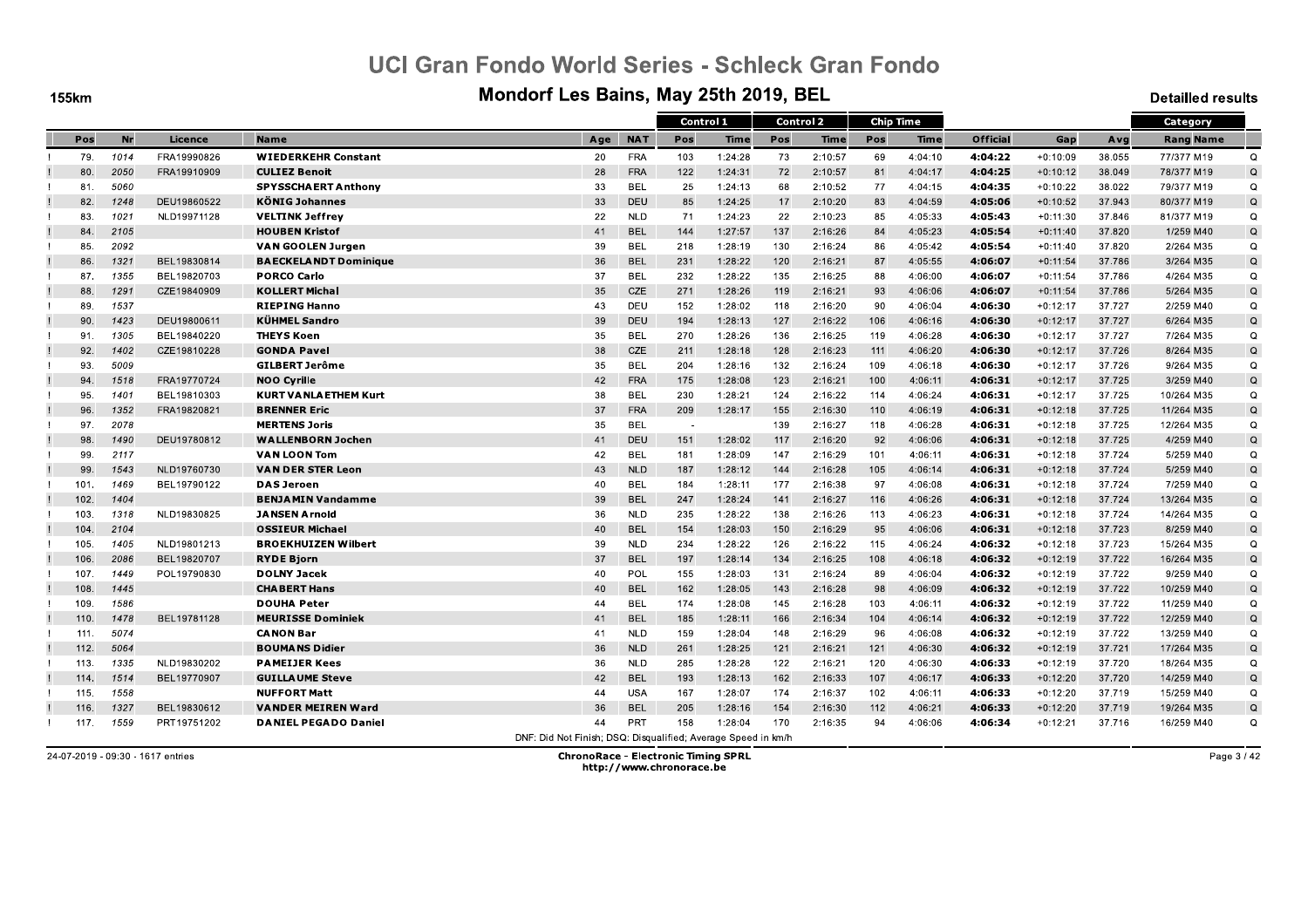# UCI Gran Fondo World Series - Schleck Gran Fondo

## Mondorf Les Bains, May 25th 2019, BEL

155km

Detailled results

| | | | | | | Control 1 | | Control 2 | | Chip Time | | | | | Category | |
|---|---|---|---|---|---|---|---|---|---|---|---|---|---|---|---|---|
| Pos | Nr | Licence | Name | Age | NAT | Pos | Time | Pos | Time | Pos | Time | Official | Gap | Avg | Rang Name | |
| 79. | 1014 | FRA19990826 | **WIEDERKEHR Constant** | 20 | FRA | 103 | 1:24:28 | 73 | 2:10:57 | 69 | 4:04:10 | **4:04:22** | +0:10:09 | 38.055 | 77/377 M19 | Q |
| 80. | 2050 | FRA19910909 | **CULIEZ Benoit** | 28 | FRA | 122 | 1:24:31 | 72 | 2:10:57 | 81 | 4:04:17 | **4:04:25** | +0:10:12 | 38.049 | 78/377 M19 | Q |
| 81. | 5060 | | **SPYSSCHAERT Anthony** | 33 | BEL | 25 | 1:24:13 | 68 | 2:10:52 | 77 | 4:04:15 | **4:04:35** | +0:10:22 | 38.022 | 79/377 M19 | Q |
| 82. | 1248 | DEU19860522 | **KÖNIG Johannes** | 33 | DEU | 85 | 1:24:25 | 17 | 2:10:20 | 83 | 4:04:59 | **4:05:06** | +0:10:52 | 37.943 | 80/377 M19 | Q |
| 83. | 1021 | NLD19971128 | **VELTINK Jeffrey** | 22 | NLD | 71 | 1:24:23 | 22 | 2:10:23 | 85 | 4:05:33 | **4:05:43** | +0:11:30 | 37.846 | 81/377 M19 | Q |
| 84. | 2105 | | **HOUBEN Kristof** | 41 | BEL | 144 | 1:27:57 | 137 | 2:16:26 | 84 | 4:05:23 | **4:05:54** | +0:11:40 | 37.820 | 1/259 M40 | Q |
| 85. | 2092 | | **VAN GOOLEN Jurgen** | 39 | BEL | 218 | 1:28:19 | 130 | 2:16:24 | 86 | 4:05:42 | **4:05:54** | +0:11:40 | 37.820 | 2/264 M35 | Q |
| 86. | 1321 | BEL19830814 | **BAECKELANDT Dominique** | 36 | BEL | 231 | 1:28:22 | 120 | 2:16:21 | 87 | 4:05:55 | **4:06:07** | +0:11:54 | 37.786 | 3/264 M35 | Q |
| 87. | 1355 | BEL19820703 | **PORCO Carlo** | 37 | BEL | 232 | 1:28:22 | 135 | 2:16:25 | 88 | 4:06:00 | **4:06:07** | +0:11:54 | 37.786 | 4/264 M35 | Q |
| 88. | 1291 | CZE19840909 | **KOLLERT Michal** | 35 | CZE | 271 | 1:28:26 | 119 | 2:16:21 | 93 | 4:06:06 | **4:06:07** | +0:11:54 | 37.786 | 5/264 M35 | Q |
| 89. | 1537 | | **RIEPING Hanno** | 43 | DEU | 152 | 1:28:02 | 118 | 2:16:20 | 90 | 4:06:04 | **4:06:30** | +0:12:17 | 37.727 | 2/259 M40 | Q |
| 90. | 1423 | DEU19800611 | **KÜHMEL Sandro** | 39 | DEU | 194 | 1:28:13 | 127 | 2:16:22 | 106 | 4:06:16 | **4:06:30** | +0:12:17 | 37.727 | 6/264 M35 | Q |
| 91. | 1305 | BEL19840220 | **THEYS Koen** | 35 | BEL | 270 | 1:28:26 | 136 | 2:16:25 | 119 | 4:06:28 | **4:06:30** | +0:12:17 | 37.727 | 7/264 M35 | Q |
| 92. | 1402 | CZE19810228 | **GONDA Pavel** | 38 | CZE | 211 | 1:28:18 | 128 | 2:16:23 | 111 | 4:06:20 | **4:06:30** | +0:12:17 | 37.726 | 8/264 M35 | Q |
| 93. | 5009 | | **GILBERT Jerôme** | 35 | BEL | 204 | 1:28:16 | 132 | 2:16:24 | 109 | 4:06:18 | **4:06:30** | +0:12:17 | 37.726 | 9/264 M35 | Q |
| 94. | 1518 | FRA19770724 | **NOO Cyrille** | 42 | FRA | 175 | 1:28:08 | 123 | 2:16:21 | 100 | 4:06:11 | **4:06:31** | +0:12:17 | 37.725 | 3/259 M40 | Q |
| 95. | 1401 | BEL19810303 | **KURT VANLAETHEM Kurt** | 38 | BEL | 230 | 1:28:21 | 124 | 2:16:22 | 114 | 4:06:24 | **4:06:31** | +0:12:17 | 37.725 | 10/264 M35 | Q |
| 96. | 1352 | FRA19820821 | **BRENNER Eric** | 37 | FRA | 209 | 1:28:17 | 155 | 2:16:30 | 110 | 4:06:19 | **4:06:31** | +0:12:18 | 37.725 | 11/264 M35 | Q |
| 97. | 2078 | | **MERTENS Joris** | 35 | BEL | - | | 139 | 2:16:27 | 118 | 4:06:28 | **4:06:31** | +0:12:18 | 37.725 | 12/264 M35 | Q |
| 98. | 1490 | DEU19780812 | **WALLENBORN Jochen** | 41 | DEU | 151 | 1:28:02 | 117 | 2:16:20 | 92 | 4:06:06 | **4:06:31** | +0:12:18 | 37.725 | 4/259 M40 | Q |
| 99. | 2117 | | **VAN LOON Tom** | 42 | BEL | 181 | 1:28:09 | 147 | 2:16:29 | 101 | 4:06:11 | **4:06:31** | +0:12:18 | 37.724 | 5/259 M40 | Q |
| 99. | 1543 | NLD19760730 | **VAN DER STER Leon** | 43 | NLD | 187 | 1:28:12 | 144 | 2:16:28 | 105 | 4:06:14 | **4:06:31** | +0:12:18 | 37.724 | 5/259 M40 | Q |
| 101. | 1469 | BEL19790122 | **DAS Jeroen** | 40 | BEL | 184 | 1:28:11 | 177 | 2:16:38 | 97 | 4:06:08 | **4:06:31** | +0:12:18 | 37.724 | 7/259 M40 | Q |
| 102. | 1404 | | **BENJAMIN Vandamme** | 39 | BEL | 247 | 1:28:24 | 141 | 2:16:27 | 116 | 4:06:26 | **4:06:31** | +0:12:18 | 37.724 | 13/264 M35 | Q |
| 103. | 1318 | NLD19830825 | **JANSEN Arnold** | 36 | NLD | 235 | 1:28:22 | 138 | 2:16:26 | 113 | 4:06:23 | **4:06:31** | +0:12:18 | 37.724 | 14/264 M35 | Q |
| 104. | 2104 | | **OSSIEUR Michael** | 40 | BEL | 154 | 1:28:03 | 150 | 2:16:29 | 95 | 4:06:06 | **4:06:31** | +0:12:18 | 37.723 | 8/259 M40 | Q |
| 105. | 1405 | NLD19801213 | **BROEKHUIZEN Wilbert** | 39 | NLD | 234 | 1:28:22 | 126 | 2:16:22 | 115 | 4:06:24 | **4:06:32** | +0:12:18 | 37.723 | 15/264 M35 | Q |
| 106. | 2086 | BEL19820707 | **RYDE Bjorn** | 37 | BEL | 197 | 1:28:14 | 134 | 2:16:25 | 108 | 4:06:18 | **4:06:32** | +0:12:19 | 37.722 | 16/264 M35 | Q |
| 107. | 1449 | POL19790830 | **DOLNY Jacek** | 40 | POL | 155 | 1:28:03 | 131 | 2:16:24 | 89 | 4:06:04 | **4:06:32** | +0:12:19 | 37.722 | 9/259 M40 | Q |
| 108. | 1445 | | **CHABERT Hans** | 40 | BEL | 162 | 1:28:05 | 143 | 2:16:28 | 98 | 4:06:09 | **4:06:32** | +0:12:19 | 37.722 | 10/259 M40 | Q |
| 109. | 1586 | | **DOUHA Peter** | 44 | BEL | 174 | 1:28:08 | 145 | 2:16:28 | 103 | 4:06:11 | **4:06:32** | +0:12:19 | 37.722 | 11/259 M40 | Q |
| 110. | 1478 | BEL19781128 | **MEURISSE Dominiek** | 41 | BEL | 185 | 1:28:11 | 166 | 2:16:34 | 104 | 4:06:14 | **4:06:32** | +0:12:19 | 37.722 | 12/259 M40 | Q |
| 111. | 5074 | | **CANON Bar** | 41 | NLD | 159 | 1:28:04 | 148 | 2:16:29 | 96 | 4:06:08 | **4:06:32** | +0:12:19 | 37.722 | 13/259 M40 | Q |
| 112. | 5064 | | **BOUMANS Didier** | 36 | NLD | 261 | 1:28:25 | 121 | 2:16:21 | 121 | 4:06:30 | **4:06:32** | +0:12:19 | 37.721 | 17/264 M35 | Q |
| 113. | 1335 | NLD19830202 | **PAMEIJER Kees** | 36 | NLD | 285 | 1:28:28 | 122 | 2:16:21 | 120 | 4:06:30 | **4:06:33** | +0:12:19 | 37.720 | 18/264 M35 | Q |
| 114. | 1514 | BEL19770907 | **GUILLAUME Steve** | 42 | BEL | 193 | 1:28:13 | 162 | 2:16:33 | 107 | 4:06:17 | **4:06:33** | +0:12:20 | 37.720 | 14/259 M40 | Q |
| 115. | 1558 | | **NUFFORT Matt** | 44 | USA | 167 | 1:28:07 | 174 | 2:16:37 | 102 | 4:06:11 | **4:06:33** | +0:12:20 | 37.719 | 15/259 M40 | Q |
| 116. | 1327 | BEL19830612 | **VANDER MEIREN Ward** | 36 | BEL | 205 | 1:28:16 | 154 | 2:16:30 | 112 | 4:06:21 | **4:06:33** | +0:12:20 | 37.719 | 19/264 M35 | Q |
| 117. | 1559 | PRT19751202 | **DANIEL PEGADO Daniel** | 44 | PRT | 158 | 1:28:04 | 170 | 2:16:35 | 94 | 4:06:06 | **4:06:34** | +0:12:21 | 37.716 | 16/259 M40 | Q |

DNF: Did Not Finish; DSQ: Disqualified; Average Speed in km/h

24-07-2019 - 09:30 - 1617 entries

**ChronoRace - Electronic Timing SPRL**
**http://www.chronorace.be**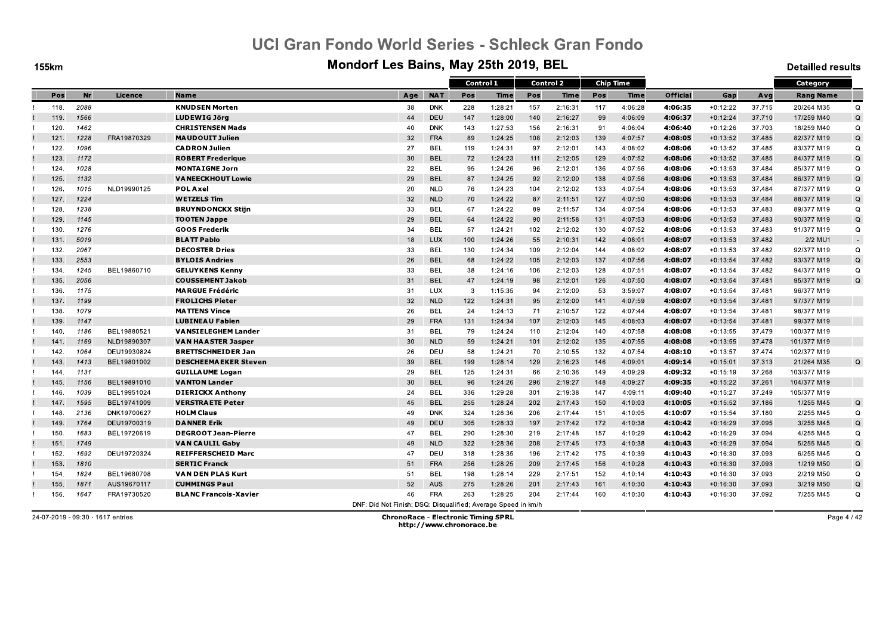# UCI Gran Fondo World Series - Schleck Gran Fondo

## Mondorf Les Bains, May 25th 2019, BEL

155km

Detailled results

| | | | | | | | Control 1 | | Control 2 | | Chip Time | | | | | Category | |
|---|---|---|---|---|---|---|---|---|---|---|---|---|---|---|---|---|---|
| | Pos | Nr | Licence | Name | Age | NAT | Pos | Time | Pos | Time | Pos | Time | Official | Gap | Avg | Rang Name | |
| ! | 118. | 2088 | | **KNUDSEN Morten** | 38 | DNK | 228 | 1:28:21 | 157 | 2:16:31 | 117 | 4:06:28 | **4:06:35** | +0:12:22 | 37.715 | 20/264 M35 | Q |
| ! | 119. | 1566 | | **LUDEWIG Jörg** | 44 | DEU | 147 | 1:28:00 | 140 | 2:16:27 | 99 | 4:06:09 | **4:06:37** | +0:12:24 | 37.710 | 17/259 M40 | Q |
| ! | 120. | 1462 | | **CHRISTENSEN Mads** | 40 | DNK | 143 | 1:27:53 | 156 | 2:16:31 | 91 | 4:06:04 | **4:06:40** | +0:12:26 | 37.703 | 18/259 M40 | Q |
| ! | 121. | 1228 | FRA19870329 | **MAUDOUIT Julien** | 32 | FRA | 89 | 1:24:25 | 108 | 2:12:03 | 139 | 4:07:57 | **4:08:05** | +0:13:52 | 37.485 | 82/377 M19 | Q |
| ! | 122. | 1096 | | **CADRON Julien** | 27 | BEL | 119 | 1:24:31 | 97 | 2:12:01 | 143 | 4:08:02 | **4:08:06** | +0:13:52 | 37.485 | 83/377 M19 | Q |
| ! | 123. | 1172 | | **ROBERT Frederique** | 30 | BEL | 72 | 1:24:23 | 111 | 2:12:05 | 129 | 4:07:52 | **4:08:06** | +0:13:52 | 37.485 | 84/377 M19 | Q |
| ! | 124. | 1028 | | **MONTAIGNE Jorn** | 22 | BEL | 95 | 1:24:26 | 96 | 2:12:01 | 136 | 4:07:56 | **4:08:06** | +0:13:53 | 37.485 | 85/377 M19 | Q |
| ! | 125. | 1132 | | **VANEECKHOUT Lowie** | 29 | BEL | 87 | 1:24:25 | 92 | 2:12:00 | 138 | 4:07:56 | **4:08:06** | +0:13:53 | 37.484 | 86/377 M19 | Q |
| ! | 126. | 1015 | NLD19990125 | **POL Axel** | 20 | NLD | 76 | 1:24:23 | 104 | 2:12:02 | 133 | 4:07:54 | **4:08:06** | +0:13:53 | 37.484 | 87/377 M19 | Q |
| ! | 127. | 1224 | | **WETZELS Tim** | 32 | NLD | 70 | 1:24:22 | 87 | 2:11:51 | 127 | 4:07:50 | **4:08:06** | +0:13:53 | 37.484 | 88/377 M19 | Q |
| ! | 128. | 1238 | | **BRUYNDONCKX Stijn** | 33 | BEL | 67 | 1:24:22 | 89 | 2:11:57 | 134 | 4:07:54 | **4:08:06** | +0:13:53 | 37.483 | 89/377 M19 | Q |
| ! | 129. | 1145 | | **TOOTEN Jappe** | 29 | BEL | 64 | 1:24:22 | 90 | 2:11:58 | 131 | 4:07:53 | **4:08:06** | +0:13:53 | 37.483 | 90/377 M19 | Q |
| ! | 130. | 1276 | | **GOOS Frederik** | 34 | BEL | 57 | 1:24:21 | 102 | 2:12:02 | 130 | 4:07:52 | **4:08:06** | +0:13:53 | 37.483 | 91/377 M19 | Q |
| ! | 131. | 5019 | | **BLATT Pablo** | 18 | LUX | 100 | 1:24:26 | 55 | 2:10:31 | 142 | 4:08:01 | **4:08:07** | +0:13:53 | 37.482 | 2/2 MU1 | - |
| ! | 132. | 2067 | | **DECOSTER Dries** | 33 | BEL | 130 | 1:24:34 | 109 | 2:12:04 | 144 | 4:08:02 | **4:08:07** | +0:13:53 | 37.482 | 92/377 M19 | Q |
| ! | 133. | 2553 | | **BYLOIS Andries** | 26 | BEL | 68 | 1:24:22 | 105 | 2:12:03 | 137 | 4:07:56 | **4:08:07** | +0:13:54 | 37.482 | 93/377 M19 | Q |
| ! | 134. | 1245 | BEL19860710 | **GELUYKENS Kenny** | 33 | BEL | 38 | 1:24:16 | 106 | 2:12:03 | 128 | 4:07:51 | **4:08:07** | +0:13:54 | 37.482 | 94/377 M19 | Q |
| ! | 135. | 2056 | | **COUSSEMENT Jakob** | 31 | BEL | 47 | 1:24:19 | 98 | 2:12:01 | 126 | 4:07:50 | **4:08:07** | +0:13:54 | 37.481 | 95/377 M19 | Q |
| ! | 136. | 1175 | | **MARGUE Frédéric** | 31 | LUX | 3 | 1:15:35 | 94 | 2:12:00 | 53 | 3:59:07 | **4:08:07** | +0:13:54 | 37.481 | 96/377 M19 | |
| ! | 137. | 1199 | | **FROLICHS Pieter** | 32 | NLD | 122 | 1:24:31 | 95 | 2:12:00 | 141 | 4:07:59 | **4:08:07** | +0:13:54 | 37.481 | 97/377 M19 | |
| ! | 138. | 1079 | | **MATTENS Vince** | 26 | BEL | 24 | 1:24:13 | 71 | 2:10:57 | 122 | 4:07:44 | **4:08:07** | +0:13:54 | 37.481 | 98/377 M19 | |
| ! | 139. | 1147 | | **LUBINEAU Fabien** | 29 | FRA | 131 | 1:24:34 | 107 | 2:12:03 | 145 | 4:08:03 | **4:08:07** | +0:13:54 | 37.481 | 99/377 M19 | |
| ! | 140. | 1186 | BEL19880521 | **VANSIELEGHEM Lander** | 31 | BEL | 79 | 1:24:24 | 110 | 2:12:04 | 140 | 4:07:58 | **4:08:08** | +0:13:55 | 37.479 | 100/377 M19 | |
| ! | 141. | 1169 | NLD19890307 | **VAN HAASTER Jasper** | 30 | NLD | 59 | 1:24:21 | 101 | 2:12:02 | 135 | 4:07:55 | **4:08:08** | +0:13:55 | 37.478 | 101/377 M19 | |
| ! | 142. | 1064 | DEU19930824 | **BRETTSCHNEIDER Jan** | 26 | DEU | 58 | 1:24:21 | 70 | 2:10:55 | 132 | 4:07:54 | **4:08:10** | +0:13:57 | 37.474 | 102/377 M19 | |
| ! | 143. | 1413 | BEL19801002 | **DESCHEEMAEKER Steven** | 39 | BEL | 199 | 1:28:14 | 129 | 2:16:23 | 146 | 4:09:01 | **4:09:14** | +0:15:01 | 37.313 | 21/264 M35 | Q |
| ! | 144. | 1131 | | **GUILLAUME Logan** | 29 | BEL | 125 | 1:24:31 | 66 | 2:10:36 | 149 | 4:09:29 | **4:09:32** | +0:15:19 | 37.268 | 103/377 M19 | |
| ! | 145. | 1156 | BEL19891010 | **VANTON Lander** | 30 | BEL | 96 | 1:24:26 | 296 | 2:19:27 | 148 | 4:09:27 | **4:09:35** | +0:15:22 | 37.261 | 104/377 M19 | |
| ! | 146. | 1039 | BEL19951024 | **DIERICKX Anthony** | 24 | BEL | 336 | 1:29:28 | 301 | 2:19:38 | 147 | 4:09:11 | **4:09:40** | +0:15:27 | 37.249 | 105/377 M19 | |
| ! | 147. | 1595 | BEL19741009 | **VERSTRAETE Peter** | 45 | BEL | 255 | 1:28:24 | 202 | 2:17:43 | 150 | 4:10:03 | **4:10:05** | +0:15:52 | 37.186 | 1/255 M45 | Q |
| ! | 148. | 2136 | DNK19700627 | **HOLM Claus** | 49 | DNK | 324 | 1:28:36 | 206 | 2:17:44 | 151 | 4:10:05 | **4:10:07** | +0:15:54 | 37.180 | 2/255 M45 | Q |
| ! | 149. | 1764 | DEU19700319 | **DANNER Erik** | 49 | DEU | 305 | 1:28:33 | 197 | 2:17:42 | 172 | 4:10:38 | **4:10:42** | +0:16:29 | 37.095 | 3/255 M45 | Q |
| ! | 150. | 1683 | BEL19720619 | **DEGROOT Jean-Pierre** | 47 | BEL | 290 | 1:28:30 | 219 | 2:17:48 | 157 | 4:10:29 | **4:10:42** | +0:16:29 | 37.094 | 4/255 M45 | Q |
| ! | 151. | 1749 | | **VAN CAULIL Gaby** | 49 | NLD | 322 | 1:28:36 | 208 | 2:17:45 | 173 | 4:10:38 | **4:10:43** | +0:16:29 | 37.094 | 5/255 M45 | Q |
| ! | 152. | 1692 | DEU19720324 | **REIFFERSCHEID Marc** | 47 | DEU | 318 | 1:28:35 | 196 | 2:17:42 | 175 | 4:10:39 | **4:10:43** | +0:16:30 | 37.093 | 6/255 M45 | Q |
| ! | 153. | 1810 | | **SERTIC Franck** | 51 | FRA | 256 | 1:28:25 | 209 | 2:17:45 | 156 | 4:10:28 | **4:10:43** | +0:16:30 | 37.093 | 1/219 M50 | Q |
| ! | 154. | 1824 | BEL19680708 | **VAN DEN PLAS Kurt** | 51 | BEL | 198 | 1:28:14 | 229 | 2:17:51 | 152 | 4:10:14 | **4:10:43** | +0:16:30 | 37.093 | 2/219 M50 | Q |
| ! | 155. | 1871 | AUS19670117 | **CUMMINGS Paul** | 52 | AUS | 275 | 1:28:26 | 201 | 2:17:43 | 161 | 4:10:30 | **4:10:43** | +0:16:30 | 37.093 | 3/219 M50 | Q |
| ! | 156. | 1647 | FRA19730520 | **BLANC Francois-Xavier** | 46 | FRA | 263 | 1:28:25 | 204 | 2:17:44 | 160 | 4:10:30 | **4:10:43** | +0:16:30 | 37.092 | 7/255 M45 | Q |

DNF: Did Not Finish; DSQ: Disqualified; Average Speed in km/h

24-07-2019 - 09:30 - 1617 entries

**ChronoRace - Electronic Timing SPRL**
http://www.chronorace.be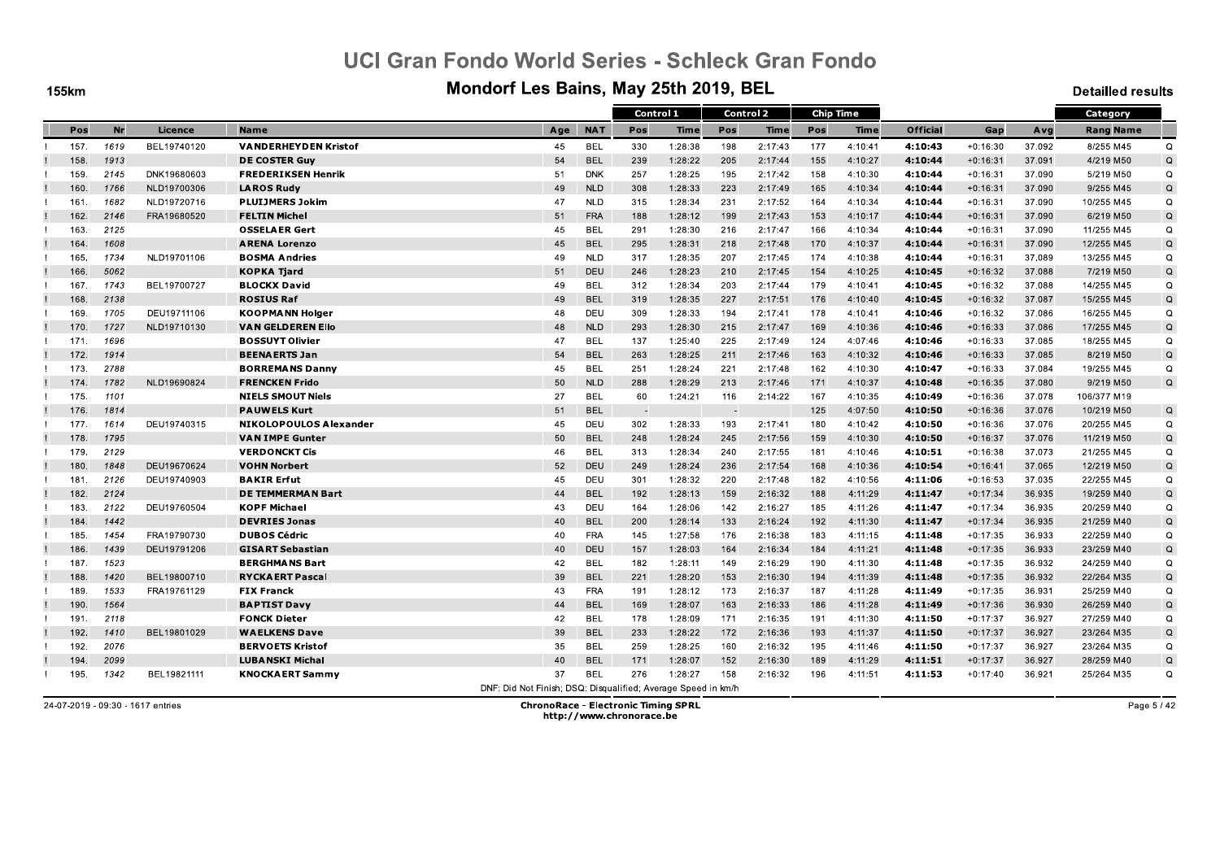# UCI Gran Fondo World Series - Schleck Gran Fondo

## Mondorf Les Bains, May 25th 2019, BEL

155km

Detailled results

| | Pos | Nr | Licence | Name | Age | NAT | Control 1 | | Control 2 | | Chip Time | | Official | Gap | Avg | Category | |
|---|---|---|---|---|---|---|---|---|---|---|---|---|---|---|---|---|---|
| | | | | | | | Pos | Time | Pos | Time | Pos | Time | | | | Rang Name | |
| ! | 157. | 1619 | BEL19740120 | **VANDERHEYDEN Kristof** | 45 | BEL | 330 | 1:28:38 | 198 | 2:17:43 | 177 | 4:10:41 | **4:10:43** | +0:16:30 | 37.092 | 8/255 M45 | Q |
| ! | 158. | 1913 | | **DE COSTER Guy** | 54 | BEL | 239 | 1:28:22 | 205 | 2:17:44 | 155 | 4:10:27 | **4:10:44** | +0:16:31 | 37.091 | 4/219 M50 | Q |
| ! | 159. | 2145 | DNK19680603 | **FREDERIKSEN Henrik** | 51 | DNK | 257 | 1:28:25 | 195 | 2:17:42 | 158 | 4:10:30 | **4:10:44** | +0:16:31 | 37.090 | 5/219 M50 | Q |
| ! | 160. | 1766 | NLD19700306 | **LAROS Rudy** | 49 | NLD | 308 | 1:28:33 | 223 | 2:17:49 | 165 | 4:10:34 | **4:10:44** | +0:16:31 | 37.090 | 9/255 M45 | Q |
| ! | 161. | 1682 | NLD19720716 | **PLUIJMERS Jokim** | 47 | NLD | 315 | 1:28:34 | 231 | 2:17:52 | 164 | 4:10:34 | **4:10:44** | +0:16:31 | 37.090 | 10/255 M45 | Q |
| ! | 162. | 2146 | FRA19680520 | **FELTIN Michel** | 51 | FRA | 188 | 1:28:12 | 199 | 2:17:43 | 153 | 4:10:17 | **4:10:44** | +0:16:31 | 37.090 | 6/219 M50 | Q |
| ! | 163. | 2125 | | **OSSELAER Gert** | 45 | BEL | 291 | 1:28:30 | 216 | 2:17:47 | 166 | 4:10:34 | **4:10:44** | +0:16:31 | 37.090 | 11/255 M45 | Q |
| ! | 164. | 1608 | | **ARENA Lorenzo** | 45 | BEL | 295 | 1:28:31 | 218 | 2:17:48 | 170 | 4:10:37 | **4:10:44** | +0:16:31 | 37.090 | 12/255 M45 | Q |
| ! | 165. | 1734 | NLD19701106 | **BOSMA Andries** | 49 | NLD | 317 | 1:28:35 | 207 | 2:17:45 | 174 | 4:10:38 | **4:10:44** | +0:16:31 | 37.089 | 13/255 M45 | Q |
| ! | 166. | 5062 | | **KOPKA Tjard** | 51 | DEU | 246 | 1:28:23 | 210 | 2:17:45 | 154 | 4:10:25 | **4:10:45** | +0:16:32 | 37.088 | 7/219 M50 | Q |
| ! | 167. | 1743 | BEL19700727 | **BLOCKX David** | 49 | BEL | 312 | 1:28:34 | 203 | 2:17:44 | 179 | 4:10:41 | **4:10:45** | +0:16:32 | 37.088 | 14/255 M45 | Q |
| ! | 168. | 2138 | | **ROSIUS Raf** | 49 | BEL | 319 | 1:28:35 | 227 | 2:17:51 | 176 | 4:10:40 | **4:10:45** | +0:16:32 | 37.087 | 15/255 M45 | Q |
| ! | 169. | 1705 | DEU19711106 | **KOOPMANN Holger** | 48 | DEU | 309 | 1:28:33 | 194 | 2:17:41 | 178 | 4:10:41 | **4:10:46** | +0:16:32 | 37.086 | 16/255 M45 | Q |
| ! | 170. | 1727 | NLD19710130 | **VAN GELDEREN Ello** | 48 | NLD | 293 | 1:28:30 | 215 | 2:17:47 | 169 | 4:10:36 | **4:10:46** | +0:16:33 | 37.086 | 17/255 M45 | Q |
| ! | 171. | 1696 | | **BOSSUYT Olivier** | 47 | BEL | 137 | 1:25:40 | 225 | 2:17:49 | 124 | 4:07:46 | **4:10:46** | +0:16:33 | 37.085 | 18/255 M45 | Q |
| ! | 172. | 1914 | | **BEENAERTS Jan** | 54 | BEL | 263 | 1:28:25 | 211 | 2:17:46 | 163 | 4:10:32 | **4:10:46** | +0:16:33 | 37.085 | 8/219 M50 | Q |
| ! | 173. | 2788 | | **BORREMANS Danny** | 45 | BEL | 251 | 1:28:24 | 221 | 2:17:48 | 162 | 4:10:30 | **4:10:47** | +0:16:33 | 37.084 | 19/255 M45 | Q |
| ! | 174. | 1782 | NLD19690824 | **FRENCKEN Frido** | 50 | NLD | 288 | 1:28:29 | 213 | 2:17:46 | 171 | 4:10:37 | **4:10:48** | +0:16:35 | 37.080 | 9/219 M50 | Q |
| ! | 175. | 1101 | | **NIELS SMOUT Niels** | 27 | BEL | 60 | 1:24:21 | 116 | 2:14:22 | 167 | 4:10:35 | **4:10:49** | +0:16:36 | 37.078 | 106/377 M19 | |
| ! | 176. | 1814 | | **PAUWELS Kurt** | 51 | BEL | - | | - | | 125 | 4:07:50 | **4:10:50** | +0:16:36 | 37.076 | 10/219 M50 | Q |
| ! | 177. | 1614 | DEU19740315 | **NIKOLOPOULOS Alexander** | 45 | DEU | 302 | 1:28:33 | 193 | 2:17:41 | 180 | 4:10:42 | **4:10:50** | +0:16:36 | 37.076 | 20/255 M45 | Q |
| ! | 178. | 1795 | | **VAN IMPE Gunter** | 50 | BEL | 248 | 1:28:24 | 245 | 2:17:56 | 159 | 4:10:30 | **4:10:50** | +0:16:37 | 37.076 | 11/219 M50 | Q |
| ! | 179. | 2129 | | **VERDONCKT Cis** | 46 | BEL | 313 | 1:28:34 | 240 | 2:17:55 | 181 | 4:10:46 | **4:10:51** | +0:16:38 | 37.073 | 21/255 M45 | Q |
| ! | 180. | 1848 | DEU19670624 | **VOHN Norbert** | 52 | DEU | 249 | 1:28:24 | 236 | 2:17:54 | 168 | 4:10:36 | **4:10:54** | +0:16:41 | 37.065 | 12/219 M50 | Q |
| ! | 181. | 2126 | DEU19740903 | **BAKIR Erfut** | 45 | DEU | 301 | 1:28:32 | 220 | 2:17:48 | 182 | 4:10:56 | **4:11:06** | +0:16:53 | 37.035 | 22/255 M45 | Q |
| ! | 182. | 2124 | | **DE TEMMERMAN Bart** | 44 | BEL | 192 | 1:28:13 | 159 | 2:16:32 | 188 | 4:11:29 | **4:11:47** | +0:17:34 | 36.935 | 19/259 M40 | Q |
| ! | 183. | 2122 | DEU19760504 | **KOPF Michael** | 43 | DEU | 164 | 1:28:06 | 142 | 2:16:27 | 185 | 4:11:26 | **4:11:47** | +0:17:34 | 36.935 | 20/259 M40 | Q |
| ! | 184. | 1442 | | **DEVRIES Jonas** | 40 | BEL | 200 | 1:28:14 | 133 | 2:16:24 | 192 | 4:11:30 | **4:11:47** | +0:17:34 | 36.935 | 21/259 M40 | Q |
| ! | 185. | 1454 | FRA19790730 | **DUBOS Cédric** | 40 | FRA | 145 | 1:27:58 | 176 | 2:16:38 | 183 | 4:11:15 | **4:11:48** | +0:17:35 | 36.933 | 22/259 M40 | Q |
| ! | 186. | 1439 | DEU19791206 | **GISART Sebastian** | 40 | DEU | 157 | 1:28:03 | 164 | 2:16:34 | 184 | 4:11:21 | **4:11:48** | +0:17:35 | 36.933 | 23/259 M40 | Q |
| ! | 187. | 1523 | | **BERGHMANS Bart** | 42 | BEL | 182 | 1:28:11 | 149 | 2:16:29 | 190 | 4:11:30 | **4:11:48** | +0:17:35 | 36.932 | 24/259 M40 | Q |
| ! | 188. | 1420 | BEL19800710 | **RYCKAERT Pascal** | 39 | BEL | 221 | 1:28:20 | 153 | 2:16:30 | 194 | 4:11:39 | **4:11:48** | +0:17:35 | 36.932 | 22/264 M35 | Q |
| ! | 189. | 1533 | FRA19761129 | **FIX Franck** | 43 | FRA | 191 | 1:28:12 | 173 | 2:16:37 | 187 | 4:11:28 | **4:11:49** | +0:17:35 | 36.931 | 25/259 M40 | Q |
| ! | 190. | 1564 | | **BAPTIST Davy** | 44 | BEL | 169 | 1:28:07 | 163 | 2:16:33 | 186 | 4:11:28 | **4:11:49** | +0:17:36 | 36.930 | 26/259 M40 | Q |
| ! | 191. | 2118 | | **FONCK Dieter** | 42 | BEL | 178 | 1:28:09 | 171 | 2:16:35 | 191 | 4:11:30 | **4:11:50** | +0:17:37 | 36.927 | 27/259 M40 | Q |
| ! | 192. | 1410 | BEL19801029 | **WAELKENS Dave** | 39 | BEL | 233 | 1:28:22 | 172 | 2:16:36 | 193 | 4:11:37 | **4:11:50** | +0:17:37 | 36.927 | 23/264 M35 | Q |
| ! | 192. | 2076 | | **BERVOETS Kristof** | 35 | BEL | 259 | 1:28:25 | 160 | 2:16:32 | 195 | 4:11:46 | **4:11:50** | +0:17:37 | 36.927 | 23/264 M35 | Q |
| ! | 194. | 2099 | | **LUBANSKI Michal** | 40 | BEL | 171 | 1:28:07 | 152 | 2:16:30 | 189 | 4:11:29 | **4:11:51** | +0:17:37 | 36.927 | 28/259 M40 | Q |
| ! | 195. | 1342 | BEL19821111 | **KNOCKAERT Sammy** | 37 | BEL | 276 | 1:28:27 | 158 | 2:16:32 | 196 | 4:11:51 | **4:11:53** | +0:17:40 | 36.921 | 25/264 M35 | Q |

DNF: Did Not Finish; DSQ: Disqualified; Average Speed in km/h

24-07-2019 - 09:30 - 1617 entries

**ChronoRace - Electronic Timing SPRL**
http://www.chronorace.be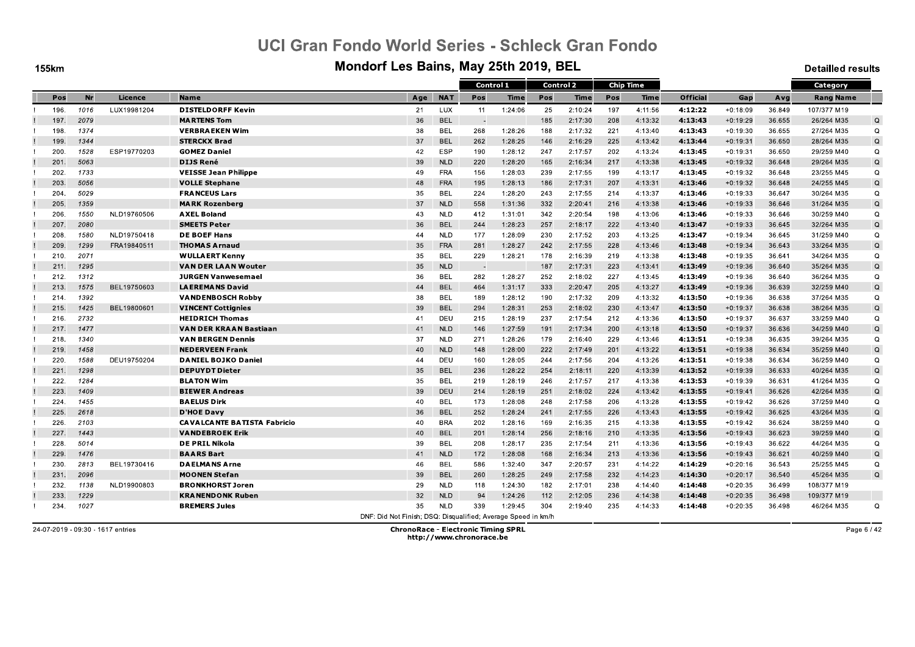# UCI Gran Fondo World Series - Schleck Gran Fondo

## Mondorf Les Bains, May 25th 2019, BEL

155km

Detailled results

| | Pos | Nr | Licence | Name | Age | NAT | Control 1 | | Control 2 | | Chip Time | | Official | Gap | Avg | Category | |
|---|---|---|---|---|---|---|---|---|---|---|---|---|---|---|---|---|---|
| | | | | | | | Pos | Time | Pos | Time | Pos | Time | | | | Rang Name | |
| ! | 196. | 1016 | LUX19981204 | **DISTELDORFF Kevin** | 21 | LUX | 11 | 1:24:06 | 25 | 2:10:24 | 197 | 4:11:56 | **4:12:22** | +0:18:09 | 36.849 | 107/377 M19 | |
| ! | 197. | 2079 | | **MARTENS Tom** | 36 | BEL | - | | 185 | 2:17:30 | 208 | 4:13:32 | **4:13:43** | +0:19:29 | 36.655 | 26/264 M35 | Q |
| ! | 198. | 1374 | | **VERBRAEKEN Wim** | 38 | BEL | 268 | 1:28:26 | 188 | 2:17:32 | 221 | 4:13:40 | **4:13:43** | +0:19:30 | 36.655 | 27/264 M35 | Q |
| ! | 199. | 1344 | | **STERCKX Brad** | 37 | BEL | 262 | 1:28:25 | 146 | 2:16:29 | 225 | 4:13:42 | **4:13:44** | +0:19:31 | 36.650 | 28/264 M35 | Q |
| ! | 200. | 1528 | ESP19770203 | **GOMEZ Daniel** | 42 | ESP | 190 | 1:28:12 | 247 | 2:17:57 | 202 | 4:13:24 | **4:13:45** | +0:19:31 | 36.650 | 29/259 M40 | Q |
| ! | 201. | 5063 | | **DIJS René** | 39 | NLD | 220 | 1:28:20 | 165 | 2:16:34 | 217 | 4:13:38 | **4:13:45** | +0:19:32 | 36.648 | 29/264 M35 | Q |
| ! | 202. | 1733 | | **VEISSE Jean Philippe** | 49 | FRA | 156 | 1:28:03 | 239 | 2:17:55 | 199 | 4:13:17 | **4:13:45** | +0:19:32 | 36.648 | 23/255 M45 | Q |
| ! | 203. | 5056 | | **VOLLE Stephane** | 48 | FRA | 195 | 1:28:13 | 186 | 2:17:31 | 207 | 4:13:31 | **4:13:46** | +0:19:32 | 36.648 | 24/255 M45 | Q |
| ! | 204. | 5029 | | **FRANCEUS Lars** | 35 | BEL | 224 | 1:28:20 | 243 | 2:17:55 | 214 | 4:13:37 | **4:13:46** | +0:19:33 | 36.647 | 30/264 M35 | Q |
| ! | 205. | 1359 | | **MARK Rozenberg** | 37 | NLD | 558 | 1:31:36 | 332 | 2:20:41 | 216 | 4:13:38 | **4:13:46** | +0:19:33 | 36.646 | 31/264 M35 | Q |
| ! | 206. | 1550 | NLD19760506 | **AXEL Boland** | 43 | NLD | 412 | 1:31:01 | 342 | 2:20:54 | 198 | 4:13:06 | **4:13:46** | +0:19:33 | 36.646 | 30/259 M40 | Q |
| ! | 207. | 2080 | | **SMEETS Peter** | 36 | BEL | 244 | 1:28:23 | 257 | 2:18:17 | 222 | 4:13:40 | **4:13:47** | +0:19:33 | 36.645 | 32/264 M35 | Q |
| ! | 208. | 1580 | NLD19750418 | **DE BOEF Hans** | 44 | NLD | 177 | 1:28:09 | 230 | 2:17:52 | 203 | 4:13:25 | **4:13:47** | +0:19:34 | 36.645 | 31/259 M40 | Q |
| ! | 209. | 1299 | FRA19840511 | **THOMAS Arnaud** | 35 | FRA | 281 | 1:28:27 | 242 | 2:17:55 | 228 | 4:13:46 | **4:13:48** | +0:19:34 | 36.643 | 33/264 M35 | Q |
| ! | 210. | 2071 | | **WULLAERT Kenny** | 35 | BEL | 229 | 1:28:21 | 178 | 2:16:39 | 219 | 4:13:38 | **4:13:48** | +0:19:35 | 36.641 | 34/264 M35 | Q |
| ! | 211. | 1295 | | **VAN DER LAAN Wouter** | 35 | NLD | - | | 187 | 2:17:31 | 223 | 4:13:41 | **4:13:49** | +0:19:36 | 36.640 | 35/264 M35 | Q |
| ! | 212. | 1312 | | **JURGEN Vanwesemael** | 36 | BEL | 282 | 1:28:27 | 252 | 2:18:02 | 227 | 4:13:45 | **4:13:49** | +0:19:36 | 36.640 | 36/264 M35 | Q |
| ! | 213. | 1575 | BEL19750603 | **LAEREMANS David** | 44 | BEL | 464 | 1:31:17 | 333 | 2:20:47 | 205 | 4:13:27 | **4:13:49** | +0:19:36 | 36.639 | 32/259 M40 | Q |
| ! | 214. | 1392 | | **VANDENBOSCH Robby** | 38 | BEL | 189 | 1:28:12 | 190 | 2:17:32 | 209 | 4:13:32 | **4:13:50** | +0:19:36 | 36.638 | 37/264 M35 | Q |
| ! | 215. | 1425 | BEL19800601 | **VINCENT Cottignies** | 39 | BEL | 294 | 1:28:31 | 253 | 2:18:02 | 230 | 4:13:47 | **4:13:50** | +0:19:37 | 36.638 | 38/264 M35 | Q |
| ! | 216. | 2732 | | **HEIDRICH Thomas** | 41 | DEU | 215 | 1:28:19 | 237 | 2:17:54 | 212 | 4:13:36 | **4:13:50** | +0:19:37 | 36.637 | 33/259 M40 | Q |
| ! | 217. | 1477 | | **VAN DER KRAAN Bastiaan** | 41 | NLD | 146 | 1:27:59 | 191 | 2:17:34 | 200 | 4:13:18 | **4:13:50** | +0:19:37 | 36.636 | 34/259 M40 | Q |
| ! | 218. | 1340 | | **VAN BERGEN Dennis** | 37 | NLD | 271 | 1:28:26 | 179 | 2:16:40 | 229 | 4:13:46 | **4:13:51** | +0:19:38 | 36.635 | 39/264 M35 | Q |
| ! | 219. | 1458 | | **NEDERVEEN Frank** | 40 | NLD | 148 | 1:28:00 | 222 | 2:17:49 | 201 | 4:13:22 | **4:13:51** | +0:19:38 | 36.634 | 35/259 M40 | Q |
| ! | 220. | 1588 | DEU19750204 | **DANIEL BOJKO Daniel** | 44 | DEU | 160 | 1:28:05 | 244 | 2:17:56 | 204 | 4:13:26 | **4:13:51** | +0:19:38 | 36.634 | 36/259 M40 | Q |
| ! | 221. | 1298 | | **DEPUYDT Dieter** | 35 | BEL | 236 | 1:28:22 | 254 | 2:18:11 | 220 | 4:13:39 | **4:13:52** | +0:19:39 | 36.633 | 40/264 M35 | Q |
| ! | 222. | 1284 | | **BLATON Wim** | 35 | BEL | 219 | 1:28:19 | 246 | 2:17:57 | 217 | 4:13:38 | **4:13:53** | +0:19:39 | 36.631 | 41/264 M35 | Q |
| ! | 223. | 1409 | | **BIEWER Andreas** | 39 | DEU | 214 | 1:28:19 | 251 | 2:18:02 | 224 | 4:13:42 | **4:13:55** | +0:19:41 | 36.626 | 42/264 M35 | Q |
| ! | 224. | 1455 | | **BAELUS Dirk** | 40 | BEL | 173 | 1:28:08 | 248 | 2:17:58 | 206 | 4:13:28 | **4:13:55** | +0:19:42 | 36.626 | 37/259 M40 | Q |
| ! | 225. | 2618 | | **D'HOE Davy** | 36 | BEL | 252 | 1:28:24 | 241 | 2:17:55 | 226 | 4:13:43 | **4:13:55** | +0:19:42 | 36.625 | 43/264 M35 | Q |
| ! | 226. | 2103 | | **CAVALCANTE BATISTA Fabricio** | 40 | BRA | 202 | 1:28:16 | 169 | 2:16:35 | 215 | 4:13:38 | **4:13:55** | +0:19:42 | 36.624 | 38/259 M40 | Q |
| ! | 227. | 1443 | | **VANDEBROEK Erik** | 40 | BEL | 201 | 1:28:14 | 256 | 2:18:16 | 210 | 4:13:35 | **4:13:56** | +0:19:43 | 36.623 | 39/259 M40 | Q |
| ! | 228. | 5014 | | **DE PRIL Nikola** | 39 | BEL | 208 | 1:28:17 | 235 | 2:17:54 | 211 | 4:13:36 | **4:13:56** | +0:19:43 | 36.622 | 44/264 M35 | Q |
| ! | 229. | 1476 | | **BAARS Bart** | 41 | NLD | 172 | 1:28:08 | 168 | 2:16:34 | 213 | 4:13:36 | **4:13:56** | +0:19:43 | 36.621 | 40/259 M40 | Q |
| ! | 230. | 2813 | BEL19730416 | **DAELMANS Arne** | 46 | BEL | 586 | 1:32:40 | 347 | 2:20:57 | 231 | 4:14:22 | **4:14:29** | +0:20:16 | 36.543 | 25/255 M45 | Q |
| ! | 231. | 2096 | | **MOONEN Stefan** | 39 | BEL | 260 | 1:28:25 | 249 | 2:17:58 | 232 | 4:14:23 | **4:14:30** | +0:20:17 | 36.540 | 45/264 M35 | Q |
| ! | 232. | 1138 | NLD19900803 | **BRONKHORST Joren** | 29 | NLD | 118 | 1:24:30 | 182 | 2:17:01 | 238 | 4:14:40 | **4:14:48** | +0:20:35 | 36.499 | 108/377 M19 | |
| ! | 233. | 1229 | | **KRANENDONK Ruben** | 32 | NLD | 94 | 1:24:26 | 112 | 2:12:05 | 236 | 4:14:38 | **4:14:48** | +0:20:35 | 36.498 | 109/377 M19 | |
| ! | 234. | 1027 | | **BREMERS Jules** | 35 | NLD | 339 | 1:29:45 | 304 | 2:19:40 | 235 | 4:14:33 | **4:14:48** | +0:20:35 | 36.498 | 46/264 M35 | Q |

DNF: Did Not Finish; DSQ: Disqualified; Average Speed in km/h

24-07-2019 - 09:30 - 1617 entries

**ChronoRace - Electronic Timing SPRL**
http://www.chronorace.be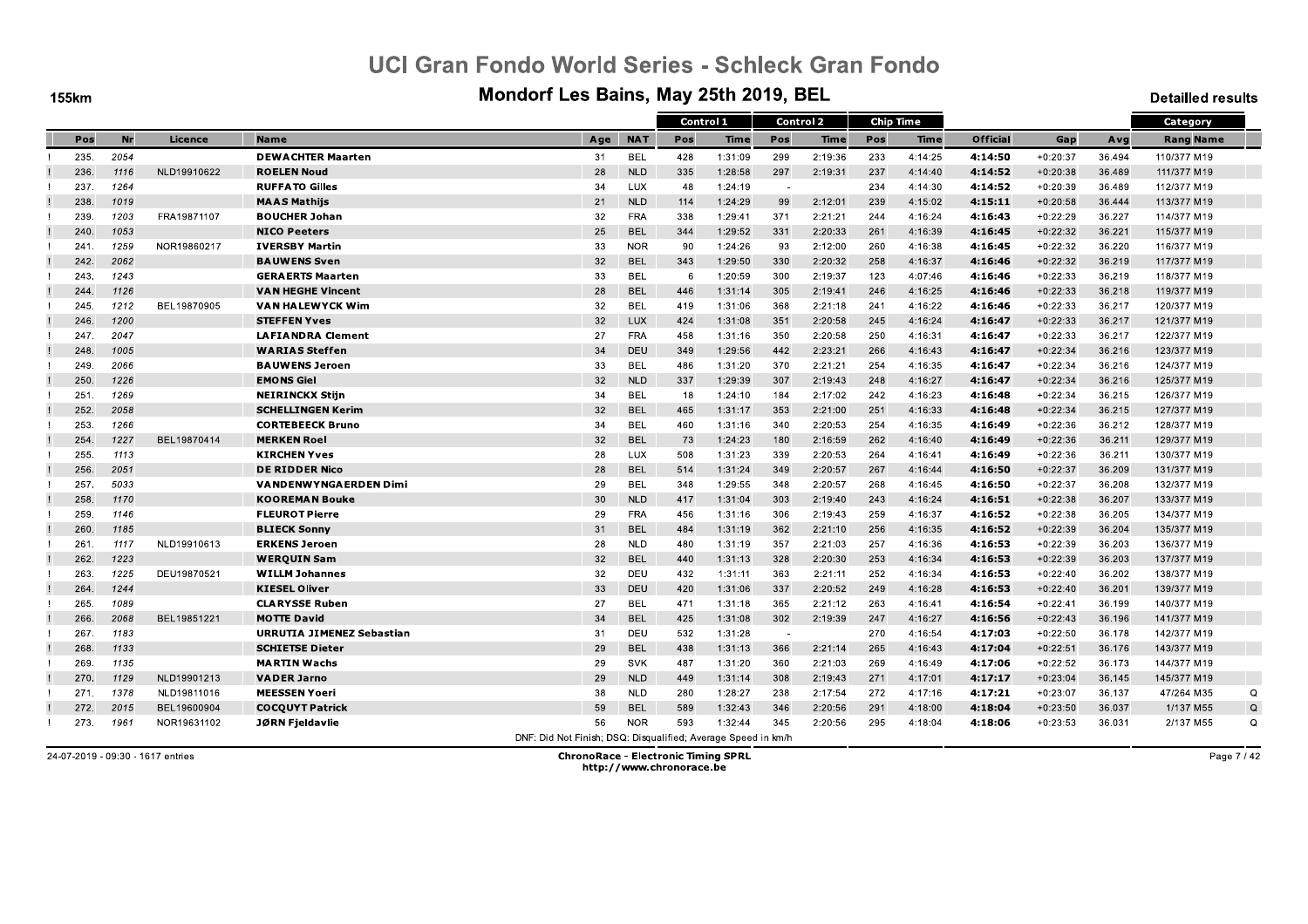# UCI Gran Fondo World Series - Schleck Gran Fondo

## Mondorf Les Bains, May 25th 2019, BEL

155km

Detailled results

| | Pos | Nr | Licence | Name | Age | NAT | Control 1 | | Control 2 | | Chip Time | | Official | Gap | Avg | Category | |
|---|---|---|---|---|---|---|---|---|---|---|---|---|---|---|---|---|---|
| | | | | | | | Pos | Time | Pos | Time | Pos | Time | | | | Rang Name | |
| ! | 235. | 2054 | | **DEWACHTER Maarten** | 31 | BEL | 428 | 1:31:09 | 299 | 2:19:36 | 233 | 4:14:25 | **4:14:50** | +0:20:37 | 36.494 | 110/377 M19 | |
| ! | 236. | 1116 | NLD19910622 | **ROELEN Noud** | 28 | NLD | 335 | 1:28:58 | 297 | 2:19:31 | 237 | 4:14:40 | **4:14:52** | +0:20:38 | 36.489 | 111/377 M19 | |
| ! | 237. | 1264 | | **RUFFATO Gilles** | 34 | LUX | 48 | 1:24:19 | - | | 234 | 4:14:30 | **4:14:52** | +0:20:39 | 36.489 | 112/377 M19 | |
| ! | 238. | 1019 | | **MAAS Mathijs** | 21 | NLD | 114 | 1:24:29 | 99 | 2:12:01 | 239 | 4:15:02 | **4:15:11** | +0:20:58 | 36.444 | 113/377 M19 | |
| ! | 239. | 1203 | FRA19871107 | **BOUCHER Johan** | 32 | FRA | 338 | 1:29:41 | 371 | 2:21:21 | 244 | 4:16:24 | **4:16:43** | +0:22:29 | 36.227 | 114/377 M19 | |
| ! | 240. | 1053 | | **NICO Peeters** | 25 | BEL | 344 | 1:29:52 | 331 | 2:20:33 | 261 | 4:16:39 | **4:16:45** | +0:22:32 | 36.221 | 115/377 M19 | |
| ! | 241. | 1259 | NOR19860217 | **IVERSBY Martin** | 33 | NOR | 90 | 1:24:26 | 93 | 2:12:00 | 260 | 4:16:38 | **4:16:45** | +0:22:32 | 36.220 | 116/377 M19 | |
| ! | 242. | 2062 | | **BAUWENS Sven** | 32 | BEL | 343 | 1:29:50 | 330 | 2:20:32 | 258 | 4:16:37 | **4:16:46** | +0:22:32 | 36.219 | 117/377 M19 | |
| ! | 243. | 1243 | | **GERAERTS Maarten** | 33 | BEL | 6 | 1:20:59 | 300 | 2:19:37 | 123 | 4:07:46 | **4:16:46** | +0:22:33 | 36.219 | 118/377 M19 | |
| ! | 244. | 1126 | | **VAN HEGHE Vincent** | 28 | BEL | 446 | 1:31:14 | 305 | 2:19:41 | 246 | 4:16:25 | **4:16:46** | +0:22:33 | 36.218 | 119/377 M19 | |
| ! | 245. | 1212 | BEL19870905 | **VAN HALEWYCK Wim** | 32 | BEL | 419 | 1:31:06 | 368 | 2:21:18 | 241 | 4:16:22 | **4:16:46** | +0:22:33 | 36.217 | 120/377 M19 | |
| ! | 246. | 1200 | | **STEFFEN Yves** | 32 | LUX | 424 | 1:31:08 | 351 | 2:20:58 | 245 | 4:16:24 | **4:16:47** | +0:22:33 | 36.217 | 121/377 M19 | |
| ! | 247. | 2047 | | **LAFIANDRA Clement** | 27 | FRA | 458 | 1:31:16 | 350 | 2:20:58 | 250 | 4:16:31 | **4:16:47** | +0:22:33 | 36.217 | 122/377 M19 | |
| ! | 248. | 1005 | | **WARIAS Steffen** | 34 | DEU | 349 | 1:29:56 | 442 | 2:23:21 | 266 | 4:16:43 | **4:16:47** | +0:22:34 | 36.216 | 123/377 M19 | |
| ! | 249. | 2066 | | **BAUWENS Jeroen** | 33 | BEL | 486 | 1:31:20 | 370 | 2:21:21 | 254 | 4:16:35 | **4:16:47** | +0:22:34 | 36.216 | 124/377 M19 | |
| ! | 250. | 1226 | | **EMONS Giel** | 32 | NLD | 337 | 1:29:39 | 307 | 2:19:43 | 248 | 4:16:27 | **4:16:47** | +0:22:34 | 36.216 | 125/377 M19 | |
| ! | 251. | 1269 | | **NEIRINCKX Stijn** | 34 | BEL | 18 | 1:24:10 | 184 | 2:17:02 | 242 | 4:16:23 | **4:16:48** | +0:22:34 | 36.215 | 126/377 M19 | |
| ! | 252. | 2058 | | **SCHELLINGEN Kerim** | 32 | BEL | 465 | 1:31:17 | 353 | 2:21:00 | 251 | 4:16:33 | **4:16:48** | +0:22:34 | 36.215 | 127/377 M19 | |
| ! | 253. | 1266 | | **CORTEBEECK Bruno** | 34 | BEL | 460 | 1:31:16 | 340 | 2:20:53 | 254 | 4:16:35 | **4:16:49** | +0:22:36 | 36.212 | 128/377 M19 | |
| ! | 254. | 1227 | BEL19870414 | **MERKEN Roel** | 32 | BEL | 73 | 1:24:23 | 180 | 2:16:59 | 262 | 4:16:40 | **4:16:49** | +0:22:36 | 36.211 | 129/377 M19 | |
| ! | 255. | 1113 | | **KIRCHEN Yves** | 28 | LUX | 508 | 1:31:23 | 339 | 2:20:53 | 264 | 4:16:41 | **4:16:49** | +0:22:36 | 36.211 | 130/377 M19 | |
| ! | 256. | 2051 | | **DE RIDDER Nico** | 28 | BEL | 514 | 1:31:24 | 349 | 2:20:57 | 267 | 4:16:44 | **4:16:50** | +0:22:37 | 36.209 | 131/377 M19 | |
| ! | 257. | 5033 | | **VANDENWYNGAERDEN Dimi** | 29 | BEL | 348 | 1:29:55 | 348 | 2:20:57 | 268 | 4:16:45 | **4:16:50** | +0:22:37 | 36.208 | 132/377 M19 | |
| ! | 258. | 1170 | | **KOOREMAN Bouke** | 30 | NLD | 417 | 1:31:04 | 303 | 2:19:40 | 243 | 4:16:24 | **4:16:51** | +0:22:38 | 36.207 | 133/377 M19 | |
| ! | 259. | 1146 | | **FLEUROT Pierre** | 29 | FRA | 456 | 1:31:16 | 306 | 2:19:43 | 259 | 4:16:37 | **4:16:52** | +0:22:38 | 36.205 | 134/377 M19 | |
| ! | 260. | 1185 | | **BLIECK Sonny** | 31 | BEL | 484 | 1:31:19 | 362 | 2:21:10 | 256 | 4:16:35 | **4:16:52** | +0:22:39 | 36.204 | 135/377 M19 | |
| ! | 261. | 1117 | NLD19910613 | **ERKENS Jeroen** | 28 | NLD | 480 | 1:31:19 | 357 | 2:21:03 | 257 | 4:16:36 | **4:16:53** | +0:22:39 | 36.203 | 136/377 M19 | |
| ! | 262. | 1223 | | **WERQUIN Sam** | 32 | BEL | 440 | 1:31:13 | 328 | 2:20:30 | 253 | 4:16:34 | **4:16:53** | +0:22:39 | 36.203 | 137/377 M19 | |
| ! | 263. | 1225 | DEU19870521 | **WILLM Johannes** | 32 | DEU | 432 | 1:31:11 | 363 | 2:21:11 | 252 | 4:16:34 | **4:16:53** | +0:22:40 | 36.202 | 138/377 M19 | |
| ! | 264. | 1244 | | **KIESEL Oliver** | 33 | DEU | 420 | 1:31:06 | 337 | 2:20:52 | 249 | 4:16:28 | **4:16:53** | +0:22:40 | 36.201 | 139/377 M19 | |
| ! | 265. | 1089 | | **CLARYSSE Ruben** | 27 | BEL | 471 | 1:31:18 | 365 | 2:21:12 | 263 | 4:16:41 | **4:16:54** | +0:22:41 | 36.199 | 140/377 M19 | |
| ! | 266. | 2068 | BEL19851221 | **MOTTE David** | 34 | BEL | 425 | 1:31:08 | 302 | 2:19:39 | 247 | 4:16:27 | **4:16:56** | +0:22:43 | 36.196 | 141/377 M19 | |
| ! | 267. | 1183 | | **URRUTIA JIMENEZ Sebastian** | 31 | DEU | 532 | 1:31:28 | - | | 270 | 4:16:54 | **4:17:03** | +0:22:50 | 36.178 | 142/377 M19 | |
| ! | 268. | 1133 | | **SCHIETSE Dieter** | 29 | BEL | 438 | 1:31:13 | 366 | 2:21:14 | 265 | 4:16:43 | **4:17:04** | +0:22:51 | 36.176 | 143/377 M19 | |
| ! | 269. | 1135 | | **MARTIN Wachs** | 29 | SVK | 487 | 1:31:20 | 360 | 2:21:03 | 269 | 4:16:49 | **4:17:06** | +0:22:52 | 36.173 | 144/377 M19 | |
| ! | 270. | 1129 | NLD19901213 | **VADER Jarno** | 29 | NLD | 449 | 1:31:14 | 308 | 2:19:43 | 271 | 4:17:01 | **4:17:17** | +0:23:04 | 36.145 | 145/377 M19 | |
| ! | 271. | 1378 | NLD19811016 | **MEESSEN Yoeri** | 38 | NLD | 280 | 1:28:27 | 238 | 2:17:54 | 272 | 4:17:16 | **4:17:21** | +0:23:07 | 36.137 | 47/264 M35 | Q |
| ! | 272. | 2015 | BEL19600904 | **COCQUYT Patrick** | 59 | BEL | 589 | 1:32:43 | 346 | 2:20:56 | 291 | 4:18:00 | **4:18:04** | +0:23:50 | 36.037 | 1/137 M55 | Q |
| ! | 273. | 1961 | NOR19631102 | **JØRN Fjeldavlie** | 56 | NOR | 593 | 1:32:44 | 345 | 2:20:56 | 295 | 4:18:04 | **4:18:06** | +0:23:53 | 36.031 | 2/137 M55 | Q |

DNF: Did Not Finish; DSQ: Disqualified; Average Speed in km/h

24-07-2019 - 09:30 - 1617 entries

**ChronoRace - Electronic Timing SPRL**
**http://www.chronorace.be**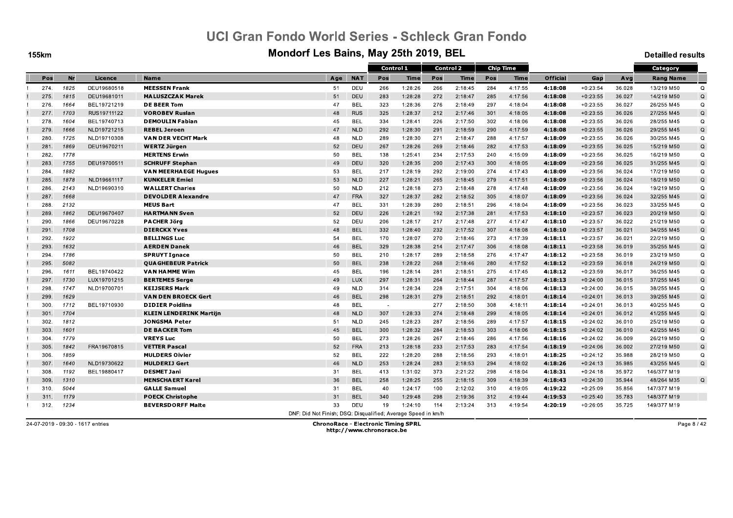# UCI Gran Fondo World Series - Schleck Gran Fondo

## Mondorf Les Bains, May 25th 2019, BEL

155km

Detailled results

| | Pos | Nr | Licence | Name | Age | NAT | Control 1 | | Control 2 | | Chip Time | | Official | Gap | Avg | Category | |
|---|---|---|---|---|---|---|---|---|---|---|---|---|---|---|---|---|---|
| | | | | | | | Pos | Time | Pos | Time | Pos | Time | | | | Rang Name | |
| ! | 274. | 1825 | DEU19680518 | MEESSEN Frank | 51 | DEU | 266 | 1:28:26 | 266 | 2:18:45 | 284 | 4:17:55 | 4:18:08 | +0:23:54 | 36.028 | 13/219 M50 | Q |
| ! | 275. | 1815 | DEU19681011 | MALUSZCZAK Marek | 51 | DEU | 283 | 1:28:28 | 272 | 2:18:47 | 285 | 4:17:56 | 4:18:08 | +0:23:55 | 36.027 | 14/219 M50 | Q |
| ! | 276. | 1664 | BEL19721219 | DE BEER Tom | 47 | BEL | 323 | 1:28:36 | 276 | 2:18:49 | 297 | 4:18:04 | 4:18:08 | +0:23:55 | 36.027 | 26/255 M45 | Q |
| ! | 277. | 1703 | RUS19711122 | VOROBEV Ruslan | 48 | RUS | 325 | 1:28:37 | 212 | 2:17:46 | 301 | 4:18:05 | 4:18:08 | +0:23:55 | 36.026 | 27/255 M45 | Q |
| ! | 278. | 1604 | BEL19740713 | DEMOULIN Fabian | 45 | BEL | 334 | 1:28:41 | 226 | 2:17:50 | 302 | 4:18:06 | 4:18:08 | +0:23:55 | 36.026 | 28/255 M45 | Q |
| ! | 279. | 1666 | NLD19721215 | REBEL Jeroen | 47 | NLD | 292 | 1:28:30 | 291 | 2:18:59 | 290 | 4:17:59 | 4:18:08 | +0:23:55 | 36.026 | 29/255 M45 | Q |
| ! | 280. | 1725 | NLD19710308 | VAN DER VECHT Mark | 48 | NLD | 289 | 1:28:30 | 271 | 2:18:47 | 288 | 4:17:57 | 4:18:09 | +0:23:55 | 36.026 | 30/255 M45 | Q |
| ! | 281. | 1869 | DEU19670211 | WERTZ Jürgen | 52 | DEU | 267 | 1:28:26 | 269 | 2:18:46 | 282 | 4:17:53 | 4:18:09 | +0:23:55 | 36.025 | 15/219 M50 | Q |
| ! | 282. | 1778 | | MERTENS Erwin | 50 | BEL | 138 | 1:25:41 | 234 | 2:17:53 | 240 | 4:15:09 | 4:18:09 | +0:23:56 | 36.025 | 16/219 M50 | Q |
| ! | 283. | 1755 | DEU19700511 | SCHRUFF Stephan | 49 | DEU | 320 | 1:28:35 | 200 | 2:17:43 | 300 | 4:18:05 | 4:18:09 | +0:23:56 | 36.025 | 31/255 M45 | Q |
| ! | 284. | 1882 | | VAN MEERHAEGE Hugues | 53 | BEL | 217 | 1:28:19 | 292 | 2:19:00 | 274 | 4:17:43 | 4:18:09 | +0:23:56 | 36.024 | 17/219 M50 | Q |
| ! | 285. | 1878 | NLD19661117 | KUNKELER Emiel | 53 | NLD | 227 | 1:28:21 | 265 | 2:18:45 | 279 | 4:17:51 | 4:18:09 | +0:23:56 | 36.024 | 18/219 M50 | Q |
| ! | 286. | 2143 | NLD19690310 | WALLERT Charles | 50 | NLD | 212 | 1:28:18 | 273 | 2:18:48 | 278 | 4:17:48 | 4:18:09 | +0:23:56 | 36.024 | 19/219 M50 | Q |
| ! | 287. | 1668 | | DEVOLDER Alexandre | 47 | FRA | 327 | 1:28:37 | 282 | 2:18:52 | 305 | 4:18:07 | 4:18:09 | +0:23:56 | 36.024 | 32/255 M45 | Q |
| ! | 288. | 2132 | | MEUS Bart | 47 | BEL | 331 | 1:28:39 | 280 | 2:18:51 | 296 | 4:18:04 | 4:18:09 | +0:23:56 | 36.023 | 33/255 M45 | Q |
| ! | 289. | 1862 | DEU19670407 | HARTMANN Sven | 52 | DEU | 226 | 1:28:21 | 192 | 2:17:38 | 281 | 4:17:53 | 4:18:10 | +0:23:57 | 36.023 | 20/219 M50 | Q |
| ! | 290. | 1866 | DEU19670228 | PACHER Jörg | 52 | DEU | 206 | 1:28:17 | 217 | 2:17:48 | 277 | 4:17:47 | 4:18:10 | +0:23:57 | 36.022 | 21/219 M50 | Q |
| ! | 291. | 1708 | | DIERCKX Yves | 48 | BEL | 332 | 1:28:40 | 232 | 2:17:52 | 307 | 4:18:08 | 4:18:10 | +0:23:57 | 36.021 | 34/255 M45 | Q |
| ! | 292. | 1922 | | BELLINGS Luc | 54 | BEL | 170 | 1:28:07 | 270 | 2:18:46 | 273 | 4:17:39 | 4:18:11 | +0:23:57 | 36.021 | 22/219 M50 | Q |
| ! | 293. | 1632 | | AERDEN Danek | 46 | BEL | 329 | 1:28:38 | 214 | 2:17:47 | 306 | 4:18:08 | 4:18:11 | +0:23:58 | 36.019 | 35/255 M45 | Q |
| ! | 294. | 1786 | | SPRUYT Ignace | 50 | BEL | 210 | 1:28:17 | 289 | 2:18:58 | 276 | 4:17:47 | 4:18:12 | +0:23:58 | 36.019 | 23/219 M50 | Q |
| ! | 295. | 5082 | | QUAGHEBEUR Patrick | 50 | BEL | 238 | 1:28:22 | 268 | 2:18:46 | 280 | 4:17:52 | 4:18:12 | +0:23:59 | 36.018 | 24/219 M50 | Q |
| ! | 296. | 1611 | BEL19740422 | VAN HAMME Wim | 45 | BEL | 196 | 1:28:14 | 281 | 2:18:51 | 275 | 4:17:45 | 4:18:12 | +0:23:59 | 36.017 | 36/255 M45 | Q |
| ! | 297. | 1730 | LUX19701215 | BERTEMES Serge | 49 | LUX | 297 | 1:28:31 | 264 | 2:18:44 | 287 | 4:17:57 | 4:18:13 | +0:24:00 | 36.015 | 37/255 M45 | Q |
| ! | 298. | 1747 | NLD19700701 | KEIJSERS Mark | 49 | NLD | 314 | 1:28:34 | 228 | 2:17:51 | 304 | 4:18:06 | 4:18:13 | +0:24:00 | 36.015 | 38/255 M45 | Q |
| ! | 299. | 1629 | | VAN DEN BROECK Gert | 46 | BEL | 298 | 1:28:31 | 279 | 2:18:51 | 292 | 4:18:01 | 4:18:14 | +0:24:01 | 36.013 | 39/255 M45 | Q |
| ! | 300. | 1712 | BEL19710930 | DIDIER Poidlins | 48 | BEL | - | | 277 | 2:18:50 | 308 | 4:18:11 | 4:18:14 | +0:24:01 | 36.013 | 40/255 M45 | Q |
| ! | 301. | 1704 | | KLEIN LENDERINK Martijn | 48 | NLD | 307 | 1:28:33 | 274 | 2:18:48 | 299 | 4:18:05 | 4:18:14 | +0:24:01 | 36.012 | 41/255 M45 | Q |
| ! | 302. | 1812 | | JONGSMA Peter | 51 | NLD | 245 | 1:28:23 | 287 | 2:18:56 | 289 | 4:17:57 | 4:18:15 | +0:24:02 | 36.010 | 25/219 M50 | Q |
| ! | 303. | 1601 | | DE BACKER Tom | 45 | BEL | 300 | 1:28:32 | 284 | 2:18:53 | 303 | 4:18:06 | 4:18:15 | +0:24:02 | 36.010 | 42/255 M45 | Q |
| ! | 304. | 1779 | | VREYS Luc | 50 | BEL | 273 | 1:28:26 | 267 | 2:18:46 | 286 | 4:17:56 | 4:18:16 | +0:24:02 | 36.009 | 26/219 M50 | Q |
| ! | 305. | 1842 | FRA19670815 | VETTER Pascal | 52 | FRA | 213 | 1:28:18 | 233 | 2:17:53 | 283 | 4:17:54 | 4:18:19 | +0:24:06 | 36.002 | 27/219 M50 | Q |
| ! | 306. | 1859 | | MULDERS Oivier | 52 | BEL | 222 | 1:28:20 | 288 | 2:18:56 | 293 | 4:18:01 | 4:18:25 | +0:24:12 | 35.988 | 28/219 M50 | Q |
| ! | 307. | 1640 | NLD19730622 | MULDERIJ Gert | 46 | NLD | 253 | 1:28:24 | 283 | 2:18:53 | 294 | 4:18:02 | 4:18:26 | +0:24:13 | 35.985 | 43/255 M45 | Q |
| ! | 308. | 1192 | BEL19880417 | DESMET Jani | 31 | BEL | 413 | 1:31:02 | 373 | 2:21:22 | 298 | 4:18:04 | 4:18:31 | +0:24:18 | 35.972 | 146/377 M19 | |
| ! | 309. | 1310 | | MENSCHAERT Karel | 36 | BEL | 258 | 1:28:25 | 255 | 2:18:15 | 309 | 4:18:39 | 4:18:43 | +0:24:30 | 35.944 | 48/264 M35 | Q |
| ! | 310. | 5044 | | GALLE Samuel | 31 | BEL | 40 | 1:24:17 | 100 | 2:12:02 | 310 | 4:19:05 | 4:19:22 | +0:25:09 | 35.856 | 147/377 M19 | |
| ! | 311. | 1179 | | POECK Christophe | 31 | BEL | 340 | 1:29:48 | 298 | 2:19:36 | 312 | 4:19:44 | 4:19:53 | +0:25:40 | 35.783 | 148/377 M19 | |
| ! | 312. | 1234 | | BEVERSDORFF Malte | 33 | DEU | 19 | 1:24:10 | 114 | 2:13:24 | 313 | 4:19:54 | 4:20:19 | +0:26:05 | 35.725 | 149/377 M19 | |

DNF: Did Not Finish; DSQ: Disqualified; Average Speed in km/h

24-07-2019 - 09:30 - 1617 entries

ChronoRace - Electronic Timing SPRL
http://www.chronorace.be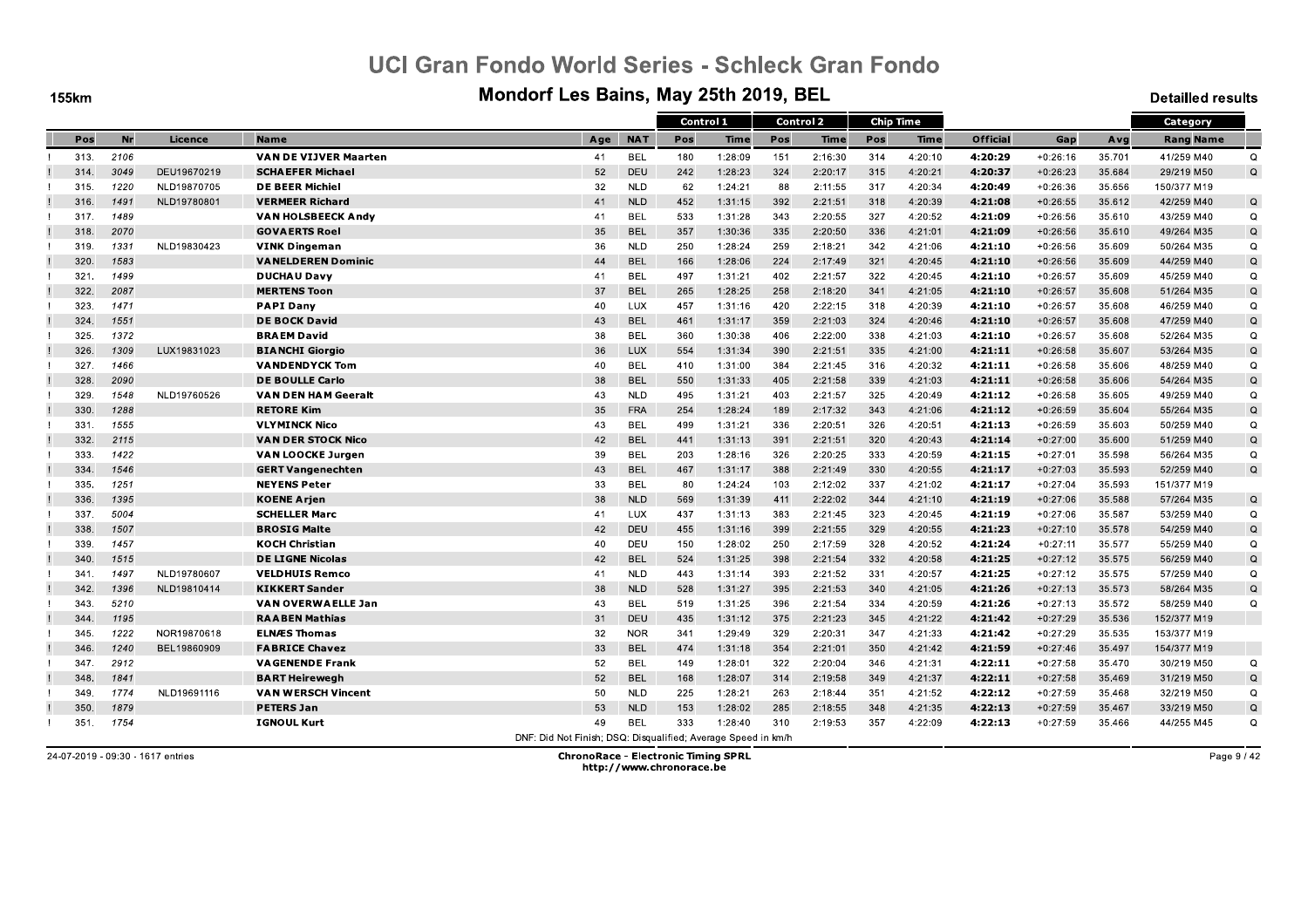# UCI Gran Fondo World Series - Schleck Gran Fondo

## Mondorf Les Bains, May 25th 2019, BEL

155km

Detailled results

| | Pos | Nr | Licence | Name | Age | NAT | Control 1 | | Control 2 | | Chip Time | | Official | Gap | Avg | Category | |
|---|---|---|---|---|---|---|---|---|---|---|---|---|---|---|---|---|---|
| | | | | | | | Pos | Time | Pos | Time | Pos | Time | | | | Rang Name | |
| ! | 313. | 2106 | | **VAN DE VIJVER Maarten** | 41 | BEL | 180 | 1:28:09 | 151 | 2:16:30 | 314 | 4:20:10 | **4:20:29** | +0:26:16 | 35.701 | 41/259 M40 | Q |
| ! | 314. | 3049 | DEU19670219 | **SCHAEFER Michael** | 52 | DEU | 242 | 1:28:23 | 324 | 2:20:17 | 315 | 4:20:21 | **4:20:37** | +0:26:23 | 35.684 | 29/219 M50 | Q |
| ! | 315. | 1220 | NLD19870705 | **DE BEER Michiel** | 32 | NLD | 62 | 1:24:21 | 88 | 2:11:55 | 317 | 4:20:34 | **4:20:49** | +0:26:36 | 35.656 | 150/377 M19 | |
| ! | 316. | 1491 | NLD19780801 | **VERMEER Richard** | 41 | NLD | 452 | 1:31:15 | 392 | 2:21:51 | 318 | 4:20:39 | **4:21:08** | +0:26:55 | 35.612 | 42/259 M40 | Q |
| ! | 317. | 1489 | | **VAN HOLSBEECK Andy** | 41 | BEL | 533 | 1:31:28 | 343 | 2:20:55 | 327 | 4:20:52 | **4:21:09** | +0:26:56 | 35.610 | 43/259 M40 | Q |
| ! | 318. | 2070 | | **GOVAERTS Roel** | 35 | BEL | 357 | 1:30:36 | 335 | 2:20:50 | 336 | 4:21:01 | **4:21:09** | +0:26:56 | 35.610 | 49/264 M35 | Q |
| ! | 319. | 1331 | NLD19830423 | **VINK Dingeman** | 36 | NLD | 250 | 1:28:24 | 259 | 2:18:21 | 342 | 4:21:06 | **4:21:10** | +0:26:56 | 35.609 | 50/264 M35 | Q |
| ! | 320. | 1583 | | **VANELDEREN Dominic** | 44 | BEL | 166 | 1:28:06 | 224 | 2:17:49 | 321 | 4:20:45 | **4:21:10** | +0:26:56 | 35.609 | 44/259 M40 | Q |
| ! | 321. | 1499 | | **DUCHAU Davy** | 41 | BEL | 497 | 1:31:21 | 402 | 2:21:57 | 322 | 4:20:45 | **4:21:10** | +0:26:57 | 35.609 | 45/259 M40 | Q |
| ! | 322. | 2087 | | **MERTENS Toon** | 37 | BEL | 265 | 1:28:25 | 258 | 2:18:20 | 341 | 4:21:05 | **4:21:10** | +0:26:57 | 35.608 | 51/264 M35 | Q |
| ! | 323. | 1471 | | **PAPI Dany** | 40 | LUX | 457 | 1:31:16 | 420 | 2:22:15 | 318 | 4:20:39 | **4:21:10** | +0:26:57 | 35.608 | 46/259 M40 | Q |
| ! | 324. | 1551 | | **DE BOCK David** | 43 | BEL | 461 | 1:31:17 | 359 | 2:21:03 | 324 | 4:20:46 | **4:21:10** | +0:26:57 | 35.608 | 47/259 M40 | Q |
| ! | 325. | 1372 | | **BRAEM David** | 38 | BEL | 360 | 1:30:38 | 406 | 2:22:00 | 338 | 4:21:03 | **4:21:10** | +0:26:57 | 35.608 | 52/264 M35 | Q |
| ! | 326. | 1309 | LUX19831023 | **BIANCHI Giorgio** | 36 | LUX | 554 | 1:31:34 | 390 | 2:21:51 | 335 | 4:21:00 | **4:21:11** | +0:26:58 | 35.607 | 53/264 M35 | Q |
| ! | 327. | 1466 | | **VANDENDYCK Tom** | 40 | BEL | 410 | 1:31:00 | 384 | 2:21:45 | 316 | 4:20:32 | **4:21:11** | +0:26:58 | 35.606 | 48/259 M40 | Q |
| ! | 328. | 2090 | | **DE BOULLE Carlo** | 38 | BEL | 550 | 1:31:33 | 405 | 2:21:58 | 339 | 4:21:03 | **4:21:11** | +0:26:58 | 35.606 | 54/264 M35 | Q |
| ! | 329. | 1548 | NLD19760526 | **VAN DEN HAM Geeralt** | 43 | NLD | 495 | 1:31:21 | 403 | 2:21:57 | 325 | 4:20:49 | **4:21:12** | +0:26:58 | 35.605 | 49/259 M40 | Q |
| ! | 330. | 1288 | | **RETORE Kim** | 35 | FRA | 254 | 1:28:24 | 189 | 2:17:32 | 343 | 4:21:06 | **4:21:12** | +0:26:59 | 35.604 | 55/264 M35 | Q |
| ! | 331. | 1555 | | **VLYMINCK Nico** | 43 | BEL | 499 | 1:31:21 | 336 | 2:20:51 | 326 | 4:20:51 | **4:21:13** | +0:26:59 | 35.603 | 50/259 M40 | Q |
| ! | 332. | 2115 | | **VAN DER STOCK Nico** | 42 | BEL | 441 | 1:31:13 | 391 | 2:21:51 | 320 | 4:20:43 | **4:21:14** | +0:27:00 | 35.600 | 51/259 M40 | Q |
| ! | 333. | 1422 | | **VAN LOOCKE Jurgen** | 39 | BEL | 203 | 1:28:16 | 326 | 2:20:25 | 333 | 4:20:59 | **4:21:15** | +0:27:01 | 35.598 | 56/264 M35 | Q |
| ! | 334. | 1546 | | **GERT Vangenechten** | 43 | BEL | 467 | 1:31:17 | 388 | 2:21:49 | 330 | 4:20:55 | **4:21:17** | +0:27:03 | 35.593 | 52/259 M40 | Q |
| ! | 335. | 1251 | | **NEYENS Peter** | 33 | BEL | 80 | 1:24:24 | 103 | 2:12:02 | 337 | 4:21:02 | **4:21:17** | +0:27:04 | 35.593 | 151/377 M19 | |
| ! | 336. | 1395 | | **KOENE Arjen** | 38 | NLD | 569 | 1:31:39 | 411 | 2:22:02 | 344 | 4:21:10 | **4:21:19** | +0:27:06 | 35.588 | 57/264 M35 | Q |
| ! | 337. | 5004 | | **SCHELLER Marc** | 41 | LUX | 437 | 1:31:13 | 383 | 2:21:45 | 323 | 4:20:45 | **4:21:19** | +0:27:06 | 35.587 | 53/259 M40 | Q |
| ! | 338. | 1507 | | **BROSIG Malte** | 42 | DEU | 455 | 1:31:16 | 399 | 2:21:55 | 329 | 4:20:55 | **4:21:23** | +0:27:10 | 35.578 | 54/259 M40 | Q |
| ! | 339. | 1457 | | **KOCH Christian** | 40 | DEU | 150 | 1:28:02 | 250 | 2:17:59 | 328 | 4:20:52 | **4:21:24** | +0:27:11 | 35.577 | 55/259 M40 | Q |
| ! | 340. | 1515 | | **DE LIGNE Nicolas** | 42 | BEL | 524 | 1:31:25 | 398 | 2:21:54 | 332 | 4:20:58 | **4:21:25** | +0:27:12 | 35.575 | 56/259 M40 | Q |
| ! | 341. | 1497 | NLD19780607 | **VELDHUIS Remco** | 41 | NLD | 443 | 1:31:14 | 393 | 2:21:52 | 331 | 4:20:57 | **4:21:25** | +0:27:12 | 35.575 | 57/259 M40 | Q |
| ! | 342. | 1396 | NLD19810414 | **KIKKERT Sander** | 38 | NLD | 528 | 1:31:27 | 395 | 2:21:53 | 340 | 4:21:05 | **4:21:26** | +0:27:13 | 35.573 | 58/264 M35 | Q |
| ! | 343. | 5210 | | **VAN OVERWAELLE Jan** | 43 | BEL | 519 | 1:31:25 | 396 | 2:21:54 | 334 | 4:20:59 | **4:21:26** | +0:27:13 | 35.572 | 58/259 M40 | Q |
| ! | 344. | 1195 | | **RAABEN Mathias** | 31 | DEU | 435 | 1:31:12 | 375 | 2:21:23 | 345 | 4:21:22 | **4:21:42** | +0:27:29 | 35.536 | 152/377 M19 | |
| ! | 345. | 1222 | NOR19870618 | **ELNÆS Thomas** | 32 | NOR | 341 | 1:29:49 | 329 | 2:20:31 | 347 | 4:21:33 | **4:21:42** | +0:27:29 | 35.535 | 153/377 M19 | |
| ! | 346. | 1240 | BEL19860909 | **FABRICE Chavez** | 33 | BEL | 474 | 1:31:18 | 354 | 2:21:01 | 350 | 4:21:42 | **4:21:59** | +0:27:46 | 35.497 | 154/377 M19 | |
| ! | 347. | 2912 | | **VAGENENDE Frank** | 52 | BEL | 149 | 1:28:01 | 322 | 2:20:04 | 346 | 4:21:31 | **4:22:11** | +0:27:58 | 35.470 | 30/219 M50 | Q |
| ! | 348. | 1841 | | **BART Heirewegh** | 52 | BEL | 168 | 1:28:07 | 314 | 2:19:58 | 349 | 4:21:37 | **4:22:11** | +0:27:58 | 35.469 | 31/219 M50 | Q |
| ! | 349. | 1774 | NLD19691116 | **VAN WERSCH Vincent** | 50 | NLD | 225 | 1:28:21 | 263 | 2:18:44 | 351 | 4:21:52 | **4:22:12** | +0:27:59 | 35.468 | 32/219 M50 | Q |
| ! | 350. | 1879 | | **PETERS Jan** | 53 | NLD | 153 | 1:28:02 | 285 | 2:18:55 | 348 | 4:21:35 | **4:22:13** | +0:27:59 | 35.467 | 33/219 M50 | Q |
| ! | 351. | 1754 | | **IGNOUL Kurt** | 49 | BEL | 333 | 1:28:40 | 310 | 2:19:53 | 357 | 4:22:09 | **4:22:13** | +0:27:59 | 35.466 | 44/255 M45 | Q |

DNF: Did Not Finish; DSQ: Disqualified; Average Speed in km/h

24-07-2019 - 09:30 - 1617 entries

**ChronoRace - Electronic Timing SPRL**
http://www.chronorace.be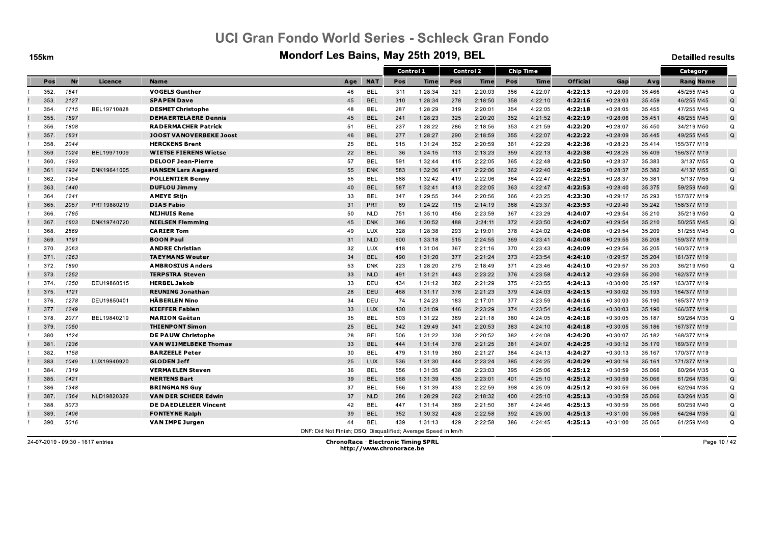# UCI Gran Fondo World Series - Schleck Gran Fondo

## Mondorf Les Bains, May 25th 2019, BEL

155km

Detailled results

| | | | | | | Control 1 | | Control 2 | | Chip Time | | | | | Category | | |
|---|---|---|---|---|---|---|---|---|---|---|---|---|---|---|---|---|---|
| Pos | Nr | Licence | Name | Age | NAT | Pos | Time | Pos | Time | Pos | Time | Official | Gap | Avg | Rang | Name | |
| 352. | 1641 | | **VOGELS Gunther** | 46 | BEL | 311 | 1:28:34 | 321 | 2:20:03 | 356 | 4:22:07 | **4:22:13** | +0:28:00 | 35.466 | 45/255 | M45 | Q |
| 353. | 2127 | | **SPAPEN Dave** | 45 | BEL | 310 | 1:28:34 | 278 | 2:18:50 | 358 | 4:22:10 | **4:22:16** | +0:28:03 | 35.459 | 46/255 | M45 | Q |
| 354. | 1715 | BEL19710828 | **DESMET Christophe** | 48 | BEL | 287 | 1:28:29 | 319 | 2:20:01 | 354 | 4:22:05 | **4:22:18** | +0:28:05 | 35.455 | 47/255 | M45 | Q |
| 355. | 1597 | | **DEMAERTELAERE Dennis** | 45 | BEL | 241 | 1:28:23 | 325 | 2:20:20 | 352 | 4:21:52 | **4:22:19** | +0:28:06 | 35.451 | 48/255 | M45 | Q |
| 356. | 1808 | | **RADERMACHER Patrick** | 51 | BEL | 237 | 1:28:22 | 286 | 2:18:56 | 353 | 4:21:59 | **4:22:20** | +0:28:07 | 35.450 | 34/219 | M50 | Q |
| 357. | 1631 | | **JOOST VANOVERBEKE Joost** | 46 | BEL | 277 | 1:28:27 | 290 | 2:18:59 | 355 | 4:22:07 | **4:22:22** | +0:28:09 | 35.445 | 49/255 | M45 | Q |
| 358. | 2044 | | **HERCKENS Brent** | 25 | BEL | 515 | 1:31:24 | 352 | 2:20:59 | 361 | 4:22:29 | **4:22:36** | +0:28:23 | 35.414 | 155/377 | M19 | |
| 359. | 1024 | BEL19971009 | **WIETSE FIERENS Wietse** | 22 | BEL | 36 | 1:24:15 | 113 | 2:13:23 | 359 | 4:22:13 | **4:22:38** | +0:28:25 | 35.409 | 156/377 | M19 | |
| 360. | 1993 | | **DELOOF Jean-Pierre** | 57 | BEL | 591 | 1:32:44 | 415 | 2:22:05 | 365 | 4:22:48 | **4:22:50** | +0:28:37 | 35.383 | 3/137 | M55 | Q |
| 361. | 1934 | DNK19641005 | **HANSEN Lars Aagaard** | 55 | DNK | 583 | 1:32:36 | 417 | 2:22:06 | 362 | 4:22:40 | **4:22:50** | +0:28:37 | 35.382 | 4/137 | M55 | Q |
| 362. | 1954 | | **POLLENTIER Benny** | 55 | BEL | 588 | 1:32:42 | 419 | 2:22:06 | 364 | 4:22:47 | **4:22:51** | +0:28:37 | 35.381 | 5/137 | M55 | Q |
| 363. | 1440 | | **DUFLOU Jimmy** | 40 | BEL | 587 | 1:32:41 | 413 | 2:22:05 | 363 | 4:22:47 | **4:22:53** | +0:28:40 | 35.375 | 59/259 | M40 | Q |
| 364. | 1241 | | **AMEYE Stijn** | 33 | BEL | 347 | 1:29:55 | 344 | 2:20:56 | 366 | 4:23:25 | **4:23:30** | +0:29:17 | 35.293 | 157/377 | M19 | |
| 365. | 2057 | PRT19880219 | **DIAS Fabio** | 31 | PRT | 69 | 1:24:22 | 115 | 2:14:19 | 368 | 4:23:37 | **4:23:53** | +0:29:40 | 35.242 | 158/377 | M19 | |
| 366. | 1785 | | **NIJHUIS Rene** | 50 | NLD | 751 | 1:35:10 | 456 | 2:23:59 | 367 | 4:23:29 | **4:24:07** | +0:29:54 | 35.210 | 35/219 | M50 | Q |
| 367. | 1603 | DNK19740720 | **NIELSEN Flemming** | 45 | DNK | 386 | 1:30:52 | 488 | 2:24:11 | 372 | 4:23:50 | **4:24:07** | +0:29:54 | 35.210 | 50/255 | M45 | Q |
| 368. | 2869 | | **CARIER Tom** | 49 | LUX | 328 | 1:28:38 | 293 | 2:19:01 | 378 | 4:24:02 | **4:24:08** | +0:29:54 | 35.209 | 51/255 | M45 | Q |
| 369. | 1191 | | **BOON Paul** | 31 | NLD | 600 | 1:33:18 | 515 | 2:24:55 | 369 | 4:23:41 | **4:24:08** | +0:29:55 | 35.208 | 159/377 | M19 | |
| 370. | 2063 | | **ANDRE Christian** | 32 | LUX | 418 | 1:31:04 | 367 | 2:21:16 | 370 | 4:23:43 | **4:24:09** | +0:29:56 | 35.205 | 160/377 | M19 | |
| 371. | 1263 | | **TAEYMANS Wouter** | 34 | BEL | 490 | 1:31:20 | 377 | 2:21:24 | 373 | 4:23:54 | **4:24:10** | +0:29:57 | 35.204 | 161/377 | M19 | |
| 372. | 1890 | | **AMBROSIUS Anders** | 53 | DNK | 223 | 1:28:20 | 275 | 2:18:49 | 371 | 4:23:46 | **4:24:10** | +0:29:57 | 35.203 | 36/219 | M50 | Q |
| 373. | 1252 | | **TERPSTRA Steven** | 33 | NLD | 491 | 1:31:21 | 443 | 2:23:22 | 376 | 4:23:58 | **4:24:12** | +0:29:59 | 35.200 | 162/377 | M19 | |
| 374. | 1250 | DEU19860515 | **HERBEL Jakob** | 33 | DEU | 434 | 1:31:12 | 382 | 2:21:29 | 375 | 4:23:55 | **4:24:13** | +0:30:00 | 35.197 | 163/377 | M19 | |
| 375. | 1121 | | **REUNING Jonathan** | 28 | DEU | 468 | 1:31:17 | 376 | 2:21:23 | 379 | 4:24:03 | **4:24:15** | +0:30:02 | 35.193 | 164/377 | M19 | |
| 376. | 1278 | DEU19850401 | **HÄBERLEN Nino** | 34 | DEU | 74 | 1:24:23 | 183 | 2:17:01 | 377 | 4:23:59 | **4:24:16** | +0:30:03 | 35.190 | 165/377 | M19 | |
| 377. | 1249 | | **KIEFFER Fabien** | 33 | LUX | 430 | 1:31:09 | 446 | 2:23:29 | 374 | 4:23:54 | **4:24:16** | +0:30:03 | 35.190 | 166/377 | M19 | |
| 378. | 2077 | BEL19840219 | **MARION Gaëtan** | 35 | BEL | 503 | 1:31:22 | 369 | 2:21:18 | 380 | 4:24:05 | **4:24:18** | +0:30:05 | 35.187 | 59/264 | M35 | Q |
| 379. | 1050 | | **THIENPONT Simon** | 25 | BEL | 342 | 1:29:49 | 341 | 2:20:53 | 383 | 4:24:10 | **4:24:18** | +0:30:05 | 35.186 | 167/377 | M19 | |
| 380. | 1124 | | **DE PAUW Christophe** | 28 | BEL | 506 | 1:31:22 | 338 | 2:20:52 | 382 | 4:24:08 | **4:24:20** | +0:30:07 | 35.182 | 168/377 | M19 | |
| 381. | 1236 | | **VAN WIJMELBEKE Thomas** | 33 | BEL | 444 | 1:31:14 | 378 | 2:21:25 | 381 | 4:24:07 | **4:24:25** | +0:30:12 | 35.170 | 169/377 | M19 | |
| 382. | 1158 | | **BARZEELE Peter** | 30 | BEL | 479 | 1:31:19 | 380 | 2:21:27 | 384 | 4:24:13 | **4:24:27** | +0:30:13 | 35.167 | 170/377 | M19 | |
| 383. | 1049 | LUX19940920 | **GLODEN Jeff** | 25 | LUX | 536 | 1:31:30 | 444 | 2:23:24 | 385 | 4:24:25 | **4:24:29** | +0:30:16 | 35.161 | 171/377 | M19 | |
| 384. | 1319 | | **VERMAELEN Steven** | 36 | BEL | 556 | 1:31:35 | 438 | 2:23:03 | 395 | 4:25:06 | **4:25:12** | +0:30:59 | 35.066 | 60/264 | M35 | Q |
| 385. | 1421 | | **MERTENS Bart** | 39 | BEL | 568 | 1:31:39 | 435 | 2:23:01 | 401 | 4:25:10 | **4:25:12** | +0:30:59 | 35.066 | 61/264 | M35 | Q |
| 386. | 1348 | | **BRINGMANS Guy** | 37 | BEL | 566 | 1:31:39 | 433 | 2:22:59 | 398 | 4:25:09 | **4:25:12** | +0:30:59 | 35.066 | 62/264 | M35 | Q |
| 387. | 1364 | NLD19820329 | **VAN DER SCHEER Edwin** | 37 | NLD | 286 | 1:28:29 | 262 | 2:18:32 | 400 | 4:25:10 | **4:25:13** | +0:30:59 | 35.066 | 63/264 | M35 | Q |
| 388. | 5073 | | **DE DAEDLELEER Vincent** | 42 | BEL | 447 | 1:31:14 | 389 | 2:21:50 | 387 | 4:24:46 | **4:25:13** | +0:30:59 | 35.066 | 60/259 | M40 | Q |
| 389. | 1406 | | **FONTEYNE Ralph** | 39 | BEL | 352 | 1:30:32 | 428 | 2:22:58 | 392 | 4:25:00 | **4:25:13** | +0:31:00 | 35.065 | 64/264 | M35 | Q |
| 390. | 5016 | | **VAN IMPE Jurgen** | 44 | BEL | 439 | 1:31:13 | 429 | 2:22:58 | 386 | 4:24:45 | **4:25:13** | +0:31:00 | 35.065 | 61/259 | M40 | Q |

DNF: Did Not Finish; DSQ: Disqualified; Average Speed in km/h

24-07-2019 - 09:30 - 1617 entries

**ChronoRace - Electronic Timing SPRL**
http://www.chronorace.be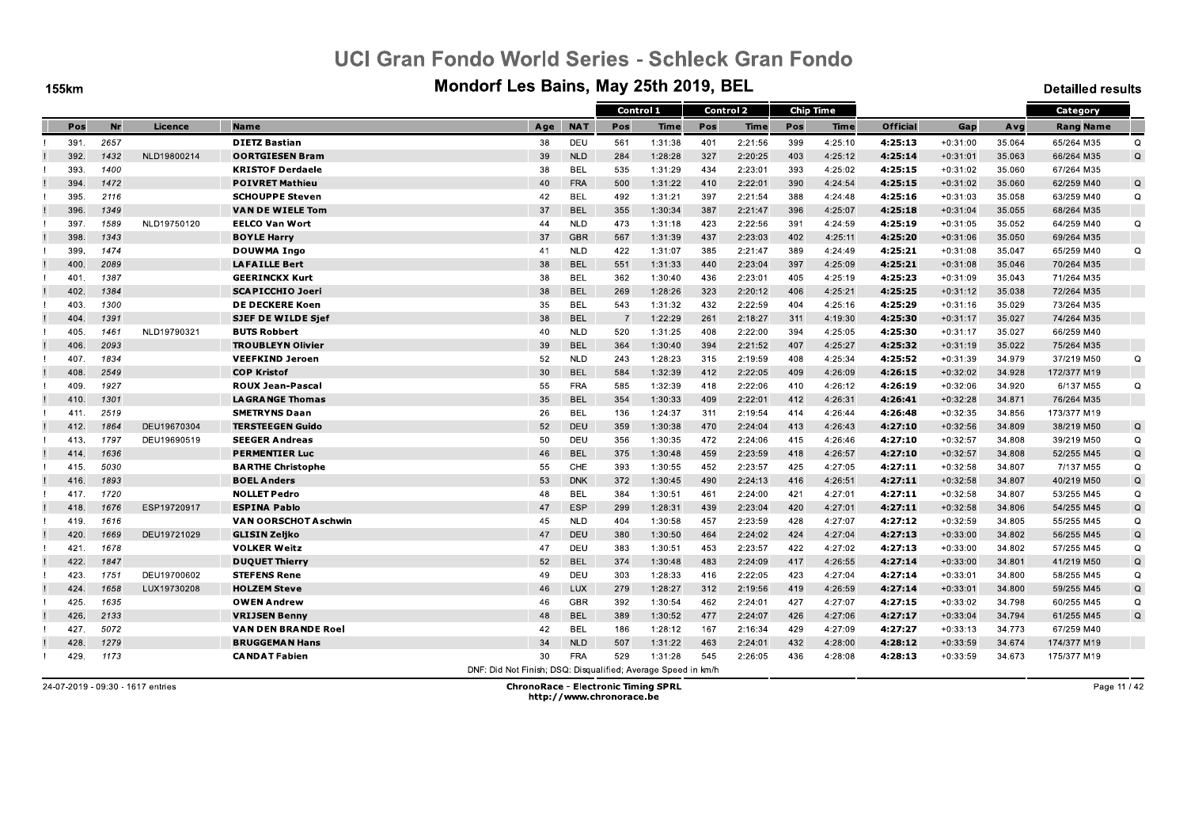# UCI Gran Fondo World Series - Schleck Gran Fondo

## Mondorf Les Bains, May 25th 2019, BEL

155km

Detailled results

| | | | | | | Control 1 | | Control 2 | | Chip Time | | | | | Category | | |
|---|---|---|---|---|---|---|---|---|---|---|---|---|---|---|---|---|---|
| Pos | Nr | Licence | Name | Age | NAT | Pos | Time | Pos | Time | Pos | Time | Official | Gap | Avg | Rang | Name | |
| 391. | 2657 | | **DIETZ Bastian** | 38 | DEU | 561 | 1:31:38 | 401 | 2:21:56 | 399 | 4:25:10 | **4:25:13** | +0:31:00 | 35.064 | 65/264 | M35 | Q |
| 392. | 1432 | NLD19800214 | **OORTGIESEN Bram** | 39 | NLD | 284 | 1:28:28 | 327 | 2:20:25 | 403 | 4:25:12 | **4:25:14** | +0:31:01 | 35.063 | 66/264 | M35 | Q |
| 393. | 1400 | | **KRISTOF Derdaele** | 38 | BEL | 535 | 1:31:29 | 434 | 2:23:01 | 393 | 4:25:02 | **4:25:15** | +0:31:02 | 35.060 | 67/264 | M35 | |
| 394. | 1472 | | **POIVRET Mathieu** | 40 | FRA | 500 | 1:31:22 | 410 | 2:22:01 | 390 | 4:24:54 | **4:25:15** | +0:31:02 | 35.060 | 62/259 | M40 | Q |
| 395. | 2116 | | **SCHOUPPE Steven** | 42 | BEL | 492 | 1:31:21 | 397 | 2:21:54 | 388 | 4:24:48 | **4:25:16** | +0:31:03 | 35.058 | 63/259 | M40 | Q |
| 396. | 1349 | | **VAN DE WIELE Tom** | 37 | BEL | 355 | 1:30:34 | 387 | 2:21:47 | 396 | 4:25:07 | **4:25:18** | +0:31:04 | 35.055 | 68/264 | M35 | |
| 397. | 1589 | NLD19750120 | **EELCO Van Wort** | 44 | NLD | 473 | 1:31:18 | 423 | 2:22:56 | 391 | 4:24:59 | **4:25:19** | +0:31:05 | 35.052 | 64/259 | M40 | Q |
| 398. | 1343 | | **BOYLE Harry** | 37 | GBR | 567 | 1:31:39 | 437 | 2:23:03 | 402 | 4:25:11 | **4:25:20** | +0:31:06 | 35.050 | 69/264 | M35 | |
| 399. | 1474 | | **DOUWMA Ingo** | 41 | NLD | 422 | 1:31:07 | 385 | 2:21:47 | 389 | 4:24:49 | **4:25:21** | +0:31:08 | 35.047 | 65/259 | M40 | Q |
| 400. | 2089 | | **LAFAILLE Bert** | 38 | BEL | 551 | 1:31:33 | 440 | 2:23:04 | 397 | 4:25:09 | **4:25:21** | +0:31:08 | 35.046 | 70/264 | M35 | |
| 401. | 1387 | | **GEERINCKX Kurt** | 38 | BEL | 362 | 1:30:40 | 436 | 2:23:01 | 405 | 4:25:19 | **4:25:23** | +0:31:09 | 35.043 | 71/264 | M35 | |
| 402. | 1384 | | **SCAPICCHIO Joeri** | 38 | BEL | 269 | 1:28:26 | 323 | 2:20:12 | 406 | 4:25:21 | **4:25:25** | +0:31:12 | 35.038 | 72/264 | M35 | |
| 403. | 1300 | | **DE DECKERE Koen** | 35 | BEL | 543 | 1:31:32 | 432 | 2:22:59 | 404 | 4:25:16 | **4:25:29** | +0:31:16 | 35.029 | 73/264 | M35 | |
| 404. | 1391 | | **SJEF DE WILDE Sjef** | 38 | BEL | 7 | 1:22:29 | 261 | 2:18:27 | 311 | 4:19:30 | **4:25:30** | +0:31:17 | 35.027 | 74/264 | M35 | |
| 405. | 1461 | NLD19790321 | **BUTS Robbert** | 40 | NLD | 520 | 1:31:25 | 408 | 2:22:00 | 394 | 4:25:05 | **4:25:30** | +0:31:17 | 35.027 | 66/259 | M40 | |
| 406. | 2093 | | **TROUBLEYN Olivier** | 39 | BEL | 364 | 1:30:40 | 394 | 2:21:52 | 407 | 4:25:27 | **4:25:32** | +0:31:19 | 35.022 | 75/264 | M35 | |
| 407. | 1834 | | **VEEFKIND Jeroen** | 52 | NLD | 243 | 1:28:23 | 315 | 2:19:59 | 408 | 4:25:34 | **4:25:52** | +0:31:39 | 34.979 | 37/219 | M50 | Q |
| 408. | 2549 | | **COP Kristof** | 30 | BEL | 584 | 1:32:39 | 412 | 2:22:05 | 409 | 4:26:09 | **4:26:15** | +0:32:02 | 34.928 | 172/377 | M19 | |
| 409. | 1927 | | **ROUX Jean-Pascal** | 55 | FRA | 585 | 1:32:39 | 418 | 2:22:06 | 410 | 4:26:12 | **4:26:19** | +0:32:06 | 34.920 | 6/137 | M55 | Q |
| 410. | 1301 | | **LAGRANGE Thomas** | 35 | BEL | 354 | 1:30:33 | 409 | 2:22:01 | 412 | 4:26:31 | **4:26:41** | +0:32:28 | 34.871 | 76/264 | M35 | |
| 411. | 2519 | | **SMETRYNS Daan** | 26 | BEL | 136 | 1:24:37 | 311 | 2:19:54 | 414 | 4:26:44 | **4:26:48** | +0:32:35 | 34.856 | 173/377 | M19 | |
| 412. | 1864 | DEU19670304 | **TERSTEEGEN Guido** | 52 | DEU | 359 | 1:30:38 | 470 | 2:24:04 | 413 | 4:26:43 | **4:27:10** | +0:32:56 | 34.809 | 38/219 | M50 | Q |
| 413. | 1797 | DEU19690519 | **SEEGER Andreas** | 50 | DEU | 356 | 1:30:35 | 472 | 2:24:06 | 415 | 4:26:46 | **4:27:10** | +0:32:57 | 34.808 | 39/219 | M50 | Q |
| 414. | 1636 | | **PERMENTIER Luc** | 46 | BEL | 375 | 1:30:48 | 459 | 2:23:59 | 418 | 4:26:57 | **4:27:10** | +0:32:57 | 34.808 | 52/255 | M45 | Q |
| 415. | 5030 | | **BARTHE Christophe** | 55 | CHE | 393 | 1:30:55 | 452 | 2:23:57 | 425 | 4:27:05 | **4:27:11** | +0:32:58 | 34.807 | 7/137 | M55 | Q |
| 416. | 1893 | | **BOEL Anders** | 53 | DNK | 372 | 1:30:45 | 490 | 2:24:13 | 416 | 4:26:51 | **4:27:11** | +0:32:58 | 34.807 | 40/219 | M50 | Q |
| 417. | 1720 | | **NOLLET Pedro** | 48 | BEL | 384 | 1:30:51 | 461 | 2:24:00 | 421 | 4:27:01 | **4:27:11** | +0:32:58 | 34.807 | 53/255 | M45 | Q |
| 418. | 1676 | ESP19720917 | **ESPINA Pablo** | 47 | ESP | 299 | 1:28:31 | 439 | 2:23:04 | 420 | 4:27:01 | **4:27:11** | +0:32:58 | 34.806 | 54/255 | M45 | Q |
| 419. | 1616 | | **VAN OORSCHOT Aschwin** | 45 | NLD | 404 | 1:30:58 | 457 | 2:23:59 | 428 | 4:27:07 | **4:27:12** | +0:32:59 | 34.805 | 55/255 | M45 | Q |
| 420. | 1669 | DEU19721029 | **GLISIN Zeljko** | 47 | DEU | 380 | 1:30:50 | 464 | 2:24:02 | 424 | 4:27:04 | **4:27:13** | +0:33:00 | 34.802 | 56/255 | M45 | Q |
| 421. | 1678 | | **VOLKER Weitz** | 47 | DEU | 383 | 1:30:51 | 453 | 2:23:57 | 422 | 4:27:02 | **4:27:13** | +0:33:00 | 34.802 | 57/255 | M45 | Q |
| 422. | 1847 | | **DUQUET Thierry** | 52 | BEL | 374 | 1:30:48 | 483 | 2:24:09 | 417 | 4:26:55 | **4:27:14** | +0:33:00 | 34.801 | 41/219 | M50 | Q |
| 423. | 1751 | DEU19700602 | **STEFENS Rene** | 49 | DEU | 303 | 1:28:33 | 416 | 2:22:05 | 423 | 4:27:04 | **4:27:14** | +0:33:01 | 34.800 | 58/255 | M45 | Q |
| 424. | 1658 | LUX19730208 | **HOLZEM Steve** | 46 | LUX | 279 | 1:28:27 | 312 | 2:19:56 | 419 | 4:26:59 | **4:27:14** | +0:33:01 | 34.800 | 59/255 | M45 | Q |
| 425. | 1635 | | **OWEN Andrew** | 46 | GBR | 392 | 1:30:54 | 462 | 2:24:01 | 427 | 4:27:07 | **4:27:15** | +0:33:02 | 34.798 | 60/255 | M45 | Q |
| 426. | 2133 | | **VRIJSEN Benny** | 48 | BEL | 389 | 1:30:52 | 477 | 2:24:07 | 426 | 4:27:06 | **4:27:17** | +0:33:04 | 34.794 | 61/255 | M45 | Q |
| 427. | 5072 | | **VAN DEN BRANDE Roel** | 42 | BEL | 186 | 1:28:12 | 167 | 2:16:34 | 429 | 4:27:09 | **4:27:27** | +0:33:13 | 34.773 | 67/259 | M40 | |
| 428. | 1279 | | **BRUGGEMAN Hans** | 34 | NLD | 507 | 1:31:22 | 463 | 2:24:01 | 432 | 4:28:00 | **4:28:12** | +0:33:59 | 34.674 | 174/377 | M19 | |
| 429. | 1173 | | **CANDAT Fabien** | 30 | FRA | 529 | 1:31:28 | 545 | 2:26:05 | 436 | 4:28:08 | **4:28:13** | +0:33:59 | 34.673 | 175/377 | M19 | |

DNF: Did Not Finish; DSQ: Disqualified; Average Speed in km/h

24-07-2019 - 09:30 - 1617 entries

**ChronoRace - Electronic Timing SPRL**
http://www.chronorace.be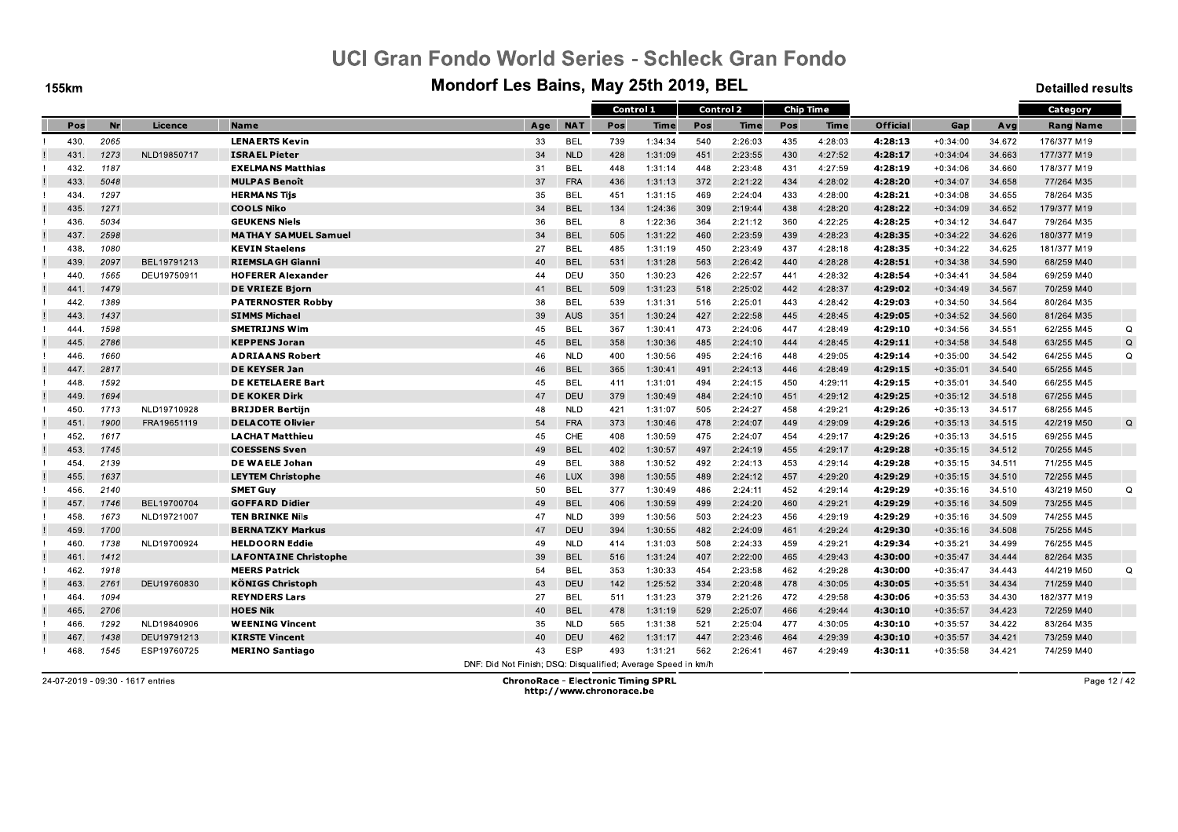# UCI Gran Fondo World Series - Schleck Gran Fondo

## Mondorf Les Bains, May 25th 2019, BEL

155km

Detailled results

| | Pos | Nr | Licence | Name | Age | NAT | Control 1 | | Control 2 | | Chip Time | | Official | Gap | Avg | Category | |
|---|---|---|---|---|---|---|---|---|---|---|---|---|---|---|---|---|---|
| | | | | | | | Pos | Time | Pos | Time | Pos | Time | | | | Rang Name | |
| ! | 430. | 2065 | | **LENAERTS Kevin** | 33 | BEL | 739 | 1:34:34 | 540 | 2:26:03 | 435 | 4:28:03 | **4:28:13** | +0:34:00 | 34.672 | 176/377 M19 | |
| ! | 431. | 1273 | NLD19850717 | **ISRAEL Pieter** | 34 | NLD | 428 | 1:31:09 | 451 | 2:23:55 | 430 | 4:27:52 | **4:28:17** | +0:34:04 | 34.663 | 177/377 M19 | |
| ! | 432. | 1187 | | **EXELMANS Matthias** | 31 | BEL | 448 | 1:31:14 | 448 | 2:23:48 | 431 | 4:27:59 | **4:28:19** | +0:34:06 | 34.660 | 178/377 M19 | |
| ! | 433. | 5048 | | **MULPAS Benoît** | 37 | FRA | 436 | 1:31:13 | 372 | 2:21:22 | 434 | 4:28:02 | **4:28:20** | +0:34:07 | 34.658 | 77/264 M35 | |
| ! | 434. | 1297 | | **HERMANS Tijs** | 35 | BEL | 451 | 1:31:15 | 469 | 2:24:04 | 433 | 4:28:00 | **4:28:21** | +0:34:08 | 34.655 | 78/264 M35 | |
| ! | 435. | 1271 | | **COOLS Niko** | 34 | BEL | 134 | 1:24:36 | 309 | 2:19:44 | 438 | 4:28:20 | **4:28:22** | +0:34:09 | 34.652 | 179/377 M19 | |
| ! | 436. | 5034 | | **GEUKENS Niels** | 36 | BEL | 8 | 1:22:36 | 364 | 2:21:12 | 360 | 4:22:25 | **4:28:25** | +0:34:12 | 34.647 | 79/264 M35 | |
| ! | 437. | 2598 | | **MATHAY SAMUEL Samuel** | 34 | BEL | 505 | 1:31:22 | 460 | 2:23:59 | 439 | 4:28:23 | **4:28:35** | +0:34:22 | 34.626 | 180/377 M19 | |
| ! | 438. | 1080 | | **KEVIN Staelens** | 27 | BEL | 485 | 1:31:19 | 450 | 2:23:49 | 437 | 4:28:18 | **4:28:35** | +0:34:22 | 34.625 | 181/377 M19 | |
| ! | 439. | 2097 | BEL19791213 | **RIEMSLAGH Gianni** | 40 | BEL | 531 | 1:31:28 | 563 | 2:26:42 | 440 | 4:28:28 | **4:28:51** | +0:34:38 | 34.590 | 68/259 M40 | |
| ! | 440. | 1565 | DEU19750911 | **HOFERER Alexander** | 44 | DEU | 350 | 1:30:23 | 426 | 2:22:57 | 441 | 4:28:32 | **4:28:54** | +0:34:41 | 34.584 | 69/259 M40 | |
| ! | 441. | 1479 | | **DE VRIEZE Bjorn** | 41 | BEL | 509 | 1:31:23 | 518 | 2:25:02 | 442 | 4:28:37 | **4:29:02** | +0:34:49 | 34.567 | 70/259 M40 | |
| ! | 442. | 1389 | | **PATERNOSTER Robby** | 38 | BEL | 539 | 1:31:31 | 516 | 2:25:01 | 443 | 4:28:42 | **4:29:03** | +0:34:50 | 34.564 | 80/264 M35 | |
| ! | 443. | 1437 | | **SIMMS Michael** | 39 | AUS | 351 | 1:30:24 | 427 | 2:22:58 | 445 | 4:28:45 | **4:29:05** | +0:34:52 | 34.560 | 81/264 M35 | |
| ! | 444. | 1598 | | **SMETRIJNS Wim** | 45 | BEL | 367 | 1:30:41 | 473 | 2:24:06 | 447 | 4:28:49 | **4:29:10** | +0:34:56 | 34.551 | 62/255 M45 | Q |
| ! | 445. | 2786 | | **KEPPENS Joran** | 45 | BEL | 358 | 1:30:36 | 485 | 2:24:10 | 444 | 4:28:45 | **4:29:11** | +0:34:58 | 34.548 | 63/255 M45 | Q |
| ! | 446. | 1660 | | **ADRIAANS Robert** | 46 | NLD | 400 | 1:30:56 | 495 | 2:24:16 | 448 | 4:29:05 | **4:29:14** | +0:35:00 | 34.542 | 64/255 M45 | Q |
| ! | 447. | 2817 | | **DE KEYSER Jan** | 46 | BEL | 365 | 1:30:41 | 491 | 2:24:13 | 446 | 4:28:49 | **4:29:15** | +0:35:01 | 34.540 | 65/255 M45 | |
| ! | 448. | 1592 | | **DE KETELAERE Bart** | 45 | BEL | 411 | 1:31:01 | 494 | 2:24:15 | 450 | 4:29:11 | **4:29:15** | +0:35:01 | 34.540 | 66/255 M45 | |
| ! | 449. | 1694 | | **DE KOKER Dirk** | 47 | DEU | 379 | 1:30:49 | 484 | 2:24:10 | 451 | 4:29:12 | **4:29:25** | +0:35:12 | 34.518 | 67/255 M45 | |
| ! | 450. | 1713 | NLD19710928 | **BRIJDER Bertijn** | 48 | NLD | 421 | 1:31:07 | 505 | 2:24:27 | 458 | 4:29:21 | **4:29:26** | +0:35:13 | 34.517 | 68/255 M45 | |
| ! | 451. | 1900 | FRA19651119 | **DELACOTE Olivier** | 54 | FRA | 373 | 1:30:46 | 478 | 2:24:07 | 449 | 4:29:09 | **4:29:26** | +0:35:13 | 34.515 | 42/219 M50 | Q |
| ! | 452. | 1617 | | **LACHAT Matthieu** | 45 | CHE | 408 | 1:30:59 | 475 | 2:24:07 | 454 | 4:29:17 | **4:29:26** | +0:35:13 | 34.515 | 69/255 M45 | |
| ! | 453. | 1745 | | **COESSENS Sven** | 49 | BEL | 402 | 1:30:57 | 497 | 2:24:19 | 455 | 4:29:17 | **4:29:28** | +0:35:15 | 34.512 | 70/255 M45 | |
| ! | 454. | 2139 | | **DE WAELE Johan** | 49 | BEL | 388 | 1:30:52 | 492 | 2:24:13 | 453 | 4:29:14 | **4:29:28** | +0:35:15 | 34.511 | 71/255 M45 | |
| ! | 455. | 1637 | | **LEYTEM Christophe** | 46 | LUX | 398 | 1:30:55 | 489 | 2:24:12 | 457 | 4:29:20 | **4:29:29** | +0:35:15 | 34.510 | 72/255 M45 | |
| ! | 456. | 2140 | | **SMET Guy** | 50 | BEL | 377 | 1:30:49 | 486 | 2:24:11 | 452 | 4:29:14 | **4:29:29** | +0:35:16 | 34.510 | 43/219 M50 | Q |
| ! | 457. | 1746 | BEL19700704 | **GOFFARD Didier** | 49 | BEL | 406 | 1:30:59 | 499 | 2:24:20 | 460 | 4:29:21 | **4:29:29** | +0:35:16 | 34.509 | 73/255 M45 | |
| ! | 458. | 1673 | NLD19721007 | **TEN BRINKE Nils** | 47 | NLD | 399 | 1:30:56 | 503 | 2:24:23 | 456 | 4:29:19 | **4:29:29** | +0:35:16 | 34.509 | 74/255 M45 | |
| ! | 459. | 1700 | | **BERNATZKY Markus** | 47 | DEU | 394 | 1:30:55 | 482 | 2:24:09 | 461 | 4:29:24 | **4:29:30** | +0:35:16 | 34.508 | 75/255 M45 | |
| ! | 460. | 1738 | NLD19700924 | **HELDOORN Eddie** | 49 | NLD | 414 | 1:31:03 | 508 | 2:24:33 | 459 | 4:29:21 | **4:29:34** | +0:35:21 | 34.499 | 76/255 M45 | |
| ! | 461. | 1412 | | **LAFONTAINE Christophe** | 39 | BEL | 516 | 1:31:24 | 407 | 2:22:00 | 465 | 4:29:43 | **4:30:00** | +0:35:47 | 34.444 | 82/264 M35 | |
| ! | 462. | 1918 | | **MEERS Patrick** | 54 | BEL | 353 | 1:30:33 | 454 | 2:23:58 | 462 | 4:29:28 | **4:30:00** | +0:35:47 | 34.443 | 44/219 M50 | Q |
| ! | 463. | 2761 | DEU19760830 | **KÖNIGS Christoph** | 43 | DEU | 142 | 1:25:52 | 334 | 2:20:48 | 478 | 4:30:05 | **4:30:05** | +0:35:51 | 34.434 | 71/259 M40 | |
| ! | 464. | 1094 | | **REYNDERS Lars** | 27 | BEL | 511 | 1:31:23 | 379 | 2:21:26 | 472 | 4:29:58 | **4:30:06** | +0:35:53 | 34.430 | 182/377 M19 | |
| ! | 465. | 2706 | | **HOES Nik** | 40 | BEL | 478 | 1:31:19 | 529 | 2:25:07 | 466 | 4:29:44 | **4:30:10** | +0:35:57 | 34.423 | 72/259 M40 | |
| ! | 466. | 1292 | NLD19840906 | **WEENING Vincent** | 35 | NLD | 565 | 1:31:38 | 521 | 2:25:04 | 477 | 4:30:05 | **4:30:10** | +0:35:57 | 34.422 | 83/264 M35 | |
| ! | 467. | 1438 | DEU19791213 | **KIRSTE Vincent** | 40 | DEU | 462 | 1:31:17 | 447 | 2:23:46 | 464 | 4:29:39 | **4:30:10** | +0:35:57 | 34.421 | 73/259 M40 | |
| ! | 468. | 1545 | ESP19760725 | **MERINO Santiago** | 43 | ESP | 493 | 1:31:21 | 562 | 2:26:41 | 467 | 4:29:49 | **4:30:11** | +0:35:58 | 34.421 | 74/259 M40 | |

DNF: Did Not Finish; DSQ: Disqualified; Average Speed in km/h

24-07-2019 - 09:30 - 1617 entries

**ChronoRace - Electronic Timing SPRL**
http://www.chronorace.be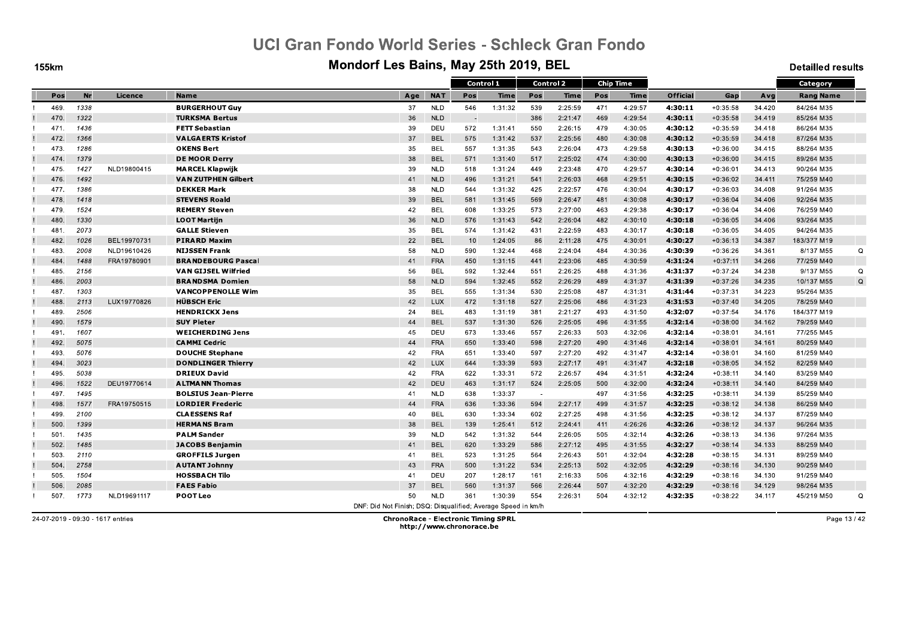# UCI Gran Fondo World Series - Schleck Gran Fondo

## Mondorf Les Bains, May 25th 2019, BEL

155km

Detailled results

| | Pos | Nr | Licence | Name | Age | NAT | Control 1 Pos | Control 1 Time | Control 2 Pos | Control 2 Time | Chip Time Pos | Chip Time Time | Official | Gap | Avg | Category Rang Name | |
|---|---|---|---|---|---|---|---|---|---|---|---|---|---|---|---|---|---|
| ! | 469. | 1338 | | **BURGERHOUT Guy** | 37 | NLD | 546 | 1:31:32 | 539 | 2:25:59 | 471 | 4:29:57 | **4:30:11** | +0:35:58 | 34.420 | 84/264 M35 | |
| ! | 470. | 1322 | | **TURKSMA Bertus** | 36 | NLD | - | | 386 | 2:21:47 | 469 | 4:29:54 | **4:30:11** | +0:35:58 | 34.419 | 85/264 M35 | |
| ! | 471. | 1436 | | **FETT Sebastian** | 39 | DEU | 572 | 1:31:41 | 550 | 2:26:15 | 479 | 4:30:05 | **4:30:12** | +0:35:59 | 34.418 | 86/264 M35 | |
| ! | 472. | 1366 | | **VALGAERTS Kristof** | 37 | BEL | 575 | 1:31:42 | 537 | 2:25:56 | 480 | 4:30:08 | **4:30:12** | +0:35:59 | 34.418 | 87/264 M35 | |
| ! | 473. | 1286 | | **OKENS Bert** | 35 | BEL | 557 | 1:31:35 | 543 | 2:26:04 | 473 | 4:29:58 | **4:30:13** | +0:36:00 | 34.415 | 88/264 M35 | |
| ! | 474. | 1379 | | **DE MOOR Derry** | 38 | BEL | 571 | 1:31:40 | 517 | 2:25:02 | 474 | 4:30:00 | **4:30:13** | +0:36:00 | 34.415 | 89/264 M35 | |
| ! | 475. | 1427 | NLD19800415 | **MARCEL Klapwijk** | 39 | NLD | 518 | 1:31:24 | 449 | 2:23:48 | 470 | 4:29:57 | **4:30:14** | +0:36:01 | 34.413 | 90/264 M35 | |
| ! | 476. | 1492 | | **VAN ZUTPHEN Gilbert** | 41 | NLD | 496 | 1:31:21 | 541 | 2:26:03 | 468 | 4:29:51 | **4:30:15** | +0:36:02 | 34.411 | 75/259 M40 | |
| ! | 477. | 1386 | | **DEKKER Mark** | 38 | NLD | 544 | 1:31:32 | 425 | 2:22:57 | 476 | 4:30:04 | **4:30:17** | +0:36:03 | 34.408 | 91/264 M35 | |
| ! | 478. | 1418 | | **STEVENS Roald** | 39 | BEL | 581 | 1:31:45 | 569 | 2:26:47 | 481 | 4:30:08 | **4:30:17** | +0:36:04 | 34.406 | 92/264 M35 | |
| ! | 479. | 1524 | | **REMERY Steven** | 42 | BEL | 608 | 1:33:25 | 573 | 2:27:00 | 463 | 4:29:38 | **4:30:17** | +0:36:04 | 34.406 | 76/259 M40 | |
| ! | 480. | 1330 | | **LOOT Martijn** | 36 | NLD | 576 | 1:31:43 | 542 | 2:26:04 | 482 | 4:30:10 | **4:30:18** | +0:36:05 | 34.406 | 93/264 M35 | |
| ! | 481. | 2073 | | **GALLE Stieven** | 35 | BEL | 574 | 1:31:42 | 431 | 2:22:59 | 483 | 4:30:17 | **4:30:18** | +0:36:05 | 34.405 | 94/264 M35 | |
| ! | 482. | 1026 | BEL19970731 | **PIRARD Maxim** | 22 | BEL | 10 | 1:24:05 | 86 | 2:11:28 | 475 | 4:30:01 | **4:30:27** | +0:36:13 | 34.387 | 183/377 M19 | |
| ! | 483. | 2008 | NLD19610426 | **NIJSSEN Frank** | 58 | NLD | 590 | 1:32:44 | 468 | 2:24:04 | 484 | 4:30:36 | **4:30:39** | +0:36:26 | 34.361 | 8/137 M55 | Q |
| ! | 484. | 1488 | FRA19780901 | **BRANDEBOURG Pascal** | 41 | FRA | 450 | 1:31:15 | 441 | 2:23:06 | 485 | 4:30:59 | **4:31:24** | +0:37:11 | 34.266 | 77/259 M40 | |
| ! | 485. | 2156 | | **VAN GIJSEL Wilfried** | 56 | BEL | 592 | 1:32:44 | 551 | 2:26:25 | 488 | 4:31:36 | **4:31:37** | +0:37:24 | 34.238 | 9/137 M55 | Q |
| ! | 486. | 2003 | | **BRANDSMA Domien** | 58 | NLD | 594 | 1:32:45 | 552 | 2:26:29 | 489 | 4:31:37 | **4:31:39** | +0:37:26 | 34.235 | 10/137 M55 | Q |
| ! | 487. | 1303 | | **VANCOPPENOLLE Wim** | 35 | BEL | 555 | 1:31:34 | 530 | 2:25:08 | 487 | 4:31:31 | **4:31:44** | +0:37:31 | 34.223 | 95/264 M35 | |
| ! | 488. | 2113 | LUX19770826 | **HÜBSCH Eric** | 42 | LUX | 472 | 1:31:18 | 527 | 2:25:06 | 486 | 4:31:23 | **4:31:53** | +0:37:40 | 34.205 | 78/259 M40 | |
| ! | 489. | 2506 | | **HENDRICKX Jens** | 24 | BEL | 483 | 1:31:19 | 381 | 2:21:27 | 493 | 4:31:50 | **4:32:07** | +0:37:54 | 34.176 | 184/377 M19 | |
| ! | 490. | 1579 | | **SUY Pieter** | 44 | BEL | 537 | 1:31:30 | 526 | 2:25:05 | 496 | 4:31:55 | **4:32:14** | +0:38:00 | 34.162 | 79/259 M40 | |
| ! | 491. | 1607 | | **WEICHERDING Jens** | 45 | DEU | 673 | 1:33:46 | 557 | 2:26:33 | 503 | 4:32:06 | **4:32:14** | +0:38:01 | 34.161 | 77/255 M45 | |
| ! | 492. | 5075 | | **CAMMI Cedric** | 44 | FRA | 650 | 1:33:40 | 598 | 2:27:20 | 490 | 4:31:46 | **4:32:14** | +0:38:01 | 34.161 | 80/259 M40 | |
| ! | 493. | 5076 | | **DOUCHE Stephane** | 42 | FRA | 651 | 1:33:40 | 597 | 2:27:20 | 492 | 4:31:47 | **4:32:14** | +0:38:01 | 34.160 | 81/259 M40 | |
| ! | 494. | 3023 | | **DONDLINGER Thierry** | 42 | LUX | 644 | 1:33:39 | 593 | 2:27:17 | 491 | 4:31:47 | **4:32:18** | +0:38:05 | 34.152 | 82/259 M40 | |
| ! | 495. | 5038 | | **DRIEUX David** | 42 | FRA | 622 | 1:33:31 | 572 | 2:26:57 | 494 | 4:31:51 | **4:32:24** | +0:38:11 | 34.140 | 83/259 M40 | |
| ! | 496. | 1522 | DEU19770614 | **ALTMANN Thomas** | 42 | DEU | 463 | 1:31:17 | 524 | 2:25:05 | 500 | 4:32:00 | **4:32:24** | +0:38:11 | 34.140 | 84/259 M40 | |
| ! | 497. | 1495 | | **BOLSIUS Jean-Pierre** | 41 | NLD | 638 | 1:33:37 | - | | 497 | 4:31:56 | **4:32:25** | +0:38:11 | 34.139 | 85/259 M40 | |
| ! | 498. | 1577 | FRA19750515 | **LORDIER Frederic** | 44 | FRA | 636 | 1:33:36 | 594 | 2:27:17 | 499 | 4:31:57 | **4:32:25** | +0:38:12 | 34.138 | 86/259 M40 | |
| ! | 499. | 2100 | | **CLAESSENS Raf** | 40 | BEL | 630 | 1:33:34 | 602 | 2:27:25 | 498 | 4:31:56 | **4:32:25** | +0:38:12 | 34.137 | 87/259 M40 | |
| ! | 500. | 1399 | | **HERMANS Bram** | 38 | BEL | 139 | 1:25:41 | 512 | 2:24:41 | 411 | 4:26:26 | **4:32:26** | +0:38:12 | 34.137 | 96/264 M35 | |
| ! | 501. | 1435 | | **PALM Sander** | 39 | NLD | 542 | 1:31:32 | 544 | 2:26:05 | 505 | 4:32:14 | **4:32:26** | +0:38:13 | 34.136 | 97/264 M35 | |
| ! | 502. | 1485 | | **JACOBS Benjamin** | 41 | BEL | 620 | 1:33:29 | 586 | 2:27:12 | 495 | 4:31:55 | **4:32:27** | +0:38:14 | 34.133 | 88/259 M40 | |
| ! | 503. | 2110 | | **GROFFILS Jurgen** | 41 | BEL | 523 | 1:31:25 | 564 | 2:26:43 | 501 | 4:32:04 | **4:32:28** | +0:38:15 | 34.131 | 89/259 M40 | |
| ! | 504. | 2758 | | **AUTANT Johnny** | 43 | FRA | 500 | 1:31:22 | 534 | 2:25:13 | 502 | 4:32:05 | **4:32:29** | +0:38:16 | 34.130 | 90/259 M40 | |
| ! | 505. | 1504 | | **HOSSBACH Tilo** | 41 | DEU | 207 | 1:28:17 | 161 | 2:16:33 | 506 | 4:32:16 | **4:32:29** | +0:38:16 | 34.130 | 91/259 M40 | |
| ! | 506. | 2085 | | **FAES Fabio** | 37 | BEL | 560 | 1:31:37 | 566 | 2:26:44 | 507 | 4:32:20 | **4:32:29** | +0:38:16 | 34.129 | 98/264 M35 | |
| ! | 507. | 1773 | NLD19691117 | **POOT Leo** | 50 | NLD | 361 | 1:30:39 | 554 | 2:26:31 | 504 | 4:32:12 | **4:32:35** | +0:38:22 | 34.117 | 45/219 M50 | Q |

DNF: Did Not Finish; DSQ: Disqualified; Average Speed in km/h

24-07-2019 - 09:30 - 1617 entries

**ChronoRace - Electronic Timing SPRL**
http://www.chronorace.be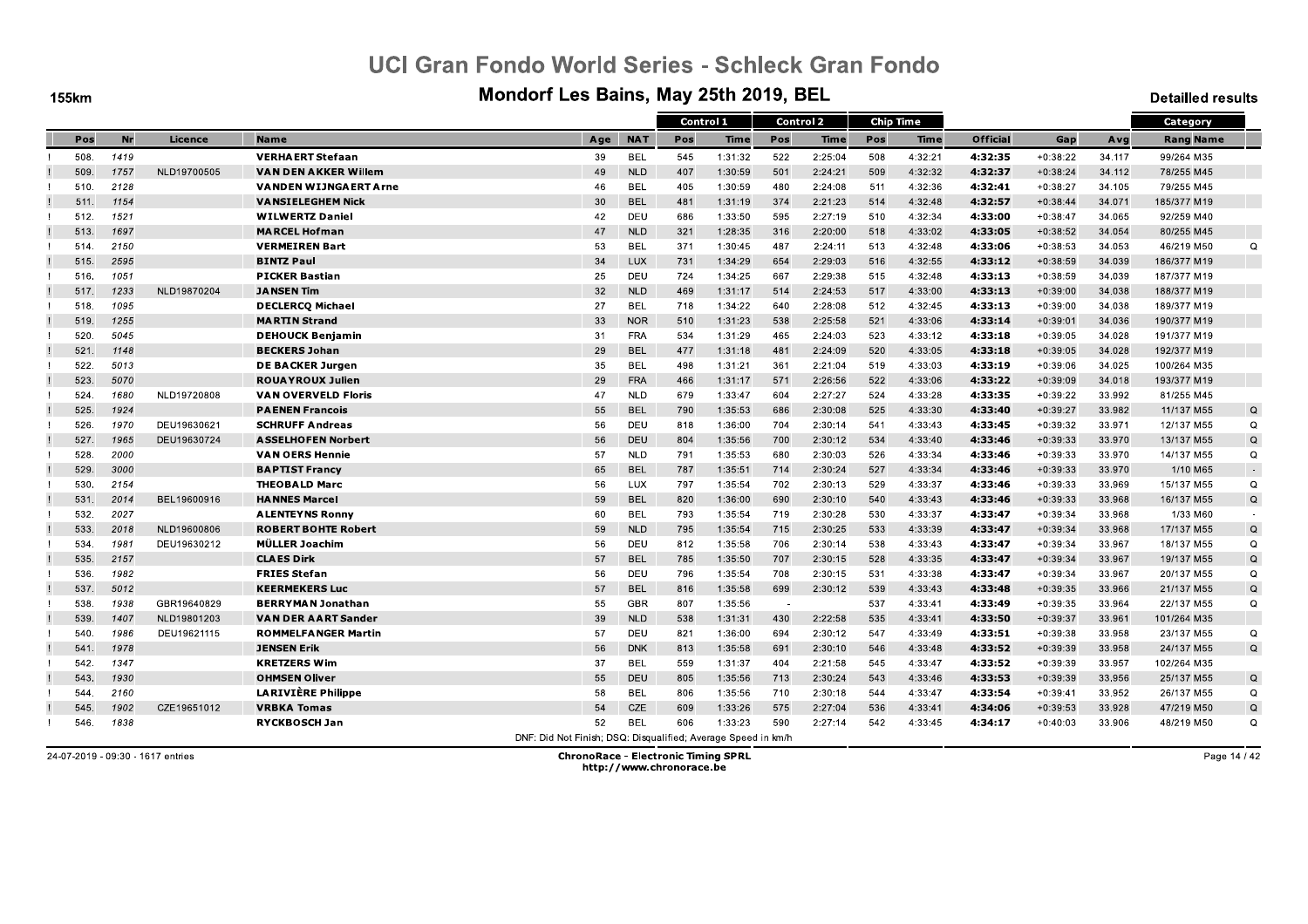# UCI Gran Fondo World Series - Schleck Gran Fondo

## Mondorf Les Bains, May 25th 2019, BEL

155km

Detailled results

| | Pos | Nr | Licence | Name | Age | NAT | Control 1 | | Control 2 | | Chip Time | | Official | Gap | Avg | Category | |
|---|---|---|---|---|---|---|---|---|---|---|---|---|---|---|---|---|---|
| | | | | | | | Pos | Time | Pos | Time | Pos | Time | | | | Rang Name | |
| ! | 508. | 1419 | | **VERHAERT Stefaan** | 39 | BEL | 545 | 1:31:32 | 522 | 2:25:04 | 508 | 4:32:21 | **4:32:35** | +0:38:22 | 34.117 | 99/264 M35 | |
| ! | 509. | 1757 | NLD19700505 | **VAN DEN AKKER Willem** | 49 | NLD | 407 | 1:30:59 | 501 | 2:24:21 | 509 | 4:32:32 | **4:32:37** | +0:38:24 | 34.112 | 78/255 M45 | |
| ! | 510. | 2128 | | **VANDEN WIJNGAERT Arne** | 46 | BEL | 405 | 1:30:59 | 480 | 2:24:08 | 511 | 4:32:36 | **4:32:41** | +0:38:27 | 34.105 | 79/255 M45 | |
| ! | 511. | 1154 | | **VANSIELEGHEM Nick** | 30 | BEL | 481 | 1:31:19 | 374 | 2:21:23 | 514 | 4:32:48 | **4:32:57** | +0:38:44 | 34.071 | 185/377 M19 | |
| ! | 512. | 1521 | | **WILWERTZ Daniel** | 42 | DEU | 686 | 1:33:50 | 595 | 2:27:19 | 510 | 4:32:34 | **4:33:00** | +0:38:47 | 34.065 | 92/259 M40 | |
| ! | 513. | 1697 | | **MARCEL Hofman** | 47 | NLD | 321 | 1:28:35 | 316 | 2:20:00 | 518 | 4:33:02 | **4:33:05** | +0:38:52 | 34.054 | 80/255 M45 | |
| ! | 514. | 2150 | | **VERMEIREN Bart** | 53 | BEL | 371 | 1:30:45 | 487 | 2:24:11 | 513 | 4:32:48 | **4:33:06** | +0:38:53 | 34.053 | 46/219 M50 | Q |
| ! | 515. | 2595 | | **BINTZ Paul** | 34 | LUX | 731 | 1:34:29 | 654 | 2:29:03 | 516 | 4:32:55 | **4:33:12** | +0:38:59 | 34.039 | 186/377 M19 | |
| ! | 516. | 1051 | | **PICKER Bastian** | 25 | DEU | 724 | 1:34:25 | 667 | 2:29:38 | 515 | 4:32:48 | **4:33:13** | +0:38:59 | 34.039 | 187/377 M19 | |
| ! | 517. | 1233 | NLD19870204 | **JANSEN Tim** | 32 | NLD | 469 | 1:31:17 | 514 | 2:24:53 | 517 | 4:33:00 | **4:33:13** | +0:39:00 | 34.038 | 188/377 M19 | |
| ! | 518. | 1095 | | **DECLERCQ Michael** | 27 | BEL | 718 | 1:34:22 | 640 | 2:28:08 | 512 | 4:32:45 | **4:33:13** | +0:39:00 | 34.038 | 189/377 M19 | |
| ! | 519. | 1255 | | **MARTIN Strand** | 33 | NOR | 510 | 1:31:23 | 538 | 2:25:58 | 521 | 4:33:06 | **4:33:14** | +0:39:01 | 34.036 | 190/377 M19 | |
| ! | 520. | 5045 | | **DEHOUCK Benjamin** | 31 | FRA | 534 | 1:31:29 | 465 | 2:24:03 | 523 | 4:33:12 | **4:33:18** | +0:39:05 | 34.028 | 191/377 M19 | |
| ! | 521. | 1148 | | **BECKERS Johan** | 29 | BEL | 477 | 1:31:18 | 481 | 2:24:09 | 520 | 4:33:05 | **4:33:18** | +0:39:05 | 34.028 | 192/377 M19 | |
| ! | 522. | 5013 | | **DE BACKER Jurgen** | 35 | BEL | 498 | 1:31:21 | 361 | 2:21:04 | 519 | 4:33:03 | **4:33:19** | +0:39:06 | 34.025 | 100/264 M35 | |
| ! | 523. | 5070 | | **ROUAYROUX Julien** | 29 | FRA | 466 | 1:31:17 | 571 | 2:26:56 | 522 | 4:33:06 | **4:33:22** | +0:39:09 | 34.018 | 193/377 M19 | |
| ! | 524. | 1680 | NLD19720808 | **VAN OVERVELD Floris** | 47 | NLD | 679 | 1:33:47 | 604 | 2:27:27 | 524 | 4:33:28 | **4:33:35** | +0:39:22 | 33.992 | 81/255 M45 | |
| ! | 525. | 1924 | | **PAENEN Francois** | 55 | BEL | 790 | 1:35:53 | 686 | 2:30:08 | 525 | 4:33:30 | **4:33:40** | +0:39:27 | 33.982 | 11/137 M55 | Q |
| ! | 526. | 1970 | DEU19630621 | **SCHRUFF Andreas** | 56 | DEU | 818 | 1:36:00 | 704 | 2:30:14 | 541 | 4:33:43 | **4:33:45** | +0:39:32 | 33.971 | 12/137 M55 | Q |
| ! | 527. | 1965 | DEU19630724 | **ASSELHOFEN Norbert** | 56 | DEU | 804 | 1:35:56 | 700 | 2:30:12 | 534 | 4:33:40 | **4:33:46** | +0:39:33 | 33.970 | 13/137 M55 | Q |
| ! | 528. | 2000 | | **VAN OERS Hennie** | 57 | NLD | 791 | 1:35:53 | 680 | 2:30:03 | 526 | 4:33:34 | **4:33:46** | +0:39:33 | 33.970 | 14/137 M55 | Q |
| ! | 529. | 3000 | | **BAPTIST Francy** | 65 | BEL | 787 | 1:35:51 | 714 | 2:30:24 | 527 | 4:33:34 | **4:33:46** | +0:39:33 | 33.970 | 1/10 M65 | - |
| ! | 530. | 2154 | | **THEOBALD Marc** | 56 | LUX | 797 | 1:35:54 | 702 | 2:30:13 | 529 | 4:33:37 | **4:33:46** | +0:39:33 | 33.969 | 15/137 M55 | Q |
| ! | 531. | 2014 | BEL19600916 | **HANNES Marcel** | 59 | BEL | 820 | 1:36:00 | 690 | 2:30:10 | 540 | 4:33:43 | **4:33:46** | +0:39:33 | 33.968 | 16/137 M55 | Q |
| ! | 532. | 2027 | | **ALENTEYNS Ronny** | 60 | BEL | 793 | 1:35:54 | 719 | 2:30:28 | 530 | 4:33:37 | **4:33:47** | +0:39:34 | 33.968 | 1/33 M60 | - |
| ! | 533. | 2018 | NLD19600806 | **ROBERT BOHTE Robert** | 59 | NLD | 795 | 1:35:54 | 715 | 2:30:25 | 533 | 4:33:39 | **4:33:47** | +0:39:34 | 33.968 | 17/137 M55 | Q |
| ! | 534. | 1981 | DEU19630212 | **MÜLLER Joachim** | 56 | DEU | 812 | 1:35:58 | 706 | 2:30:14 | 538 | 4:33:43 | **4:33:47** | +0:39:34 | 33.967 | 18/137 M55 | Q |
| ! | 535. | 2157 | | **CLAES Dirk** | 57 | BEL | 785 | 1:35:50 | 707 | 2:30:15 | 528 | 4:33:35 | **4:33:47** | +0:39:34 | 33.967 | 19/137 M55 | Q |
| ! | 536. | 1982 | | **FRIES Stefan** | 56 | DEU | 796 | 1:35:54 | 708 | 2:30:15 | 531 | 4:33:38 | **4:33:47** | +0:39:34 | 33.967 | 20/137 M55 | Q |
| ! | 537. | 5012 | | **KEERMEKERS Luc** | 57 | BEL | 816 | 1:35:58 | 699 | 2:30:12 | 539 | 4:33:43 | **4:33:48** | +0:39:35 | 33.966 | 21/137 M55 | Q |
| ! | 538. | 1938 | GBR19640829 | **BERRYMAN Jonathan** | 55 | GBR | 807 | 1:35:56 | - | | 537 | 4:33:41 | **4:33:49** | +0:39:35 | 33.964 | 22/137 M55 | Q |
| ! | 539. | 1407 | NLD19801203 | **VAN DER AART Sander** | 39 | NLD | 538 | 1:31:31 | 430 | 2:22:58 | 535 | 4:33:41 | **4:33:50** | +0:39:37 | 33.961 | 101/264 M35 | |
| ! | 540. | 1986 | DEU19621115 | **ROMMELFANGER Martin** | 57 | DEU | 821 | 1:36:00 | 694 | 2:30:12 | 547 | 4:33:49 | **4:33:51** | +0:39:38 | 33.958 | 23/137 M55 | Q |
| ! | 541. | 1978 | | **JENSEN Erik** | 56 | DNK | 813 | 1:35:58 | 691 | 2:30:10 | 546 | 4:33:48 | **4:33:52** | +0:39:39 | 33.958 | 24/137 M55 | Q |
| ! | 542. | 1347 | | **KRETZERS Wim** | 37 | BEL | 559 | 1:31:37 | 404 | 2:21:58 | 545 | 4:33:47 | **4:33:52** | +0:39:39 | 33.957 | 102/264 M35 | |
| ! | 543. | 1930 | | **OHMSEN Oliver** | 55 | DEU | 805 | 1:35:56 | 713 | 2:30:24 | 543 | 4:33:46 | **4:33:53** | +0:39:39 | 33.956 | 25/137 M55 | Q |
| ! | 544. | 2160 | | **LARIVIÈRE Philippe** | 58 | BEL | 806 | 1:35:56 | 710 | 2:30:18 | 544 | 4:33:47 | **4:33:54** | +0:39:41 | 33.952 | 26/137 M55 | Q |
| ! | 545. | 1902 | CZE19651012 | **VRBKA Tomas** | 54 | CZE | 609 | 1:33:26 | 575 | 2:27:04 | 536 | 4:33:41 | **4:34:06** | +0:39:53 | 33.928 | 47/219 M50 | Q |
| ! | 546. | 1838 | | **RYCKBOSCH Jan** | 52 | BEL | 606 | 1:33:23 | 590 | 2:27:14 | 542 | 4:33:45 | **4:34:17** | +0:40:03 | 33.906 | 48/219 M50 | Q |

DNF: Did Not Finish; DSQ: Disqualified; Average Speed in km/h

24-07-2019 - 09:30 - 1617 entries

**ChronoRace - Electronic Timing SPRL**
http://www.chronorace.be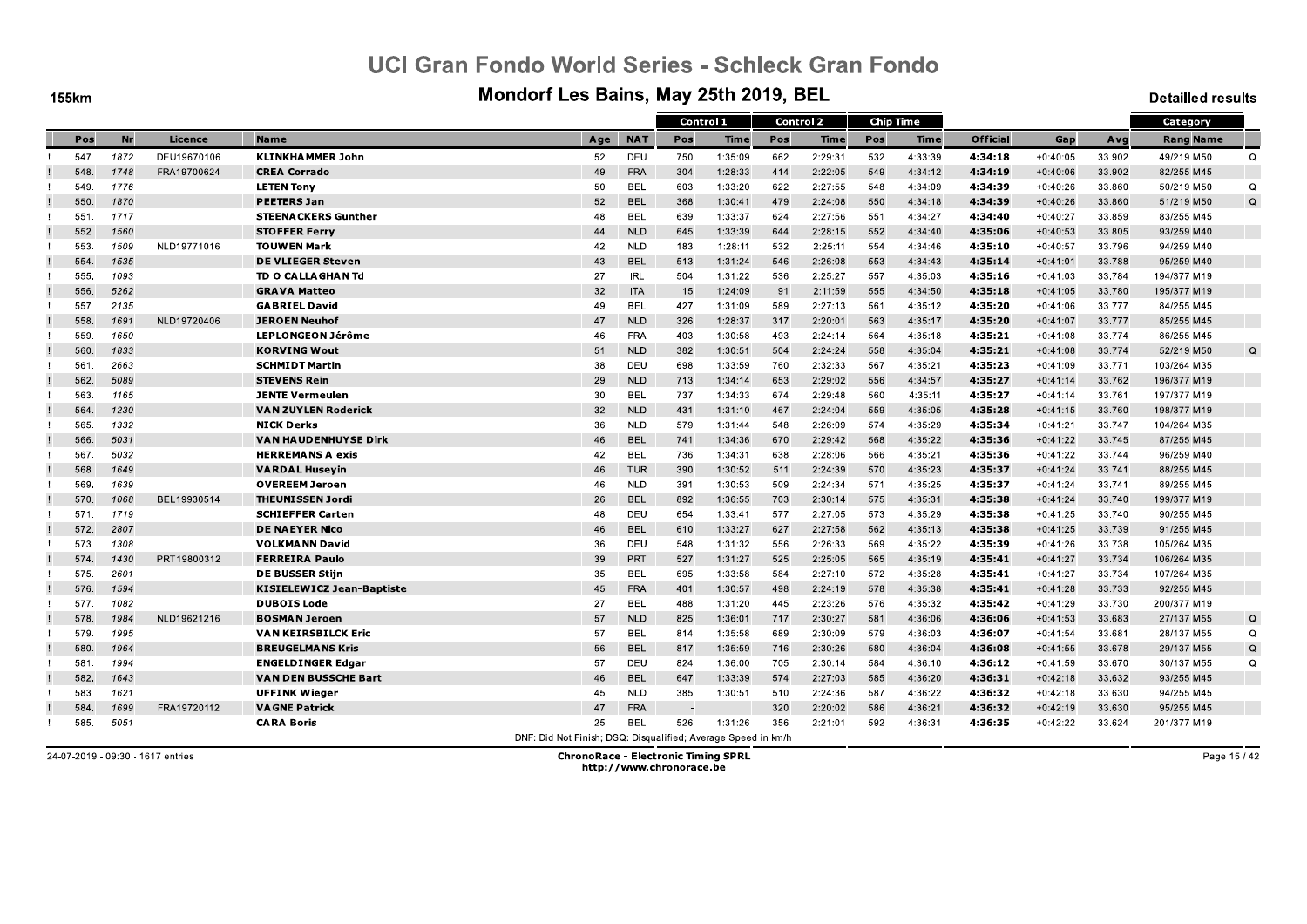# UCI Gran Fondo World Series - Schleck Gran Fondo

## Mondorf Les Bains, May 25th 2019, BEL

155km

Detailled results

| | | | | | | Control 1 | | Control 2 | | Chip Time | | | | | Category | |
|---|---|---|---|---|---|---|---|---|---|---|---|---|---|---|---|---|
| Pos | Nr | Licence | Name | Age | NAT | Pos | Time | Pos | Time | Pos | Time | Official | Gap | Avg | Rang Name | |
| 547. | 1872 | DEU19670106 | **KLINKHAMMER John** | 52 | DEU | 750 | 1:35:09 | 662 | 2:29:31 | 532 | 4:33:39 | **4:34:18** | +0:40:05 | 33.902 | 49/219 M50 | Q |
| 548. | 1748 | FRA19700624 | **CREA Corrado** | 49 | FRA | 304 | 1:28:33 | 414 | 2:22:05 | 549 | 4:34:12 | **4:34:19** | +0:40:06 | 33.902 | 82/255 M45 | |
| 549. | 1776 | | **LETEN Tony** | 50 | BEL | 603 | 1:33:20 | 622 | 2:27:55 | 548 | 4:34:09 | **4:34:39** | +0:40:26 | 33.860 | 50/219 M50 | Q |
| 550. | 1870 | | **PEETERS Jan** | 52 | BEL | 368 | 1:30:41 | 479 | 2:24:08 | 550 | 4:34:18 | **4:34:39** | +0:40:26 | 33.860 | 51/219 M50 | Q |
| 551. | 1717 | | **STEENACKERS Gunther** | 48 | BEL | 639 | 1:33:37 | 624 | 2:27:56 | 551 | 4:34:27 | **4:34:40** | +0:40:27 | 33.859 | 83/255 M45 | |
| 552. | 1560 | | **STOFFER Ferry** | 44 | NLD | 645 | 1:33:39 | 644 | 2:28:15 | 552 | 4:34:40 | **4:35:06** | +0:40:53 | 33.805 | 93/259 M40 | |
| 553. | 1509 | NLD19771016 | **TOUWEN Mark** | 42 | NLD | 183 | 1:28:11 | 532 | 2:25:11 | 554 | 4:34:46 | **4:35:10** | +0:40:57 | 33.796 | 94/259 M40 | |
| 554. | 1535 | | **DE VLIEGER Steven** | 43 | BEL | 513 | 1:31:24 | 546 | 2:26:08 | 553 | 4:34:43 | **4:35:14** | +0:41:01 | 33.788 | 95/259 M40 | |
| 555. | 1093 | | **TD O CALLAGHAN Td** | 27 | IRL | 504 | 1:31:22 | 536 | 2:25:27 | 557 | 4:35:03 | **4:35:16** | +0:41:03 | 33.784 | 194/377 M19 | |
| 556. | 5262 | | **GRAVA Matteo** | 32 | ITA | 15 | 1:24:09 | 91 | 2:11:59 | 555 | 4:34:50 | **4:35:18** | +0:41:05 | 33.780 | 195/377 M19 | |
| 557. | 2135 | | **GABRIEL David** | 49 | BEL | 427 | 1:31:09 | 589 | 2:27:13 | 561 | 4:35:12 | **4:35:20** | +0:41:06 | 33.777 | 84/255 M45 | |
| 558. | 1691 | NLD19720406 | **JEROEN Neuhof** | 47 | NLD | 326 | 1:28:37 | 317 | 2:20:01 | 563 | 4:35:17 | **4:35:20** | +0:41:07 | 33.777 | 85/255 M45 | |
| 559. | 1650 | | **LEPLONGEON Jérôme** | 46 | FRA | 403 | 1:30:58 | 493 | 2:24:14 | 564 | 4:35:18 | **4:35:21** | +0:41:08 | 33.774 | 86/255 M45 | |
| 560. | 1833 | | **KORVING Wout** | 51 | NLD | 382 | 1:30:51 | 504 | 2:24:24 | 558 | 4:35:04 | **4:35:21** | +0:41:08 | 33.774 | 52/219 M50 | Q |
| 561. | 2663 | | **SCHMIDT Martin** | 38 | DEU | 698 | 1:33:59 | 760 | 2:32:33 | 567 | 4:35:21 | **4:35:23** | +0:41:09 | 33.771 | 103/264 M35 | |
| 562. | 5089 | | **STEVENS Rein** | 29 | NLD | 713 | 1:34:14 | 653 | 2:29:02 | 556 | 4:34:57 | **4:35:27** | +0:41:14 | 33.762 | 196/377 M19 | |
| 563. | 1165 | | **JENTE Vermeulen** | 30 | BEL | 737 | 1:34:33 | 674 | 2:29:48 | 560 | 4:35:11 | **4:35:27** | +0:41:14 | 33.761 | 197/377 M19 | |
| 564. | 1230 | | **VAN ZUYLEN Roderick** | 32 | NLD | 431 | 1:31:10 | 467 | 2:24:04 | 559 | 4:35:05 | **4:35:28** | +0:41:15 | 33.760 | 198/377 M19 | |
| 565. | 1332 | | **NICK Derks** | 36 | NLD | 579 | 1:31:44 | 548 | 2:26:09 | 574 | 4:35:29 | **4:35:34** | +0:41:21 | 33.747 | 104/264 M35 | |
| 566. | 5031 | | **VAN HAUDENHUYSE Dirk** | 46 | BEL | 741 | 1:34:36 | 670 | 2:29:42 | 568 | 4:35:22 | **4:35:36** | +0:41:22 | 33.745 | 87/255 M45 | |
| 567. | 5032 | | **HERREMANS Alexis** | 42 | BEL | 736 | 1:34:31 | 638 | 2:28:06 | 566 | 4:35:21 | **4:35:36** | +0:41:22 | 33.744 | 96/259 M40 | |
| 568. | 1649 | | **VARDAL Huseyin** | 46 | TUR | 390 | 1:30:52 | 511 | 2:24:39 | 570 | 4:35:23 | **4:35:37** | +0:41:24 | 33.741 | 88/255 M45 | |
| 569. | 1639 | | **OVEREEM Jeroen** | 46 | NLD | 391 | 1:30:53 | 509 | 2:24:34 | 571 | 4:35:25 | **4:35:37** | +0:41:24 | 33.741 | 89/255 M45 | |
| 570. | 1068 | BEL19930514 | **THEUNISSEN Jordi** | 26 | BEL | 892 | 1:36:55 | 703 | 2:30:14 | 575 | 4:35:31 | **4:35:38** | +0:41:24 | 33.740 | 199/377 M19 | |
| 571. | 1719 | | **SCHIEFFER Carten** | 48 | DEU | 654 | 1:33:41 | 577 | 2:27:05 | 573 | 4:35:29 | **4:35:38** | +0:41:25 | 33.740 | 90/255 M45 | |
| 572. | 2807 | | **DE NAEYER Nico** | 46 | BEL | 610 | 1:33:27 | 627 | 2:27:58 | 562 | 4:35:13 | **4:35:38** | +0:41:25 | 33.739 | 91/255 M45 | |
| 573. | 1308 | | **VOLKMANN David** | 36 | DEU | 548 | 1:31:32 | 556 | 2:26:33 | 569 | 4:35:22 | **4:35:39** | +0:41:26 | 33.738 | 105/264 M35 | |
| 574. | 1430 | PRT19800312 | **FERREIRA Paulo** | 39 | PRT | 527 | 1:31:27 | 525 | 2:25:05 | 565 | 4:35:19 | **4:35:41** | +0:41:27 | 33.734 | 106/264 M35 | |
| 575. | 2601 | | **DE BUSSER Stijn** | 35 | BEL | 695 | 1:33:58 | 584 | 2:27:10 | 572 | 4:35:28 | **4:35:41** | +0:41:27 | 33.734 | 107/264 M35 | |
| 576. | 1594 | | **KISIELEWICZ Jean-Baptiste** | 45 | FRA | 401 | 1:30:57 | 498 | 2:24:19 | 578 | 4:35:38 | **4:35:41** | +0:41:28 | 33.733 | 92/255 M45 | |
| 577. | 1082 | | **DUBOIS Lode** | 27 | BEL | 488 | 1:31:20 | 445 | 2:23:26 | 576 | 4:35:32 | **4:35:42** | +0:41:29 | 33.730 | 200/377 M19 | |
| 578. | 1984 | NLD19621216 | **BOSMAN Jeroen** | 57 | NLD | 825 | 1:36:01 | 717 | 2:30:27 | 581 | 4:36:06 | **4:36:06** | +0:41:53 | 33.683 | 27/137 M55 | Q |
| 579. | 1995 | | **VAN KEIRSBILCK Eric** | 57 | BEL | 814 | 1:35:58 | 689 | 2:30:09 | 579 | 4:36:03 | **4:36:07** | +0:41:54 | 33.681 | 28/137 M55 | Q |
| 580. | 1964 | | **BREUGELMANS Kris** | 56 | BEL | 817 | 1:35:59 | 716 | 2:30:26 | 580 | 4:36:04 | **4:36:08** | +0:41:55 | 33.678 | 29/137 M55 | Q |
| 581. | 1994 | | **ENGELDINGER Edgar** | 57 | DEU | 824 | 1:36:00 | 705 | 2:30:14 | 584 | 4:36:10 | **4:36:12** | +0:41:59 | 33.670 | 30/137 M55 | Q |
| 582. | 1643 | | **VAN DEN BUSSCHE Bart** | 46 | BEL | 647 | 1:33:39 | 574 | 2:27:03 | 585 | 4:36:20 | **4:36:31** | +0:42:18 | 33.632 | 93/255 M45 | |
| 583. | 1621 | | **UFFINK Wieger** | 45 | NLD | 385 | 1:30:51 | 510 | 2:24:36 | 587 | 4:36:22 | **4:36:32** | +0:42:18 | 33.630 | 94/255 M45 | |
| 584. | 1699 | FRA19720112 | **VAGNE Patrick** | 47 | FRA | - | | 320 | 2:20:02 | 586 | 4:36:21 | **4:36:32** | +0:42:19 | 33.630 | 95/255 M45 | |
| 585. | 5051 | | **CARA Boris** | 25 | BEL | 526 | 1:31:26 | 356 | 2:21:01 | 592 | 4:36:31 | **4:36:35** | +0:42:22 | 33.624 | 201/377 M19 | |

DNF: Did Not Finish; DSQ: Disqualified; Average Speed in km/h

24-07-2019 - 09:30 - 1617 entries

**ChronoRace - Electronic Timing SPRL**
http://www.chronorace.be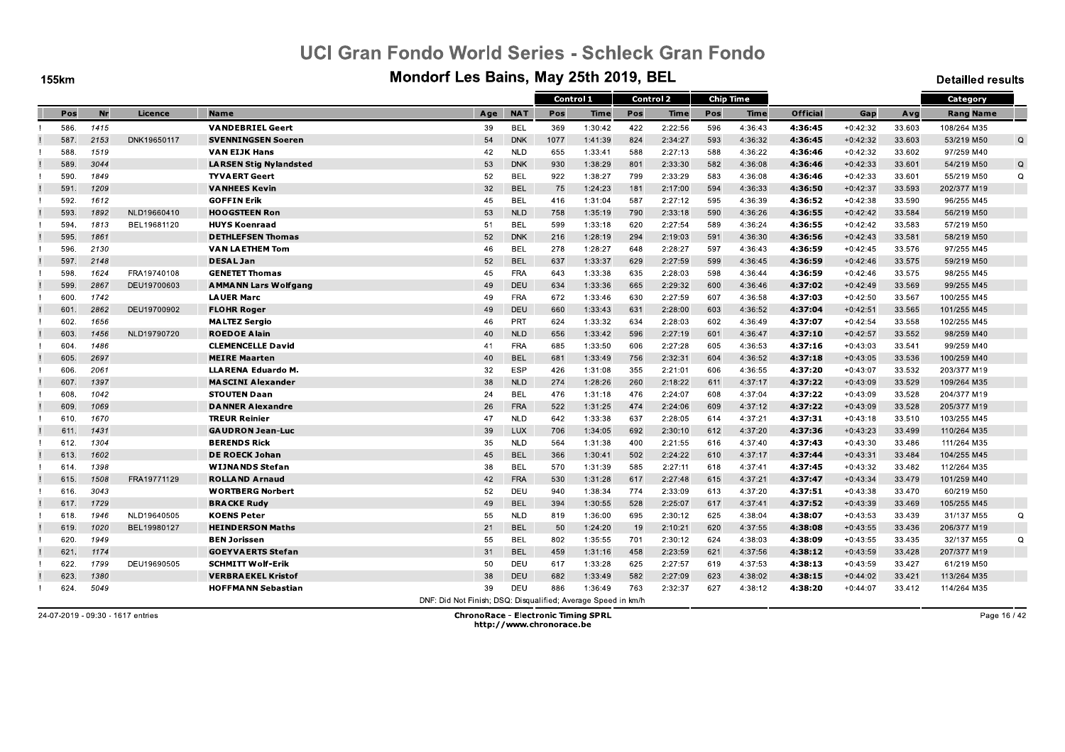# UCI Gran Fondo World Series - Schleck Gran Fondo

## Mondorf Les Bains, May 25th 2019, BEL

155km

Detailled results

| | | | | | | | Control 1 | | Control 2 | | Chip Time | | | | | Category | |
|---|---|---|---|---|---|---|---|---|---|---|---|---|---|---|---|---|---|
| | Pos | Nr | Licence | Name | Age | NAT | Pos | Time | Pos | Time | Pos | Time | Official | Gap | Avg | Rang Name | |
| ! | 586. | 1415 | | **VANDEBRIEL Geert** | 39 | BEL | 369 | 1:30:42 | 422 | 2:22:56 | 596 | 4:36:43 | **4:36:45** | +0:42:32 | 33.603 | 108/264 M35 | |
| ! | 587. | 2153 | DNK19650117 | **SVENNINGSEN Soeren** | 54 | DNK | 1077 | 1:41:39 | 824 | 2:34:27 | 593 | 4:36:32 | **4:36:45** | +0:42:32 | 33.603 | 53/219 M50 | Q |
| ! | 588. | 1519 | | **VAN EIJK Hans** | 42 | NLD | 655 | 1:33:41 | 588 | 2:27:13 | 588 | 4:36:22 | **4:36:46** | +0:42:32 | 33.602 | 97/259 M40 | |
| ! | 589. | 3044 | | **LARSEN Stig Nylandsted** | 53 | DNK | 930 | 1:38:29 | 801 | 2:33:30 | 582 | 4:36:08 | **4:36:46** | +0:42:33 | 33.601 | 54/219 M50 | Q |
| ! | 590. | 1849 | | **TYVAERT Geert** | 52 | BEL | 922 | 1:38:27 | 799 | 2:33:29 | 583 | 4:36:08 | **4:36:46** | +0:42:33 | 33.601 | 55/219 M50 | Q |
| ! | 591. | 1209 | | **VANHEES Kevin** | 32 | BEL | 75 | 1:24:23 | 181 | 2:17:00 | 594 | 4:36:33 | **4:36:50** | +0:42:37 | 33.593 | 202/377 M19 | |
| ! | 592. | 1612 | | **GOFFIN Erik** | 45 | BEL | 416 | 1:31:04 | 587 | 2:27:12 | 595 | 4:36:39 | **4:36:52** | +0:42:38 | 33.590 | 96/255 M45 | |
| ! | 593. | 1892 | NLD19660410 | **HOOGSTEEN Ron** | 53 | NLD | 758 | 1:35:19 | 790 | 2:33:18 | 590 | 4:36:26 | **4:36:55** | +0:42:42 | 33.584 | 56/219 M50 | |
| ! | 594. | 1813 | BEL19681120 | **HUYS Koenraad** | 51 | BEL | 599 | 1:33:18 | 620 | 2:27:54 | 589 | 4:36:24 | **4:36:55** | +0:42:42 | 33.583 | 57/219 M50 | |
| ! | 595. | 1861 | | **DETHLEFSEN Thomas** | 52 | DNK | 216 | 1:28:19 | 294 | 2:19:03 | 591 | 4:36:30 | **4:36:56** | +0:42:43 | 33.581 | 58/219 M50 | |
| ! | 596. | 2130 | | **VAN LAETHEM Tom** | 46 | BEL | 278 | 1:28:27 | 648 | 2:28:27 | 597 | 4:36:43 | **4:36:59** | +0:42:45 | 33.576 | 97/255 M45 | |
| ! | 597. | 2148 | | **DESAL Jan** | 52 | BEL | 637 | 1:33:37 | 629 | 2:27:59 | 599 | 4:36:45 | **4:36:59** | +0:42:46 | 33.575 | 59/219 M50 | |
| ! | 598. | 1624 | FRA19740108 | **GENETET Thomas** | 45 | FRA | 643 | 1:33:38 | 635 | 2:28:03 | 598 | 4:36:44 | **4:36:59** | +0:42:46 | 33.575 | 98/255 M45 | |
| ! | 599. | 2867 | DEU19700603 | **AMMANN Lars Wolfgang** | 49 | DEU | 634 | 1:33:36 | 665 | 2:29:32 | 600 | 4:36:46 | **4:37:02** | +0:42:49 | 33.569 | 99/255 M45 | |
| ! | 600. | 1742 | | **LAUER Marc** | 49 | FRA | 672 | 1:33:46 | 630 | 2:27:59 | 607 | 4:36:58 | **4:37:03** | +0:42:50 | 33.567 | 100/255 M45 | |
| ! | 601. | 2862 | DEU19700902 | **FLOHR Roger** | 49 | DEU | 660 | 1:33:43 | 631 | 2:28:00 | 603 | 4:36:52 | **4:37:04** | +0:42:51 | 33.565 | 101/255 M45 | |
| ! | 602. | 1656 | | **MALTEZ Sergio** | 46 | PRT | 624 | 1:33:32 | 634 | 2:28:03 | 602 | 4:36:49 | **4:37:07** | +0:42:54 | 33.558 | 102/255 M45 | |
| ! | 603. | 1456 | NLD19790720 | **ROEDOE Alain** | 40 | NLD | 656 | 1:33:42 | 596 | 2:27:19 | 601 | 4:36:47 | **4:37:10** | +0:42:57 | 33.552 | 98/259 M40 | |
| ! | 604. | 1486 | | **CLEMENCELLE David** | 41 | FRA | 685 | 1:33:50 | 606 | 2:27:28 | 605 | 4:36:53 | **4:37:16** | +0:43:03 | 33.541 | 99/259 M40 | |
| ! | 605. | 2697 | | **MEIRE Maarten** | 40 | BEL | 681 | 1:33:49 | 756 | 2:32:31 | 604 | 4:36:52 | **4:37:18** | +0:43:05 | 33.536 | 100/259 M40 | |
| ! | 606. | 2061 | | **LLARENA Eduardo M.** | 32 | ESP | 426 | 1:31:08 | 355 | 2:21:01 | 606 | 4:36:55 | **4:37:20** | +0:43:07 | 33.532 | 203/377 M19 | |
| ! | 607. | 1397 | | **MASCINI Alexander** | 38 | NLD | 274 | 1:28:26 | 260 | 2:18:22 | 611 | 4:37:17 | **4:37:22** | +0:43:09 | 33.529 | 109/264 M35 | |
| ! | 608. | 1042 | | **STOUTEN Daan** | 24 | BEL | 476 | 1:31:18 | 476 | 2:24:07 | 608 | 4:37:04 | **4:37:22** | +0:43:09 | 33.528 | 204/377 M19 | |
| ! | 609. | 1069 | | **DANNER Alexandre** | 26 | FRA | 522 | 1:31:25 | 474 | 2:24:06 | 609 | 4:37:12 | **4:37:22** | +0:43:09 | 33.528 | 205/377 M19 | |
| ! | 610. | 1670 | | **TREUR Reinier** | 47 | NLD | 642 | 1:33:38 | 637 | 2:28:05 | 614 | 4:37:21 | **4:37:31** | +0:43:18 | 33.510 | 103/255 M45 | |
| ! | 611. | 1431 | | **GAUDRON Jean-Luc** | 39 | LUX | 706 | 1:34:05 | 692 | 2:30:10 | 612 | 4:37:20 | **4:37:36** | +0:43:23 | 33.499 | 110/264 M35 | |
| ! | 612. | 1304 | | **BERENDS Rick** | 35 | NLD | 564 | 1:31:38 | 400 | 2:21:55 | 616 | 4:37:40 | **4:37:43** | +0:43:30 | 33.486 | 111/264 M35 | |
| ! | 613. | 1602 | | **DE ROECK Johan** | 45 | BEL | 366 | 1:30:41 | 502 | 2:24:22 | 610 | 4:37:17 | **4:37:44** | +0:43:31 | 33.484 | 104/255 M45 | |
| ! | 614. | 1398 | | **WIJNANDS Stefan** | 38 | BEL | 570 | 1:31:39 | 585 | 2:27:11 | 618 | 4:37:41 | **4:37:45** | +0:43:32 | 33.482 | 112/264 M35 | |
| ! | 615. | 1508 | FRA19771129 | **ROLLAND Arnaud** | 42 | FRA | 530 | 1:31:28 | 617 | 2:27:48 | 615 | 4:37:21 | **4:37:47** | +0:43:34 | 33.479 | 101/259 M40 | |
| ! | 616. | 3043 | | **WORTBERG Norbert** | 52 | DEU | 940 | 1:38:34 | 774 | 2:33:09 | 613 | 4:37:20 | **4:37:51** | +0:43:38 | 33.470 | 60/219 M50 | |
| ! | 617. | 1729 | | **BRACKE Rudy** | 49 | BEL | 394 | 1:30:55 | 528 | 2:25:07 | 617 | 4:37:41 | **4:37:52** | +0:43:39 | 33.469 | 105/255 M45 | |
| ! | 618. | 1946 | NLD19640505 | **KOENS Peter** | 55 | NLD | 819 | 1:36:00 | 695 | 2:30:12 | 625 | 4:38:04 | **4:38:07** | +0:43:53 | 33.439 | 31/137 M55 | Q |
| ! | 619. | 1020 | BEL19980127 | **HEINDERSON Maths** | 21 | BEL | 50 | 1:24:20 | 19 | 2:10:21 | 620 | 4:37:55 | **4:38:08** | +0:43:55 | 33.436 | 206/377 M19 | |
| ! | 620. | 1949 | | **BEN Jorissen** | 55 | BEL | 802 | 1:35:55 | 701 | 2:30:12 | 624 | 4:38:03 | **4:38:09** | +0:43:55 | 33.435 | 32/137 M55 | Q |
| ! | 621. | 1174 | | **GOEYVAERTS Stefan** | 31 | BEL | 459 | 1:31:16 | 458 | 2:23:59 | 621 | 4:37:56 | **4:38:12** | +0:43:59 | 33.428 | 207/377 M19 | |
| ! | 622. | 1799 | DEU19690505 | **SCHMITT Wolf-Erik** | 50 | DEU | 617 | 1:33:28 | 625 | 2:27:57 | 619 | 4:37:53 | **4:38:13** | +0:43:59 | 33.427 | 61/219 M50 | |
| ! | 623. | 1380 | | **VERBRAEKEL Kristof** | 38 | DEU | 682 | 1:33:49 | 582 | 2:27:09 | 623 | 4:38:02 | **4:38:15** | +0:44:02 | 33.421 | 113/264 M35 | |
| ! | 624. | 5049 | | **HOFFMANN Sebastian** | 39 | DEU | 886 | 1:36:49 | 763 | 2:32:37 | 627 | 4:38:12 | **4:38:20** | +0:44:07 | 33.412 | 114/264 M35 | |

DNF: Did Not Finish; DSQ: Disqualified; Average Speed in km/h

24-07-2019 - 09:30 - 1617 entries

**ChronoRace - Electronic Timing SPRL**
http://www.chronorace.be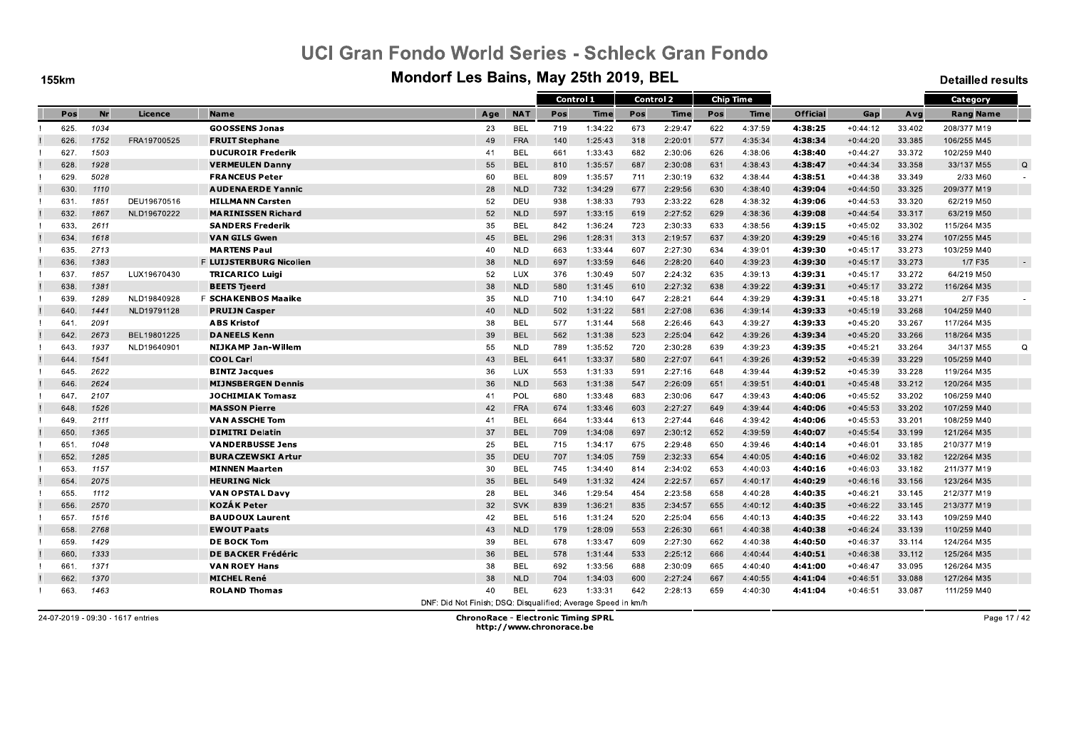# UCI Gran Fondo World Series - Schleck Gran Fondo

## Mondorf Les Bains, May 25th 2019, BEL

155km

Detailled results

| | Pos | Nr | Licence | | Name | Age | NAT | Control 1 Pos | Control 1 Time | Control 2 Pos | Control 2 Time | Chip Time Pos | Chip Time Time | Official | Gap | Avg | Category Rang Name | |
|---|---|---|---|---|---|---|---|---|---|---|---|---|---|---|---|---|---|---|
| ! | 625. | 1034 | | | **GOOSSENS Jonas** | 23 | BEL | 719 | 1:34:22 | 673 | 2:29:47 | 622 | 4:37:59 | **4:38:25** | +0:44:12 | 33.402 | 208/377 M19 | |
| ! | 626. | 1752 | FRA19700525 | | **FRUIT Stephane** | 49 | FRA | 140 | 1:25:43 | 318 | 2:20:01 | 577 | 4:35:34 | **4:38:34** | +0:44:20 | 33.385 | 106/255 M45 | |
| ! | 627. | 1503 | | | **DUCUROIR Frederik** | 41 | BEL | 661 | 1:33:43 | 682 | 2:30:06 | 626 | 4:38:06 | **4:38:40** | +0:44:27 | 33.372 | 102/259 M40 | |
| ! | 628. | 1928 | | | **VERMEULEN Danny** | 55 | BEL | 810 | 1:35:57 | 687 | 2:30:08 | 631 | 4:38:43 | **4:38:47** | +0:44:34 | 33.358 | 33/137 M55 | Q |
| ! | 629. | 5028 | | | **FRANCEUS Peter** | 60 | BEL | 809 | 1:35:57 | 711 | 2:30:19 | 632 | 4:38:44 | **4:38:51** | +0:44:38 | 33.349 | 2/33 M60 | - |
| ! | 630. | 1110 | | | **AUDENAERDE Yannic** | 28 | NLD | 732 | 1:34:29 | 677 | 2:29:56 | 630 | 4:38:40 | **4:39:04** | +0:44:50 | 33.325 | 209/377 M19 | |
| ! | 631. | 1851 | DEU19670516 | | **HILLMANN Carsten** | 52 | DEU | 938 | 1:38:33 | 793 | 2:33:22 | 628 | 4:38:32 | **4:39:06** | +0:44:53 | 33.320 | 62/219 M50 | |
| ! | 632. | 1867 | NLD19670222 | | **MARINISSEN Richard** | 52 | NLD | 597 | 1:33:15 | 619 | 2:27:52 | 629 | 4:38:36 | **4:39:08** | +0:44:54 | 33.317 | 63/219 M50 | |
| ! | 633. | 2611 | | | **SANDERS Frederik** | 35 | BEL | 842 | 1:36:24 | 723 | 2:30:33 | 633 | 4:38:56 | **4:39:15** | +0:45:02 | 33.302 | 115/264 M35 | |
| ! | 634. | 1618 | | | **VAN GILS Gwen** | 45 | BEL | 296 | 1:28:31 | 313 | 2:19:57 | 637 | 4:39:20 | **4:39:29** | +0:45:16 | 33.274 | 107/255 M45 | |
| ! | 635. | 2713 | | | **MARTENS Paul** | 40 | NLD | 663 | 1:33:44 | 607 | 2:27:30 | 634 | 4:39:01 | **4:39:30** | +0:45:17 | 33.273 | 103/259 M40 | |
| ! | 636. | 1383 | | F | **LUIJSTERBURG Nicolien** | 38 | NLD | 697 | 1:33:59 | 646 | 2:28:20 | 640 | 4:39:23 | **4:39:30** | +0:45:17 | 33.273 | 1/7 F35 | - |
| ! | 637. | 1857 | LUX19670430 | | **TRICARICO Luigi** | 52 | LUX | 376 | 1:30:49 | 507 | 2:24:32 | 635 | 4:39:13 | **4:39:31** | +0:45:17 | 33.272 | 64/219 M50 | |
| ! | 638. | 1381 | | | **BEETS Tjeerd** | 38 | NLD | 580 | 1:31:45 | 610 | 2:27:32 | 638 | 4:39:22 | **4:39:31** | +0:45:17 | 33.272 | 116/264 M35 | |
| ! | 639. | 1289 | NLD19840928 | F | **SCHAKENBOS Maaike** | 35 | NLD | 710 | 1:34:10 | 647 | 2:28:21 | 644 | 4:39:29 | **4:39:31** | +0:45:18 | 33.271 | 2/7 F35 | - |
| ! | 640. | 1441 | NLD19791128 | | **PRUIJN Casper** | 40 | NLD | 502 | 1:31:22 | 581 | 2:27:08 | 636 | 4:39:14 | **4:39:33** | +0:45:19 | 33.268 | 104/259 M40 | |
| ! | 641. | 2091 | | | **ABS Kristof** | 38 | BEL | 577 | 1:31:44 | 568 | 2:26:46 | 643 | 4:39:27 | **4:39:33** | +0:45:20 | 33.267 | 117/264 M35 | |
| ! | 642. | 2673 | BEL19801225 | | **DANEELS Kenn** | 39 | BEL | 562 | 1:31:38 | 523 | 2:25:04 | 642 | 4:39:26 | **4:39:34** | +0:45:20 | 33.266 | 118/264 M35 | |
| ! | 643. | 1937 | NLD19640901 | | **NIJKAMP Jan-Willem** | 55 | NLD | 789 | 1:35:52 | 720 | 2:30:28 | 639 | 4:39:23 | **4:39:35** | +0:45:21 | 33.264 | 34/137 M55 | Q |
| ! | 644. | 1541 | | | **COOL Carl** | 43 | BEL | 641 | 1:33:37 | 580 | 2:27:07 | 641 | 4:39:26 | **4:39:52** | +0:45:39 | 33.229 | 105/259 M40 | |
| ! | 645. | 2622 | | | **BINTZ Jacques** | 36 | LUX | 553 | 1:31:33 | 591 | 2:27:16 | 648 | 4:39:44 | **4:39:52** | +0:45:39 | 33.228 | 119/264 M35 | |
| ! | 646. | 2624 | | | **MIJNSBERGEN Dennis** | 36 | NLD | 563 | 1:31:38 | 547 | 2:26:09 | 651 | 4:39:51 | **4:40:01** | +0:45:48 | 33.212 | 120/264 M35 | |
| ! | 647. | 2107 | | | **JOCHIMIAK Tomasz** | 41 | POL | 680 | 1:33:48 | 683 | 2:30:06 | 647 | 4:39:43 | **4:40:06** | +0:45:52 | 33.202 | 106/259 M40 | |
| ! | 648. | 1526 | | | **MASSON Pierre** | 42 | FRA | 674 | 1:33:46 | 603 | 2:27:27 | 649 | 4:39:44 | **4:40:06** | +0:45:53 | 33.202 | 107/259 M40 | |
| ! | 649. | 2111 | | | **VAN ASSCHE Tom** | 41 | BEL | 664 | 1:33:44 | 613 | 2:27:44 | 646 | 4:39:42 | **4:40:06** | +0:45:53 | 33.201 | 108/259 M40 | |
| ! | 650. | 1365 | | | **DIMITRI Delatin** | 37 | BEL | 709 | 1:34:08 | 697 | 2:30:12 | 652 | 4:39:59 | **4:40:07** | +0:45:54 | 33.199 | 121/264 M35 | |
| ! | 651. | 1048 | | | **VANDERBUSSE Jens** | 25 | BEL | 715 | 1:34:17 | 675 | 2:29:48 | 650 | 4:39:46 | **4:40:14** | +0:46:01 | 33.185 | 210/377 M19 | |
| ! | 652. | 1285 | | | **BURACZEWSKI Artur** | 35 | DEU | 707 | 1:34:05 | 759 | 2:32:33 | 654 | 4:40:05 | **4:40:16** | +0:46:02 | 33.182 | 122/264 M35 | |
| ! | 653. | 1157 | | | **MINNEN Maarten** | 30 | BEL | 745 | 1:34:40 | 814 | 2:34:02 | 653 | 4:40:03 | **4:40:16** | +0:46:03 | 33.182 | 211/377 M19 | |
| ! | 654. | 2075 | | | **HEURING Nick** | 35 | BEL | 549 | 1:31:32 | 424 | 2:22:57 | 657 | 4:40:17 | **4:40:29** | +0:46:16 | 33.156 | 123/264 M35 | |
| ! | 655. | 1112 | | | **VAN OPSTAL Davy** | 28 | BEL | 346 | 1:29:54 | 454 | 2:23:58 | 658 | 4:40:28 | **4:40:35** | +0:46:21 | 33.145 | 212/377 M19 | |
| ! | 656. | 2570 | | | **KOZÁK Peter** | 32 | SVK | 839 | 1:36:21 | 835 | 2:34:57 | 655 | 4:40:12 | **4:40:35** | +0:46:22 | 33.145 | 213/377 M19 | |
| ! | 657. | 1516 | | | **BAUDOUX Laurent** | 42 | BEL | 516 | 1:31:24 | 520 | 2:25:04 | 656 | 4:40:13 | **4:40:35** | +0:46:22 | 33.143 | 109/259 M40 | |
| ! | 658. | 2768 | | | **EWOUT Paats** | 43 | NLD | 179 | 1:28:09 | 553 | 2:26:30 | 661 | 4:40:38 | **4:40:38** | +0:46:24 | 33.139 | 110/259 M40 | |
| ! | 659. | 1429 | | | **DE BOCK Tom** | 39 | BEL | 678 | 1:33:47 | 609 | 2:27:30 | 662 | 4:40:38 | **4:40:50** | +0:46:37 | 33.114 | 124/264 M35 | |
| ! | 660. | 1333 | | | **DE BACKER Frédéric** | 36 | BEL | 578 | 1:31:44 | 533 | 2:25:12 | 666 | 4:40:44 | **4:40:51** | +0:46:38 | 33.112 | 125/264 M35 | |
| ! | 661. | 1371 | | | **VAN ROEY Hans** | 38 | BEL | 692 | 1:33:56 | 688 | 2:30:09 | 665 | 4:40:40 | **4:41:00** | +0:46:47 | 33.095 | 126/264 M35 | |
| ! | 662. | 1370 | | | **MICHEL René** | 38 | NLD | 704 | 1:34:03 | 600 | 2:27:24 | 667 | 4:40:55 | **4:41:04** | +0:46:51 | 33.088 | 127/264 M35 | |
| ! | 663. | 1463 | | | **ROLAND Thomas** | 40 | BEL | 623 | 1:33:31 | 642 | 2:28:13 | 659 | 4:40:30 | **4:41:04** | +0:46:51 | 33.087 | 111/259 M40 | |

DNF: Did Not Finish; DSQ: Disqualified; Average Speed in km/h

24-07-2019 - 09:30 - 1617 entries

**ChronoRace - Electronic Timing SPRL**
http://www.chronorace.be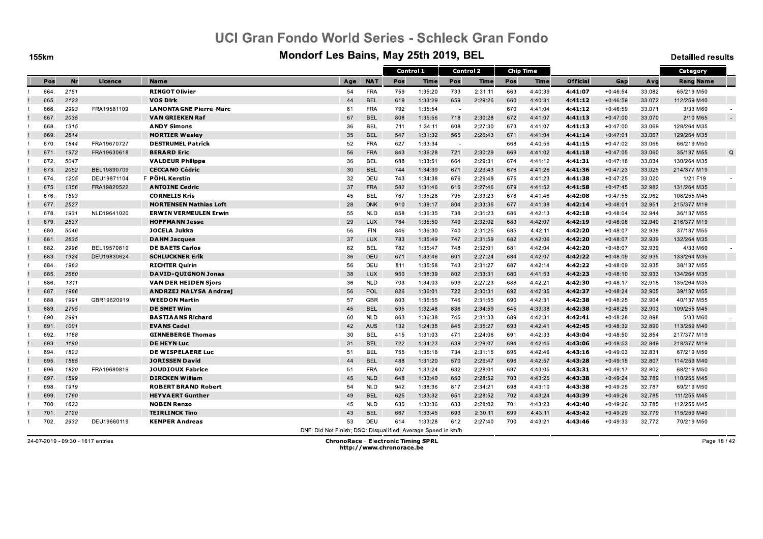# UCI Gran Fondo World Series - Schleck Gran Fondo

## Mondorf Les Bains, May 25th 2019, BEL

155km

Detailled results

| | | | | | | Control 1 | | Control 2 | | Chip Time | | | | | Category | |
|---|---|---|---|---|---|---|---|---|---|---|---|---|---|---|---|---|
| Pos | Nr | Licence | Name | Age | NAT | Pos | Time | Pos | Time | Pos | Time | Official | Gap | Avg | Rang Name | |
| 664. | 2151 | | RINGOT Olivier | 54 | FRA | 759 | 1:35:20 | 733 | 2:31:11 | 663 | 4:40:39 | 4:41:07 | +0:46:54 | 33.082 | 65/219 M50 | |
| 665. | 2123 | | VOS Dirk | 44 | BEL | 619 | 1:33:29 | 659 | 2:29:26 | 660 | 4:40:31 | 4:41:12 | +0:46:59 | 33.072 | 112/259 M40 | |
| 666. | 2993 | FRA19581109 | LAMONTAGNE Pierre-Marc | 61 | FRA | 792 | 1:35:54 | - | | 670 | 4:41:04 | 4:41:12 | +0:46:59 | 33.071 | 3/33 M60 | - |
| 667. | 2035 | | VAN GRIEKEN Raf | 67 | BEL | 808 | 1:35:56 | 718 | 2:30:28 | 672 | 4:41:07 | 4:41:13 | +0:47:00 | 33.070 | 2/10 M65 | - |
| 668. | 1315 | | ANDY Simons | 36 | BEL | 711 | 1:34:11 | 608 | 2:27:30 | 673 | 4:41:07 | 4:41:13 | +0:47:00 | 33.069 | 128/264 M35 | |
| 669. | 2614 | | MORTIER Wesley | 35 | BEL | 547 | 1:31:32 | 565 | 2:26:43 | 671 | 4:41:04 | 4:41:14 | +0:47:01 | 33.067 | 129/264 M35 | |
| 670. | 1844 | FRA19670727 | DESTRUMEL Patrick | 52 | FRA | 627 | 1:33:34 | - | | 668 | 4:40:56 | 4:41:15 | +0:47:02 | 33.066 | 66/219 M50 | |
| 671. | 1972 | FRA19630618 | BERARD Eric | 56 | FRA | 843 | 1:36:28 | 721 | 2:30:29 | 669 | 4:41:02 | 4:41:18 | +0:47:05 | 33.060 | 35/137 M55 | Q |
| 672. | 5047 | | VALDEUR Philippe | 36 | BEL | 688 | 1:33:51 | 664 | 2:29:31 | 674 | 4:41:12 | 4:41:31 | +0:47:18 | 33.034 | 130/264 M35 | |
| 673. | 2052 | BEL19890709 | CECCANO Cédric | 30 | BEL | 744 | 1:34:39 | 671 | 2:29:43 | 676 | 4:41:26 | 4:41:36 | +0:47:23 | 33.025 | 214/377 M19 | |
| 674. | 1205 | DEU19871104 | F PÖHL Kerstin | 32 | DEU | 743 | 1:34:38 | 676 | 2:29:49 | 675 | 4:41:23 | 4:41:38 | +0:47:25 | 33.020 | 1/21 F19 | - |
| 675. | 1356 | FRA19820522 | ANTOINE Cedric | 37 | FRA | 582 | 1:31:46 | 616 | 2:27:46 | 679 | 4:41:52 | 4:41:58 | +0:47:45 | 32.982 | 131/264 M35 | |
| 676. | 1593 | | CORNELIS Kris | 45 | BEL | 767 | 1:35:28 | 795 | 2:33:23 | 678 | 4:41:46 | 4:42:08 | +0:47:55 | 32.962 | 108/255 M45 | |
| 677. | 2527 | | MORTENSEN Mathias Loft | 28 | DNK | 910 | 1:38:17 | 804 | 2:33:35 | 677 | 4:41:38 | 4:42:14 | +0:48:01 | 32.951 | 215/377 M19 | |
| 678. | 1931 | NLD19641020 | ERWIN VERMEULEN Erwin | 55 | NLD | 858 | 1:36:35 | 738 | 2:31:23 | 686 | 4:42:13 | 4:42:18 | +0:48:04 | 32.944 | 36/137 M55 | |
| 679. | 2537 | | HOFFMANN Jesse | 29 | LUX | 784 | 1:35:50 | 749 | 2:32:02 | 683 | 4:42:07 | 4:42:19 | +0:48:06 | 32.940 | 216/377 M19 | |
| 680. | 5046 | | JOCELA Jukka | 56 | FIN | 846 | 1:36:30 | 740 | 2:31:25 | 685 | 4:42:11 | 4:42:20 | +0:48:07 | 32.939 | 37/137 M55 | |
| 681. | 2635 | | DAHM Jacques | 37 | LUX | 783 | 1:35:49 | 747 | 2:31:59 | 682 | 4:42:06 | 4:42:20 | +0:48:07 | 32.939 | 132/264 M35 | |
| 682. | 2996 | BEL19570819 | DE BAETS Carlos | 62 | BEL | 782 | 1:35:47 | 748 | 2:32:01 | 681 | 4:42:04 | 4:42:20 | +0:48:07 | 32.939 | 4/33 M60 | - |
| 683. | 1324 | DEU19830624 | SCHLUCKNER Erik | 36 | DEU | 671 | 1:33:46 | 601 | 2:27:24 | 684 | 4:42:07 | 4:42:22 | +0:48:09 | 32.935 | 133/264 M35 | |
| 684. | 1963 | | RICHTER Quirin | 56 | DEU | 811 | 1:35:58 | 743 | 2:31:27 | 687 | 4:42:14 | 4:42:22 | +0:48:09 | 32.935 | 38/137 M55 | |
| 685. | 2660 | | DAVID-QUIGNON Jonas | 38 | LUX | 950 | 1:38:39 | 802 | 2:33:31 | 680 | 4:41:53 | 4:42:23 | +0:48:10 | 32.933 | 134/264 M35 | |
| 686. | 1311 | | VAN DER HEIDEN Sjors | 36 | NLD | 703 | 1:34:03 | 599 | 2:27:23 | 688 | 4:42:21 | 4:42:30 | +0:48:17 | 32.918 | 135/264 M35 | |
| 687. | 1966 | | ANDRZEJ MALYSA Andrzej | 56 | POL | 826 | 1:36:01 | 722 | 2:30:31 | 692 | 4:42:35 | 4:42:37 | +0:48:24 | 32.905 | 39/137 M55 | |
| 688. | 1991 | GBR19620919 | WEEDON Martin | 57 | GBR | 803 | 1:35:55 | 746 | 2:31:55 | 690 | 4:42:31 | 4:42:38 | +0:48:25 | 32.904 | 40/137 M55 | |
| 689. | 2795 | | DE SMET Wim | 45 | BEL | 595 | 1:32:48 | 836 | 2:34:59 | 645 | 4:39:38 | 4:42:38 | +0:48:25 | 32.903 | 109/255 M45 | |
| 690. | 2991 | | BASTIAANS Richard | 60 | NLD | 863 | 1:36:38 | 745 | 2:31:33 | 689 | 4:42:31 | 4:42:41 | +0:48:28 | 32.898 | 5/33 M60 | - |
| 691. | 1001 | | EVANS Cadel | 42 | AUS | 132 | 1:24:35 | 845 | 2:35:27 | 693 | 4:42:41 | 4:42:45 | +0:48:32 | 32.890 | 113/259 M40 | |
| 692. | 1168 | | GINNEBERGE Thomas | 30 | BEL | 415 | 1:31:03 | 471 | 2:24:06 | 691 | 4:42:33 | 4:43:04 | +0:48:50 | 32.854 | 217/377 M19 | |
| 693. | 1190 | | DE HEYN Luc | 31 | BEL | 722 | 1:34:23 | 639 | 2:28:07 | 694 | 4:42:45 | 4:43:06 | +0:48:53 | 32.849 | 218/377 M19 | |
| 694. | 1823 | | DE WISPELAERE Luc | 51 | BEL | 755 | 1:35:18 | 734 | 2:31:15 | 695 | 4:42:46 | 4:43:16 | +0:49:03 | 32.831 | 67/219 M50 | |
| 695. | 1585 | | JORISSEN David | 44 | BEL | 488 | 1:31:20 | 570 | 2:26:47 | 696 | 4:42:57 | 4:43:28 | +0:49:15 | 32.807 | 114/259 M40 | |
| 696. | 1820 | FRA19680819 | JOUDIOUX Fabrice | 51 | FRA | 607 | 1:33:24 | 632 | 2:28:01 | 697 | 4:43:05 | 4:43:31 | +0:49:17 | 32.802 | 68/219 M50 | |
| 697. | 1599 | | DIRCKEN William | 45 | NLD | 648 | 1:33:40 | 650 | 2:28:52 | 703 | 4:43:25 | 4:43:38 | +0:49:24 | 32.789 | 110/255 M45 | |
| 698. | 1919 | | ROBERT BRAND Robert | 54 | NLD | 942 | 1:38:36 | 817 | 2:34:21 | 698 | 4:43:10 | 4:43:38 | +0:49:25 | 32.787 | 69/219 M50 | |
| 699. | 1760 | | HEYVAERT Gunther | 49 | BEL | 625 | 1:33:32 | 651 | 2:28:52 | 702 | 4:43:24 | 4:43:39 | +0:49:26 | 32.785 | 111/255 M45 | |
| 700. | 1623 | | NOBEN Renzo | 45 | NLD | 635 | 1:33:36 | 633 | 2:28:02 | 701 | 4:43:23 | 4:43:40 | +0:49:26 | 32.785 | 112/255 M45 | |
| 701. | 2120 | | TEIRLINCK Tino | 43 | BEL | 667 | 1:33:45 | 693 | 2:30:11 | 699 | 4:43:11 | 4:43:42 | +0:49:29 | 32.779 | 115/259 M40 | |
| 702. | 2932 | DEU19660119 | KEMPER Andreas | 53 | DEU | 614 | 1:33:28 | 612 | 2:27:40 | 700 | 4:43:21 | 4:43:46 | +0:49:33 | 32.772 | 70/219 M50 | |

DNF: Did Not Finish; DSQ: Disqualified; Average Speed in km/h

24-07-2019 - 09:30 - 1617 entries

**ChronoRace - Electronic Timing SPRL**
**http://www.chronorace.be**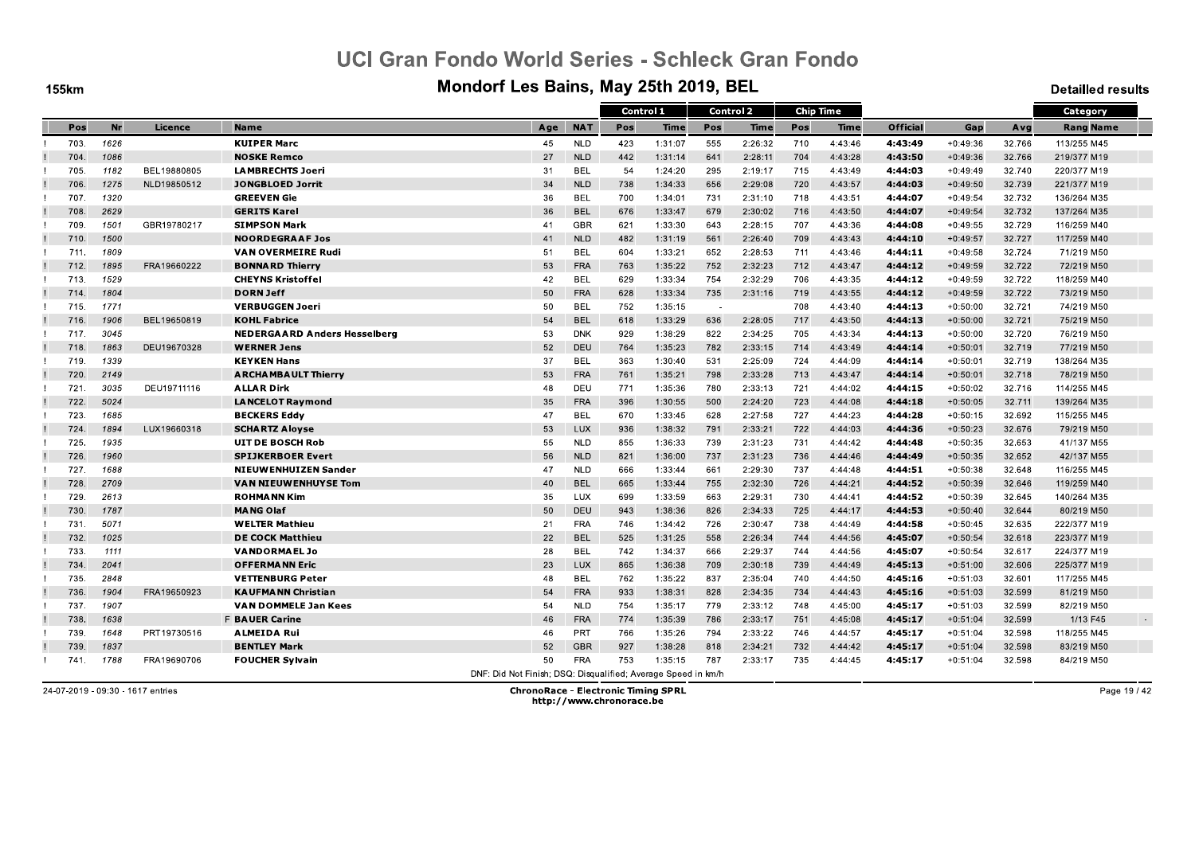# UCI Gran Fondo World Series - Schleck Gran Fondo

## Mondorf Les Bains, May 25th 2019, BEL

155km

Detailled results

| | Pos | Nr | Licence | Name | Age | NAT | Control 1 | | Control 2 | | Chip Time | | Official | Gap | Avg | Category |
|---|---|---|---|---|---|---|---|---|---|---|---|---|---|---|---|---|
| | | | | | | | Pos | Time | Pos | Time | Pos | Time | | | | Rang Name |
| ! | 703. | 1626 | | **KUIPER Marc** | 45 | NLD | 423 | 1:31:07 | 555 | 2:26:32 | 710 | 4:43:46 | **4:43:49** | +0:49:36 | 32.766 | 113/255 M45 |
| ! | 704. | 1086 | | **NOSKE Remco** | 27 | NLD | 442 | 1:31:14 | 641 | 2:28:11 | 704 | 4:43:28 | **4:43:50** | +0:49:36 | 32.766 | 219/377 M19 |
| ! | 705. | 1182 | BEL19880805 | **LAMBRECHTS Joeri** | 31 | BEL | 54 | 1:24:20 | 295 | 2:19:17 | 715 | 4:43:49 | **4:44:03** | +0:49:49 | 32.740 | 220/377 M19 |
| ! | 706. | 1275 | NLD19850512 | **JONGBLOED Jorrit** | 34 | NLD | 738 | 1:34:33 | 656 | 2:29:08 | 720 | 4:43:57 | **4:44:03** | +0:49:50 | 32.739 | 221/377 M19 |
| ! | 707. | 1320 | | **GREEVEN Gie** | 36 | BEL | 700 | 1:34:01 | 731 | 2:31:10 | 718 | 4:43:51 | **4:44:07** | +0:49:54 | 32.732 | 136/264 M35 |
| ! | 708. | 2629 | | **GERITS Karel** | 36 | BEL | 676 | 1:33:47 | 679 | 2:30:02 | 716 | 4:43:50 | **4:44:07** | +0:49:54 | 32.732 | 137/264 M35 |
| ! | 709. | 1501 | GBR19780217 | **SIMPSON Mark** | 41 | GBR | 621 | 1:33:30 | 643 | 2:28:15 | 707 | 4:43:36 | **4:44:08** | +0:49:55 | 32.729 | 116/259 M40 |
| ! | 710. | 1500 | | **NOORDEGRAAF Jos** | 41 | NLD | 482 | 1:31:19 | 561 | 2:26:40 | 709 | 4:43:43 | **4:44:10** | +0:49:57 | 32.727 | 117/259 M40 |
| ! | 711. | 1809 | | **VAN OVERMEIRE Rudi** | 51 | BEL | 604 | 1:33:21 | 652 | 2:28:53 | 711 | 4:43:46 | **4:44:11** | +0:49:58 | 32.724 | 71/219 M50 |
| ! | 712. | 1895 | FRA19660222 | **BONNARD Thierry** | 53 | FRA | 763 | 1:35:22 | 752 | 2:32:23 | 712 | 4:43:47 | **4:44:12** | +0:49:59 | 32.722 | 72/219 M50 |
| ! | 713. | 1529 | | **CHEYNS Kristoffel** | 42 | BEL | 629 | 1:33:34 | 754 | 2:32:29 | 706 | 4:43:35 | **4:44:12** | +0:49:59 | 32.722 | 118/259 M40 |
| ! | 714. | 1804 | | **DORN Jeff** | 50 | FRA | 628 | 1:33:34 | 735 | 2:31:16 | 719 | 4:43:55 | **4:44:12** | +0:49:59 | 32.722 | 73/219 M50 |
| ! | 715. | 1771 | | **VERBUGGEN Joeri** | 50 | BEL | 752 | 1:35:15 | - | | 708 | 4:43:40 | **4:44:13** | +0:50:00 | 32.721 | 74/219 M50 |
| ! | 716. | 1906 | BEL19650819 | **KOHL Fabrice** | 54 | BEL | 618 | 1:33:29 | 636 | 2:28:05 | 717 | 4:43:50 | **4:44:13** | +0:50:00 | 32.721 | 75/219 M50 |
| ! | 717. | 3045 | | **NEDERGAARD Anders Hesselberg** | 53 | DNK | 929 | 1:38:29 | 822 | 2:34:25 | 705 | 4:43:34 | **4:44:13** | +0:50:00 | 32.720 | 76/219 M50 |
| ! | 718. | 1863 | DEU19670328 | **WERNER Jens** | 52 | DEU | 764 | 1:35:23 | 782 | 2:33:15 | 714 | 4:43:49 | **4:44:14** | +0:50:01 | 32.719 | 77/219 M50 |
| ! | 719. | 1339 | | **KEYKEN Hans** | 37 | BEL | 363 | 1:30:40 | 531 | 2:25:09 | 724 | 4:44:09 | **4:44:14** | +0:50:01 | 32.719 | 138/264 M35 |
| ! | 720. | 2149 | | **ARCHAMBAULT Thierry** | 53 | FRA | 761 | 1:35:21 | 798 | 2:33:28 | 713 | 4:43:47 | **4:44:14** | +0:50:01 | 32.718 | 78/219 M50 |
| ! | 721. | 3035 | DEU19711116 | **ALLAR Dirk** | 48 | DEU | 771 | 1:35:36 | 780 | 2:33:13 | 721 | 4:44:02 | **4:44:15** | +0:50:02 | 32.716 | 114/255 M45 |
| ! | 722. | 5024 | | **LANCELOT Raymond** | 35 | FRA | 396 | 1:30:55 | 500 | 2:24:20 | 723 | 4:44:08 | **4:44:18** | +0:50:05 | 32.711 | 139/264 M35 |
| ! | 723. | 1685 | | **BECKERS Eddy** | 47 | BEL | 670 | 1:33:45 | 628 | 2:27:58 | 727 | 4:44:23 | **4:44:28** | +0:50:15 | 32.692 | 115/255 M45 |
| ! | 724. | 1894 | LUX19660318 | **SCHARTZ Aloyse** | 53 | LUX | 936 | 1:38:32 | 791 | 2:33:21 | 722 | 4:44:03 | **4:44:36** | +0:50:23 | 32.676 | 79/219 M50 |
| ! | 725. | 1935 | | **UIT DE BOSCH Rob** | 55 | NLD | 855 | 1:36:33 | 739 | 2:31:23 | 731 | 4:44:42 | **4:44:48** | +0:50:35 | 32.653 | 41/137 M55 |
| ! | 726. | 1960 | | **SPIJKERBOER Evert** | 56 | NLD | 821 | 1:36:00 | 737 | 2:31:23 | 736 | 4:44:46 | **4:44:49** | +0:50:35 | 32.652 | 42/137 M55 |
| ! | 727. | 1688 | | **NIEUWENHUIZEN Sander** | 47 | NLD | 666 | 1:33:44 | 661 | 2:29:30 | 737 | 4:44:48 | **4:44:51** | +0:50:38 | 32.648 | 116/255 M45 |
| ! | 728. | 2709 | | **VAN NIEUWENHUYSE Tom** | 40 | BEL | 665 | 1:33:44 | 755 | 2:32:30 | 726 | 4:44:21 | **4:44:52** | +0:50:39 | 32.646 | 119/259 M40 |
| ! | 729. | 2613 | | **ROHMANN Kim** | 35 | LUX | 699 | 1:33:59 | 663 | 2:29:31 | 730 | 4:44:41 | **4:44:52** | +0:50:39 | 32.645 | 140/264 M35 |
| ! | 730. | 1787 | | **MANG Olaf** | 50 | DEU | 943 | 1:38:36 | 826 | 2:34:33 | 725 | 4:44:17 | **4:44:53** | +0:50:40 | 32.644 | 80/219 M50 |
| ! | 731. | 5071 | | **WELTER Mathieu** | 21 | FRA | 746 | 1:34:42 | 726 | 2:30:47 | 738 | 4:44:49 | **4:44:58** | +0:50:45 | 32.635 | 222/377 M19 |
| ! | 732. | 1025 | | **DE COCK Matthieu** | 22 | BEL | 525 | 1:31:25 | 558 | 2:26:34 | 744 | 4:44:56 | **4:45:07** | +0:50:54 | 32.618 | 223/377 M19 |
| ! | 733. | 1111 | | **VANDORMAEL Jo** | 28 | BEL | 742 | 1:34:37 | 666 | 2:29:37 | 744 | 4:44:56 | **4:45:07** | +0:50:54 | 32.617 | 224/377 M19 |
| ! | 734. | 2041 | | **OFFERMANN Eric** | 23 | LUX | 865 | 1:36:38 | 709 | 2:30:18 | 739 | 4:44:49 | **4:45:13** | +0:51:00 | 32.606 | 225/377 M19 |
| ! | 735. | 2848 | | **VETTENBURG Peter** | 48 | BEL | 762 | 1:35:22 | 837 | 2:35:04 | 740 | 4:44:50 | **4:45:16** | +0:51:03 | 32.601 | 117/255 M45 |
| ! | 736. | 1904 | FRA19650923 | **KAUFMANN Christian** | 54 | FRA | 933 | 1:38:31 | 828 | 2:34:35 | 734 | 4:44:43 | **4:45:16** | +0:51:03 | 32.599 | 81/219 M50 |
| ! | 737. | 1907 | | **VAN DOMMELE Jan Kees** | 54 | NLD | 754 | 1:35:17 | 779 | 2:33:12 | 748 | 4:45:00 | **4:45:17** | +0:51:03 | 32.599 | 82/219 M50 |
| ! | 738. | 1638 | | F **BAUER Carine** | 46 | FRA | 774 | 1:35:39 | 786 | 2:33:17 | 751 | 4:45:08 | **4:45:17** | +0:51:04 | 32.599 | 1/13 F45 |
| ! | 739. | 1648 | PRT19730516 | **ALMEIDA Rui** | 46 | PRT | 766 | 1:35:26 | 794 | 2:33:22 | 746 | 4:44:57 | **4:45:17** | +0:51:04 | 32.598 | 118/255 M45 |
| ! | 739. | 1837 | | **BENTLEY Mark** | 52 | GBR | 927 | 1:38:28 | 818 | 2:34:21 | 732 | 4:44:42 | **4:45:17** | +0:51:04 | 32.598 | 83/219 M50 |
| ! | 741. | 1788 | FRA19690706 | **FOUCHER Sylvain** | 50 | FRA | 753 | 1:35:15 | 787 | 2:33:17 | 735 | 4:44:45 | **4:45:17** | +0:51:04 | 32.598 | 84/219 M50 |

DNF: Did Not Finish; DSQ: Disqualified; Average Speed in km/h

24-07-2019 - 09:30 - 1617 entries

**ChronoRace - Electronic Timing SPRL**
http://www.chronorace.be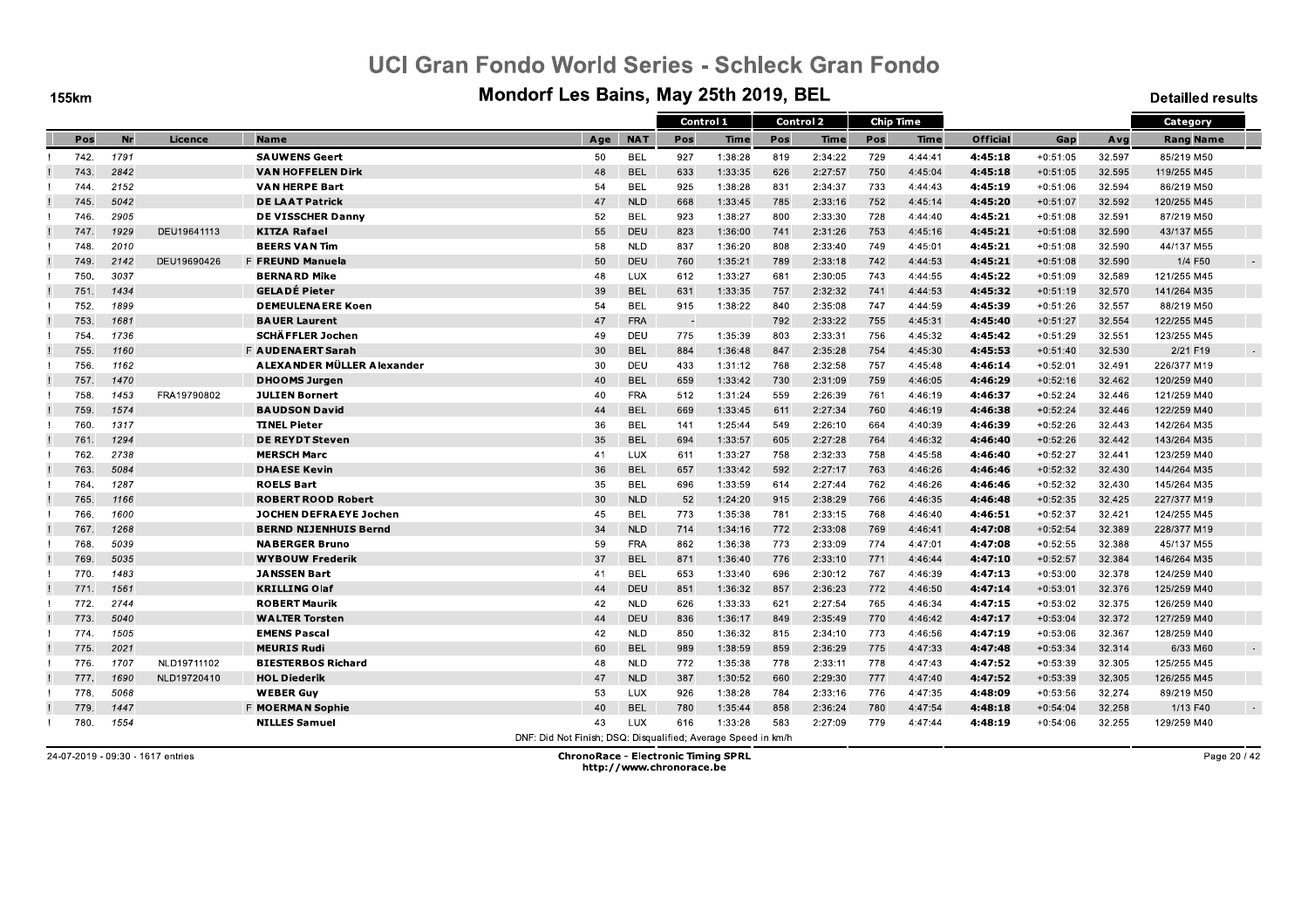# UCI Gran Fondo World Series - Schleck Gran Fondo

## Mondorf Les Bains, May 25th 2019, BEL

155km

Detailled results

| | | | | | | Control 1 | | Control 2 | | Chip Time | | | | | Category |
|---|---|---|---|---|---|---|---|---|---|---|---|---|---|---|---|
| Pos | Nr | Licence | Name | Age | NAT | Pos | Time | Pos | Time | Pos | Time | Official | Gap | Avg | Rang Name |
| 742. | 1791 | | **SAUWENS Geert** | 50 | BEL | 927 | 1:38:28 | 819 | 2:34:22 | 729 | 4:44:41 | **4:45:18** | +0:51:05 | 32.597 | 85/219 M50 |
| 743. | 2842 | | **VAN HOFFELEN Dirk** | 48 | BEL | 633 | 1:33:35 | 626 | 2:27:57 | 750 | 4:45:04 | **4:45:18** | +0:51:05 | 32.595 | 119/255 M45 |
| 744. | 2152 | | **VAN HERPE Bart** | 54 | BEL | 925 | 1:38:28 | 831 | 2:34:37 | 733 | 4:44:43 | **4:45:19** | +0:51:06 | 32.594 | 86/219 M50 |
| 745. | 5042 | | **DE LAAT Patrick** | 47 | NLD | 668 | 1:33:45 | 785 | 2:33:16 | 752 | 4:45:14 | **4:45:20** | +0:51:07 | 32.592 | 120/255 M45 |
| 746. | 2905 | | **DE VISSCHER Danny** | 52 | BEL | 923 | 1:38:27 | 800 | 2:33:30 | 728 | 4:44:40 | **4:45:21** | +0:51:08 | 32.591 | 87/219 M50 |
| 747. | 1929 | DEU19641113 | **KITZA Rafael** | 55 | DEU | 823 | 1:36:00 | 741 | 2:31:26 | 753 | 4:45:16 | **4:45:21** | +0:51:08 | 32.590 | 43/137 M55 |
| 748. | 2010 | | **BEERS VAN Tim** | 58 | NLD | 837 | 1:36:20 | 808 | 2:33:40 | 749 | 4:45:01 | **4:45:21** | +0:51:08 | 32.590 | 44/137 M55 |
| 749. | 2142 | DEU19690426 | F **FREUND Manuela** | 50 | DEU | 760 | 1:35:21 | 789 | 2:33:18 | 742 | 4:44:53 | **4:45:21** | +0:51:08 | 32.590 | 1/4 F50 |
| 750. | 3037 | | **BERNARD Mike** | 48 | LUX | 612 | 1:33:27 | 681 | 2:30:05 | 743 | 4:44:55 | **4:45:22** | +0:51:09 | 32.589 | 121/255 M45 |
| 751. | 1434 | | **GELADÉ Pieter** | 39 | BEL | 631 | 1:33:35 | 757 | 2:32:32 | 741 | 4:44:53 | **4:45:32** | +0:51:19 | 32.570 | 141/264 M35 |
| 752. | 1899 | | **DEMEULENAERE Koen** | 54 | BEL | 915 | 1:38:22 | 840 | 2:35:08 | 747 | 4:44:59 | **4:45:39** | +0:51:26 | 32.557 | 88/219 M50 |
| 753. | 1681 | | **BAUER Laurent** | 47 | FRA | - | | 792 | 2:33:22 | 755 | 4:45:31 | **4:45:40** | +0:51:27 | 32.554 | 122/255 M45 |
| 754. | 1736 | | **SCHÄFFLER Jochen** | 49 | DEU | 775 | 1:35:39 | 803 | 2:33:31 | 756 | 4:45:32 | **4:45:42** | +0:51:29 | 32.551 | 123/255 M45 |
| 755. | 1160 | | F **AUDENAERT Sarah** | 30 | BEL | 884 | 1:36:48 | 847 | 2:35:28 | 754 | 4:45:30 | **4:45:53** | +0:51:40 | 32.530 | 2/21 F19 |
| 756. | 1162 | | **ALEXANDER MÜLLER Alexander** | 30 | DEU | 433 | 1:31:12 | 768 | 2:32:58 | 757 | 4:45:48 | **4:46:14** | +0:52:01 | 32.491 | 226/377 M19 |
| 757. | 1470 | | **DHOOMS Jurgen** | 40 | BEL | 659 | 1:33:42 | 730 | 2:31:09 | 759 | 4:46:05 | **4:46:29** | +0:52:16 | 32.462 | 120/259 M40 |
| 758. | 1453 | FRA19790802 | **JULIEN Bornert** | 40 | FRA | 512 | 1:31:24 | 559 | 2:26:39 | 761 | 4:46:19 | **4:46:37** | +0:52:24 | 32.446 | 121/259 M40 |
| 759. | 1574 | | **BAUDSON David** | 44 | BEL | 669 | 1:33:45 | 611 | 2:27:34 | 760 | 4:46:19 | **4:46:38** | +0:52:24 | 32.446 | 122/259 M40 |
| 760. | 1317 | | **TINEL Pieter** | 36 | BEL | 141 | 1:25:44 | 549 | 2:26:10 | 664 | 4:40:39 | **4:46:39** | +0:52:26 | 32.443 | 142/264 M35 |
| 761. | 1294 | | **DE REYDT Steven** | 35 | BEL | 694 | 1:33:57 | 605 | 2:27:28 | 764 | 4:46:32 | **4:46:40** | +0:52:26 | 32.442 | 143/264 M35 |
| 762. | 2738 | | **MERSCH Marc** | 41 | LUX | 611 | 1:33:27 | 758 | 2:32:33 | 758 | 4:45:58 | **4:46:40** | +0:52:27 | 32.441 | 123/259 M40 |
| 763. | 5084 | | **DHAESE Kevin** | 36 | BEL | 657 | 1:33:42 | 592 | 2:27:17 | 763 | 4:46:26 | **4:46:46** | +0:52:32 | 32.430 | 144/264 M35 |
| 764. | 1287 | | **ROELS Bart** | 35 | BEL | 696 | 1:33:59 | 614 | 2:27:44 | 762 | 4:46:26 | **4:46:46** | +0:52:32 | 32.430 | 145/264 M35 |
| 765. | 1166 | | **ROBERT ROOD Robert** | 30 | NLD | 52 | 1:24:20 | 915 | 2:38:29 | 766 | 4:46:35 | **4:46:48** | +0:52:35 | 32.425 | 227/377 M19 |
| 766. | 1600 | | **JOCHEN DEFRAEYE Jochen** | 45 | BEL | 773 | 1:35:38 | 781 | 2:33:15 | 768 | 4:46:40 | **4:46:51** | +0:52:37 | 32.421 | 124/255 M45 |
| 767. | 1268 | | **BERND NIJENHUIS Bernd** | 34 | NLD | 714 | 1:34:16 | 772 | 2:33:08 | 769 | 4:46:41 | **4:47:08** | +0:52:54 | 32.389 | 228/377 M19 |
| 768. | 5039 | | **NABERGER Bruno** | 59 | FRA | 862 | 1:36:38 | 773 | 2:33:09 | 774 | 4:47:01 | **4:47:08** | +0:52:55 | 32.388 | 45/137 M55 |
| 769. | 5035 | | **WYBOUW Frederik** | 37 | BEL | 871 | 1:36:40 | 776 | 2:33:10 | 771 | 4:46:44 | **4:47:10** | +0:52:57 | 32.384 | 146/264 M35 |
| 770. | 1483 | | **JANSSEN Bart** | 41 | BEL | 653 | 1:33:40 | 696 | 2:30:12 | 767 | 4:46:39 | **4:47:13** | +0:53:00 | 32.378 | 124/259 M40 |
| 771. | 1561 | | **KRILLING Olaf** | 44 | DEU | 851 | 1:36:32 | 857 | 2:36:23 | 772 | 4:46:50 | **4:47:14** | +0:53:01 | 32.376 | 125/259 M40 |
| 772. | 2744 | | **ROBERT Maurik** | 42 | NLD | 626 | 1:33:33 | 621 | 2:27:54 | 765 | 4:46:34 | **4:47:15** | +0:53:02 | 32.375 | 126/259 M40 |
| 773. | 5040 | | **WALTER Torsten** | 44 | DEU | 836 | 1:36:17 | 849 | 2:35:49 | 770 | 4:46:42 | **4:47:17** | +0:53:04 | 32.372 | 127/259 M40 |
| 774. | 1505 | | **EMENS Pascal** | 42 | NLD | 850 | 1:36:32 | 815 | 2:34:10 | 773 | 4:46:56 | **4:47:19** | +0:53:06 | 32.367 | 128/259 M40 |
| 775. | 2021 | | **MEURIS Rudi** | 60 | BEL | 989 | 1:38:59 | 859 | 2:36:29 | 775 | 4:47:33 | **4:47:48** | +0:53:34 | 32.314 | 6/33 M60 |
| 776. | 1707 | NLD19711102 | **BIESTERBOS Richard** | 48 | NLD | 772 | 1:35:38 | 778 | 2:33:11 | 778 | 4:47:43 | **4:47:52** | +0:53:39 | 32.305 | 125/255 M45 |
| 777. | 1690 | NLD19720410 | **HOL Diederik** | 47 | NLD | 387 | 1:30:52 | 660 | 2:29:30 | 777 | 4:47:40 | **4:47:52** | +0:53:39 | 32.305 | 126/255 M45 |
| 778. | 5068 | | **WEBER Guy** | 53 | LUX | 926 | 1:38:28 | 784 | 2:33:16 | 776 | 4:47:35 | **4:48:09** | +0:53:56 | 32.274 | 89/219 M50 |
| 779. | 1447 | | F **MOERMAN Sophie** | 40 | BEL | 780 | 1:35:44 | 858 | 2:36:24 | 780 | 4:47:54 | **4:48:18** | +0:54:04 | 32.258 | 1/13 F40 |
| 780. | 1554 | | **NILLES Samuel** | 43 | LUX | 616 | 1:33:28 | 583 | 2:27:09 | 779 | 4:47:44 | **4:48:19** | +0:54:06 | 32.255 | 129/259 M40 |

DNF: Did Not Finish; DSQ: Disqualified; Average Speed in km/h

24-07-2019 - 09:30 - 1617 entries

**ChronoRace - Electronic Timing SPRL**
http://www.chronorace.be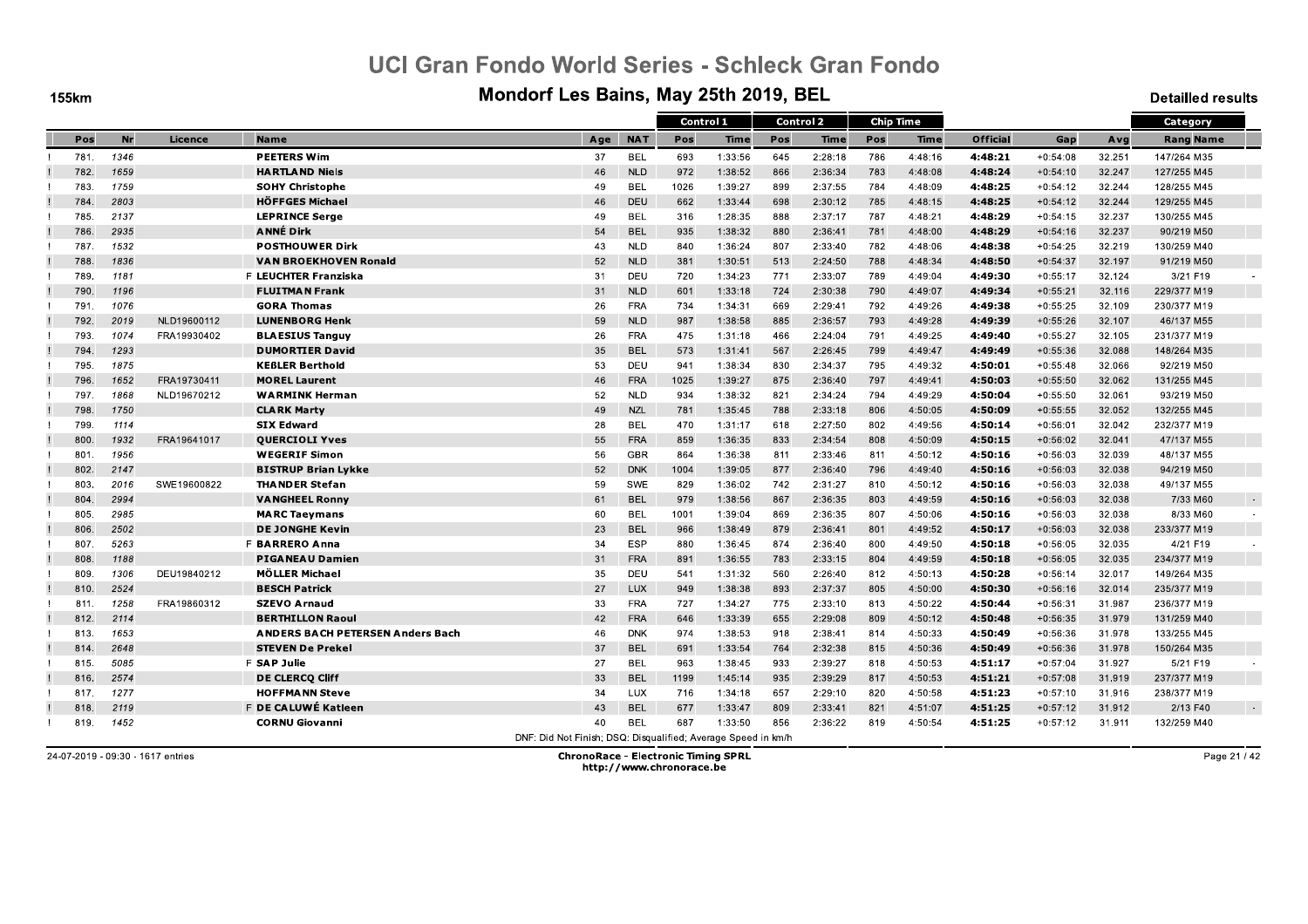# UCI Gran Fondo World Series - Schleck Gran Fondo

## Mondorf Les Bains, May 25th 2019, BEL

155km

Detailled results

| | Pos | Nr | Licence | Name | Age | NAT | Control 1 Pos | Control 1 Time | Control 2 Pos | Control 2 Time | Chip Time Pos | Chip Time Time | Official | Gap | Avg | Category Rang Name | |
|---|---|---|---|---|---|---|---|---|---|---|---|---|---|---|---|---|---|
| ! | 781. | 1346 | | **PEETERS Wim** | 37 | BEL | 693 | 1:33:56 | 645 | 2:28:18 | 786 | 4:48:16 | **4:48:21** | +0:54:08 | 32.251 | 147/264 M35 | |
| ! | 782. | 1659 | | **HARTLAND Niels** | 46 | NLD | 972 | 1:38:52 | 866 | 2:36:34 | 783 | 4:48:08 | **4:48:24** | +0:54:10 | 32.247 | 127/255 M45 | |
| ! | 783. | 1759 | | **SOHY Christophe** | 49 | BEL | 1026 | 1:39:27 | 899 | 2:37:55 | 784 | 4:48:09 | **4:48:25** | +0:54:12 | 32.244 | 128/255 M45 | |
| ! | 784. | 2803 | | **HÖFFGES Michael** | 46 | DEU | 662 | 1:33:44 | 698 | 2:30:12 | 785 | 4:48:15 | **4:48:25** | +0:54:12 | 32.244 | 129/255 M45 | |
| ! | 785. | 2137 | | **LEPRINCE Serge** | 49 | BEL | 316 | 1:28:35 | 888 | 2:37:17 | 787 | 4:48:21 | **4:48:29** | +0:54:15 | 32.237 | 130/255 M45 | |
| ! | 786. | 2935 | | **ANNÉ Dirk** | 54 | BEL | 935 | 1:38:32 | 880 | 2:36:41 | 781 | 4:48:00 | **4:48:29** | +0:54:16 | 32.237 | 90/219 M50 | |
| ! | 787. | 1532 | | **POSTHOUWER Dirk** | 43 | NLD | 840 | 1:36:24 | 807 | 2:33:40 | 782 | 4:48:06 | **4:48:38** | +0:54:25 | 32.219 | 130/259 M40 | |
| ! | 788. | 1836 | | **VAN BROEKHOVEN Ronald** | 52 | NLD | 381 | 1:30:51 | 513 | 2:24:50 | 788 | 4:48:34 | **4:48:50** | +0:54:37 | 32.197 | 91/219 M50 | |
| ! | 789. | 1181 | | F **LEUCHTER Franziska** | 31 | DEU | 720 | 1:34:23 | 771 | 2:33:07 | 789 | 4:49:04 | **4:49:30** | +0:55:17 | 32.124 | 3/21 F19 | - |
| ! | 790. | 1196 | | **FLUITMAN Frank** | 31 | NLD | 601 | 1:33:18 | 724 | 2:30:38 | 790 | 4:49:07 | **4:49:34** | +0:55:21 | 32.116 | 229/377 M19 | |
| ! | 791. | 1076 | | **GORA Thomas** | 26 | FRA | 734 | 1:34:31 | 669 | 2:29:41 | 792 | 4:49:26 | **4:49:38** | +0:55:25 | 32.109 | 230/377 M19 | |
| ! | 792. | 2019 | NLD19600112 | **LUNENBORG Henk** | 59 | NLD | 987 | 1:38:58 | 885 | 2:36:57 | 793 | 4:49:28 | **4:49:39** | +0:55:26 | 32.107 | 46/137 M55 | |
| ! | 793. | 1074 | FRA19930402 | **BLAESIUS Tanguy** | 26 | FRA | 475 | 1:31:18 | 466 | 2:24:04 | 791 | 4:49:25 | **4:49:40** | +0:55:27 | 32.105 | 231/377 M19 | |
| ! | 794. | 1293 | | **DUMORTIER David** | 35 | BEL | 573 | 1:31:41 | 567 | 2:26:45 | 799 | 4:49:47 | **4:49:49** | +0:55:36 | 32.088 | 148/264 M35 | |
| ! | 795. | 1875 | | **KEßLER Berthold** | 53 | DEU | 941 | 1:38:34 | 830 | 2:34:37 | 795 | 4:49:32 | **4:50:01** | +0:55:48 | 32.066 | 92/219 M50 | |
| ! | 796. | 1652 | FRA19730411 | **MOREL Laurent** | 46 | FRA | 1025 | 1:39:27 | 875 | 2:36:40 | 797 | 4:49:41 | **4:50:03** | +0:55:50 | 32.062 | 131/255 M45 | |
| ! | 797. | 1868 | NLD19670212 | **WARMINK Herman** | 52 | NLD | 934 | 1:38:32 | 821 | 2:34:24 | 794 | 4:49:29 | **4:50:04** | +0:55:50 | 32.061 | 93/219 M50 | |
| ! | 798. | 1750 | | **CLARK Marty** | 49 | NZL | 781 | 1:35:45 | 788 | 2:33:18 | 806 | 4:50:05 | **4:50:09** | +0:55:55 | 32.052 | 132/255 M45 | |
| ! | 799. | 1114 | | **SIX Edward** | 28 | BEL | 470 | 1:31:17 | 618 | 2:27:50 | 802 | 4:49:56 | **4:50:14** | +0:56:01 | 32.042 | 232/377 M19 | |
| ! | 800. | 1932 | FRA19641017 | **QUERCIOLI Yves** | 55 | FRA | 859 | 1:36:35 | 833 | 2:34:54 | 808 | 4:50:09 | **4:50:15** | +0:56:02 | 32.041 | 47/137 M55 | |
| ! | 801. | 1956 | | **WEGERIF Simon** | 56 | GBR | 864 | 1:36:38 | 811 | 2:33:46 | 811 | 4:50:12 | **4:50:16** | +0:56:03 | 32.039 | 48/137 M55 | |
| ! | 802. | 2147 | | **BISTRUP Brian Lykke** | 52 | DNK | 1004 | 1:39:05 | 877 | 2:36:40 | 796 | 4:49:40 | **4:50:16** | +0:56:03 | 32.038 | 94/219 M50 | |
| ! | 803. | 2016 | SWE19600822 | **THANDER Stefan** | 59 | SWE | 829 | 1:36:02 | 742 | 2:31:27 | 810 | 4:50:12 | **4:50:16** | +0:56:03 | 32.038 | 49/137 M55 | |
| ! | 804. | 2994 | | **VANGHEEL Ronny** | 61 | BEL | 979 | 1:38:56 | 867 | 2:36:35 | 803 | 4:49:59 | **4:50:16** | +0:56:03 | 32.038 | 7/33 M60 | - |
| ! | 805. | 2985 | | **MARC Taeymans** | 60 | BEL | 1001 | 1:39:04 | 869 | 2:36:35 | 807 | 4:50:06 | **4:50:16** | +0:56:03 | 32.038 | 8/33 M60 | - |
| ! | 806. | 2502 | | **DE JONGHE Kevin** | 23 | BEL | 966 | 1:38:49 | 879 | 2:36:41 | 801 | 4:49:52 | **4:50:17** | +0:56:03 | 32.038 | 233/377 M19 | |
| ! | 807. | 5263 | | F **BARRERO Anna** | 34 | ESP | 880 | 1:36:45 | 874 | 2:36:40 | 800 | 4:49:50 | **4:50:18** | +0:56:05 | 32.035 | 4/21 F19 | - |
| ! | 808. | 1188 | | **PIGANEAU Damien** | 31 | FRA | 891 | 1:36:55 | 783 | 2:33:15 | 804 | 4:49:59 | **4:50:18** | +0:56:05 | 32.035 | 234/377 M19 | |
| ! | 809. | 1306 | DEU19840212 | **MÖLLER Michael** | 35 | DEU | 541 | 1:31:32 | 560 | 2:26:40 | 812 | 4:50:13 | **4:50:28** | +0:56:14 | 32.017 | 149/264 M35 | |
| ! | 810. | 2524 | | **BESCH Patrick** | 27 | LUX | 949 | 1:38:38 | 893 | 2:37:37 | 805 | 4:50:00 | **4:50:30** | +0:56:16 | 32.014 | 235/377 M19 | |
| ! | 811. | 1258 | FRA19860312 | **SZEVO Arnaud** | 33 | FRA | 727 | 1:34:27 | 775 | 2:33:10 | 813 | 4:50:22 | **4:50:44** | +0:56:31 | 31.987 | 236/377 M19 | |
| ! | 812. | 2114 | | **BERTHILLON Raoul** | 42 | FRA | 646 | 1:33:39 | 655 | 2:29:08 | 809 | 4:50:12 | **4:50:48** | +0:56:35 | 31.979 | 131/259 M40 | |
| ! | 813. | 1653 | | **ANDERS BACH PETERSEN Anders Bach** | 46 | DNK | 974 | 1:38:53 | 918 | 2:38:41 | 814 | 4:50:33 | **4:50:49** | +0:56:36 | 31.978 | 133/255 M45 | |
| ! | 814. | 2648 | | **STEVEN De Prekel** | 37 | BEL | 691 | 1:33:54 | 764 | 2:32:38 | 815 | 4:50:36 | **4:50:49** | +0:56:36 | 31.978 | 150/264 M35 | |
| ! | 815. | 5085 | | F **SAP Julie** | 27 | BEL | 963 | 1:38:45 | 933 | 2:39:27 | 818 | 4:50:53 | **4:51:17** | +0:57:04 | 31.927 | 5/21 F19 | - |
| ! | 816. | 2574 | | **DE CLERCQ Cliff** | 33 | BEL | 1199 | 1:45:14 | 935 | 2:39:29 | 817 | 4:50:53 | **4:51:21** | +0:57:08 | 31.919 | 237/377 M19 | |
| ! | 817. | 1277 | | **HOFFMANN Steve** | 34 | LUX | 716 | 1:34:18 | 657 | 2:29:10 | 820 | 4:50:58 | **4:51:23** | +0:57:10 | 31.916 | 238/377 M19 | |
| ! | 818. | 2119 | | F **DE CALUWÉ Katleen** | 43 | BEL | 677 | 1:33:47 | 809 | 2:33:41 | 821 | 4:51:07 | **4:51:25** | +0:57:12 | 31.912 | 2/13 F40 | - |
| ! | 819. | 1452 | | **CORNU Giovanni** | 40 | BEL | 687 | 1:33:50 | 856 | 2:36:22 | 819 | 4:50:54 | **4:51:25** | +0:57:12 | 31.911 | 132/259 M40 | |

DNF: Did Not Finish; DSQ: Disqualified; Average Speed in km/h

24-07-2019 - 09:30 - 1617 entries

**ChronoRace - Electronic Timing SPRL**
http://www.chronorace.be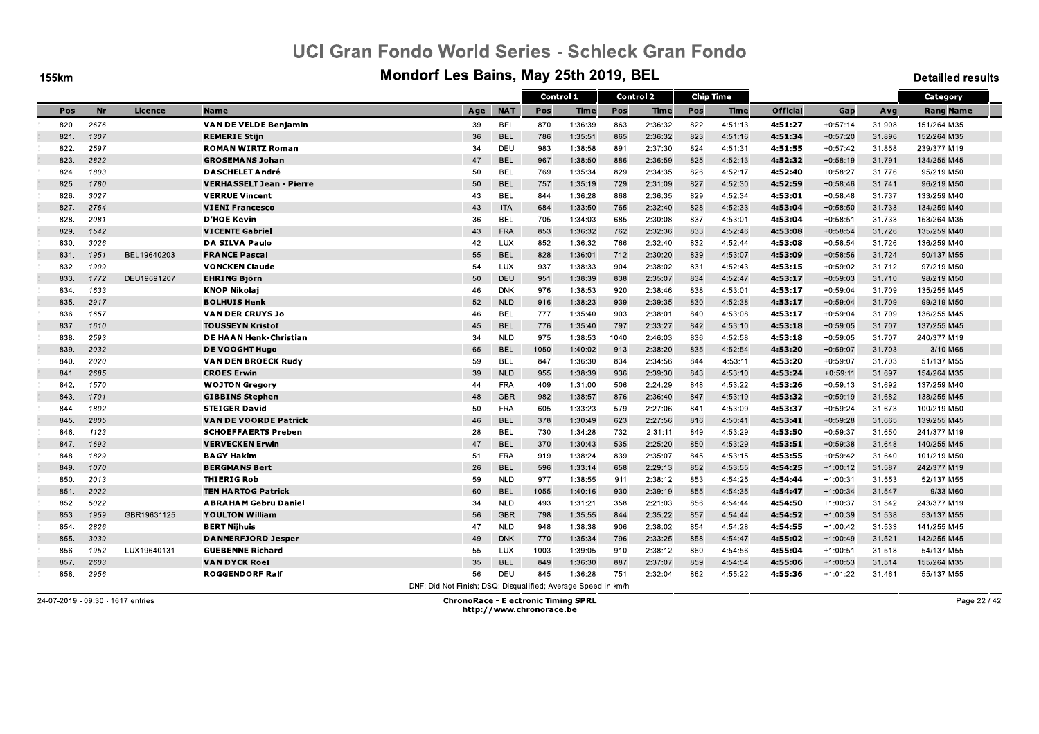# UCI Gran Fondo World Series - Schleck Gran Fondo

## Mondorf Les Bains, May 25th 2019, BEL

155km

Detailled results

| | Pos | Nr | Licence | Name | Age | NAT | Control 1 Pos | Control 1 Time | Control 2 Pos | Control 2 Time | Chip Time Pos | Chip Time Time | Official | Gap | Avg | Category Rang | Category Name | |
|---|---|---|---|---|---|---|---|---|---|---|---|---|---|---|---|---|---|---|
| ! | 820. | 2676 | | **VAN DE VELDE Benjamin** | 39 | BEL | 870 | 1:36:39 | 863 | 2:36:32 | 822 | 4:51:13 | **4:51:27** | +0:57:14 | 31.908 | 151/264 | M35 | |
| ! | 821. | 1307 | | **REMERIE Stijn** | 36 | BEL | 786 | 1:35:51 | 865 | 2:36:32 | 823 | 4:51:16 | **4:51:34** | +0:57:20 | 31.896 | 152/264 | M35 | |
| ! | 822. | 2597 | | **ROMAN WIRTZ Roman** | 34 | DEU | 983 | 1:38:58 | 891 | 2:37:30 | 824 | 4:51:31 | **4:51:55** | +0:57:42 | 31.858 | 239/377 | M19 | |
| ! | 823. | 2822 | | **GROSEMANS Johan** | 47 | BEL | 967 | 1:38:50 | 886 | 2:36:59 | 825 | 4:52:13 | **4:52:32** | +0:58:19 | 31.791 | 134/255 | M45 | |
| ! | 824. | 1803 | | **DASCHELET André** | 50 | BEL | 769 | 1:35:34 | 829 | 2:34:35 | 826 | 4:52:17 | **4:52:40** | +0:58:27 | 31.776 | 95/219 | M50 | |
| ! | 825. | 1780 | | **VERHASSELT Jean - Pierre** | 50 | BEL | 757 | 1:35:19 | 729 | 2:31:09 | 827 | 4:52:30 | **4:52:59** | +0:58:46 | 31.741 | 96/219 | M50 | |
| ! | 826. | 3027 | | **VERRUE Vincent** | 43 | BEL | 844 | 1:36:28 | 868 | 2:36:35 | 829 | 4:52:34 | **4:53:01** | +0:58:48 | 31.737 | 133/259 | M40 | |
| ! | 827. | 2764 | | **VIENI Francesco** | 43 | ITA | 684 | 1:33:50 | 765 | 2:32:40 | 828 | 4:52:33 | **4:53:04** | +0:58:50 | 31.733 | 134/259 | M40 | |
| ! | 828. | 2081 | | **D'HOE Kevin** | 36 | BEL | 705 | 1:34:03 | 685 | 2:30:08 | 837 | 4:53:01 | **4:53:04** | +0:58:51 | 31.733 | 153/264 | M35 | |
| ! | 829. | 1542 | | **VICENTE Gabriel** | 43 | FRA | 853 | 1:36:32 | 762 | 2:32:36 | 833 | 4:52:46 | **4:53:08** | +0:58:54 | 31.726 | 135/259 | M40 | |
| ! | 830. | 3026 | | **DA SILVA Paulo** | 42 | LUX | 852 | 1:36:32 | 766 | 2:32:40 | 832 | 4:52:44 | **4:53:08** | +0:58:54 | 31.726 | 136/259 | M40 | |
| ! | 831. | 1951 | BEL19640203 | **FRANCE Pascal** | 55 | BEL | 828 | 1:36:01 | 712 | 2:30:20 | 839 | 4:53:07 | **4:53:09** | +0:58:56 | 31.724 | 50/137 | M55 | |
| ! | 832. | 1909 | | **VONCKEN Claude** | 54 | LUX | 937 | 1:38:33 | 904 | 2:38:02 | 831 | 4:52:43 | **4:53:15** | +0:59:02 | 31.712 | 97/219 | M50 | |
| ! | 833. | 1772 | DEU19691207 | **EHRING Björn** | 50 | DEU | 951 | 1:38:39 | 838 | 2:35:07 | 834 | 4:52:47 | **4:53:17** | +0:59:03 | 31.710 | 98/219 | M50 | |
| ! | 834. | 1633 | | **KNOP Nikolaj** | 46 | DNK | 976 | 1:38:53 | 920 | 2:38:46 | 838 | 4:53:01 | **4:53:17** | +0:59:04 | 31.709 | 135/255 | M45 | |
| ! | 835. | 2917 | | **BOLHUIS Henk** | 52 | NLD | 916 | 1:38:23 | 939 | 2:39:35 | 830 | 4:52:38 | **4:53:17** | +0:59:04 | 31.709 | 99/219 | M50 | |
| ! | 836. | 1657 | | **VAN DER CRUYS Jo** | 46 | BEL | 777 | 1:35:40 | 903 | 2:38:01 | 840 | 4:53:08 | **4:53:17** | +0:59:04 | 31.709 | 136/255 | M45 | |
| ! | 837. | 1610 | | **TOUSSEYN Kristof** | 45 | BEL | 776 | 1:35:40 | 797 | 2:33:27 | 842 | 4:53:10 | **4:53:18** | +0:59:05 | 31.707 | 137/255 | M45 | |
| ! | 838. | 2593 | | **DE HAAN Henk-Christian** | 34 | NLD | 975 | 1:38:53 | 1040 | 2:46:03 | 836 | 4:52:58 | **4:53:18** | +0:59:05 | 31.707 | 240/377 | M19 | |
| ! | 839. | 2032 | | **DE VOOGHT Hugo** | 65 | BEL | 1050 | 1:40:02 | 913 | 2:38:20 | 835 | 4:52:54 | **4:53:20** | +0:59:07 | 31.703 | 3/10 | M65 | - |
| ! | 840. | 2020 | | **VAN DEN BROECK Rudy** | 59 | BEL | 847 | 1:36:30 | 834 | 2:34:56 | 844 | 4:53:11 | **4:53:20** | +0:59:07 | 31.703 | 51/137 | M55 | |
| ! | 841. | 2685 | | **CROES Erwin** | 39 | NLD | 955 | 1:38:39 | 936 | 2:39:30 | 843 | 4:53:10 | **4:53:24** | +0:59:11 | 31.697 | 154/264 | M35 | |
| ! | 842. | 1570 | | **WOJTON Gregory** | 44 | FRA | 409 | 1:31:00 | 506 | 2:24:29 | 848 | 4:53:22 | **4:53:26** | +0:59:13 | 31.692 | 137/259 | M40 | |
| ! | 843. | 1701 | | **GIBBINS Stephen** | 48 | GBR | 982 | 1:38:57 | 876 | 2:36:40 | 847 | 4:53:19 | **4:53:32** | +0:59:19 | 31.682 | 138/255 | M45 | |
| ! | 844. | 1802 | | **STEIGER David** | 50 | FRA | 605 | 1:33:23 | 579 | 2:27:06 | 841 | 4:53:09 | **4:53:37** | +0:59:24 | 31.673 | 100/219 | M50 | |
| ! | 845. | 2805 | | **VAN DE VOORDE Patrick** | 46 | BEL | 378 | 1:30:49 | 623 | 2:27:56 | 816 | 4:50:41 | **4:53:41** | +0:59:28 | 31.665 | 139/255 | M45 | |
| ! | 846. | 1123 | | **SCHOEFFAERTS Preben** | 28 | BEL | 730 | 1:34:28 | 732 | 2:31:11 | 849 | 4:53:29 | **4:53:50** | +0:59:37 | 31.650 | 241/377 | M19 | |
| ! | 847. | 1693 | | **VERVECKEN Erwin** | 47 | BEL | 370 | 1:30:43 | 535 | 2:25:20 | 850 | 4:53:29 | **4:53:51** | +0:59:38 | 31.648 | 140/255 | M45 | |
| ! | 848. | 1829 | | **BAGY Hakim** | 51 | FRA | 919 | 1:38:24 | 839 | 2:35:07 | 845 | 4:53:15 | **4:53:55** | +0:59:42 | 31.640 | 101/219 | M50 | |
| ! | 849. | 1070 | | **BERGMANS Bert** | 26 | BEL | 596 | 1:33:14 | 658 | 2:29:13 | 852 | 4:53:55 | **4:54:25** | +1:00:12 | 31.587 | 242/377 | M19 | |
| ! | 850. | 2013 | | **THIERIG Rob** | 59 | NLD | 977 | 1:38:55 | 911 | 2:38:12 | 853 | 4:54:25 | **4:54:44** | +1:00:31 | 31.553 | 52/137 | M55 | |
| ! | 851. | 2022 | | **TEN HARTOG Patrick** | 60 | BEL | 1055 | 1:40:16 | 930 | 2:39:19 | 855 | 4:54:35 | **4:54:47** | +1:00:34 | 31.547 | 9/33 | M60 | - |
| ! | 852. | 5022 | | **ABRAHAM Gebru Daniel** | 34 | NLD | 493 | 1:31:21 | 358 | 2:21:03 | 856 | 4:54:44 | **4:54:50** | +1:00:37 | 31.542 | 243/377 | M19 | |
| ! | 853. | 1959 | GBR19631125 | **YOULTON William** | 56 | GBR | 798 | 1:35:55 | 844 | 2:35:22 | 857 | 4:54:44 | **4:54:52** | +1:00:39 | 31.538 | 53/137 | M55 | |
| ! | 854. | 2826 | | **BERT Nijhuis** | 47 | NLD | 948 | 1:38:38 | 906 | 2:38:02 | 854 | 4:54:28 | **4:54:55** | +1:00:42 | 31.533 | 141/255 | M45 | |
| ! | 855. | 3039 | | **DANNERFJORD Jesper** | 49 | DNK | 770 | 1:35:34 | 796 | 2:33:25 | 858 | 4:54:47 | **4:55:02** | +1:00:49 | 31.521 | 142/255 | M45 | |
| ! | 856. | 1952 | LUX19640131 | **GUEBENNE Richard** | 55 | LUX | 1003 | 1:39:05 | 910 | 2:38:12 | 860 | 4:54:56 | **4:55:04** | +1:00:51 | 31.518 | 54/137 | M55 | |
| ! | 857. | 2603 | | **VAN DYCK Roel** | 35 | BEL | 849 | 1:36:30 | 887 | 2:37:07 | 859 | 4:54:54 | **4:55:06** | +1:00:53 | 31.514 | 155/264 | M35 | |
| ! | 858. | 2956 | | **ROGGENDORF Ralf** | 56 | DEU | 845 | 1:36:28 | 751 | 2:32:04 | 862 | 4:55:22 | **4:55:36** | +1:01:22 | 31.461 | 55/137 | M55 | |

DNF: Did Not Finish; DSQ: Disqualified; Average Speed in km/h

24-07-2019 - 09:30 - 1617 entries

**ChronoRace - Electronic Timing SPRL**
http://www.chronorace.be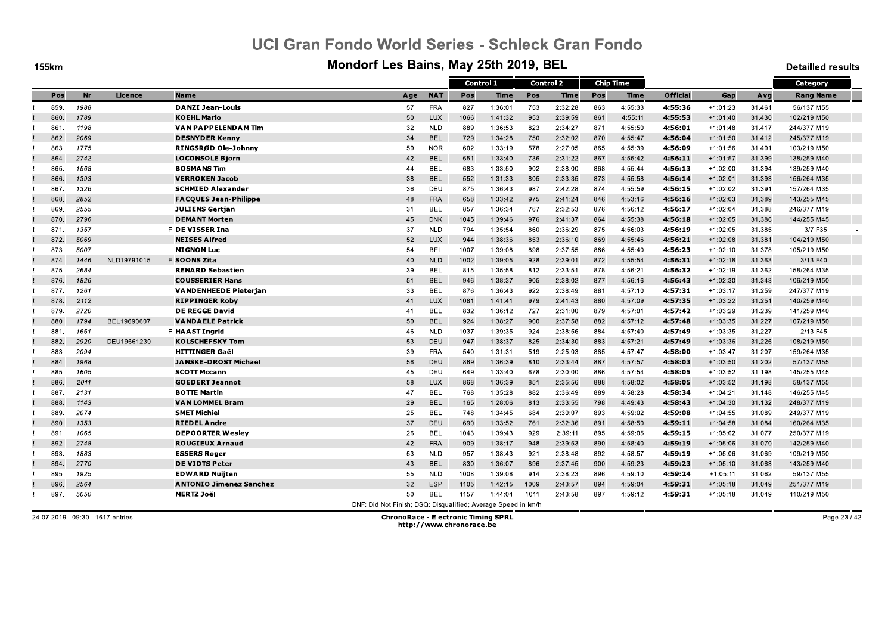# UCI Gran Fondo World Series - Schleck Gran Fondo

## Mondorf Les Bains, May 25th 2019, BEL

155km

Detailled results

| | Pos | Nr | Licence | Name | Age | NAT | Control 1 Pos | Control 1 Time | Control 2 Pos | Control 2 Time | Chip Time Pos | Chip Time Time | Official | Gap | Avg | Category Rang | Category Name | |
|---|---|---|---|---|---|---|---|---|---|---|---|---|---|---|---|---|---|---|
| ! | 859. | 1988 | | **DANZI Jean-Louis** | 57 | FRA | 827 | 1:36:01 | 753 | 2:32:28 | 863 | 4:55:33 | **4:55:36** | +1:01:23 | 31.461 | 56/137 | M55 | |
| ! | 860. | 1789 | | **KOEHL Mario** | 50 | LUX | 1066 | 1:41:32 | 953 | 2:39:59 | 861 | 4:55:11 | **4:55:53** | +1:01:40 | 31.430 | 102/219 | M50 | |
| ! | 861. | 1198 | | **VAN PAPPELENDAM Tim** | 32 | NLD | 889 | 1:36:53 | 823 | 2:34:27 | 871 | 4:55:50 | **4:56:01** | +1:01:48 | 31.417 | 244/377 | M19 | |
| ! | 862. | 2069 | | **DESNYDER Kenny** | 34 | BEL | 729 | 1:34:28 | 750 | 2:32:02 | 870 | 4:55:47 | **4:56:04** | +1:01:50 | 31.412 | 245/377 | M19 | |
| ! | 863. | 1775 | | **RINGSRØD Ole-Johnny** | 50 | NOR | 602 | 1:33:19 | 578 | 2:27:05 | 865 | 4:55:39 | **4:56:09** | +1:01:56 | 31.401 | 103/219 | M50 | |
| ! | 864. | 2742 | | **LOCONSOLE Bjorn** | 42 | BEL | 651 | 1:33:40 | 736 | 2:31:22 | 867 | 4:55:42 | **4:56:11** | +1:01:57 | 31.399 | 138/259 | M40 | |
| ! | 865. | 1568 | | **BOSMANS Tim** | 44 | BEL | 683 | 1:33:50 | 902 | 2:38:00 | 868 | 4:55:44 | **4:56:13** | +1:02:00 | 31.394 | 139/259 | M40 | |
| ! | 866. | 1393 | | **VERROKEN Jacob** | 38 | BEL | 552 | 1:31:33 | 805 | 2:33:35 | 873 | 4:55:58 | **4:56:14** | +1:02:01 | 31.393 | 156/264 | M35 | |
| ! | 867. | 1326 | | **SCHMIED Alexander** | 36 | DEU | 875 | 1:36:43 | 987 | 2:42:28 | 874 | 4:55:59 | **4:56:15** | +1:02:02 | 31.391 | 157/264 | M35 | |
| ! | 868. | 2852 | | **FACQUES Jean-Philippe** | 48 | FRA | 658 | 1:33:42 | 975 | 2:41:24 | 846 | 4:53:16 | **4:56:16** | +1:02:03 | 31.389 | 143/255 | M45 | |
| ! | 869. | 2555 | | **JULIENS Gertjan** | 31 | BEL | 857 | 1:36:34 | 767 | 2:32:53 | 876 | 4:56:12 | **4:56:17** | +1:02:04 | 31.388 | 246/377 | M19 | |
| ! | 870. | 2796 | | **DEMANT Morten** | 45 | DNK | 1045 | 1:39:46 | 976 | 2:41:37 | 864 | 4:55:38 | **4:56:18** | +1:02:05 | 31.386 | 144/255 | M45 | |
| ! | 871. | 1357 | | F **DE VISSER Ina** | 37 | NLD | 794 | 1:35:54 | 860 | 2:36:29 | 875 | 4:56:03 | **4:56:19** | +1:02:05 | 31.385 | 3/7 | F35 | - |
| ! | 872. | 5069 | | **NEISES Alfred** | 52 | LUX | 944 | 1:38:36 | 853 | 2:36:10 | 869 | 4:55:46 | **4:56:21** | +1:02:08 | 31.381 | 104/219 | M50 | |
| ! | 873. | 5007 | | **MIGNON Luc** | 54 | BEL | 1007 | 1:39:08 | 898 | 2:37:55 | 866 | 4:55:40 | **4:56:23** | +1:02:10 | 31.378 | 105/219 | M50 | |
| ! | 874. | 1446 | NLD19791015 | F **SOONS Zita** | 40 | NLD | 1002 | 1:39:05 | 928 | 2:39:01 | 872 | 4:55:54 | **4:56:31** | +1:02:18 | 31.363 | 3/13 | F40 | - |
| ! | 875. | 2684 | | **RENARD Sebastien** | 39 | BEL | 815 | 1:35:58 | 812 | 2:33:51 | 878 | 4:56:21 | **4:56:32** | +1:02:19 | 31.362 | 158/264 | M35 | |
| ! | 876. | 1826 | | **COUSSERIER Hans** | 51 | BEL | 946 | 1:38:37 | 905 | 2:38:02 | 877 | 4:56:16 | **4:56:43** | +1:02:30 | 31.343 | 106/219 | M50 | |
| ! | 877. | 1261 | | **VANDENHEEDE Pieterjan** | 33 | BEL | 876 | 1:36:43 | 922 | 2:38:49 | 881 | 4:57:10 | **4:57:31** | +1:03:17 | 31.259 | 247/377 | M19 | |
| ! | 878. | 2112 | | **RIPPINGER Roby** | 41 | LUX | 1081 | 1:41:41 | 979 | 2:41:43 | 880 | 4:57:09 | **4:57:35** | +1:03:22 | 31.251 | 140/259 | M40 | |
| ! | 879. | 2720 | | **DE REGGE David** | 41 | BEL | 832 | 1:36:12 | 727 | 2:31:00 | 879 | 4:57:01 | **4:57:42** | +1:03:29 | 31.239 | 141/259 | M40 | |
| ! | 880. | 1794 | BEL19690607 | **VANDAELE Patrick** | 50 | BEL | 924 | 1:38:27 | 900 | 2:37:58 | 882 | 4:57:12 | **4:57:48** | +1:03:35 | 31.227 | 107/219 | M50 | |
| ! | 881. | 1661 | | F **HAAST Ingrid** | 46 | NLD | 1037 | 1:39:35 | 924 | 2:38:56 | 884 | 4:57:40 | **4:57:49** | +1:03:35 | 31.227 | 2/13 | F45 | - |
| ! | 882. | 2920 | DEU19661230 | **KOLSCHEFSKY Tom** | 53 | DEU | 947 | 1:38:37 | 825 | 2:34:30 | 883 | 4:57:21 | **4:57:49** | +1:03:36 | 31.226 | 108/219 | M50 | |
| ! | 883. | 2094 | | **HITTINGER Gaël** | 39 | FRA | 540 | 1:31:31 | 519 | 2:25:03 | 885 | 4:57:47 | **4:58:00** | +1:03:47 | 31.207 | 159/264 | M35 | |
| ! | 884. | 1968 | | **JANSKE-DROST Michael** | 56 | DEU | 869 | 1:36:39 | 810 | 2:33:44 | 887 | 4:57:57 | **4:58:03** | +1:03:50 | 31.202 | 57/137 | M55 | |
| ! | 885. | 1605 | | **SCOTT Mccann** | 45 | DEU | 649 | 1:33:40 | 678 | 2:30:00 | 886 | 4:57:54 | **4:58:05** | +1:03:52 | 31.198 | 145/255 | M45 | |
| ! | 886. | 2011 | | **GOEDERT Jeannot** | 58 | LUX | 868 | 1:36:39 | 851 | 2:35:56 | 888 | 4:58:02 | **4:58:05** | +1:03:52 | 31.198 | 58/137 | M55 | |
| ! | 887. | 2131 | | **BOTTE Martin** | 47 | BEL | 768 | 1:35:28 | 882 | 2:36:49 | 889 | 4:58:28 | **4:58:34** | +1:04:21 | 31.148 | 146/255 | M45 | |
| ! | 888. | 1143 | | **VAN LOMMEL Bram** | 29 | BEL | 165 | 1:28:06 | 813 | 2:33:55 | 798 | 4:49:43 | **4:58:43** | +1:04:30 | 31.132 | 248/377 | M19 | |
| ! | 889. | 2074 | | **SMET Michiel** | 25 | BEL | 748 | 1:34:45 | 684 | 2:30:07 | 893 | 4:59:02 | **4:59:08** | +1:04:55 | 31.089 | 249/377 | M19 | |
| ! | 890. | 1353 | | **RIEDEL Andre** | 37 | DEU | 690 | 1:33:52 | 761 | 2:32:36 | 891 | 4:58:50 | **4:59:11** | +1:04:58 | 31.084 | 160/264 | M35 | |
| ! | 891. | 1065 | | **DEPOORTER Wesley** | 26 | BEL | 1043 | 1:39:43 | 929 | 2:39:11 | 895 | 4:59:05 | **4:59:15** | +1:05:02 | 31.077 | 250/377 | M19 | |
| ! | 892. | 2748 | | **ROUGIEUX Arnaud** | 42 | FRA | 909 | 1:38:17 | 948 | 2:39:53 | 890 | 4:58:40 | **4:59:19** | +1:05:06 | 31.070 | 142/259 | M40 | |
| ! | 893. | 1883 | | **ESSERS Roger** | 53 | NLD | 957 | 1:38:43 | 921 | 2:38:48 | 892 | 4:58:57 | **4:59:19** | +1:05:06 | 31.069 | 109/219 | M50 | |
| ! | 894. | 2770 | | **DE VIDTS Peter** | 43 | BEL | 830 | 1:36:07 | 896 | 2:37:45 | 900 | 4:59:23 | **4:59:23** | +1:05:10 | 31.063 | 143/259 | M40 | |
| ! | 895. | 1925 | | **EDWARD Nuijten** | 55 | NLD | 1008 | 1:39:08 | 914 | 2:38:23 | 896 | 4:59:10 | **4:59:24** | +1:05:11 | 31.062 | 59/137 | M55 | |
| ! | 896. | 2564 | | **ANTONIO Jimenez Sanchez** | 32 | ESP | 1105 | 1:42:15 | 1009 | 2:43:57 | 894 | 4:59:04 | **4:59:31** | +1:05:18 | 31.049 | 251/377 | M19 | |
| ! | 897. | 5050 | | **MERTZ Joël** | 50 | BEL | 1157 | 1:44:04 | 1011 | 2:43:58 | 897 | 4:59:12 | **4:59:31** | +1:05:18 | 31.049 | 110/219 | M50 | |

DNF: Did Not Finish; DSQ: Disqualified; Average Speed in km/h

24-07-2019 - 09:30 - 1617 entries

**ChronoRace - Electronic Timing SPRL**
http://www.chronorace.be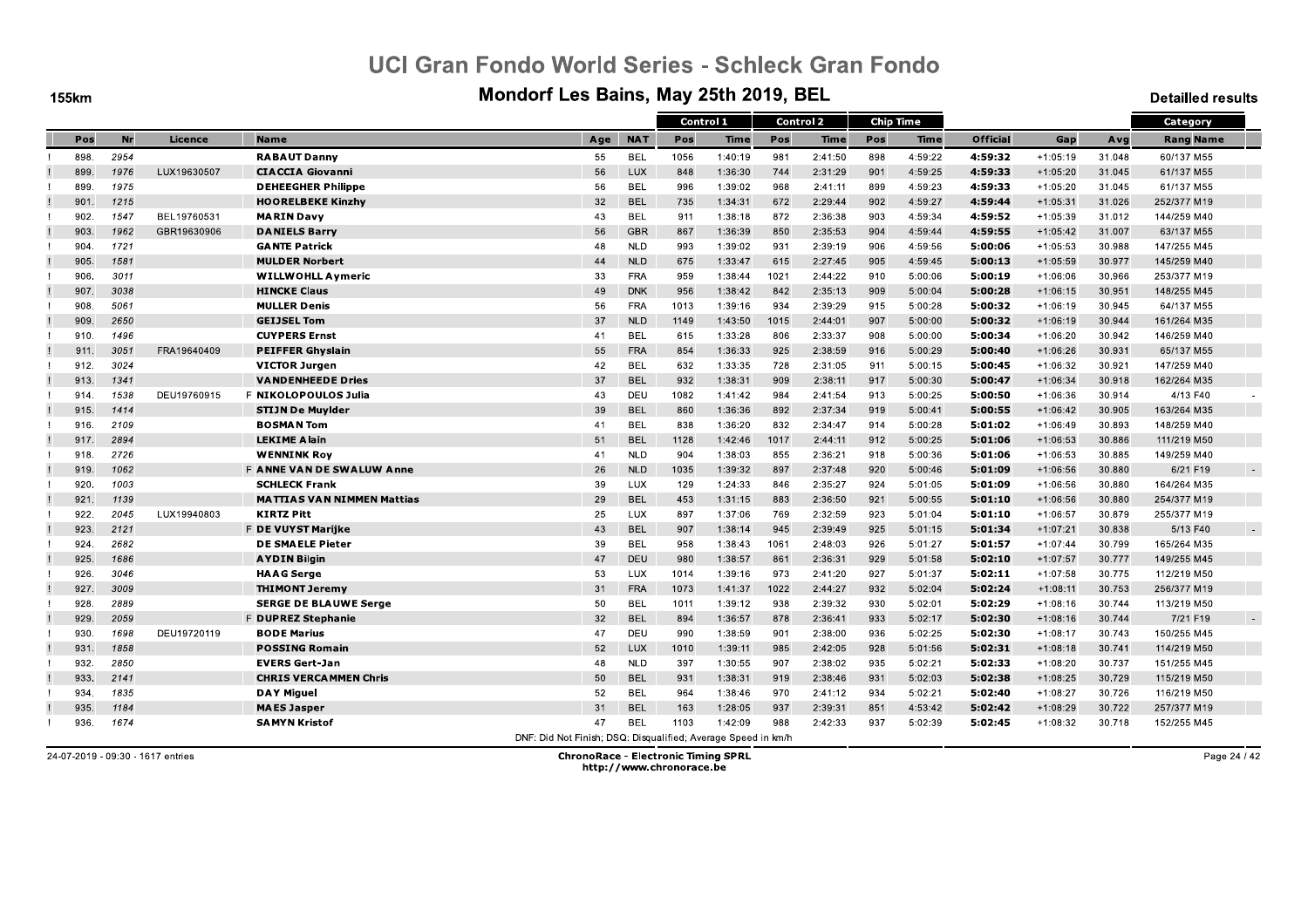# UCI Gran Fondo World Series - Schleck Gran Fondo

## Mondorf Les Bains, May 25th 2019, BEL

155km

Detailled results

| | Pos | Nr | Licence | | Name | Age | NAT | Control 1 Pos | Control 1 Time | Control 2 Pos | Control 2 Time | Chip Time Pos | Chip Time Time | Official | Gap | Avg | Category Rang Name | |
|---|---|---|---|---|---|---|---|---|---|---|---|---|---|---|---|---|---|---|
| ! | 898. | 2954 | | | **RABAUT Danny** | 55 | BEL | 1056 | 1:40:19 | 981 | 2:41:50 | 898 | 4:59:22 | **4:59:32** | +1:05:19 | 31.048 | 60/137 M55 | |
| ! | 899. | 1976 | LUX19630507 | | **CIACCIA Giovanni** | 56 | LUX | 848 | 1:36:30 | 744 | 2:31:29 | 901 | 4:59:25 | **4:59:33** | +1:05:20 | 31.045 | 61/137 M55 | |
| ! | 899. | 1975 | | | **DEHEEGHER Philippe** | 56 | BEL | 996 | 1:39:02 | 968 | 2:41:11 | 899 | 4:59:23 | **4:59:33** | +1:05:20 | 31.045 | 61/137 M55 | |
| ! | 901. | 1215 | | | **HOORELBEKE Kinzhy** | 32 | BEL | 735 | 1:34:31 | 672 | 2:29:44 | 902 | 4:59:27 | **4:59:44** | +1:05:31 | 31.026 | 252/377 M19 | |
| ! | 902. | 1547 | BEL19760531 | | **MARIN Davy** | 43 | BEL | 911 | 1:38:18 | 872 | 2:36:38 | 903 | 4:59:34 | **4:59:52** | +1:05:39 | 31.012 | 144/259 M40 | |
| ! | 903. | 1962 | GBR19630906 | | **DANIELS Barry** | 56 | GBR | 867 | 1:36:39 | 850 | 2:35:53 | 904 | 4:59:44 | **4:59:55** | +1:05:42 | 31.007 | 63/137 M55 | |
| ! | 904. | 1721 | | | **GANTE Patrick** | 48 | NLD | 993 | 1:39:02 | 931 | 2:39:19 | 906 | 4:59:56 | **5:00:06** | +1:05:53 | 30.988 | 147/255 M45 | |
| ! | 905. | 1581 | | | **MULDER Norbert** | 44 | NLD | 675 | 1:33:47 | 615 | 2:27:45 | 905 | 4:59:45 | **5:00:13** | +1:05:59 | 30.977 | 145/259 M40 | |
| ! | 906. | 3011 | | | **WILLWOHLL Aymeric** | 33 | FRA | 959 | 1:38:44 | 1021 | 2:44:22 | 910 | 5:00:06 | **5:00:19** | +1:06:06 | 30.966 | 253/377 M19 | |
| ! | 907. | 3038 | | | **HINCKE Claus** | 49 | DNK | 956 | 1:38:42 | 842 | 2:35:13 | 909 | 5:00:04 | **5:00:28** | +1:06:15 | 30.951 | 148/255 M45 | |
| ! | 908. | 5061 | | | **MULLER Denis** | 56 | FRA | 1013 | 1:39:16 | 934 | 2:39:29 | 915 | 5:00:28 | **5:00:32** | +1:06:19 | 30.945 | 64/137 M55 | |
| ! | 909. | 2650 | | | **GEIJSEL Tom** | 37 | NLD | 1149 | 1:43:50 | 1015 | 2:44:01 | 907 | 5:00:00 | **5:00:32** | +1:06:19 | 30.944 | 161/264 M35 | |
| ! | 910. | 1496 | | | **CUYPERS Ernst** | 41 | BEL | 615 | 1:33:28 | 806 | 2:33:37 | 908 | 5:00:00 | **5:00:34** | +1:06:20 | 30.942 | 146/259 M40 | |
| ! | 911. | 3051 | FRA19640409 | | **PEIFFER Ghyslain** | 55 | FRA | 854 | 1:36:33 | 925 | 2:38:59 | 916 | 5:00:29 | **5:00:40** | +1:06:26 | 30.931 | 65/137 M55 | |
| ! | 912. | 3024 | | | **VICTOR Jurgen** | 42 | BEL | 632 | 1:33:35 | 728 | 2:31:05 | 911 | 5:00:15 | **5:00:45** | +1:06:32 | 30.921 | 147/259 M40 | |
| ! | 913. | 1341 | | | **VANDENHEEDE Dries** | 37 | BEL | 932 | 1:38:31 | 909 | 2:38:11 | 917 | 5:00:30 | **5:00:47** | +1:06:34 | 30.918 | 162/264 M35 | |
| ! | 914. | 1538 | DEU19760915 | F | **NIKOLOPOULOS Julia** | 43 | DEU | 1082 | 1:41:42 | 984 | 2:41:54 | 913 | 5:00:25 | **5:00:50** | +1:06:36 | 30.914 | 4/13 F40 | - |
| ! | 915. | 1414 | | | **STIJN De Muylder** | 39 | BEL | 860 | 1:36:36 | 892 | 2:37:34 | 919 | 5:00:41 | **5:00:55** | +1:06:42 | 30.905 | 163/264 M35 | |
| ! | 916. | 2109 | | | **BOSMAN Tom** | 41 | BEL | 838 | 1:36:20 | 832 | 2:34:47 | 914 | 5:00:28 | **5:01:02** | +1:06:49 | 30.893 | 148/259 M40 | |
| ! | 917. | 2894 | | | **LEKIME Alain** | 51 | BEL | 1128 | 1:42:46 | 1017 | 2:44:11 | 912 | 5:00:25 | **5:01:06** | +1:06:53 | 30.886 | 111/219 M50 | |
| ! | 918. | 2726 | | | **WENNINK Roy** | 41 | NLD | 904 | 1:38:03 | 855 | 2:36:21 | 918 | 5:00:36 | **5:01:06** | +1:06:53 | 30.885 | 149/259 M40 | |
| ! | 919. | 1062 | | F | **ANNE VAN DE SWALUW Anne** | 26 | NLD | 1035 | 1:39:32 | 897 | 2:37:48 | 920 | 5:00:46 | **5:01:09** | +1:06:56 | 30.880 | 6/21 F19 | - |
| ! | 920. | 1003 | | | **SCHLECK Frank** | 39 | LUX | 129 | 1:24:33 | 846 | 2:35:27 | 924 | 5:01:05 | **5:01:09** | +1:06:56 | 30.880 | 164/264 M35 | |
| ! | 921. | 1139 | | | **MATTIAS VAN NIMMEN Mattias** | 29 | BEL | 453 | 1:31:15 | 883 | 2:36:50 | 921 | 5:00:55 | **5:01:10** | +1:06:56 | 30.880 | 254/377 M19 | |
| ! | 922. | 2045 | LUX19940803 | | **KIRTZ Pitt** | 25 | LUX | 897 | 1:37:06 | 769 | 2:32:59 | 923 | 5:01:04 | **5:01:10** | +1:06:57 | 30.879 | 255/377 M19 | |
| ! | 923. | 2121 | | F | **DE VUYST Marijke** | 43 | BEL | 907 | 1:38:14 | 945 | 2:39:49 | 925 | 5:01:15 | **5:01:34** | +1:07:21 | 30.838 | 5/13 F40 | - |
| ! | 924. | 2682 | | | **DE SMAELE Pieter** | 39 | BEL | 958 | 1:38:43 | 1061 | 2:48:03 | 926 | 5:01:27 | **5:01:57** | +1:07:44 | 30.799 | 165/264 M35 | |
| ! | 925. | 1686 | | | **AYDIN Bilgin** | 47 | DEU | 980 | 1:38:57 | 861 | 2:36:31 | 929 | 5:01:58 | **5:02:10** | +1:07:57 | 30.777 | 149/255 M45 | |
| ! | 926. | 3046 | | | **HAAG Serge** | 53 | LUX | 1014 | 1:39:16 | 973 | 2:41:20 | 927 | 5:01:37 | **5:02:11** | +1:07:58 | 30.775 | 112/219 M50 | |
| ! | 927. | 3009 | | | **THIMONT Jeremy** | 31 | FRA | 1073 | 1:41:37 | 1022 | 2:44:27 | 932 | 5:02:04 | **5:02:24** | +1:08:11 | 30.753 | 256/377 M19 | |
| ! | 928. | 2889 | | | **SERGE DE BLAUWE Serge** | 50 | BEL | 1011 | 1:39:12 | 938 | 2:39:32 | 930 | 5:02:01 | **5:02:29** | +1:08:16 | 30.744 | 113/219 M50 | |
| ! | 929. | 2059 | | F | **DUPREZ Stephanie** | 32 | BEL | 894 | 1:36:57 | 878 | 2:36:41 | 933 | 5:02:17 | **5:02:30** | +1:08:16 | 30.744 | 7/21 F19 | - |
| ! | 930. | 1698 | DEU19720119 | | **BODE Marius** | 47 | DEU | 990 | 1:38:59 | 901 | 2:38:00 | 936 | 5:02:25 | **5:02:30** | +1:08:17 | 30.743 | 150/255 M45 | |
| ! | 931. | 1858 | | | **POSSING Romain** | 52 | LUX | 1010 | 1:39:11 | 985 | 2:42:05 | 928 | 5:01:56 | **5:02:31** | +1:08:18 | 30.741 | 114/219 M50 | |
| ! | 932. | 2850 | | | **EVERS Gert-Jan** | 48 | NLD | 397 | 1:30:55 | 907 | 2:38:02 | 935 | 5:02:21 | **5:02:33** | +1:08:20 | 30.737 | 151/255 M45 | |
| ! | 933. | 2141 | | | **CHRIS VERCAMMEN Chris** | 50 | BEL | 931 | 1:38:31 | 919 | 2:38:46 | 931 | 5:02:03 | **5:02:38** | +1:08:25 | 30.729 | 115/219 M50 | |
| ! | 934. | 1835 | | | **DAY Miguel** | 52 | BEL | 964 | 1:38:46 | 970 | 2:41:12 | 934 | 5:02:21 | **5:02:40** | +1:08:27 | 30.726 | 116/219 M50 | |
| ! | 935. | 1184 | | | **MAES Jasper** | 31 | BEL | 163 | 1:28:05 | 937 | 2:39:31 | 851 | 4:53:42 | **5:02:42** | +1:08:29 | 30.722 | 257/377 M19 | |
| ! | 936. | 1674 | | | **SAMYN Kristof** | 47 | BEL | 1103 | 1:42:09 | 988 | 2:42:33 | 937 | 5:02:39 | **5:02:45** | +1:08:32 | 30.718 | 152/255 M45 | |

DNF: Did Not Finish; DSQ: Disqualified; Average Speed in km/h

24-07-2019 - 09:30 - 1617 entries

**ChronoRace - Electronic Timing SPRL**
http://www.chronorace.be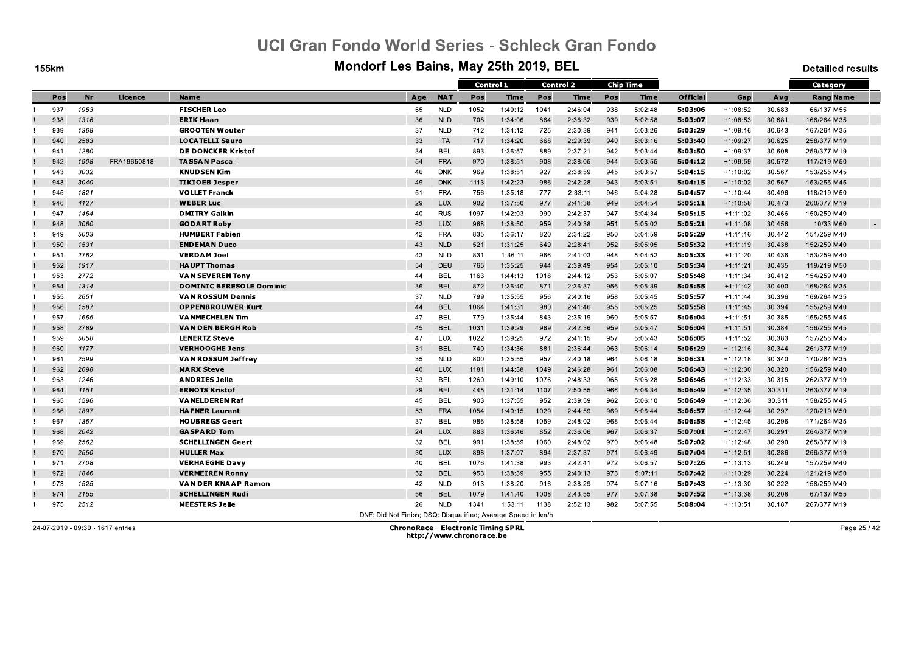# UCI Gran Fondo World Series - Schleck Gran Fondo

## Mondorf Les Bains, May 25th 2019, BEL

155km

Detailled results

| | Pos | Nr | Licence | Name | Age | NAT | Control 1 | | Control 2 | | Chip Time | | Official | Gap | Avg | Category | |
|---|---|---|---|---|---|---|---|---|---|---|---|---|---|---|---|---|---|
| | | | | | | | Pos | Time | Pos | Time | Pos | Time | | | | Rang | Name |
| ! | 937. | 1953 | | **FISCHER Leo** | 55 | NLD | 1052 | 1:40:12 | 1041 | 2:46:04 | 938 | 5:02:48 | **5:03:06** | +1:08:52 | 30.683 | 66/137 | M55 |
| ! | 938. | 1316 | | **ERIK Haan** | 36 | NLD | 708 | 1:34:06 | 864 | 2:36:32 | 939 | 5:02:58 | **5:03:07** | +1:08:53 | 30.681 | 166/264 | M35 |
| ! | 939. | 1368 | | **GROOTEN Wouter** | 37 | NLD | 712 | 1:34:12 | 725 | 2:30:39 | 941 | 5:03:26 | **5:03:29** | +1:09:16 | 30.643 | 167/264 | M35 |
| ! | 940. | 2583 | | **LOCATELLI Sauro** | 33 | ITA | 717 | 1:34:20 | 668 | 2:29:39 | 940 | 5:03:16 | **5:03:40** | +1:09:27 | 30.625 | 258/377 | M19 |
| ! | 941. | 1280 | | **DE DONCKER Kristof** | 34 | BEL | 893 | 1:36:57 | 889 | 2:37:21 | 942 | 5:03:44 | **5:03:50** | +1:09:37 | 30.608 | 259/377 | M19 |
| ! | 942. | 1908 | FRA19650818 | **TASSAN Pascal** | 54 | FRA | 970 | 1:38:51 | 908 | 2:38:05 | 944 | 5:03:55 | **5:04:12** | +1:09:59 | 30.572 | 117/219 | M50 |
| ! | 943. | 3032 | | **KNUDSEN Kim** | 46 | DNK | 969 | 1:38:51 | 927 | 2:38:59 | 945 | 5:03:57 | **5:04:15** | +1:10:02 | 30.567 | 153/255 | M45 |
| ! | 943. | 3040 | | **TIKIOEB Jesper** | 49 | DNK | 1113 | 1:42:23 | 986 | 2:42:28 | 943 | 5:03:51 | **5:04:15** | +1:10:02 | 30.567 | 153/255 | M45 |
| ! | 945. | 1821 | | **VOLLET Franck** | 51 | FRA | 756 | 1:35:18 | 777 | 2:33:11 | 946 | 5:04:28 | **5:04:57** | +1:10:44 | 30.496 | 118/219 | M50 |
| ! | 946. | 1127 | | **WEBER Luc** | 29 | LUX | 902 | 1:37:50 | 977 | 2:41:38 | 949 | 5:04:54 | **5:05:11** | +1:10:58 | 30.473 | 260/377 | M19 |
| ! | 947. | 1464 | | **DMITRY Galkin** | 40 | RUS | 1097 | 1:42:03 | 990 | 2:42:37 | 947 | 5:04:34 | **5:05:15** | +1:11:02 | 30.466 | 150/259 | M40 |
| ! | 948. | 3060 | | **GODART Roby** | 62 | LUX | 968 | 1:38:50 | 959 | 2:40:38 | 951 | 5:05:02 | **5:05:21** | +1:11:08 | 30.456 | 10/33 | M60 |
| ! | 949. | 5003 | | **HUMBERT Fabien** | 42 | FRA | 835 | 1:36:17 | 820 | 2:34:22 | 950 | 5:04:59 | **5:05:29** | +1:11:16 | 30.442 | 151/259 | M40 |
| ! | 950. | 1531 | | **ENDEMAN Duco** | 43 | NLD | 521 | 1:31:25 | 649 | 2:28:41 | 952 | 5:05:05 | **5:05:32** | +1:11:19 | 30.438 | 152/259 | M40 |
| ! | 951. | 2762 | | **VERDAM Joel** | 43 | NLD | 831 | 1:36:11 | 966 | 2:41:03 | 948 | 5:04:52 | **5:05:33** | +1:11:20 | 30.436 | 153/259 | M40 |
| ! | 952. | 1917 | | **HAUPT Thomas** | 54 | DEU | 765 | 1:35:25 | 944 | 2:39:49 | 954 | 5:05:10 | **5:05:34** | +1:11:21 | 30.435 | 119/219 | M50 |
| ! | 953. | 2772 | | **VAN SEVEREN Tony** | 44 | BEL | 1163 | 1:44:13 | 1018 | 2:44:12 | 953 | 5:05:07 | **5:05:48** | +1:11:34 | 30.412 | 154/259 | M40 |
| ! | 954. | 1314 | | **DOMINIC BERESOLE Dominic** | 36 | BEL | 872 | 1:36:40 | 871 | 2:36:37 | 956 | 5:05:39 | **5:05:55** | +1:11:42 | 30.400 | 168/264 | M35 |
| ! | 955. | 2651 | | **VAN ROSSUM Dennis** | 37 | NLD | 799 | 1:35:55 | 956 | 2:40:16 | 958 | 5:05:45 | **5:05:57** | +1:11:44 | 30.396 | 169/264 | M35 |
| ! | 956. | 1587 | | **OPPENBROUWER Kurt** | 44 | BEL | 1064 | 1:41:31 | 980 | 2:41:46 | 955 | 5:05:25 | **5:05:58** | +1:11:45 | 30.394 | 155/259 | M40 |
| ! | 957. | 1665 | | **VANMECHELEN Tim** | 47 | BEL | 779 | 1:35:44 | 843 | 2:35:19 | 960 | 5:05:57 | **5:06:04** | +1:11:51 | 30.385 | 155/255 | M45 |
| ! | 958. | 2789 | | **VAN DEN BERGH Rob** | 45 | BEL | 1031 | 1:39:29 | 989 | 2:42:36 | 959 | 5:05:47 | **5:06:04** | +1:11:51 | 30.384 | 156/255 | M45 |
| ! | 959. | 5058 | | **LENERTZ Steve** | 47 | LUX | 1022 | 1:39:25 | 972 | 2:41:15 | 957 | 5:05:43 | **5:06:05** | +1:11:52 | 30.383 | 157/255 | M45 |
| ! | 960. | 1177 | | **VERHOOGHE Jens** | 31 | BEL | 740 | 1:34:36 | 881 | 2:36:44 | 963 | 5:06:14 | **5:06:29** | +1:12:16 | 30.344 | 261/377 | M19 |
| ! | 961. | 2599 | | **VAN ROSSUM Jeffrey** | 35 | NLD | 800 | 1:35:55 | 957 | 2:40:18 | 964 | 5:06:18 | **5:06:31** | +1:12:18 | 30.340 | 170/264 | M35 |
| ! | 962. | 2698 | | **MARX Steve** | 40 | LUX | 1181 | 1:44:38 | 1049 | 2:46:28 | 961 | 5:06:08 | **5:06:43** | +1:12:30 | 30.320 | 156/259 | M40 |
| ! | 963. | 1246 | | **ANDRIES Jelle** | 33 | BEL | 1260 | 1:49:10 | 1076 | 2:48:33 | 965 | 5:06:28 | **5:06:46** | +1:12:33 | 30.315 | 262/377 | M19 |
| ! | 964. | 1151 | | **ERNOTS Kristof** | 29 | BEL | 445 | 1:31:14 | 1107 | 2:50:55 | 966 | 5:06:34 | **5:06:49** | +1:12:35 | 30.311 | 263/377 | M19 |
| ! | 965. | 1596 | | **VANELDEREN Raf** | 45 | BEL | 903 | 1:37:55 | 952 | 2:39:59 | 962 | 5:06:10 | **5:06:49** | +1:12:36 | 30.311 | 158/255 | M45 |
| ! | 966. | 1897 | | **HAFNER Laurent** | 53 | FRA | 1054 | 1:40:15 | 1029 | 2:44:59 | 969 | 5:06:44 | **5:06:57** | +1:12:44 | 30.297 | 120/219 | M50 |
| ! | 967. | 1367 | | **HOUBREGS Geert** | 37 | BEL | 986 | 1:38:58 | 1059 | 2:48:02 | 968 | 5:06:44 | **5:06:58** | +1:12:45 | 30.296 | 171/264 | M35 |
| ! | 968. | 2042 | | **GASPARD Tom** | 24 | LUX | 883 | 1:36:46 | 852 | 2:36:06 | 967 | 5:06:37 | **5:07:01** | +1:12:47 | 30.291 | 264/377 | M19 |
| ! | 969. | 2562 | | **SCHELLINGEN Geert** | 32 | BEL | 991 | 1:38:59 | 1060 | 2:48:02 | 970 | 5:06:48 | **5:07:02** | +1:12:48 | 30.290 | 265/377 | M19 |
| ! | 970. | 2550 | | **MULLER Max** | 30 | LUX | 898 | 1:37:07 | 894 | 2:37:37 | 971 | 5:06:49 | **5:07:04** | +1:12:51 | 30.286 | 266/377 | M19 |
| ! | 971. | 2708 | | **VERHAEGHE Davy** | 40 | BEL | 1076 | 1:41:38 | 993 | 2:42:41 | 972 | 5:06:57 | **5:07:26** | +1:13:13 | 30.249 | 157/259 | M40 |
| ! | 972. | 1846 | | **VERMEIREN Ronny** | 52 | BEL | 953 | 1:38:39 | 955 | 2:40:13 | 973 | 5:07:11 | **5:07:42** | +1:13:29 | 30.224 | 121/219 | M50 |
| ! | 973. | 1525 | | **VAN DER KNAAP Ramon** | 42 | NLD | 913 | 1:38:20 | 916 | 2:38:29 | 974 | 5:07:16 | **5:07:43** | +1:13:30 | 30.222 | 158/259 | M40 |
| ! | 974. | 2155 | | **SCHELLINGEN Rudi** | 56 | BEL | 1079 | 1:41:40 | 1008 | 2:43:55 | 977 | 5:07:38 | **5:07:52** | +1:13:38 | 30.208 | 67/137 | M55 |
| ! | 975. | 2512 | | **MEESTERS Jelle** | 26 | NLD | 1341 | 1:53:11 | 1138 | 2:52:13 | 982 | 5:07:55 | **5:08:04** | +1:13:51 | 30.187 | 267/377 | M19 |

DNF: Did Not Finish; DSQ: Disqualified; Average Speed in km/h

24-07-2019 - 09:30 - 1617 entries

**ChronoRace - Electronic Timing SPRL**
http://www.chronorace.be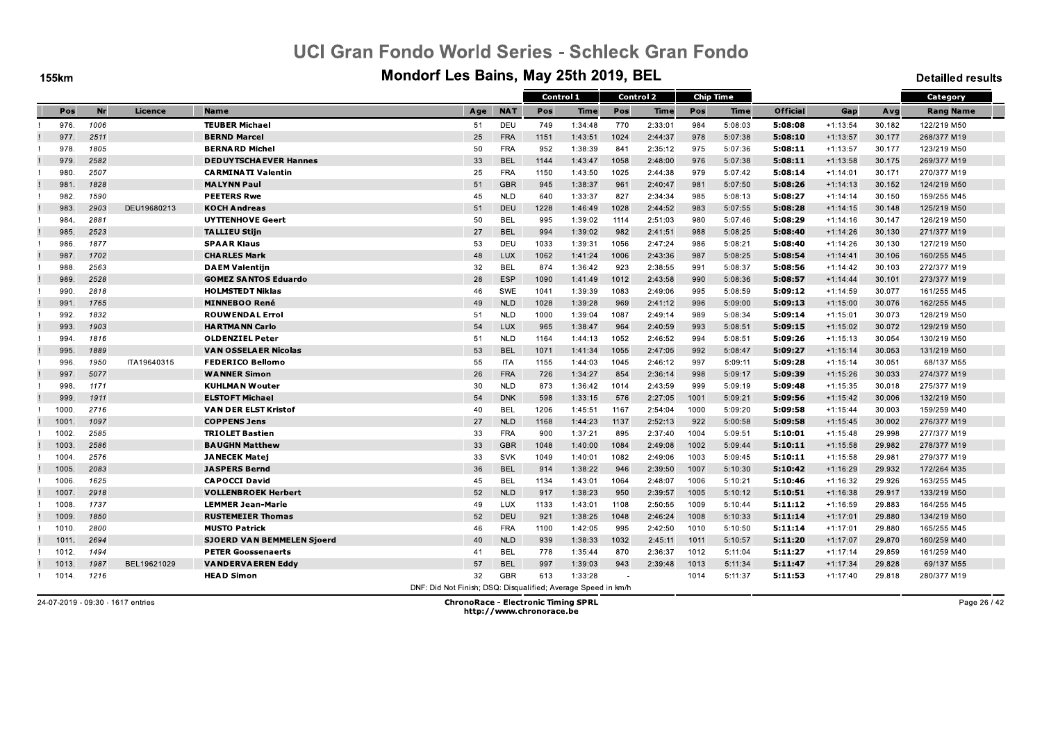# UCI Gran Fondo World Series - Schleck Gran Fondo

## Mondorf Les Bains, May 25th 2019, BEL

155km

Detailled results

| | Pos | Nr | Licence | Name | Age | NAT | Control 1 | | Control 2 | | Chip Time | | Official | Gap | Avg | Category | |
|---|---|---|---|---|---|---|---|---|---|---|---|---|---|---|---|---|---|
| | | | | | | | Pos | Time | Pos | Time | Pos | Time | | | | Rang | Name |
| ! | 976. | 1006 | | TEUBER Michael | 51 | DEU | 749 | 1:34:48 | 770 | 2:33:01 | 984 | 5:08:03 | 5:08:08 | +1:13:54 | 30.182 | 122/219 | M50 |
| ! | 977. | 2511 | | BERND Marcel | 25 | FRA | 1151 | 1:43:51 | 1024 | 2:44:37 | 978 | 5:07:38 | 5:08:10 | +1:13:57 | 30.177 | 268/377 | M19 |
| ! | 978. | 1805 | | BERNARD Michel | 50 | FRA | 952 | 1:38:39 | 841 | 2:35:12 | 975 | 5:07:36 | 5:08:11 | +1:13:57 | 30.177 | 123/219 | M50 |
| ! | 979. | 2582 | | DEDUYTSCHAEVER Hannes | 33 | BEL | 1144 | 1:43:47 | 1058 | 2:48:00 | 976 | 5:07:38 | 5:08:11 | +1:13:58 | 30.175 | 269/377 | M19 |
| ! | 980. | 2507 | | CARMINATI Valentin | 25 | FRA | 1150 | 1:43:50 | 1025 | 2:44:38 | 979 | 5:07:42 | 5:08:14 | +1:14:01 | 30.171 | 270/377 | M19 |
| ! | 981. | 1828 | | MALYNN Paul | 51 | GBR | 945 | 1:38:37 | 961 | 2:40:47 | 981 | 5:07:50 | 5:08:26 | +1:14:13 | 30.152 | 124/219 | M50 |
| ! | 982. | 1590 | | PEETERS Rwe | 45 | NLD | 640 | 1:33:37 | 827 | 2:34:34 | 985 | 5:08:13 | 5:08:27 | +1:14:14 | 30.150 | 159/255 | M45 |
| ! | 983. | 2903 | DEU19680213 | KOCH Andreas | 51 | DEU | 1228 | 1:46:49 | 1028 | 2:44:52 | 983 | 5:07:55 | 5:08:28 | +1:14:15 | 30.148 | 125/219 | M50 |
| ! | 984. | 2881 | | UYTTENHOVE Geert | 50 | BEL | 995 | 1:39:02 | 1114 | 2:51:03 | 980 | 5:07:46 | 5:08:29 | +1:14:16 | 30.147 | 126/219 | M50 |
| ! | 985. | 2523 | | TALLIEU Stijn | 27 | BEL | 994 | 1:39:02 | 982 | 2:41:51 | 988 | 5:08:25 | 5:08:40 | +1:14:26 | 30.130 | 271/377 | M19 |
| ! | 986. | 1877 | | SPAAR Klaus | 53 | DEU | 1033 | 1:39:31 | 1056 | 2:47:24 | 986 | 5:08:21 | 5:08:40 | +1:14:26 | 30.130 | 127/219 | M50 |
| ! | 987. | 1702 | | CHARLES Mark | 48 | LUX | 1062 | 1:41:24 | 1006 | 2:43:36 | 987 | 5:08:25 | 5:08:54 | +1:14:41 | 30.106 | 160/255 | M45 |
| ! | 988. | 2563 | | DAEM Valentijn | 32 | BEL | 874 | 1:36:42 | 923 | 2:38:55 | 991 | 5:08:37 | 5:08:56 | +1:14:42 | 30.103 | 272/377 | M19 |
| ! | 989. | 2528 | | GOMEZ SANTOS Eduardo | 28 | ESP | 1090 | 1:41:49 | 1012 | 2:43:58 | 990 | 5:08:36 | 5:08:57 | +1:14:44 | 30.101 | 273/377 | M19 |
| ! | 990. | 2818 | | HOLMSTEDT Niklas | 46 | SWE | 1041 | 1:39:39 | 1083 | 2:49:06 | 995 | 5:08:59 | 5:09:12 | +1:14:59 | 30.077 | 161/255 | M45 |
| ! | 991. | 1765 | | MINNEBOO René | 49 | NLD | 1028 | 1:39:28 | 969 | 2:41:12 | 996 | 5:09:00 | 5:09:13 | +1:15:00 | 30.076 | 162/255 | M45 |
| ! | 992. | 1832 | | ROUWENDAL Errol | 51 | NLD | 1000 | 1:39:04 | 1087 | 2:49:14 | 989 | 5:08:34 | 5:09:14 | +1:15:01 | 30.073 | 128/219 | M50 |
| ! | 993. | 1903 | | HARTMANN Carlo | 54 | LUX | 965 | 1:38:47 | 964 | 2:40:59 | 993 | 5:08:51 | 5:09:15 | +1:15:02 | 30.072 | 129/219 | M50 |
| ! | 994. | 1816 | | OLDENZIEL Peter | 51 | NLD | 1164 | 1:44:13 | 1052 | 2:46:52 | 994 | 5:08:51 | 5:09:26 | +1:15:13 | 30.054 | 130/219 | M50 |
| ! | 995. | 1889 | | VAN OSSELAER Nicolas | 53 | BEL | 1071 | 1:41:34 | 1055 | 2:47:05 | 992 | 5:08:47 | 5:09:27 | +1:15:14 | 30.053 | 131/219 | M50 |
| ! | 996. | 1950 | ITA19640315 | FEDERICO Bellomo | 55 | ITA | 1155 | 1:44:03 | 1045 | 2:46:12 | 997 | 5:09:11 | 5:09:28 | +1:15:14 | 30.051 | 68/137 | M55 |
| ! | 997. | 5077 | | WANNER Simon | 26 | FRA | 726 | 1:34:27 | 854 | 2:36:14 | 998 | 5:09:17 | 5:09:39 | +1:15:26 | 30.033 | 274/377 | M19 |
| ! | 998. | 1171 | | KUHLMAN Wouter | 30 | NLD | 873 | 1:36:42 | 1014 | 2:43:59 | 999 | 5:09:19 | 5:09:48 | +1:15:35 | 30.018 | 275/377 | M19 |
| ! | 999. | 1911 | | ELSTOFT Michael | 54 | DNK | 598 | 1:33:15 | 576 | 2:27:05 | 1001 | 5:09:21 | 5:09:56 | +1:15:42 | 30.006 | 132/219 | M50 |
| ! | 1000. | 2716 | | VAN DER ELST Kristof | 40 | BEL | 1206 | 1:45:51 | 1167 | 2:54:04 | 1000 | 5:09:20 | 5:09:58 | +1:15:44 | 30.003 | 159/259 | M40 |
| ! | 1001. | 1097 | | COPPENS Jens | 27 | NLD | 1168 | 1:44:23 | 1137 | 2:52:13 | 922 | 5:00:58 | 5:09:58 | +1:15:45 | 30.002 | 276/377 | M19 |
| ! | 1002. | 2585 | | TRIOLET Bastien | 33 | FRA | 900 | 1:37:21 | 895 | 2:37:40 | 1004 | 5:09:51 | 5:10:01 | +1:15:48 | 29.998 | 277/377 | M19 |
| ! | 1003. | 2586 | | BAUGHN Matthew | 33 | GBR | 1048 | 1:40:00 | 1084 | 2:49:08 | 1002 | 5:09:44 | 5:10:11 | +1:15:58 | 29.982 | 278/377 | M19 |
| ! | 1004. | 2576 | | JANECEK Matej | 33 | SVK | 1049 | 1:40:01 | 1082 | 2:49:06 | 1003 | 5:09:45 | 5:10:11 | +1:15:58 | 29.981 | 279/377 | M19 |
| ! | 1005. | 2083 | | JASPERS Bernd | 36 | BEL | 914 | 1:38:22 | 946 | 2:39:50 | 1007 | 5:10:30 | 5:10:42 | +1:16:29 | 29.932 | 172/264 | M35 |
| ! | 1006. | 1625 | | CAPOCCI David | 45 | BEL | 1134 | 1:43:01 | 1064 | 2:48:07 | 1006 | 5:10:21 | 5:10:46 | +1:16:32 | 29.926 | 163/255 | M45 |
| ! | 1007. | 2918 | | VOLLENBROEK Herbert | 52 | NLD | 917 | 1:38:23 | 950 | 2:39:57 | 1005 | 5:10:12 | 5:10:51 | +1:16:38 | 29.917 | 133/219 | M50 |
| ! | 1008. | 1737 | | LEMMER Jean-Marie | 49 | LUX | 1133 | 1:43:01 | 1108 | 2:50:55 | 1009 | 5:10:44 | 5:11:12 | +1:16:59 | 29.883 | 164/255 | M45 |
| ! | 1009. | 1850 | | RUSTEMEIER Thomas | 52 | DEU | 921 | 1:38:25 | 1048 | 2:46:24 | 1008 | 5:10:33 | 5:11:14 | +1:17:01 | 29.880 | 134/219 | M50 |
| ! | 1010. | 2800 | | MUSTO Patrick | 46 | FRA | 1100 | 1:42:05 | 995 | 2:42:50 | 1010 | 5:10:50 | 5:11:14 | +1:17:01 | 29.880 | 165/255 | M45 |
| ! | 1011. | 2694 | | SJOERD VAN BEMMELEN Sjoerd | 40 | NLD | 939 | 1:38:33 | 1032 | 2:45:11 | 1011 | 5:10:57 | 5:11:20 | +1:17:07 | 29.870 | 160/259 | M40 |
| ! | 1012. | 1494 | | PETER Goossenaerts | 41 | BEL | 778 | 1:35:44 | 870 | 2:36:37 | 1012 | 5:11:04 | 5:11:27 | +1:17:14 | 29.859 | 161/259 | M40 |
| ! | 1013. | 1987 | BEL19621029 | VANDERVAEREN Eddy | 57 | BEL | 997 | 1:39:03 | 943 | 2:39:48 | 1013 | 5:11:34 | 5:11:47 | +1:17:34 | 29.828 | 69/137 | M55 |
| ! | 1014. | 1216 | | HEAD Simon | 32 | GBR | 613 | 1:33:28 | - | | 1014 | 5:11:37 | 5:11:53 | +1:17:40 | 29.818 | 280/377 | M19 |

DNF: Did Not Finish; DSQ: Disqualified; Average Speed in km/h

24-07-2019 - 09:30 - 1617 entries

ChronoRace - Electronic Timing SPRL
http://www.chronorace.be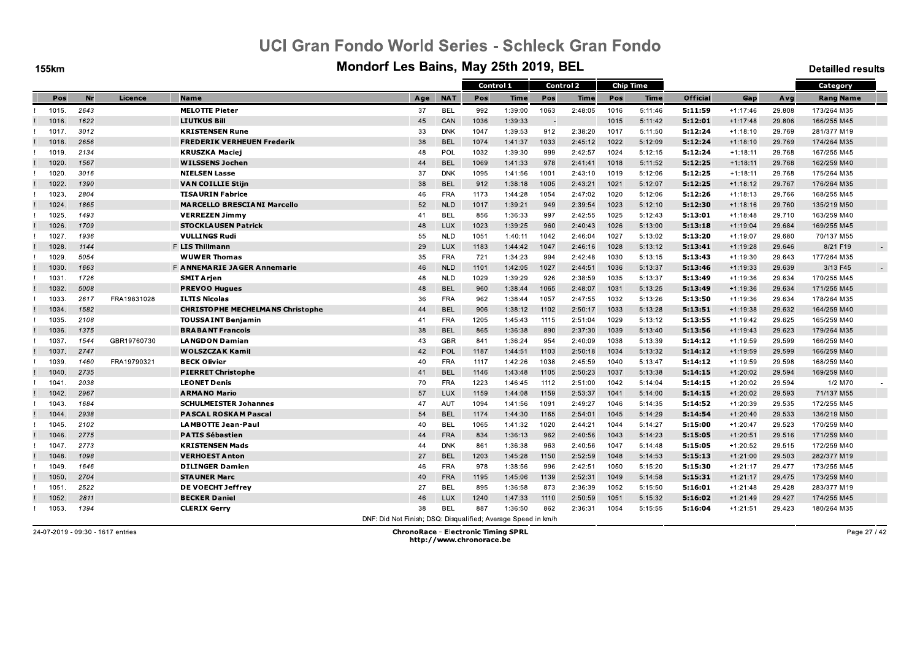# UCI Gran Fondo World Series - Schleck Gran Fondo

## Mondorf Les Bains, May 25th 2019, BEL

155km

Detailled results

| | Pos | Nr | Licence | Name | Age | NAT | Control 1 Pos | Control 1 Time | Control 2 Pos | Control 2 Time | Chip Time Pos | Chip Time Time | Official | Gap | Avg | Category Rang | Category Name | |
|---|---|---|---|---|---|---|---|---|---|---|---|---|---|---|---|---|---|---|
| ! | 1015. | 2643 | | MELOTTE Pieter | 37 | BEL | 992 | 1:39:00 | 1063 | 2:48:05 | 1016 | 5:11:46 | 5:11:59 | +1:17:46 | 29.808 | 173/264 | M35 | |
| ! | 1016. | 1622 | | LIUTKUS Bill | 45 | CAN | 1036 | 1:39:33 | - | | 1015 | 5:11:42 | 5:12:01 | +1:17:48 | 29.806 | 166/255 | M45 | |
| ! | 1017. | 3012 | | KRISTENSEN Rune | 33 | DNK | 1047 | 1:39:53 | 912 | 2:38:20 | 1017 | 5:11:50 | 5:12:24 | +1:18:10 | 29.769 | 281/377 | M19 | |
| ! | 1018. | 2656 | | FREDERIK VERHEUEN Frederik | 38 | BEL | 1074 | 1:41:37 | 1033 | 2:45:12 | 1022 | 5:12:09 | 5:12:24 | +1:18:10 | 29.769 | 174/264 | M35 | |
| ! | 1019. | 2134 | | KRUSZKA Maciej | 48 | POL | 1032 | 1:39:30 | 999 | 2:42:57 | 1024 | 5:12:15 | 5:12:24 | +1:18:11 | 29.768 | 167/255 | M45 | |
| ! | 1020. | 1567 | | WILSSENS Jochen | 44 | BEL | 1069 | 1:41:33 | 978 | 2:41:41 | 1018 | 5:11:52 | 5:12:25 | +1:18:11 | 29.768 | 162/259 | M40 | |
| ! | 1020. | 3016 | | NIELSEN Lasse | 37 | DNK | 1095 | 1:41:56 | 1001 | 2:43:10 | 1019 | 5:12:06 | 5:12:25 | +1:18:11 | 29.768 | 175/264 | M35 | |
| ! | 1022. | 1390 | | VAN COILLIE Stijn | 38 | BEL | 912 | 1:38:18 | 1005 | 2:43:21 | 1021 | 5:12:07 | 5:12:25 | +1:18:12 | 29.767 | 176/264 | M35 | |
| ! | 1023. | 2804 | | TISAURIN Fabrice | 46 | FRA | 1173 | 1:44:28 | 1054 | 2:47:02 | 1020 | 5:12:06 | 5:12:26 | +1:18:13 | 29.766 | 168/255 | M45 | |
| ! | 1024. | 1865 | | MARCELLO BRESCIANI Marcello | 52 | NLD | 1017 | 1:39:21 | 949 | 2:39:54 | 1023 | 5:12:10 | 5:12:30 | +1:18:16 | 29.760 | 135/219 | M50 | |
| ! | 1025. | 1493 | | VERREZEN Jimmy | 41 | BEL | 856 | 1:36:33 | 997 | 2:42:55 | 1025 | 5:12:43 | 5:13:01 | +1:18:48 | 29.710 | 163/259 | M40 | |
| ! | 1026. | 1709 | | STOCKLAUSEN Patrick | 48 | LUX | 1023 | 1:39:25 | 960 | 2:40:43 | 1026 | 5:13:00 | 5:13:18 | +1:19:04 | 29.684 | 169/255 | M45 | |
| ! | 1027. | 1936 | | VULLINGS Rudi | 55 | NLD | 1051 | 1:40:11 | 1042 | 2:46:04 | 1027 | 5:13:02 | 5:13:20 | +1:19:07 | 29.680 | 70/137 | M55 | |
| ! | 1028. | 1144 | | F LIS Thillmann | 29 | LUX | 1183 | 1:44:42 | 1047 | 2:46:16 | 1028 | 5:13:12 | 5:13:41 | +1:19:28 | 29.646 | 8/21 | F19 | - |
| ! | 1029. | 5054 | | WUWER Thomas | 35 | FRA | 721 | 1:34:23 | 994 | 2:42:48 | 1030 | 5:13:15 | 5:13:43 | +1:19:30 | 29.643 | 177/264 | M35 | |
| ! | 1030. | 1663 | | F ANNEMARIE JAGER Annemarie | 46 | NLD | 1101 | 1:42:05 | 1027 | 2:44:51 | 1036 | 5:13:37 | 5:13:46 | +1:19:33 | 29.639 | 3/13 | F45 | - |
| ! | 1031. | 1726 | | SMIT Arjen | 48 | NLD | 1029 | 1:39:29 | 926 | 2:38:59 | 1035 | 5:13:37 | 5:13:49 | +1:19:36 | 29.634 | 170/255 | M45 | |
| ! | 1032. | 5008 | | PREVOO Hugues | 48 | BEL | 960 | 1:38:44 | 1065 | 2:48:07 | 1031 | 5:13:25 | 5:13:49 | +1:19:36 | 29.634 | 171/255 | M45 | |
| ! | 1033. | 2617 | FRA19831028 | ILTIS Nicolas | 36 | FRA | 962 | 1:38:44 | 1057 | 2:47:55 | 1032 | 5:13:26 | 5:13:50 | +1:19:36 | 29.634 | 178/264 | M35 | |
| ! | 1034. | 1582 | | CHRISTOPHE MECHELMANS Christophe | 44 | BEL | 906 | 1:38:12 | 1102 | 2:50:17 | 1033 | 5:13:28 | 5:13:51 | +1:19:38 | 29.632 | 164/259 | M40 | |
| ! | 1035. | 2108 | | TOUSSAINT Benjamin | 41 | FRA | 1205 | 1:45:43 | 1115 | 2:51:04 | 1029 | 5:13:12 | 5:13:55 | +1:19:42 | 29.625 | 165/259 | M40 | |
| ! | 1036. | 1375 | | BRABANT Francois | 38 | BEL | 865 | 1:36:38 | 890 | 2:37:30 | 1039 | 5:13:40 | 5:13:56 | +1:19:43 | 29.623 | 179/264 | M35 | |
| ! | 1037. | 1544 | GBR19760730 | LANGDON Damian | 43 | GBR | 841 | 1:36:24 | 954 | 2:40:09 | 1038 | 5:13:39 | 5:14:12 | +1:19:59 | 29.599 | 166/259 | M40 | |
| ! | 1037. | 2747 | | WOLSZCZAK Kamil | 42 | POL | 1187 | 1:44:51 | 1103 | 2:50:18 | 1034 | 5:13:32 | 5:14:12 | +1:19:59 | 29.599 | 166/259 | M40 | |
| ! | 1039. | 1460 | FRA19790321 | BECK Olivier | 40 | FRA | 1117 | 1:42:26 | 1038 | 2:45:59 | 1040 | 5:13:47 | 5:14:12 | +1:19:59 | 29.598 | 168/259 | M40 | |
| ! | 1040. | 2735 | | PIERRET Christophe | 41 | BEL | 1146 | 1:43:48 | 1105 | 2:50:23 | 1037 | 5:13:38 | 5:14:15 | +1:20:02 | 29.594 | 169/259 | M40 | |
| ! | 1041. | 2038 | | LEONET Denis | 70 | FRA | 1223 | 1:46:45 | 1112 | 2:51:00 | 1042 | 5:14:04 | 5:14:15 | +1:20:02 | 29.594 | 1/2 | M70 | - |
| ! | 1042. | 2967 | | ARMANO Mario | 57 | LUX | 1159 | 1:44:08 | 1159 | 2:53:37 | 1041 | 5:14:00 | 5:14:15 | +1:20:02 | 29.593 | 71/137 | M55 | |
| ! | 1043. | 1684 | | SCHULMEISTER Johannes | 47 | AUT | 1094 | 1:41:56 | 1091 | 2:49:27 | 1046 | 5:14:35 | 5:14:52 | +1:20:39 | 29.535 | 172/255 | M45 | |
| ! | 1044. | 2938 | | PASCAL ROSKAM Pascal | 54 | BEL | 1174 | 1:44:30 | 1165 | 2:54:01 | 1045 | 5:14:29 | 5:14:54 | +1:20:40 | 29.533 | 136/219 | M50 | |
| ! | 1045. | 2102 | | LAMBOTTE Jean-Paul | 40 | BEL | 1065 | 1:41:32 | 1020 | 2:44:21 | 1044 | 5:14:27 | 5:15:00 | +1:20:47 | 29.523 | 170/259 | M40 | |
| ! | 1046. | 2775 | | PATIS Sébastien | 44 | FRA | 834 | 1:36:13 | 962 | 2:40:56 | 1043 | 5:14:23 | 5:15:05 | +1:20:51 | 29.516 | 171/259 | M40 | |
| ! | 1047. | 2773 | | KRISTENSEN Mads | 44 | DNK | 861 | 1:36:38 | 963 | 2:40:56 | 1047 | 5:14:48 | 5:15:05 | +1:20:52 | 29.515 | 172/259 | M40 | |
| ! | 1048. | 1098 | | VERHOEST Anton | 27 | BEL | 1203 | 1:45:28 | 1150 | 2:52:59 | 1048 | 5:14:53 | 5:15:13 | +1:21:00 | 29.503 | 282/377 | M19 | |
| ! | 1049. | 1646 | | DILINGER Damien | 46 | FRA | 978 | 1:38:56 | 996 | 2:42:51 | 1050 | 5:15:20 | 5:15:30 | +1:21:17 | 29.477 | 173/255 | M45 | |
| ! | 1050. | 2704 | | STAUNER Marc | 40 | FRA | 1195 | 1:45:06 | 1139 | 2:52:31 | 1049 | 5:14:58 | 5:15:31 | +1:21:17 | 29.475 | 173/259 | M40 | |
| ! | 1051. | 2522 | | DE VOECHT Jeffrey | 27 | BEL | 895 | 1:36:58 | 873 | 2:36:39 | 1052 | 5:15:50 | 5:16:01 | +1:21:48 | 29.428 | 283/377 | M19 | |
| ! | 1052. | 2811 | | BECKER Daniel | 46 | LUX | 1240 | 1:47:33 | 1110 | 2:50:59 | 1051 | 5:15:32 | 5:16:02 | +1:21:49 | 29.427 | 174/255 | M45 | |
| ! | 1053. | 1394 | | CLERIX Gerry | 38 | BEL | 887 | 1:36:50 | 862 | 2:36:31 | 1054 | 5:15:55 | 5:16:04 | +1:21:51 | 29.423 | 180/264 | M35 | |

DNF: Did Not Finish; DSQ: Disqualified; Average Speed in km/h

24-07-2019 - 09:30 - 1617 entries

**ChronoRace - Electronic Timing SPRL**
http://www.chronorace.be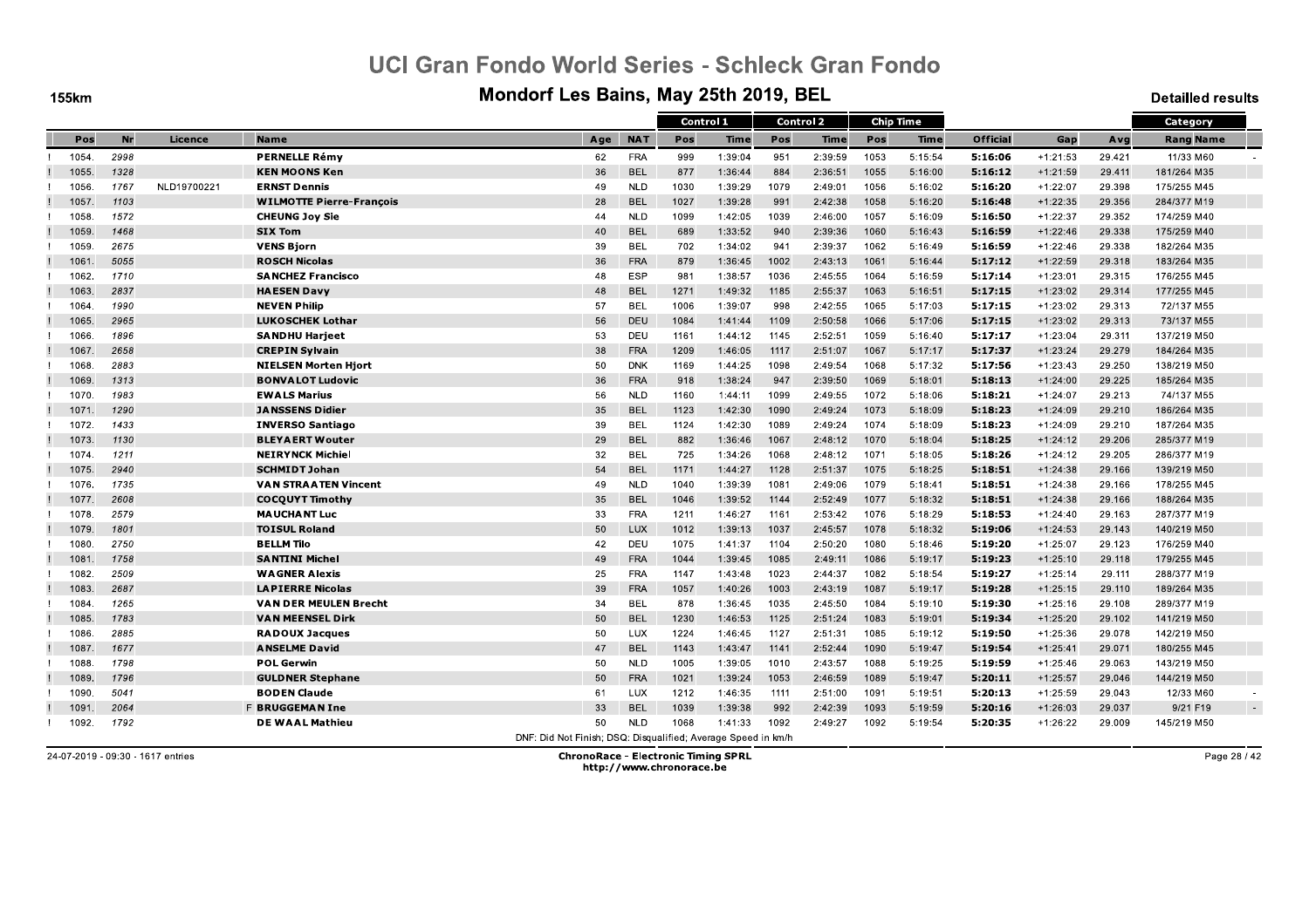# UCI Gran Fondo World Series - Schleck Gran Fondo

## Mondorf Les Bains, May 25th 2019, BEL

155km

Detailled results

| | Pos | Nr | Licence | Name | Age | NAT | Control 1 | | Control 2 | | Chip Time | | Official | Gap | Avg | Category | |
|---|---|---|---|---|---|---|---|---|---|---|---|---|---|---|---|---|---|
| | | | | | | | Pos | Time | Pos | Time | Pos | Time | | | | Rang | Name |
| ! | 1054. | 2998 | | **PERNELLE Rémy** | 62 | FRA | 999 | 1:39:04 | 951 | 2:39:59 | 1053 | 5:15:54 | **5:16:06** | +1:21:53 | 29.421 | 11/33 | M60 |
| ! | 1055. | 1328 | | **KEN MOONS Ken** | 36 | BEL | 877 | 1:36:44 | 884 | 2:36:51 | 1055 | 5:16:00 | **5:16:12** | +1:21:59 | 29.411 | 181/264 | M35 |
| ! | 1056. | 1767 | NLD19700221 | **ERNST Dennis** | 49 | NLD | 1030 | 1:39:29 | 1079 | 2:49:01 | 1056 | 5:16:02 | **5:16:20** | +1:22:07 | 29.398 | 175/255 | M45 |
| ! | 1057. | 1103 | | **WILMOTTE Pierre-François** | 28 | BEL | 1027 | 1:39:28 | 991 | 2:42:38 | 1058 | 5:16:20 | **5:16:48** | +1:22:35 | 29.356 | 284/377 | M19 |
| ! | 1058. | 1572 | | **CHEUNG Joy Sie** | 44 | NLD | 1099 | 1:42:05 | 1039 | 2:46:00 | 1057 | 5:16:09 | **5:16:50** | +1:22:37 | 29.352 | 174/259 | M40 |
| ! | 1059. | 1468 | | **SIX Tom** | 40 | BEL | 689 | 1:33:52 | 940 | 2:39:36 | 1060 | 5:16:43 | **5:16:59** | +1:22:46 | 29.338 | 175/259 | M40 |
| ! | 1059. | 2675 | | **VENS Bjorn** | 39 | BEL | 702 | 1:34:02 | 941 | 2:39:37 | 1062 | 5:16:49 | **5:16:59** | +1:22:46 | 29.338 | 182/264 | M35 |
| ! | 1061. | 5055 | | **ROSCH Nicolas** | 36 | FRA | 879 | 1:36:45 | 1002 | 2:43:13 | 1061 | 5:16:44 | **5:17:12** | +1:22:59 | 29.318 | 183/264 | M35 |
| ! | 1062. | 1710 | | **SANCHEZ Francisco** | 48 | ESP | 981 | 1:38:57 | 1036 | 2:45:55 | 1064 | 5:16:59 | **5:17:14** | +1:23:01 | 29.315 | 176/255 | M45 |
| ! | 1063. | 2837 | | **HAESEN Davy** | 48 | BEL | 1271 | 1:49:32 | 1185 | 2:55:37 | 1063 | 5:16:51 | **5:17:15** | +1:23:02 | 29.314 | 177/255 | M45 |
| ! | 1064. | 1990 | | **NEVEN Philip** | 57 | BEL | 1006 | 1:39:07 | 998 | 2:42:55 | 1065 | 5:17:03 | **5:17:15** | +1:23:02 | 29.313 | 72/137 | M55 |
| ! | 1065. | 2965 | | **LUKOSCHEK Lothar** | 56 | DEU | 1084 | 1:41:44 | 1109 | 2:50:58 | 1066 | 5:17:06 | **5:17:15** | +1:23:02 | 29.313 | 73/137 | M55 |
| ! | 1066. | 1896 | | **SANDHU Harjeet** | 53 | DEU | 1161 | 1:44:12 | 1145 | 2:52:51 | 1059 | 5:16:40 | **5:17:17** | +1:23:04 | 29.311 | 137/219 | M50 |
| ! | 1067. | 2658 | | **CREPIN Sylvain** | 38 | FRA | 1209 | 1:46:05 | 1117 | 2:51:07 | 1067 | 5:17:17 | **5:17:37** | +1:23:24 | 29.279 | 184/264 | M35 |
| ! | 1068. | 2883 | | **NIELSEN Morten Hjort** | 50 | DNK | 1169 | 1:44:25 | 1098 | 2:49:54 | 1068 | 5:17:32 | **5:17:56** | +1:23:43 | 29.250 | 138/219 | M50 |
| ! | 1069. | 1313 | | **BONVALOT Ludovic** | 36 | FRA | 918 | 1:38:24 | 947 | 2:39:50 | 1069 | 5:18:01 | **5:18:13** | +1:24:00 | 29.225 | 185/264 | M35 |
| ! | 1070. | 1983 | | **EWALS Marius** | 56 | NLD | 1160 | 1:44:11 | 1099 | 2:49:55 | 1072 | 5:18:06 | **5:18:21** | +1:24:07 | 29.213 | 74/137 | M55 |
| ! | 1071. | 1290 | | **JANSSENS Didier** | 35 | BEL | 1123 | 1:42:30 | 1090 | 2:49:24 | 1073 | 5:18:09 | **5:18:23** | +1:24:09 | 29.210 | 186/264 | M35 |
| ! | 1072. | 1433 | | **INVERSO Santiago** | 39 | BEL | 1124 | 1:42:30 | 1089 | 2:49:24 | 1074 | 5:18:09 | **5:18:23** | +1:24:09 | 29.210 | 187/264 | M35 |
| ! | 1073. | 1130 | | **BLEYAERT Wouter** | 29 | BEL | 882 | 1:36:46 | 1067 | 2:48:12 | 1070 | 5:18:04 | **5:18:25** | +1:24:12 | 29.206 | 285/377 | M19 |
| ! | 1074. | 1211 | | **NEIRYNCK Michiel** | 32 | BEL | 725 | 1:34:26 | 1068 | 2:48:12 | 1071 | 5:18:05 | **5:18:26** | +1:24:12 | 29.205 | 286/377 | M19 |
| ! | 1075. | 2940 | | **SCHMIDT Johan** | 54 | BEL | 1171 | 1:44:27 | 1128 | 2:51:37 | 1075 | 5:18:25 | **5:18:51** | +1:24:38 | 29.166 | 139/219 | M50 |
| ! | 1076. | 1735 | | **VAN STRAATEN Vincent** | 49 | NLD | 1040 | 1:39:39 | 1081 | 2:49:06 | 1079 | 5:18:41 | **5:18:51** | +1:24:38 | 29.166 | 178/255 | M45 |
| ! | 1077. | 2608 | | **COCQUYT Timothy** | 35 | BEL | 1046 | 1:39:52 | 1144 | 2:52:49 | 1077 | 5:18:32 | **5:18:51** | +1:24:38 | 29.166 | 188/264 | M35 |
| ! | 1078. | 2579 | | **MAUCHANT Luc** | 33 | FRA | 1211 | 1:46:27 | 1161 | 2:53:42 | 1076 | 5:18:29 | **5:18:53** | +1:24:40 | 29.163 | 287/377 | M19 |
| ! | 1079. | 1801 | | **TOISUL Roland** | 50 | LUX | 1012 | 1:39:13 | 1037 | 2:45:57 | 1078 | 5:18:32 | **5:19:06** | +1:24:53 | 29.143 | 140/219 | M50 |
| ! | 1080. | 2750 | | **BELLM Tilo** | 42 | DEU | 1075 | 1:41:37 | 1104 | 2:50:20 | 1080 | 5:18:46 | **5:19:20** | +1:25:07 | 29.123 | 176/259 | M40 |
| ! | 1081. | 1758 | | **SANTINI Michel** | 49 | FRA | 1044 | 1:39:45 | 1085 | 2:49:11 | 1086 | 5:19:17 | **5:19:23** | +1:25:10 | 29.118 | 179/255 | M45 |
| ! | 1082. | 2509 | | **WAGNER Alexis** | 25 | FRA | 1147 | 1:43:48 | 1023 | 2:44:37 | 1082 | 5:18:54 | **5:19:27** | +1:25:14 | 29.111 | 288/377 | M19 |
| ! | 1083. | 2687 | | **LAPIERRE Nicolas** | 39 | FRA | 1057 | 1:40:26 | 1003 | 2:43:19 | 1087 | 5:19:17 | **5:19:28** | +1:25:15 | 29.110 | 189/264 | M35 |
| ! | 1084. | 1265 | | **VAN DER MEULEN Brecht** | 34 | BEL | 878 | 1:36:45 | 1035 | 2:45:50 | 1084 | 5:19:10 | **5:19:30** | +1:25:16 | 29.108 | 289/377 | M19 |
| ! | 1085. | 1783 | | **VAN MEENSEL Dirk** | 50 | BEL | 1230 | 1:46:53 | 1125 | 2:51:24 | 1083 | 5:19:01 | **5:19:34** | +1:25:20 | 29.102 | 141/219 | M50 |
| ! | 1086. | 2885 | | **RADOUX Jacques** | 50 | LUX | 1224 | 1:46:45 | 1127 | 2:51:31 | 1085 | 5:19:12 | **5:19:50** | +1:25:36 | 29.078 | 142/219 | M50 |
| ! | 1087. | 1677 | | **ANSELME David** | 47 | BEL | 1143 | 1:43:47 | 1141 | 2:52:44 | 1090 | 5:19:47 | **5:19:54** | +1:25:41 | 29.071 | 180/255 | M45 |
| ! | 1088. | 1798 | | **POL Gerwin** | 50 | NLD | 1005 | 1:39:05 | 1010 | 2:43:57 | 1088 | 5:19:25 | **5:19:59** | +1:25:46 | 29.063 | 143/219 | M50 |
| ! | 1089. | 1796 | | **GULDNER Stephane** | 50 | FRA | 1021 | 1:39:24 | 1053 | 2:46:59 | 1089 | 5:19:47 | **5:20:11** | +1:25:57 | 29.046 | 144/219 | M50 |
| ! | 1090. | 5041 | | **BODEN Claude** | 61 | LUX | 1212 | 1:46:35 | 1111 | 2:51:00 | 1091 | 5:19:51 | **5:20:13** | +1:25:59 | 29.043 | 12/33 | M60 |
| ! | 1091. | 2064 | F | **BRUGGEMAN Ine** | 33 | BEL | 1039 | 1:39:38 | 992 | 2:42:39 | 1093 | 5:19:59 | **5:20:16** | +1:26:03 | 29.037 | 9/21 | F19 |
| ! | 1092. | 1792 | | **DE WAAL Mathieu** | 50 | NLD | 1068 | 1:41:33 | 1092 | 2:49:27 | 1092 | 5:19:54 | **5:20:35** | +1:26:22 | 29.009 | 145/219 | M50 |

DNF: Did Not Finish; DSQ: Disqualified; Average Speed in km/h

24-07-2019 - 09:30 - 1617 entries

**ChronoRace - Electronic Timing SPRL**
http://www.chronorace.be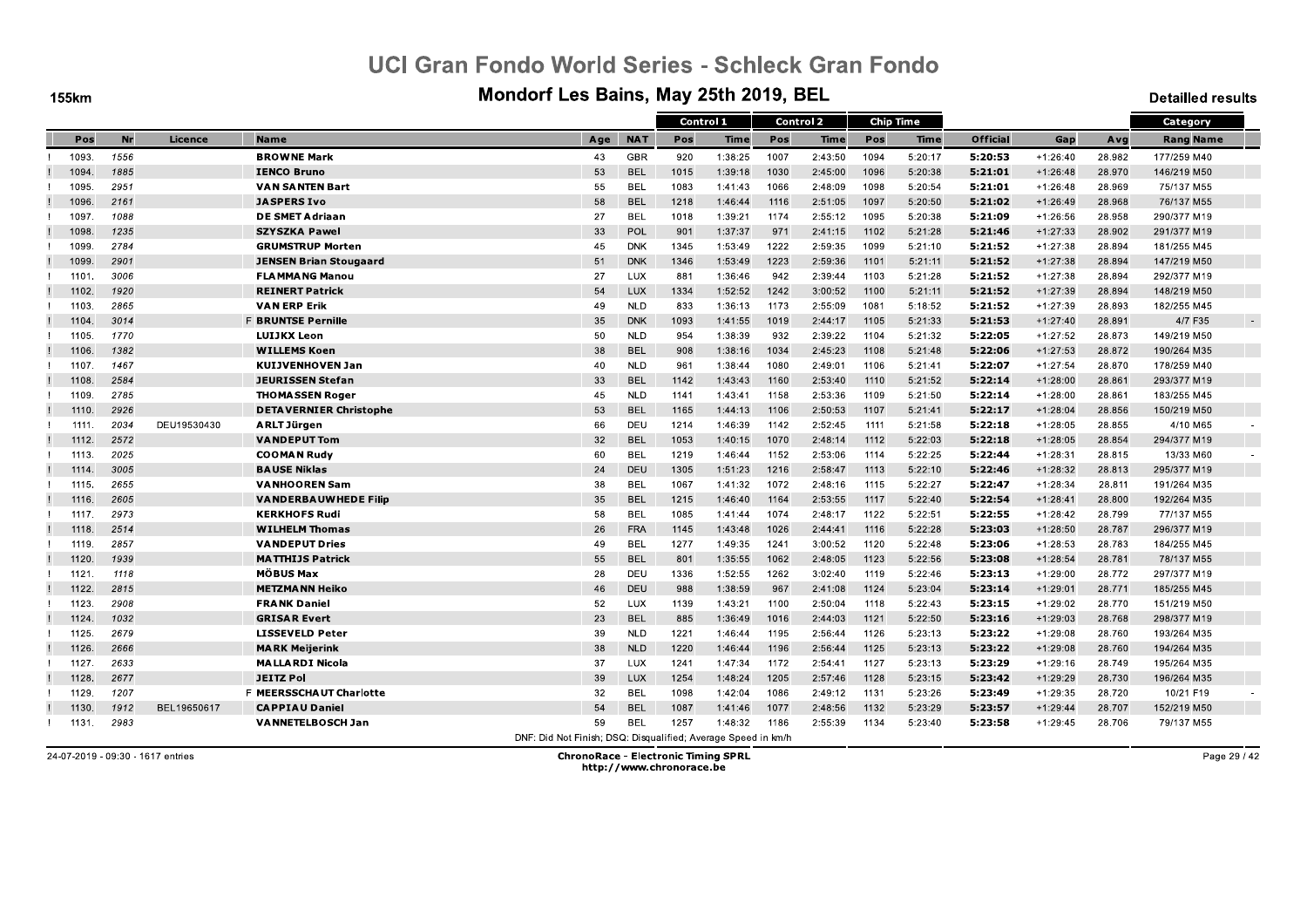# UCI Gran Fondo World Series - Schleck Gran Fondo

## Mondorf Les Bains, May 25th 2019, BEL

155km

Detailled results

| | Pos | Nr | Licence | Name | Age | NAT | Control 1 Pos | Control 1 Time | Control 2 Pos | Control 2 Time | Chip Time Pos | Chip Time Time | Official | Gap | Avg | Category Rang | Category Name |
|---|---|---|---|---|---|---|---|---|---|---|---|---|---|---|---|---|---|
| ! | 1093. | 1556 | | **BROWNE Mark** | 43 | GBR | 920 | 1:38:25 | 1007 | 2:43:50 | 1094 | 5:20:17 | **5:20:53** | +1:26:40 | 28.982 | 177/259 | M40 |
| ! | 1094. | 1885 | | **IENCO Bruno** | 53 | BEL | 1015 | 1:39:18 | 1030 | 2:45:00 | 1096 | 5:20:38 | **5:21:01** | +1:26:48 | 28.970 | 146/219 | M50 |
| ! | 1095. | 2951 | | **VAN SANTEN Bart** | 55 | BEL | 1083 | 1:41:43 | 1066 | 2:48:09 | 1098 | 5:20:54 | **5:21:01** | +1:26:48 | 28.969 | 75/137 | M55 |
| ! | 1096. | 2161 | | **JASPERS Ivo** | 58 | BEL | 1218 | 1:46:44 | 1116 | 2:51:05 | 1097 | 5:20:50 | **5:21:02** | +1:26:49 | 28.968 | 76/137 | M55 |
| ! | 1097. | 1088 | | **DE SMET Adriaan** | 27 | BEL | 1018 | 1:39:21 | 1174 | 2:55:12 | 1095 | 5:20:38 | **5:21:09** | +1:26:56 | 28.958 | 290/377 | M19 |
| ! | 1098. | 1235 | | **SZYSZKA Pawel** | 33 | POL | 901 | 1:37:37 | 971 | 2:41:15 | 1102 | 5:21:28 | **5:21:46** | +1:27:33 | 28.902 | 291/377 | M19 |
| ! | 1099. | 2784 | | **GRUMSTRUP Morten** | 45 | DNK | 1345 | 1:53:49 | 1222 | 2:59:35 | 1099 | 5:21:10 | **5:21:52** | +1:27:38 | 28.894 | 181/255 | M45 |
| ! | 1099. | 2901 | | **JENSEN Brian Stougaard** | 51 | DNK | 1346 | 1:53:49 | 1223 | 2:59:36 | 1101 | 5:21:11 | **5:21:52** | +1:27:38 | 28.894 | 147/219 | M50 |
| ! | 1101. | 3006 | | **FLAMMANG Manou** | 27 | LUX | 881 | 1:36:46 | 942 | 2:39:44 | 1103 | 5:21:28 | **5:21:52** | +1:27:38 | 28.894 | 292/377 | M19 |
| ! | 1102. | 1920 | | **REINERT Patrick** | 54 | LUX | 1334 | 1:52:52 | 1242 | 3:00:52 | 1100 | 5:21:11 | **5:21:52** | +1:27:39 | 28.894 | 148/219 | M50 |
| ! | 1103. | 2865 | | **VAN ERP Erik** | 49 | NLD | 833 | 1:36:13 | 1173 | 2:55:09 | 1081 | 5:18:52 | **5:21:52** | +1:27:39 | 28.893 | 182/255 | M45 |
| ! | 1104. | 3014 | | F **BRUNTSE Pernille** | 35 | DNK | 1093 | 1:41:55 | 1019 | 2:44:17 | 1105 | 5:21:33 | **5:21:53** | +1:27:40 | 28.891 | 4/7 | F35 |
| ! | 1105. | 1770 | | **LUIJKX Leon** | 50 | NLD | 954 | 1:38:39 | 932 | 2:39:22 | 1104 | 5:21:32 | **5:22:05** | +1:27:52 | 28.873 | 149/219 | M50 |
| ! | 1106. | 1382 | | **WILLEMS Koen** | 38 | BEL | 908 | 1:38:16 | 1034 | 2:45:23 | 1108 | 5:21:48 | **5:22:06** | +1:27:53 | 28.872 | 190/264 | M35 |
| ! | 1107. | 1467 | | **KUIJVENHOVEN Jan** | 40 | NLD | 961 | 1:38:44 | 1080 | 2:49:01 | 1106 | 5:21:41 | **5:22:07** | +1:27:54 | 28.870 | 178/259 | M40 |
| ! | 1108. | 2584 | | **JEURISSEN Stefan** | 33 | BEL | 1142 | 1:43:43 | 1160 | 2:53:40 | 1110 | 5:21:52 | **5:22:14** | +1:28:00 | 28.861 | 293/377 | M19 |
| ! | 1109. | 2785 | | **THOMASSEN Roger** | 45 | NLD | 1141 | 1:43:41 | 1158 | 2:53:36 | 1109 | 5:21:50 | **5:22:14** | +1:28:00 | 28.861 | 183/255 | M45 |
| ! | 1110. | 2926 | | **DETAVERNIER Christophe** | 53 | BEL | 1165 | 1:44:13 | 1106 | 2:50:53 | 1107 | 5:21:41 | **5:22:17** | +1:28:04 | 28.856 | 150/219 | M50 |
| ! | 1111. | 2034 | DEU19530430 | **ARLT Jürgen** | 66 | DEU | 1214 | 1:46:39 | 1142 | 2:52:45 | 1111 | 5:21:58 | **5:22:18** | +1:28:05 | 28.855 | 4/10 | M65 |
| ! | 1112. | 2572 | | **VANDEPUT Tom** | 32 | BEL | 1053 | 1:40:15 | 1070 | 2:48:14 | 1112 | 5:22:03 | **5:22:18** | +1:28:05 | 28.854 | 294/377 | M19 |
| ! | 1113. | 2025 | | **COOMAN Rudy** | 60 | BEL | 1219 | 1:46:44 | 1152 | 2:53:06 | 1114 | 5:22:25 | **5:22:44** | +1:28:31 | 28.815 | 13/33 | M60 |
| ! | 1114. | 3005 | | **BAUSE Niklas** | 24 | DEU | 1305 | 1:51:23 | 1216 | 2:58:47 | 1113 | 5:22:10 | **5:22:46** | +1:28:32 | 28.813 | 295/377 | M19 |
| ! | 1115. | 2655 | | **VANHOOREN Sam** | 38 | BEL | 1067 | 1:41:32 | 1072 | 2:48:16 | 1115 | 5:22:27 | **5:22:47** | +1:28:34 | 28.811 | 191/264 | M35 |
| ! | 1116. | 2605 | | **VANDERBAUWHEDE Filip** | 35 | BEL | 1215 | 1:46:40 | 1164 | 2:53:55 | 1117 | 5:22:40 | **5:22:54** | +1:28:41 | 28.800 | 192/264 | M35 |
| ! | 1117. | 2973 | | **KERKHOFS Rudi** | 58 | BEL | 1085 | 1:41:44 | 1074 | 2:48:17 | 1122 | 5:22:51 | **5:22:55** | +1:28:42 | 28.799 | 77/137 | M55 |
| ! | 1118. | 2514 | | **WILHELM Thomas** | 26 | FRA | 1145 | 1:43:48 | 1026 | 2:44:41 | 1116 | 5:22:28 | **5:23:03** | +1:28:50 | 28.787 | 296/377 | M19 |
| ! | 1119. | 2857 | | **VANDEPUT Dries** | 49 | BEL | 1277 | 1:49:35 | 1241 | 3:00:52 | 1120 | 5:22:48 | **5:23:06** | +1:28:53 | 28.783 | 184/255 | M45 |
| ! | 1120. | 1939 | | **MATTHIJS Patrick** | 55 | BEL | 801 | 1:35:55 | 1062 | 2:48:05 | 1123 | 5:22:56 | **5:23:08** | +1:28:54 | 28.781 | 78/137 | M55 |
| ! | 1121. | 1118 | | **MÖBUS Max** | 28 | DEU | 1336 | 1:52:55 | 1262 | 3:02:40 | 1119 | 5:22:46 | **5:23:13** | +1:29:00 | 28.772 | 297/377 | M19 |
| ! | 1122. | 2815 | | **METZMANN Heiko** | 46 | DEU | 988 | 1:38:59 | 967 | 2:41:08 | 1124 | 5:23:04 | **5:23:14** | +1:29:01 | 28.771 | 185/255 | M45 |
| ! | 1123. | 2908 | | **FRANK Daniel** | 52 | LUX | 1139 | 1:43:21 | 1100 | 2:50:04 | 1118 | 5:22:43 | **5:23:15** | +1:29:02 | 28.770 | 151/219 | M50 |
| ! | 1124. | 1032 | | **GRISAR Evert** | 23 | BEL | 885 | 1:36:49 | 1016 | 2:44:03 | 1121 | 5:22:50 | **5:23:16** | +1:29:03 | 28.768 | 298/377 | M19 |
| ! | 1125. | 2679 | | **LISSEVELD Peter** | 39 | NLD | 1221 | 1:46:44 | 1195 | 2:56:44 | 1126 | 5:23:13 | **5:23:22** | +1:29:08 | 28.760 | 193/264 | M35 |
| ! | 1126. | 2666 | | **MARK Meijerink** | 38 | NLD | 1220 | 1:46:44 | 1196 | 2:56:44 | 1125 | 5:23:13 | **5:23:22** | +1:29:08 | 28.760 | 194/264 | M35 |
| ! | 1127. | 2633 | | **MALLARDI Nicola** | 37 | LUX | 1241 | 1:47:34 | 1172 | 2:54:41 | 1127 | 5:23:13 | **5:23:29** | +1:29:16 | 28.749 | 195/264 | M35 |
| ! | 1128. | 2677 | | **JEITZ Pol** | 39 | LUX | 1254 | 1:48:24 | 1205 | 2:57:46 | 1128 | 5:23:15 | **5:23:42** | +1:29:29 | 28.730 | 196/264 | M35 |
| ! | 1129. | 1207 | | F **MEERSSCHAUT Charlotte** | 32 | BEL | 1098 | 1:42:04 | 1086 | 2:49:12 | 1131 | 5:23:26 | **5:23:49** | +1:29:35 | 28.720 | 10/21 | F19 |
| ! | 1130. | 1912 | BEL19650617 | **CAPPIAU Daniel** | 54 | BEL | 1087 | 1:41:46 | 1077 | 2:48:56 | 1132 | 5:23:29 | **5:23:57** | +1:29:44 | 28.707 | 152/219 | M50 |
| ! | 1131. | 2983 | | **VANNETELBOSCH Jan** | 59 | BEL | 1257 | 1:48:32 | 1186 | 2:55:39 | 1134 | 5:23:40 | **5:23:58** | +1:29:45 | 28.706 | 79/137 | M55 |

DNF: Did Not Finish; DSQ: Disqualified; Average Speed in km/h

24-07-2019 - 09:30 - 1617 entries

**ChronoRace - Electronic Timing SPRL**
http://www.chronorace.be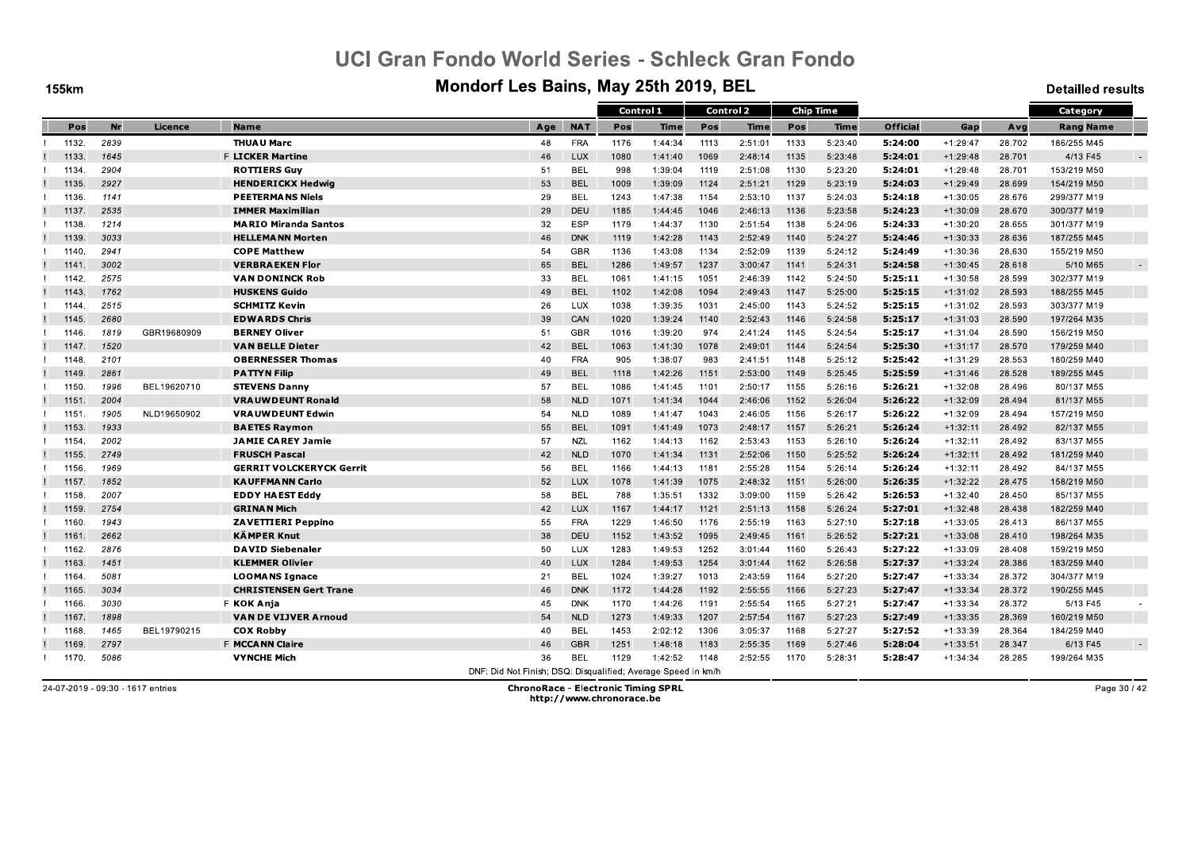# UCI Gran Fondo World Series - Schleck Gran Fondo

## Mondorf Les Bains, May 25th 2019, BEL

155km

Detailled results

| | Pos | Nr | Licence | | Name | Age | NAT | Control 1 Pos | Control 1 Time | Control 2 Pos | Control 2 Time | Chip Time Pos | Chip Time Time | Official | Gap | Avg | Category Rang Name | |
|---|---|---|---|---|---|---|---|---|---|---|---|---|---|---|---|---|---|---|
| ! | 1132. | 2839 | | | THUAU Marc | 48 | FRA | 1176 | 1:44:34 | 1113 | 2:51:01 | 1133 | 5:23:40 | **5:24:00** | +1:29:47 | 28.702 | 186/255 M45 | |
| ! | 1133. | 1645 | | F | LICKER Martine | 46 | LUX | 1080 | 1:41:40 | 1069 | 2:48:14 | 1135 | 5:23:48 | **5:24:01** | +1:29:48 | 28.701 | 4/13 F45 | - |
| ! | 1134. | 2904 | | | ROTTIERS Guy | 51 | BEL | 998 | 1:39:04 | 1119 | 2:51:08 | 1130 | 5:23:20 | **5:24:01** | +1:29:48 | 28.701 | 153/219 M50 | |
| ! | 1135. | 2927 | | | HENDERICKX Hedwig | 53 | BEL | 1009 | 1:39:09 | 1124 | 2:51:21 | 1129 | 5:23:19 | **5:24:03** | +1:29:49 | 28.699 | 154/219 M50 | |
| ! | 1136. | 1141 | | | PEETERMANS Niels | 29 | BEL | 1243 | 1:47:38 | 1154 | 2:53:10 | 1137 | 5:24:03 | **5:24:18** | +1:30:05 | 28.676 | 299/377 M19 | |
| ! | 1137. | 2535 | | | IMMER Maximilian | 29 | DEU | 1185 | 1:44:45 | 1046 | 2:46:13 | 1136 | 5:23:58 | **5:24:23** | +1:30:09 | 28.670 | 300/377 M19 | |
| ! | 1138. | 1214 | | | MARIO Miranda Santos | 32 | ESP | 1179 | 1:44:37 | 1130 | 2:51:54 | 1138 | 5:24:06 | **5:24:33** | +1:30:20 | 28.655 | 301/377 M19 | |
| ! | 1139. | 3033 | | | HELLEMANN Morten | 46 | DNK | 1119 | 1:42:28 | 1143 | 2:52:49 | 1140 | 5:24:27 | **5:24:46** | +1:30:33 | 28.636 | 187/255 M45 | |
| ! | 1140. | 2941 | | | COPE Matthew | 54 | GBR | 1136 | 1:43:08 | 1134 | 2:52:09 | 1139 | 5:24:12 | **5:24:49** | +1:30:36 | 28.630 | 155/219 M50 | |
| ! | 1141. | 3002 | | | VERBRAEKEN Flor | 65 | BEL | 1286 | 1:49:57 | 1237 | 3:00:47 | 1141 | 5:24:31 | **5:24:58** | +1:30:45 | 28.618 | 5/10 M65 | - |
| ! | 1142. | 2575 | | | VAN DONINCK Rob | 33 | BEL | 1061 | 1:41:15 | 1051 | 2:46:39 | 1142 | 5:24:50 | **5:25:11** | +1:30:58 | 28.599 | 302/377 M19 | |
| ! | 1143. | 1762 | | | HUSKENS Guido | 49 | BEL | 1102 | 1:42:08 | 1094 | 2:49:43 | 1147 | 5:25:00 | **5:25:15** | +1:31:02 | 28.593 | 188/255 M45 | |
| ! | 1144. | 2515 | | | SCHMITZ Kevin | 26 | LUX | 1038 | 1:39:35 | 1031 | 2:45:00 | 1143 | 5:24:52 | **5:25:15** | +1:31:02 | 28.593 | 303/377 M19 | |
| ! | 1145. | 2680 | | | EDWARDS Chris | 39 | CAN | 1020 | 1:39:24 | 1140 | 2:52:43 | 1146 | 5:24:58 | **5:25:17** | +1:31:03 | 28.590 | 197/264 M35 | |
| ! | 1146. | 1819 | GBR19680909 | | BERNEY Oliver | 51 | GBR | 1016 | 1:39:20 | 974 | 2:41:24 | 1145 | 5:24:54 | **5:25:17** | +1:31:04 | 28.590 | 156/219 M50 | |
| ! | 1147. | 1520 | | | VAN BELLE Dieter | 42 | BEL | 1063 | 1:41:30 | 1078 | 2:49:01 | 1144 | 5:24:54 | **5:25:30** | +1:31:17 | 28.570 | 179/259 M40 | |
| ! | 1148. | 2101 | | | OBERNESSER Thomas | 40 | FRA | 905 | 1:38:07 | 983 | 2:41:51 | 1148 | 5:25:12 | **5:25:42** | +1:31:29 | 28.553 | 180/259 M40 | |
| ! | 1149. | 2861 | | | PATTYN Filip | 49 | BEL | 1118 | 1:42:26 | 1151 | 2:53:00 | 1149 | 5:25:45 | **5:25:59** | +1:31:46 | 28.528 | 189/255 M45 | |
| ! | 1150. | 1996 | BEL19620710 | | STEVENS Danny | 57 | BEL | 1086 | 1:41:45 | 1101 | 2:50:17 | 1155 | 5:26:16 | **5:26:21** | +1:32:08 | 28.496 | 80/137 M55 | |
| ! | 1151. | 2004 | | | VRAUWDEUNT Ronald | 58 | NLD | 1071 | 1:41:34 | 1044 | 2:46:06 | 1152 | 5:26:04 | **5:26:22** | +1:32:09 | 28.494 | 81/137 M55 | |
| ! | 1151. | 1905 | NLD19650902 | | VRAUWDEUNT Edwin | 54 | NLD | 1089 | 1:41:47 | 1043 | 2:46:05 | 1156 | 5:26:17 | **5:26:22** | +1:32:09 | 28.494 | 157/219 M50 | |
| ! | 1153. | 1933 | | | BAETES Raymon | 55 | BEL | 1091 | 1:41:49 | 1073 | 2:48:17 | 1157 | 5:26:21 | **5:26:24** | +1:32:11 | 28.492 | 82/137 M55 | |
| ! | 1154. | 2002 | | | JAMIE CAREY Jamie | 57 | NZL | 1162 | 1:44:13 | 1162 | 2:53:43 | 1153 | 5:26:10 | **5:26:24** | +1:32:11 | 28.492 | 83/137 M55 | |
| ! | 1155. | 2749 | | | FRUSCH Pascal | 42 | NLD | 1070 | 1:41:34 | 1131 | 2:52:06 | 1150 | 5:25:52 | **5:26:24** | +1:32:11 | 28.492 | 181/259 M40 | |
| ! | 1156. | 1969 | | | GERRIT VOLCKERYCK Gerrit | 56 | BEL | 1166 | 1:44:13 | 1181 | 2:55:28 | 1154 | 5:26:14 | **5:26:24** | +1:32:11 | 28.492 | 84/137 M55 | |
| ! | 1157. | 1852 | | | KAUFFMANN Carlo | 52 | LUX | 1078 | 1:41:39 | 1075 | 2:48:32 | 1151 | 5:26:00 | **5:26:35** | +1:32:22 | 28.475 | 158/219 M50 | |
| ! | 1158. | 2007 | | | EDDY HAEST Eddy | 58 | BEL | 788 | 1:35:51 | 1332 | 3:09:00 | 1159 | 5:26:42 | **5:26:53** | +1:32:40 | 28.450 | 85/137 M55 | |
| ! | 1159. | 2754 | | | GRINAN Mich | 42 | LUX | 1167 | 1:44:17 | 1121 | 2:51:13 | 1158 | 5:26:24 | **5:27:01** | +1:32:48 | 28.438 | 182/259 M40 | |
| ! | 1160. | 1943 | | | ZAVETTIERI Peppino | 55 | FRA | 1229 | 1:46:50 | 1176 | 2:55:19 | 1163 | 5:27:10 | **5:27:18** | +1:33:05 | 28.413 | 86/137 M55 | |
| ! | 1161. | 2662 | | | KÄMPER Knut | 38 | DEU | 1152 | 1:43:52 | 1095 | 2:49:45 | 1161 | 5:26:52 | **5:27:21** | +1:33:08 | 28.410 | 198/264 M35 | |
| ! | 1162. | 2876 | | | DAVID Siebenaler | 50 | LUX | 1283 | 1:49:53 | 1252 | 3:01:44 | 1160 | 5:26:43 | **5:27:22** | +1:33:09 | 28.408 | 159/219 M50 | |
| ! | 1163. | 1451 | | | KLEMMER Olivier | 40 | LUX | 1284 | 1:49:53 | 1254 | 3:01:44 | 1162 | 5:26:58 | **5:27:37** | +1:33:24 | 28.386 | 183/259 M40 | |
| ! | 1164. | 5081 | | | LOOMANS Ignace | 21 | BEL | 1024 | 1:39:27 | 1013 | 2:43:59 | 1164 | 5:27:20 | **5:27:47** | +1:33:34 | 28.372 | 304/377 M19 | |
| ! | 1165. | 3034 | | | CHRISTENSEN Gert Trane | 46 | DNK | 1172 | 1:44:28 | 1192 | 2:55:55 | 1166 | 5:27:23 | **5:27:47** | +1:33:34 | 28.372 | 190/255 M45 | |
| ! | 1166. | 3030 | | F | KOK Anja | 45 | DNK | 1170 | 1:44:26 | 1191 | 2:55:54 | 1165 | 5:27:21 | **5:27:47** | +1:33:34 | 28.372 | 5/13 F45 | - |
| ! | 1167. | 1898 | | | VAN DE VIJVER Arnoud | 54 | NLD | 1273 | 1:49:33 | 1207 | 2:57:54 | 1167 | 5:27:23 | **5:27:49** | +1:33:35 | 28.369 | 160/219 M50 | |
| ! | 1168. | 1465 | BEL19790215 | | COX Robby | 40 | BEL | 1453 | 2:02:12 | 1306 | 3:05:37 | 1168 | 5:27:27 | **5:27:52** | +1:33:39 | 28.364 | 184/259 M40 | |
| ! | 1169. | 2797 | | F | MCCANN Claire | 46 | GBR | 1251 | 1:48:18 | 1183 | 2:55:35 | 1169 | 5:27:46 | **5:28:04** | +1:33:51 | 28.347 | 6/13 F45 | - |
| ! | 1170. | 5086 | | | VYNCHE Mich | 36 | BEL | 1129 | 1:42:52 | 1148 | 2:52:55 | 1170 | 5:28:31 | **5:28:47** | +1:34:34 | 28.285 | 199/264 M35 | |

DNF: Did Not Finish; DSQ: Disqualified; Average Speed in km/h

24-07-2019 - 09:30 - 1617 entries

**ChronoRace - Electronic Timing SPRL**
http://www.chronorace.be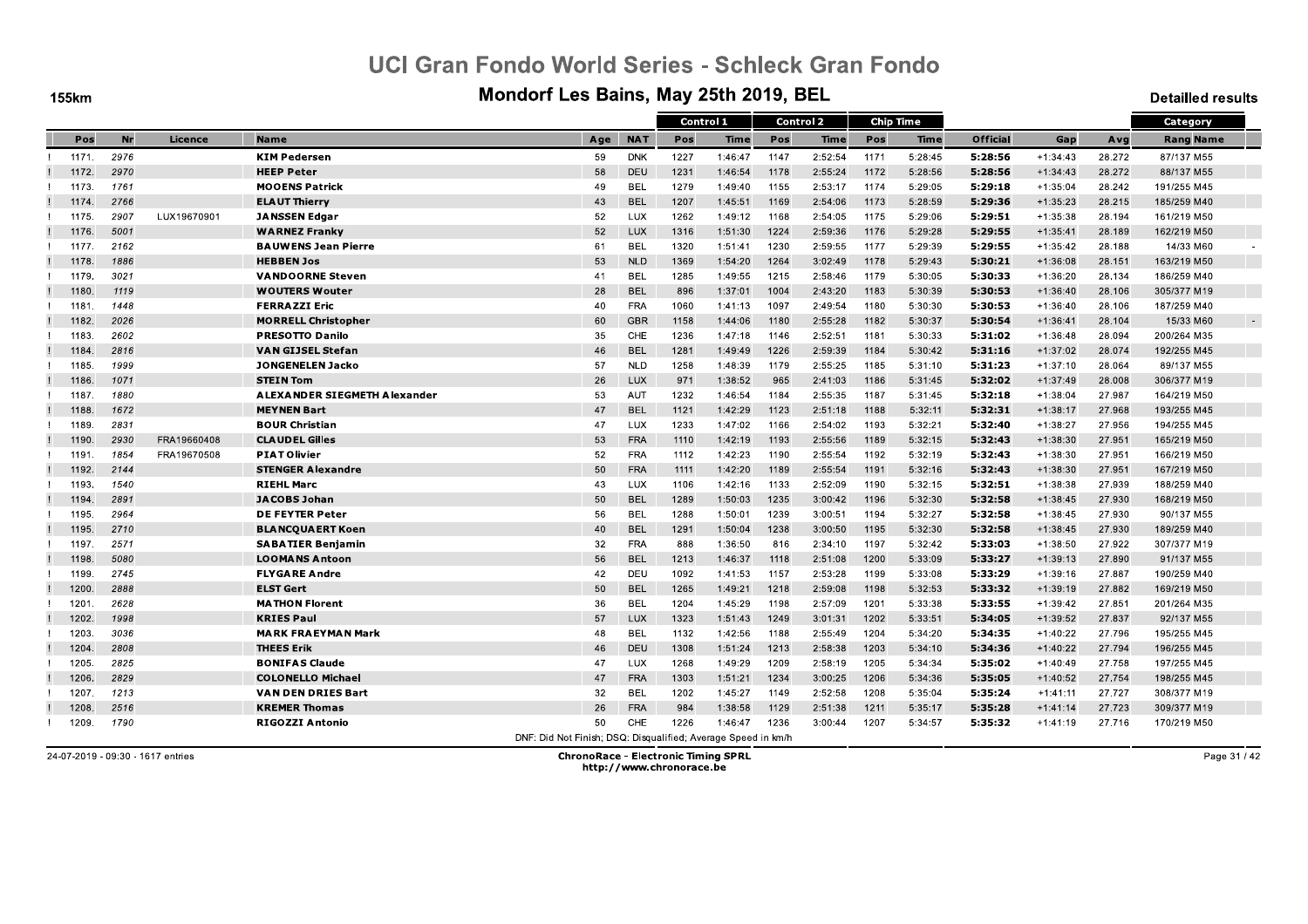# UCI Gran Fondo World Series - Schleck Gran Fondo

## Mondorf Les Bains, May 25th 2019, BEL

155km

Detailled results

| | | | | | | Control 1 | | Control 2 | | Chip Time | | | | | Category |
|---|---|---|---|---|---|---|---|---|---|---|---|---|---|---|---|
| Pos | Nr | Licence | Name | Age | NAT | Pos | Time | Pos | Time | Pos | Time | Official | Gap | Avg | Rang Name |
| 1171. | 2976 | | **KIM Pedersen** | 59 | DNK | 1227 | 1:46:47 | 1147 | 2:52:54 | 1171 | 5:28:45 | **5:28:56** | +1:34:43 | 28.272 | 87/137 M55 |
| 1172. | 2970 | | **HEEP Peter** | 58 | DEU | 1231 | 1:46:54 | 1178 | 2:55:24 | 1172 | 5:28:56 | **5:28:56** | +1:34:43 | 28.272 | 88/137 M55 |
| 1173. | 1761 | | **MOOENS Patrick** | 49 | BEL | 1279 | 1:49:40 | 1155 | 2:53:17 | 1174 | 5:29:05 | **5:29:18** | +1:35:04 | 28.242 | 191/255 M45 |
| 1174. | 2766 | | **ELAUT Thierry** | 43 | BEL | 1207 | 1:45:51 | 1169 | 2:54:06 | 1173 | 5:28:59 | **5:29:36** | +1:35:23 | 28.215 | 185/259 M40 |
| 1175. | 2907 | LUX19670901 | **JANSSEN Edgar** | 52 | LUX | 1262 | 1:49:12 | 1168 | 2:54:05 | 1175 | 5:29:06 | **5:29:51** | +1:35:38 | 28.194 | 161/219 M50 |
| 1176. | 5001 | | **WARNEZ Franky** | 52 | LUX | 1316 | 1:51:30 | 1224 | 2:59:36 | 1176 | 5:29:28 | **5:29:55** | +1:35:41 | 28.189 | 162/219 M50 |
| 1177. | 2162 | | **BAUWENS Jean Pierre** | 61 | BEL | 1320 | 1:51:41 | 1230 | 2:59:55 | 1177 | 5:29:39 | **5:29:55** | +1:35:42 | 28.188 | 14/33 M60 |
| 1178. | 1886 | | **HEBBEN Jos** | 53 | NLD | 1369 | 1:54:20 | 1264 | 3:02:49 | 1178 | 5:29:43 | **5:30:21** | +1:36:08 | 28.151 | 163/219 M50 |
| 1179. | 3021 | | **VANDOORNE Steven** | 41 | BEL | 1285 | 1:49:55 | 1215 | 2:58:46 | 1179 | 5:30:05 | **5:30:33** | +1:36:20 | 28.134 | 186/259 M40 |
| 1180. | 1119 | | **WOUTERS Wouter** | 28 | BEL | 896 | 1:37:01 | 1004 | 2:43:20 | 1183 | 5:30:39 | **5:30:53** | +1:36:40 | 28.106 | 305/377 M19 |
| 1181. | 1448 | | **FERRAZZI Eric** | 40 | FRA | 1060 | 1:41:13 | 1097 | 2:49:54 | 1180 | 5:30:30 | **5:30:53** | +1:36:40 | 28.106 | 187/259 M40 |
| 1182. | 2026 | | **MORRELL Christopher** | 60 | GBR | 1158 | 1:44:06 | 1180 | 2:55:28 | 1182 | 5:30:37 | **5:30:54** | +1:36:41 | 28.104 | 15/33 M60 |
| 1183. | 2602 | | **PRESOTTO Danilo** | 35 | CHE | 1236 | 1:47:18 | 1146 | 2:52:51 | 1181 | 5:30:33 | **5:31:02** | +1:36:48 | 28.094 | 200/264 M35 |
| 1184. | 2816 | | **VAN GIJSEL Stefan** | 46 | BEL | 1281 | 1:49:49 | 1226 | 2:59:39 | 1184 | 5:30:42 | **5:31:16** | +1:37:02 | 28.074 | 192/255 M45 |
| 1185. | 1999 | | **JONGENELEN Jacko** | 57 | NLD | 1258 | 1:48:39 | 1179 | 2:55:25 | 1185 | 5:31:10 | **5:31:23** | +1:37:10 | 28.064 | 89/137 M55 |
| 1186. | 1071 | | **STEIN Tom** | 26 | LUX | 971 | 1:38:52 | 965 | 2:41:03 | 1186 | 5:31:45 | **5:32:02** | +1:37:49 | 28.008 | 306/377 M19 |
| 1187. | 1880 | | **ALEXANDER SIEGMETH Alexander** | 53 | AUT | 1232 | 1:46:54 | 1184 | 2:55:35 | 1187 | 5:31:45 | **5:32:18** | +1:38:04 | 27.987 | 164/219 M50 |
| 1188. | 1672 | | **MEYNEN Bart** | 47 | BEL | 1121 | 1:42:29 | 1123 | 2:51:18 | 1188 | 5:32:11 | **5:32:31** | +1:38:17 | 27.968 | 193/255 M45 |
| 1189. | 2831 | | **BOUR Christian** | 47 | LUX | 1233 | 1:47:02 | 1166 | 2:54:02 | 1193 | 5:32:21 | **5:32:40** | +1:38:27 | 27.956 | 194/255 M45 |
| 1190. | 2930 | FRA19660408 | **CLAUDEL Gilles** | 53 | FRA | 1110 | 1:42:19 | 1193 | 2:55:56 | 1189 | 5:32:15 | **5:32:43** | +1:38:30 | 27.951 | 165/219 M50 |
| 1191. | 1854 | FRA19670508 | **PIAT Olivier** | 52 | FRA | 1112 | 1:42:23 | 1190 | 2:55:54 | 1192 | 5:32:19 | **5:32:43** | +1:38:30 | 27.951 | 166/219 M50 |
| 1192. | 2144 | | **STENGER Alexandre** | 50 | FRA | 1111 | 1:42:20 | 1189 | 2:55:54 | 1191 | 5:32:16 | **5:32:43** | +1:38:30 | 27.951 | 167/219 M50 |
| 1193. | 1540 | | **RIEHL Marc** | 43 | LUX | 1106 | 1:42:16 | 1133 | 2:52:09 | 1190 | 5:32:15 | **5:32:51** | +1:38:38 | 27.939 | 188/259 M40 |
| 1194. | 2891 | | **JACOBS Johan** | 50 | BEL | 1289 | 1:50:03 | 1235 | 3:00:42 | 1196 | 5:32:30 | **5:32:58** | +1:38:45 | 27.930 | 168/219 M50 |
| 1195. | 2964 | | **DE FEYTER Peter** | 56 | BEL | 1288 | 1:50:01 | 1239 | 3:00:51 | 1194 | 5:32:27 | **5:32:58** | +1:38:45 | 27.930 | 90/137 M55 |
| 1195. | 2710 | | **BLANCQUAERT Koen** | 40 | BEL | 1291 | 1:50:04 | 1238 | 3:00:50 | 1195 | 5:32:30 | **5:32:58** | +1:38:45 | 27.930 | 189/259 M40 |
| 1197. | 2571 | | **SABATIER Benjamin** | 32 | FRA | 888 | 1:36:50 | 816 | 2:34:10 | 1197 | 5:32:42 | **5:33:03** | +1:38:50 | 27.922 | 307/377 M19 |
| 1198. | 5080 | | **LOOMANS Antoon** | 56 | BEL | 1213 | 1:46:37 | 1118 | 2:51:08 | 1200 | 5:33:09 | **5:33:27** | +1:39:13 | 27.890 | 91/137 M55 |
| 1199. | 2745 | | **FLYGARE Andre** | 42 | DEU | 1092 | 1:41:53 | 1157 | 2:53:28 | 1199 | 5:33:08 | **5:33:29** | +1:39:16 | 27.887 | 190/259 M40 |
| 1200. | 2888 | | **ELST Gert** | 50 | BEL | 1265 | 1:49:21 | 1218 | 2:59:08 | 1198 | 5:32:53 | **5:33:32** | +1:39:19 | 27.882 | 169/219 M50 |
| 1201. | 2628 | | **MATHON Florent** | 36 | BEL | 1204 | 1:45:29 | 1198 | 2:57:09 | 1201 | 5:33:38 | **5:33:55** | +1:39:42 | 27.851 | 201/264 M35 |
| 1202. | 1998 | | **KRIES Paul** | 57 | LUX | 1323 | 1:51:43 | 1249 | 3:01:31 | 1202 | 5:33:51 | **5:34:05** | +1:39:52 | 27.837 | 92/137 M55 |
| 1203. | 3036 | | **MARK FRAEYMAN Mark** | 48 | BEL | 1132 | 1:42:56 | 1188 | 2:55:49 | 1204 | 5:34:20 | **5:34:35** | +1:40:22 | 27.796 | 195/255 M45 |
| 1204. | 2808 | | **THEES Erik** | 46 | DEU | 1308 | 1:51:24 | 1213 | 2:58:38 | 1203 | 5:34:10 | **5:34:36** | +1:40:22 | 27.794 | 196/255 M45 |
| 1205. | 2825 | | **BONIFAS Claude** | 47 | LUX | 1268 | 1:49:29 | 1209 | 2:58:19 | 1205 | 5:34:34 | **5:35:02** | +1:40:49 | 27.758 | 197/255 M45 |
| 1206. | 2829 | | **COLONELLO Michael** | 47 | FRA | 1303 | 1:51:21 | 1234 | 3:00:25 | 1206 | 5:34:36 | **5:35:05** | +1:40:52 | 27.754 | 198/255 M45 |
| 1207. | 1213 | | **VAN DEN DRIES Bart** | 32 | BEL | 1202 | 1:45:27 | 1149 | 2:52:58 | 1208 | 5:35:04 | **5:35:24** | +1:41:11 | 27.727 | 308/377 M19 |
| 1208. | 2516 | | **KREMER Thomas** | 26 | FRA | 984 | 1:38:58 | 1129 | 2:51:38 | 1211 | 5:35:17 | **5:35:28** | +1:41:14 | 27.723 | 309/377 M19 |
| 1209. | 1790 | | **RIGOZZI Antonio** | 50 | CHE | 1226 | 1:46:47 | 1236 | 3:00:44 | 1207 | 5:34:57 | **5:35:32** | +1:41:19 | 27.716 | 170/219 M50 |

DNF: Did Not Finish; DSQ: Disqualified; Average Speed in km/h

24-07-2019 - 09:30 - 1617 entries

**ChronoRace - Electronic Timing SPRL**
**http://www.chronorace.be**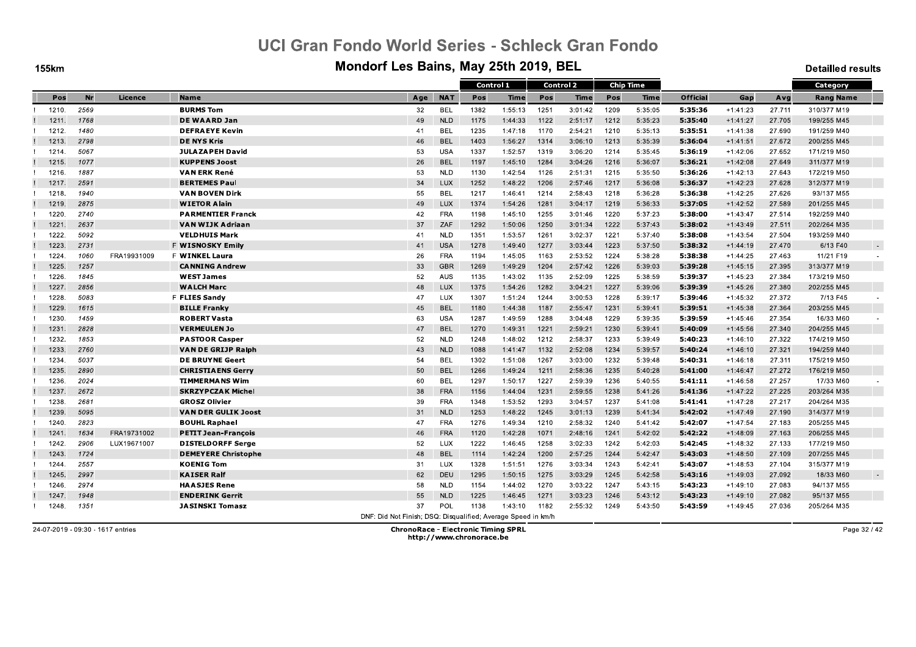# UCI Gran Fondo World Series - Schleck Gran Fondo

## Mondorf Les Bains, May 25th 2019, BEL

155km

Detailled results

| | Pos | Nr | Licence | Name | Age | NAT | Control 1 | | Control 2 | | Chip Time | | Official | Gap | Avg | Category | |
|---|---|---|---|---|---|---|---|---|---|---|---|---|---|---|---|---|---|
| | | | | | | | Pos | Time | Pos | Time | Pos | Time | | | | Rang | Name |
| ! | 1210. | 2569 | | BURMS Tom | 32 | BEL | 1382 | 1:55:13 | 1251 | 3:01:42 | 1209 | 5:35:05 | 5:35:36 | +1:41:23 | 27.711 | 310/377 | M19 |
| ! | 1211. | 1768 | | DE WAARD Jan | 49 | NLD | 1175 | 1:44:33 | 1122 | 2:51:17 | 1212 | 5:35:23 | 5:35:40 | +1:41:27 | 27.705 | 199/255 | M45 |
| ! | 1212. | 1480 | | DEFRAEYE Kevin | 41 | BEL | 1235 | 1:47:18 | 1170 | 2:54:21 | 1210 | 5:35:13 | 5:35:51 | +1:41:38 | 27.690 | 191/259 | M40 |
| ! | 1213. | 2798 | | DE NYS Kris | 46 | BEL | 1403 | 1:56:27 | 1314 | 3:06:10 | 1213 | 5:35:39 | 5:36:04 | +1:41:51 | 27.672 | 200/255 | M45 |
| ! | 1214. | 5067 | | JULAZAPEH David | 53 | USA | 1337 | 1:52:57 | 1319 | 3:06:20 | 1214 | 5:35:45 | 5:36:19 | +1:42:06 | 27.652 | 171/219 | M50 |
| ! | 1215. | 1077 | | KUPPENS Joost | 26 | BEL | 1197 | 1:45:10 | 1284 | 3:04:26 | 1216 | 5:36:07 | 5:36:21 | +1:42:08 | 27.649 | 311/377 | M19 |
| ! | 1216. | 1887 | | VAN ERK René | 53 | NLD | 1130 | 1:42:54 | 1126 | 2:51:31 | 1215 | 5:35:50 | 5:36:26 | +1:42:13 | 27.643 | 172/219 | M50 |
| ! | 1217. | 2591 | | BERTEMES Paul | 34 | LUX | 1252 | 1:48:22 | 1206 | 2:57:46 | 1217 | 5:36:08 | 5:36:37 | +1:42:23 | 27.628 | 312/377 | M19 |
| ! | 1218. | 1940 | | VAN BOVEN Dirk | 55 | BEL | 1217 | 1:46:41 | 1214 | 2:58:43 | 1218 | 5:36:28 | 5:36:38 | +1:42:25 | 27.626 | 93/137 | M55 |
| ! | 1219. | 2875 | | WIETOR Alain | 49 | LUX | 1374 | 1:54:26 | 1281 | 3:04:17 | 1219 | 5:36:33 | 5:37:05 | +1:42:52 | 27.589 | 201/255 | M45 |
| ! | 1220. | 2740 | | PARMENTIER Franck | 42 | FRA | 1198 | 1:45:10 | 1255 | 3:01:46 | 1220 | 5:37:23 | 5:38:00 | +1:43:47 | 27.514 | 192/259 | M40 |
| ! | 1221. | 2637 | | VAN WIJK Adriaan | 37 | ZAF | 1292 | 1:50:06 | 1250 | 3:01:34 | 1222 | 5:37:43 | 5:38:02 | +1:43:49 | 27.511 | 202/264 | M35 |
| ! | 1222. | 5092 | | VELDHUIS Mark | 41 | NLD | 1351 | 1:53:57 | 1261 | 3:02:37 | 1221 | 5:37:40 | 5:38:08 | +1:43:54 | 27.504 | 193/259 | M40 |
| ! | 1223. | 2731 | | F WISNOSKY Emily | 41 | USA | 1278 | 1:49:40 | 1277 | 3:03:44 | 1223 | 5:37:50 | 5:38:32 | +1:44:19 | 27.470 | 6/13 | F40 |
| ! | 1224. | 1060 | FRA19931009 | F WINKEL Laura | 26 | FRA | 1194 | 1:45:05 | 1163 | 2:53:52 | 1224 | 5:38:28 | 5:38:38 | +1:44:25 | 27.463 | 11/21 | F19 |
| ! | 1225. | 1257 | | CANNING Andrew | 33 | GBR | 1269 | 1:49:29 | 1204 | 2:57:42 | 1226 | 5:39:03 | 5:39:28 | +1:45:15 | 27.395 | 313/377 | M19 |
| ! | 1226. | 1845 | | WEST James | 52 | AUS | 1135 | 1:43:02 | 1135 | 2:52:09 | 1225 | 5:38:59 | 5:39:37 | +1:45:23 | 27.384 | 173/219 | M50 |
| ! | 1227. | 2856 | | WALCH Marc | 48 | LUX | 1375 | 1:54:26 | 1282 | 3:04:21 | 1227 | 5:39:06 | 5:39:39 | +1:45:26 | 27.380 | 202/255 | M45 |
| ! | 1228. | 5083 | | F FLIES Sandy | 47 | LUX | 1307 | 1:51:24 | 1244 | 3:00:53 | 1228 | 5:39:17 | 5:39:46 | +1:45:32 | 27.372 | 7/13 | F45 |
| ! | 1229. | 1615 | | BILLE Franky | 45 | BEL | 1180 | 1:44:38 | 1187 | 2:55:47 | 1231 | 5:39:41 | 5:39:51 | +1:45:38 | 27.364 | 203/255 | M45 |
| ! | 1230. | 1459 | | ROBERT Vasta | 63 | USA | 1287 | 1:49:59 | 1288 | 3:04:48 | 1229 | 5:39:35 | 5:39:59 | +1:45:46 | 27.354 | 16/33 | M60 |
| ! | 1231. | 2828 | | VERMEULEN Jo | 47 | BEL | 1270 | 1:49:31 | 1221 | 2:59:21 | 1230 | 5:39:41 | 5:40:09 | +1:45:56 | 27.340 | 204/255 | M45 |
| ! | 1232. | 1853 | | PASTOOR Casper | 52 | NLD | 1248 | 1:48:02 | 1212 | 2:58:37 | 1233 | 5:39:49 | 5:40:23 | +1:46:10 | 27.322 | 174/219 | M50 |
| ! | 1233. | 2760 | | VAN DE GRIJP Ralph | 43 | NLD | 1088 | 1:41:47 | 1132 | 2:52:08 | 1234 | 5:39:57 | 5:40:24 | +1:46:10 | 27.321 | 194/259 | M40 |
| ! | 1234. | 5037 | | DE BRUYNE Geert | 54 | BEL | 1302 | 1:51:08 | 1267 | 3:03:00 | 1232 | 5:39:48 | 5:40:31 | +1:46:18 | 27.311 | 175/219 | M50 |
| ! | 1235. | 2890 | | CHRISTIAENS Gerry | 50 | BEL | 1266 | 1:49:24 | 1211 | 2:58:36 | 1235 | 5:40:28 | 5:41:00 | +1:46:47 | 27.272 | 176/219 | M50 |
| ! | 1236. | 2024 | | TIMMERMANS Wim | 60 | BEL | 1297 | 1:50:17 | 1227 | 2:59:39 | 1236 | 5:40:55 | 5:41:11 | +1:46:58 | 27.257 | 17/33 | M60 |
| ! | 1237. | 2672 | | SKRZYPCZAK Michel | 38 | FRA | 1156 | 1:44:04 | 1231 | 2:59:55 | 1238 | 5:41:26 | 5:41:36 | +1:47:22 | 27.225 | 203/264 | M35 |
| ! | 1238. | 2681 | | GROSZ Olivier | 39 | FRA | 1348 | 1:53:52 | 1293 | 3:04:57 | 1237 | 5:41:08 | 5:41:41 | +1:47:28 | 27.217 | 204/264 | M35 |
| ! | 1239. | 5095 | | VAN DER GULIK Joost | 31 | NLD | 1253 | 1:48:22 | 1245 | 3:01:13 | 1239 | 5:41:34 | 5:42:02 | +1:47:49 | 27.190 | 314/377 | M19 |
| ! | 1240. | 2823 | | BOUHL Raphael | 47 | FRA | 1276 | 1:49:34 | 1210 | 2:58:32 | 1240 | 5:41:42 | 5:42:07 | +1:47:54 | 27.183 | 205/255 | M45 |
| ! | 1241. | 1634 | FRA19731002 | PETIT Jean-François | 46 | FRA | 1120 | 1:42:28 | 1071 | 2:48:16 | 1241 | 5:42:02 | 5:42:22 | +1:48:09 | 27.163 | 206/255 | M45 |
| ! | 1242. | 2906 | LUX19671007 | DISTELDORFF Serge | 52 | LUX | 1222 | 1:46:45 | 1258 | 3:02:33 | 1242 | 5:42:03 | 5:42:45 | +1:48:32 | 27.133 | 177/219 | M50 |
| ! | 1243. | 1724 | | DEMEYERE Christophe | 48 | BEL | 1114 | 1:42:24 | 1200 | 2:57:25 | 1244 | 5:42:47 | 5:43:03 | +1:48:50 | 27.109 | 207/255 | M45 |
| ! | 1244. | 2557 | | KOENIG Tom | 31 | LUX | 1328 | 1:51:51 | 1276 | 3:03:34 | 1243 | 5:42:41 | 5:43:07 | +1:48:53 | 27.104 | 315/377 | M19 |
| ! | 1245. | 2997 | | KAISER Ralf | 62 | DEU | 1295 | 1:50:15 | 1275 | 3:03:29 | 1245 | 5:42:58 | 5:43:16 | +1:49:03 | 27.092 | 18/33 | M60 |
| ! | 1246. | 2974 | | HAASJES Rene | 58 | NLD | 1154 | 1:44:02 | 1270 | 3:03:22 | 1247 | 5:43:15 | 5:43:23 | +1:49:10 | 27.083 | 94/137 | M55 |
| ! | 1247. | 1948 | | ENDERINK Gerrit | 55 | NLD | 1225 | 1:46:45 | 1271 | 3:03:23 | 1246 | 5:43:12 | 5:43:23 | +1:49:10 | 27.082 | 95/137 | M55 |
| ! | 1248. | 1351 | | JASINSKI Tomasz | 37 | POL | 1138 | 1:43:10 | 1182 | 2:55:32 | 1249 | 5:43:50 | 5:43:59 | +1:49:45 | 27.036 | 205/264 | M35 |

DNF: Did Not Finish; DSQ: Disqualified; Average Speed in km/h

24-07-2019 - 09:30 - 1617 entries

ChronoRace - Electronic Timing SPRL
http://www.chronorace.be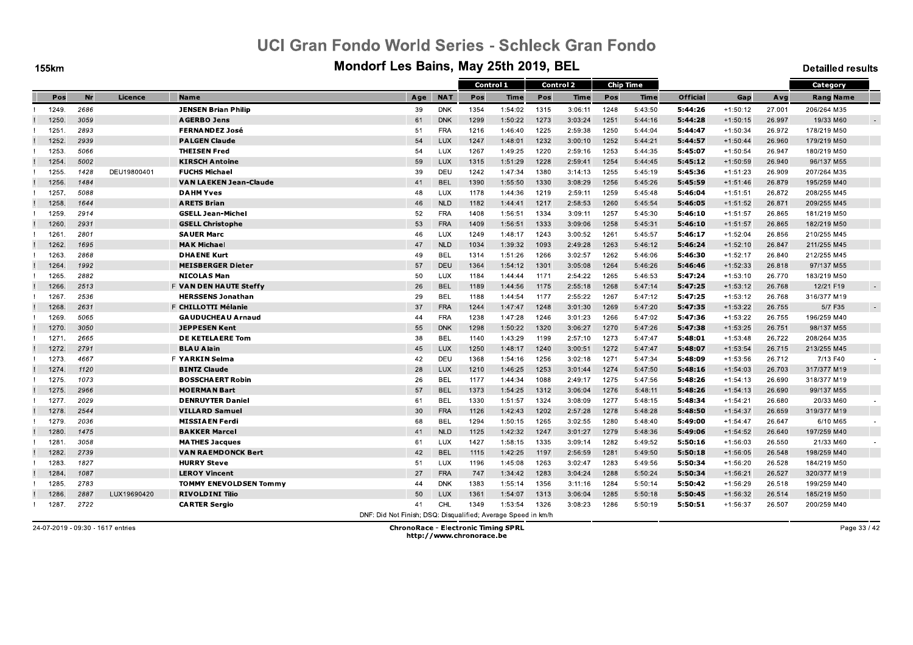# UCI Gran Fondo World Series - Schleck Gran Fondo

## Mondorf Les Bains, May 25th 2019, BEL

155km

Detailled results

| | Pos | Nr | Licence | Name | Age | NAT | Control 1 | | Control 2 | | Chip Time | | Official | Gap | Avg | Category | |
|---|---|---|---|---|---|---|---|---|---|---|---|---|---|---|---|---|---|
| | | | | | | | Pos | Time | Pos | Time | Pos | Time | | | | Rang Name | |
| ! | 1249. | 2686 | | JENSEN Brian Philip | 39 | DNK | 1354 | 1:54:02 | 1315 | 3:06:11 | 1248 | 5:43:50 | 5:44:26 | +1:50:12 | 27.001 | 206/264 M35 | |
| ! | 1250. | 3059 | | AGERBO Jens | 61 | DNK | 1299 | 1:50:22 | 1273 | 3:03:24 | 1251 | 5:44:16 | 5:44:28 | +1:50:15 | 26.997 | 19/33 M60 | - |
| ! | 1251. | 2893 | | FERNANDEZ José | 51 | FRA | 1216 | 1:46:40 | 1225 | 2:59:38 | 1250 | 5:44:04 | 5:44:47 | +1:50:34 | 26.972 | 178/219 M50 | |
| ! | 1252. | 2939 | | PALGEN Claude | 54 | LUX | 1247 | 1:48:01 | 1232 | 3:00:10 | 1252 | 5:44:21 | 5:44:57 | +1:50:44 | 26.960 | 179/219 M50 | |
| ! | 1253. | 5066 | | THEISEN Fred | 54 | LUX | 1267 | 1:49:25 | 1220 | 2:59:16 | 1253 | 5:44:35 | 5:45:07 | +1:50:54 | 26.947 | 180/219 M50 | |
| ! | 1254. | 5002 | | KIRSCH Antoine | 59 | LUX | 1315 | 1:51:29 | 1228 | 2:59:41 | 1254 | 5:44:45 | 5:45:12 | +1:50:59 | 26.940 | 96/137 M55 | |
| ! | 1255. | 1428 | DEU19800401 | FUCHS Michael | 39 | DEU | 1242 | 1:47:34 | 1380 | 3:14:13 | 1255 | 5:45:19 | 5:45:36 | +1:51:23 | 26.909 | 207/264 M35 | |
| ! | 1256. | 1484 | | VAN LAEKEN Jean-Claude | 41 | BEL | 1390 | 1:55:50 | 1330 | 3:08:29 | 1256 | 5:45:26 | 5:45:59 | +1:51:46 | 26.879 | 195/259 M40 | |
| ! | 1257. | 5088 | | DAHM Yves | 48 | LUX | 1178 | 1:44:36 | 1219 | 2:59:11 | 1259 | 5:45:48 | 5:46:04 | +1:51:51 | 26.872 | 208/255 M45 | |
| ! | 1258. | 1644 | | ARETS Brian | 46 | NLD | 1182 | 1:44:41 | 1217 | 2:58:53 | 1260 | 5:45:54 | 5:46:05 | +1:51:52 | 26.871 | 209/255 M45 | |
| ! | 1259. | 2914 | | GSELL Jean-Michel | 52 | FRA | 1408 | 1:56:51 | 1334 | 3:09:11 | 1257 | 5:45:30 | 5:46:10 | +1:51:57 | 26.865 | 181/219 M50 | |
| ! | 1260. | 2931 | | GSELL Christophe | 53 | FRA | 1409 | 1:56:51 | 1333 | 3:09:06 | 1258 | 5:45:31 | 5:46:10 | +1:51:57 | 26.865 | 182/219 M50 | |
| ! | 1261. | 2801 | | SAUER Marc | 46 | LUX | 1249 | 1:48:17 | 1243 | 3:00:52 | 1261 | 5:45:57 | 5:46:17 | +1:52:04 | 26.856 | 210/255 M45 | |
| ! | 1262. | 1695 | | MAK Michael | 47 | NLD | 1034 | 1:39:32 | 1093 | 2:49:28 | 1263 | 5:46:12 | 5:46:24 | +1:52:10 | 26.847 | 211/255 M45 | |
| ! | 1263. | 2868 | | DHAENE Kurt | 49 | BEL | 1314 | 1:51:26 | 1266 | 3:02:57 | 1262 | 5:46:06 | 5:46:30 | +1:52:17 | 26.840 | 212/255 M45 | |
| ! | 1264. | 1992 | | MEISBERGER Dieter | 57 | DEU | 1364 | 1:54:12 | 1301 | 3:05:08 | 1264 | 5:46:26 | 5:46:46 | +1:52:33 | 26.818 | 97/137 M55 | |
| ! | 1265. | 2882 | | NICOLAS Man | 50 | LUX | 1184 | 1:44:44 | 1171 | 2:54:22 | 1265 | 5:46:53 | 5:47:24 | +1:53:10 | 26.770 | 183/219 M50 | |
| ! | 1266. | 2513 | | F VAN DEN HAUTE Steffy | 26 | BEL | 1189 | 1:44:56 | 1175 | 2:55:18 | 1268 | 5:47:14 | 5:47:25 | +1:53:12 | 26.768 | 12/21 F19 | - |
| ! | 1267. | 2536 | | HERSSENS Jonathan | 29 | BEL | 1188 | 1:44:54 | 1177 | 2:55:22 | 1267 | 5:47:12 | 5:47:25 | +1:53:12 | 26.768 | 316/377 M19 | |
| ! | 1268. | 2631 | | F CHILLOTTI Mélanie | 37 | FRA | 1244 | 1:47:47 | 1248 | 3:01:30 | 1269 | 5:47:20 | 5:47:35 | +1:53:22 | 26.755 | 5/7 F35 | - |
| ! | 1269. | 5065 | | GAUDUCHEAU Arnaud | 44 | FRA | 1238 | 1:47:28 | 1246 | 3:01:23 | 1266 | 5:47:02 | 5:47:36 | +1:53:22 | 26.755 | 196/259 M40 | |
| ! | 1270. | 3050 | | JEPPESEN Kent | 55 | DNK | 1298 | 1:50:22 | 1320 | 3:06:27 | 1270 | 5:47:26 | 5:47:38 | +1:53:25 | 26.751 | 98/137 M55 | |
| ! | 1271. | 2665 | | DE KETELAERE Tom | 38 | BEL | 1140 | 1:43:29 | 1199 | 2:57:10 | 1273 | 5:47:47 | 5:48:01 | +1:53:48 | 26.722 | 208/264 M35 | |
| ! | 1272. | 2791 | | BLAU Alain | 45 | LUX | 1250 | 1:48:17 | 1240 | 3:00:51 | 1272 | 5:47:47 | 5:48:07 | +1:53:54 | 26.715 | 213/255 M45 | |
| ! | 1273. | 4667 | | F YARKIN Selma | 42 | DEU | 1368 | 1:54:16 | 1256 | 3:02:18 | 1271 | 5:47:34 | 5:48:09 | +1:53:56 | 26.712 | 7/13 F40 | - |
| ! | 1274. | 1120 | | BINTZ Claude | 28 | LUX | 1210 | 1:46:25 | 1253 | 3:01:44 | 1274 | 5:47:50 | 5:48:16 | +1:54:03 | 26.703 | 317/377 M19 | |
| ! | 1275. | 1073 | | BOSSCHAERT Robin | 26 | BEL | 1177 | 1:44:34 | 1088 | 2:49:17 | 1275 | 5:47:56 | 5:48:26 | +1:54:13 | 26.690 | 318/377 M19 | |
| ! | 1275. | 2966 | | MOERMAN Bart | 57 | BEL | 1373 | 1:54:25 | 1312 | 3:06:04 | 1276 | 5:48:11 | 5:48:26 | +1:54:13 | 26.690 | 99/137 M55 | |
| ! | 1277. | 2029 | | DENRUYTER Daniel | 61 | BEL | 1330 | 1:51:57 | 1324 | 3:08:09 | 1277 | 5:48:15 | 5:48:34 | +1:54:21 | 26.680 | 20/33 M60 | - |
| ! | 1278. | 2544 | | VILLARD Samuel | 30 | FRA | 1126 | 1:42:43 | 1202 | 2:57:28 | 1278 | 5:48:28 | 5:48:50 | +1:54:37 | 26.659 | 319/377 M19 | |
| ! | 1279. | 2036 | | MISSIAEN Ferdi | 68 | BEL | 1294 | 1:50:15 | 1265 | 3:02:55 | 1280 | 5:48:40 | 5:49:00 | +1:54:47 | 26.647 | 6/10 M65 | - |
| ! | 1280. | 1475 | | BAKKER Marcel | 41 | NLD | 1125 | 1:42:32 | 1247 | 3:01:27 | 1279 | 5:48:36 | 5:49:06 | +1:54:52 | 26.640 | 197/259 M40 | |
| ! | 1281. | 3058 | | MATHES Jacques | 61 | LUX | 1427 | 1:58:15 | 1335 | 3:09:14 | 1282 | 5:49:52 | 5:50:16 | +1:56:03 | 26.550 | 21/33 M60 | - |
| ! | 1282. | 2739 | | VAN RAEMDONCK Bert | 42 | BEL | 1115 | 1:42:25 | 1197 | 2:56:59 | 1281 | 5:49:50 | 5:50:18 | +1:56:05 | 26.548 | 198/259 M40 | |
| ! | 1283. | 1827 | | HURRY Steve | 51 | LUX | 1196 | 1:45:08 | 1263 | 3:02:47 | 1283 | 5:49:56 | 5:50:34 | +1:56:20 | 26.528 | 184/219 M50 | |
| ! | 1284. | 1087 | | LEROY Vincent | 27 | FRA | 747 | 1:34:42 | 1283 | 3:04:24 | 1288 | 5:50:24 | 5:50:34 | +1:56:21 | 26.527 | 320/377 M19 | |
| ! | 1285. | 2783 | | TOMMY ENEVOLDSEN Tommy | 44 | DNK | 1383 | 1:55:14 | 1356 | 3:11:16 | 1284 | 5:50:14 | 5:50:42 | +1:56:29 | 26.518 | 199/259 M40 | |
| ! | 1286. | 2887 | LUX19690420 | RIVOLDINI Tilio | 50 | LUX | 1361 | 1:54:07 | 1313 | 3:06:04 | 1285 | 5:50:18 | 5:50:45 | +1:56:32 | 26.514 | 185/219 M50 | |
| ! | 1287. | 2722 | | CARTER Sergio | 41 | CHL | 1349 | 1:53:54 | 1326 | 3:08:23 | 1286 | 5:50:19 | 5:50:51 | +1:56:37 | 26.507 | 200/259 M40 | |

DNF: Did Not Finish; DSQ: Disqualified; Average Speed in km/h

24-07-2019 - 09:30 - 1617 entries

**ChronoRace - Electronic Timing SPRL**
http://www.chronorace.be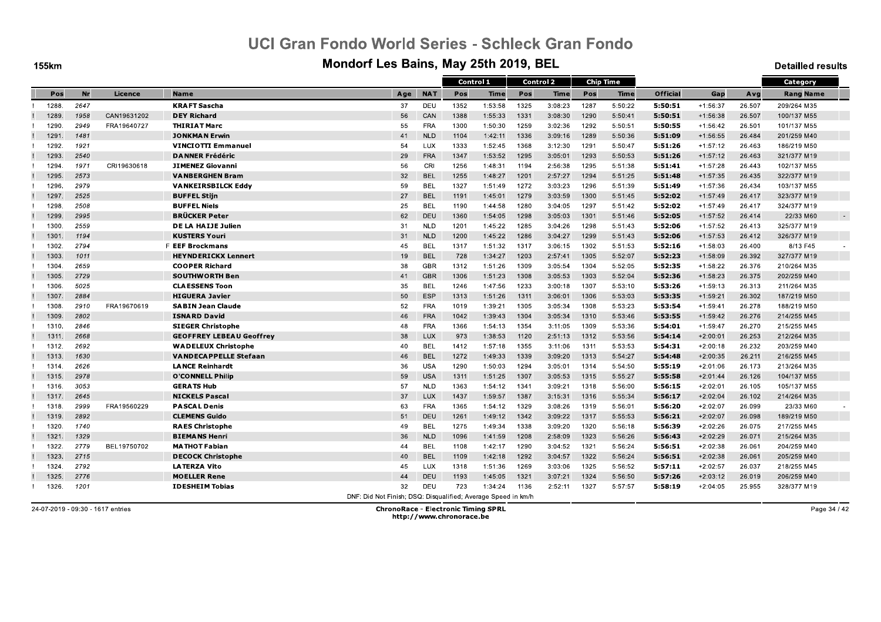# UCI Gran Fondo World Series - Schleck Gran Fondo

## Mondorf Les Bains, May 25th 2019, BEL

155km

Detailled results

| Pos | Nr | Licence | Name | Age | NAT | Control 1 Pos | Control 1 Time | Control 2 Pos | Control 2 Time | Chip Time Pos | Chip Time Time | Official | Gap | Avg | Category Rang Name |
|---|---|---|---|---|---|---|---|---|---|---|---|---|---|---|---|
| 1288. | 2647 | | **KRAFT Sascha** | 37 | DEU | 1352 | 1:53:58 | 1325 | 3:08:23 | 1287 | 5:50:22 | **5:50:51** | +1:56:37 | 26.507 | 209/264 M35 |
| 1289. | 1958 | CAN19631202 | **DEY Richard** | 56 | CAN | 1388 | 1:55:33 | 1331 | 3:08:30 | 1290 | 5:50:41 | **5:50:51** | +1:56:38 | 26.507 | 100/137 M55 |
| 1290. | 2949 | FRA19640727 | **THIRIAT Marc** | 55 | FRA | 1300 | 1:50:30 | 1259 | 3:02:36 | 1292 | 5:50:51 | **5:50:55** | +1:56:42 | 26.501 | 101/137 M55 |
| 1291. | 1481 | | **JONKMAN Erwin** | 41 | NLD | 1104 | 1:42:11 | 1336 | 3:09:16 | 1289 | 5:50:36 | **5:51:09** | +1:56:55 | 26.484 | 201/259 M40 |
| 1292. | 1921 | | **VINCIOTTI Emmanuel** | 54 | LUX | 1333 | 1:52:45 | 1368 | 3:12:30 | 1291 | 5:50:47 | **5:51:26** | +1:57:12 | 26.463 | 186/219 M50 |
| 1293. | 2540 | | **DANNER Frédéric** | 29 | FRA | 1347 | 1:53:52 | 1295 | 3:05:01 | 1293 | 5:50:53 | **5:51:26** | +1:57:12 | 26.463 | 321/377 M19 |
| 1294. | 1971 | CRI19630618 | **JIMENEZ Giovanni** | 56 | CRI | 1256 | 1:48:31 | 1194 | 2:56:38 | 1295 | 5:51:38 | **5:51:41** | +1:57:28 | 26.443 | 102/137 M55 |
| 1295. | 2573 | | **VANBERGHEN Bram** | 32 | BEL | 1255 | 1:48:27 | 1201 | 2:57:27 | 1294 | 5:51:25 | **5:51:48** | +1:57:35 | 26.435 | 322/377 M19 |
| 1296. | 2979 | | **VANKEIRSBILCK Eddy** | 59 | BEL | 1327 | 1:51:49 | 1272 | 3:03:23 | 1296 | 5:51:39 | **5:51:49** | +1:57:36 | 26.434 | 103/137 M55 |
| 1297. | 2525 | | **BUFFEL Stijn** | 27 | BEL | 1191 | 1:45:01 | 1279 | 3:03:59 | 1300 | 5:51:45 | **5:52:02** | +1:57:49 | 26.417 | 323/377 M19 |
| 1298. | 2508 | | **BUFFEL Niels** | 25 | BEL | 1190 | 1:44:58 | 1280 | 3:04:05 | 1297 | 5:51:42 | **5:52:02** | +1:57:49 | 26.417 | 324/377 M19 |
| 1299. | 2995 | | **BRÜCKER Peter** | 62 | DEU | 1360 | 1:54:05 | 1298 | 3:05:03 | 1301 | 5:51:46 | **5:52:05** | +1:57:52 | 26.414 | 22/33 M60 |
| 1300. | 2559 | | **DE LA HAIJE Julien** | 31 | NLD | 1201 | 1:45:22 | 1285 | 3:04:26 | 1298 | 5:51:43 | **5:52:06** | +1:57:52 | 26.413 | 325/377 M19 |
| 1301. | 1194 | | **KUSTERS Youri** | 31 | NLD | 1200 | 1:45:22 | 1286 | 3:04:27 | 1299 | 5:51:43 | **5:52:06** | +1:57:53 | 26.412 | 326/377 M19 |
| 1302. | 2794 | | F **EEF Brockmans** | 45 | BEL | 1317 | 1:51:32 | 1317 | 3:06:15 | 1302 | 5:51:53 | **5:52:16** | +1:58:03 | 26.400 | 8/13 F45 |
| 1303. | 1011 | | **HEYNDERICKX Lennert** | 19 | BEL | 728 | 1:34:27 | 1203 | 2:57:41 | 1305 | 5:52:07 | **5:52:23** | +1:58:09 | 26.392 | 327/377 M19 |
| 1304. | 2659 | | **COOPER Richard** | 38 | GBR | 1312 | 1:51:26 | 1309 | 3:05:54 | 1304 | 5:52:05 | **5:52:35** | +1:58:22 | 26.376 | 210/264 M35 |
| 1305. | 2729 | | **SOUTHWORTH Ben** | 41 | GBR | 1306 | 1:51:23 | 1308 | 3:05:53 | 1303 | 5:52:04 | **5:52:36** | +1:58:23 | 26.375 | 202/259 M40 |
| 1306. | 5025 | | **CLAESSENS Toon** | 35 | BEL | 1246 | 1:47:56 | 1233 | 3:00:18 | 1307 | 5:53:10 | **5:53:26** | +1:59:13 | 26.313 | 211/264 M35 |
| 1307. | 2884 | | **HIGUERA Javier** | 50 | ESP | 1313 | 1:51:26 | 1311 | 3:06:01 | 1306 | 5:53:03 | **5:53:35** | +1:59:21 | 26.302 | 187/219 M50 |
| 1308. | 2910 | FRA19670619 | **SABIN Jean Claude** | 52 | FRA | 1019 | 1:39:21 | 1305 | 3:05:34 | 1308 | 5:53:23 | **5:53:54** | +1:59:41 | 26.278 | 188/219 M50 |
| 1309. | 2802 | | **ISNARD David** | 46 | FRA | 1042 | 1:39:43 | 1304 | 3:05:34 | 1310 | 5:53:46 | **5:53:55** | +1:59:42 | 26.276 | 214/255 M45 |
| 1310. | 2846 | | **SIEGER Christophe** | 48 | FRA | 1366 | 1:54:13 | 1354 | 3:11:05 | 1309 | 5:53:36 | **5:54:01** | +1:59:47 | 26.270 | 215/255 M45 |
| 1311. | 2668 | | **GEOFFREY LEBEAU Geoffrey** | 38 | LUX | 973 | 1:38:53 | 1120 | 2:51:13 | 1312 | 5:53:56 | **5:54:14** | +2:00:01 | 26.253 | 212/264 M35 |
| 1312. | 2692 | | **WADELEUX Christophe** | 40 | BEL | 1412 | 1:57:18 | 1355 | 3:11:06 | 1311 | 5:53:53 | **5:54:31** | +2:00:18 | 26.232 | 203/259 M40 |
| 1313. | 1630 | | **VANDECAPPELLE Stefaan** | 46 | BEL | 1272 | 1:49:33 | 1339 | 3:09:20 | 1313 | 5:54:27 | **5:54:48** | +2:00:35 | 26.211 | 216/255 M45 |
| 1314. | 2626 | | **LANCE Reinhardt** | 36 | USA | 1290 | 1:50:03 | 1294 | 3:05:01 | 1314 | 5:54:50 | **5:55:19** | +2:01:06 | 26.173 | 213/264 M35 |
| 1315. | 2978 | | **O'CONNELL Philip** | 59 | USA | 1311 | 1:51:25 | 1307 | 3:05:53 | 1315 | 5:55:27 | **5:55:58** | +2:01:44 | 26.126 | 104/137 M55 |
| 1316. | 3053 | | **GERATS Hub** | 57 | NLD | 1363 | 1:54:12 | 1341 | 3:09:21 | 1318 | 5:56:00 | **5:56:15** | +2:02:01 | 26.105 | 105/137 M55 |
| 1317. | 2645 | | **NICKELS Pascal** | 37 | LUX | 1437 | 1:59:57 | 1387 | 3:15:31 | 1316 | 5:55:34 | **5:56:17** | +2:02:04 | 26.102 | 214/264 M35 |
| 1318. | 2999 | FRA19560229 | **PASCAL Denis** | 63 | FRA | 1365 | 1:54:12 | 1329 | 3:08:26 | 1319 | 5:56:01 | **5:56:20** | +2:02:07 | 26.099 | 23/33 M60 |
| 1319. | 2892 | | **CLEMENS Guido** | 51 | DEU | 1261 | 1:49:12 | 1342 | 3:09:22 | 1317 | 5:55:53 | **5:56:21** | +2:02:07 | 26.098 | 189/219 M50 |
| 1320. | 1740 | | **RAES Christophe** | 49 | BEL | 1275 | 1:49:34 | 1338 | 3:09:20 | 1320 | 5:56:18 | **5:56:39** | +2:02:26 | 26.075 | 217/255 M45 |
| 1321. | 1329 | | **BIEMANS Henri** | 36 | NLD | 1096 | 1:41:59 | 1208 | 2:58:09 | 1323 | 5:56:26 | **5:56:43** | +2:02:29 | 26.071 | 215/264 M35 |
| 1322. | 2779 | BEL19750702 | **MATHOT Fabian** | 44 | BEL | 1108 | 1:42:17 | 1290 | 3:04:52 | 1321 | 5:56:24 | **5:56:51** | +2:02:38 | 26.061 | 204/259 M40 |
| 1323. | 2715 | | **DECOCK Christophe** | 40 | BEL | 1109 | 1:42:18 | 1292 | 3:04:57 | 1322 | 5:56:24 | **5:56:51** | +2:02:38 | 26.061 | 205/259 M40 |
| 1324. | 2792 | | **LATERZA Vito** | 45 | LUX | 1318 | 1:51:36 | 1269 | 3:03:06 | 1325 | 5:56:52 | **5:57:11** | +2:02:57 | 26.037 | 218/255 M45 |
| 1325. | 2776 | | **MOELLER Rene** | 44 | DEU | 1193 | 1:45:05 | 1321 | 3:07:21 | 1324 | 5:56:50 | **5:57:26** | +2:03:12 | 26.019 | 206/259 M40 |
| 1326. | 1201 | | **IDESHEIM Tobias** | 32 | DEU | 723 | 1:34:24 | 1136 | 2:52:11 | 1327 | 5:57:57 | **5:58:19** | +2:04:05 | 25.955 | 328/377 M19 |

DNF: Did Not Finish; DSQ: Disqualified; Average Speed in km/h

24-07-2019 - 09:30 - 1617 entries

**ChronoRace - Electronic Timing SPRL**
http://www.chronorace.be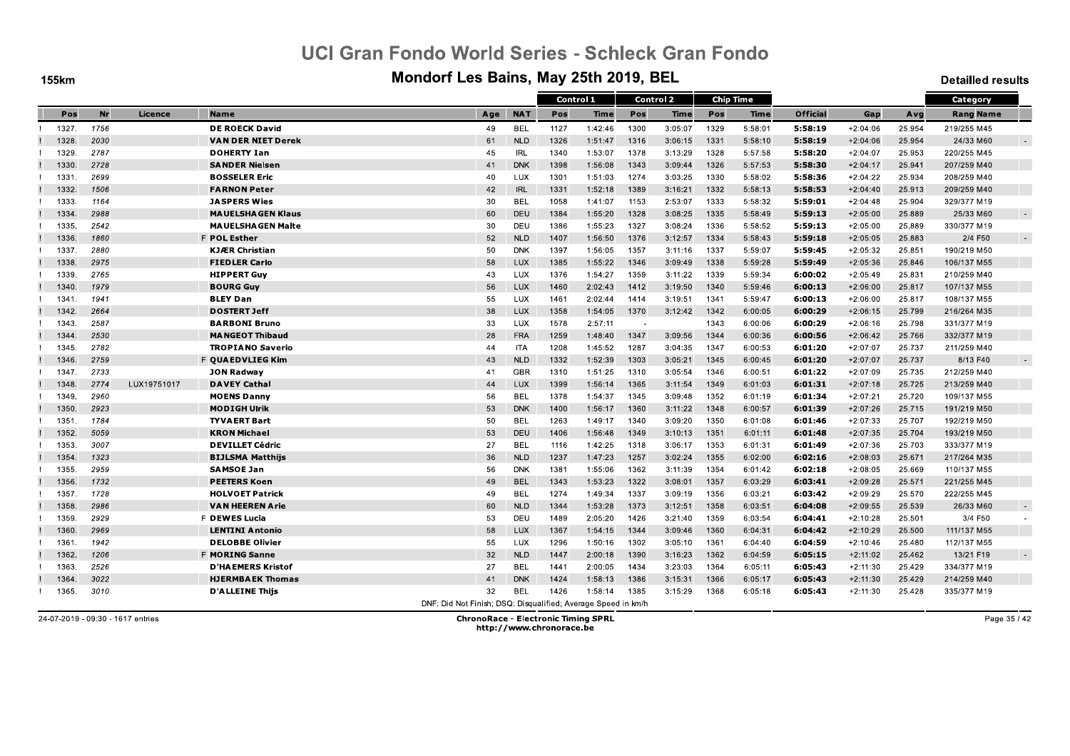# UCI Gran Fondo World Series - Schleck Gran Fondo

## Mondorf Les Bains, May 25th 2019, BEL

155km

Detailled results

| | Pos | Nr | Licence | Name | Age | NAT | Control 1 Pos | Control 1 Time | Control 2 Pos | Control 2 Time | Chip Time Pos | Chip Time Time | Official | Gap | Avg | Category Rang Name | |
|---|---|---|---|---|---|---|---|---|---|---|---|---|---|---|---|---|---|
| ! | 1327. | 1756 | | DE ROECK David | 49 | BEL | 1127 | 1:42:46 | 1300 | 3:05:07 | 1329 | 5:58:01 | 5:58:19 | +2:04:06 | 25.954 | 219/255 M45 | |
| ! | 1328. | 2030 | | VAN DER NIET Derek | 61 | NLD | 1326 | 1:51:47 | 1316 | 3:06:15 | 1331 | 5:58:10 | 5:58:19 | +2:04:06 | 25.954 | 24/33 M60 | - |
| ! | 1329. | 2787 | | DOHERTY Ian | 45 | IRL | 1340 | 1:53:07 | 1378 | 3:13:29 | 1328 | 5:57:58 | 5:58:20 | +2:04:07 | 25.953 | 220/255 M45 | |
| ! | 1330. | 2728 | | SANDER Nielsen | 41 | DNK | 1398 | 1:56:08 | 1343 | 3:09:44 | 1326 | 5:57:53 | 5:58:30 | +2:04:17 | 25.941 | 207/259 M40 | |
| ! | 1331. | 2699 | | BOSSELER Eric | 40 | LUX | 1301 | 1:51:03 | 1274 | 3:03:25 | 1330 | 5:58:02 | 5:58:36 | +2:04:22 | 25.934 | 208/259 M40 | |
| ! | 1332. | 1506 | | FARNON Peter | 42 | IRL | 1331 | 1:52:18 | 1389 | 3:16:21 | 1332 | 5:58:13 | 5:58:53 | +2:04:40 | 25.913 | 209/259 M40 | |
| ! | 1333. | 1164 | | JASPERS Wies | 30 | BEL | 1058 | 1:41:07 | 1153 | 2:53:07 | 1333 | 5:58:32 | 5:59:01 | +2:04:48 | 25.904 | 329/377 M19 | |
| ! | 1334. | 2988 | | MAUELSHAGEN Klaus | 60 | DEU | 1384 | 1:55:20 | 1328 | 3:08:25 | 1335 | 5:58:49 | 5:59:13 | +2:05:00 | 25.889 | 25/33 M60 | - |
| ! | 1335. | 2542 | | MAUELSHAGEN Malte | 30 | DEU | 1386 | 1:55:23 | 1327 | 3:08:24 | 1336 | 5:58:52 | 5:59:13 | +2:05:00 | 25.889 | 330/377 M19 | |
| ! | 1336. | 1860 | | F POL Esther | 52 | NLD | 1407 | 1:56:50 | 1376 | 3:12:57 | 1334 | 5:58:43 | 5:59:18 | +2:05:05 | 25.883 | 2/4 F50 | - |
| ! | 1337. | 2880 | | KJÆR Christian | 50 | DNK | 1397 | 1:56:05 | 1357 | 3:11:16 | 1337 | 5:59:07 | 5:59:45 | +2:05:32 | 25.851 | 190/219 M50 | |
| ! | 1338. | 2975 | | FIEDLER Carlo | 58 | LUX | 1385 | 1:55:22 | 1346 | 3:09:49 | 1338 | 5:59:28 | 5:59:49 | +2:05:36 | 25.846 | 106/137 M55 | |
| ! | 1339. | 2765 | | HIPPERT Guy | 43 | LUX | 1376 | 1:54:27 | 1359 | 3:11:22 | 1339 | 5:59:34 | 6:00:02 | +2:05:49 | 25.831 | 210/259 M40 | |
| ! | 1340. | 1979 | | BOURG Guy | 56 | LUX | 1460 | 2:02:43 | 1412 | 3:19:50 | 1340 | 5:59:46 | 6:00:13 | +2:06:00 | 25.817 | 107/137 M55 | |
| ! | 1341. | 1941 | | BLEY Dan | 55 | LUX | 1461 | 2:02:44 | 1414 | 3:19:51 | 1341 | 5:59:47 | 6:00:13 | +2:06:00 | 25.817 | 108/137 M55 | |
| ! | 1342. | 2664 | | DOSTERT Jeff | 38 | LUX | 1358 | 1:54:05 | 1370 | 3:12:42 | 1342 | 6:00:05 | 6:00:29 | +2:06:15 | 25.799 | 216/264 M35 | |
| ! | 1343. | 2587 | | BARBONI Bruno | 33 | LUX | 1578 | 2:57:11 | - | | 1343 | 6:00:06 | 6:00:29 | +2:06:16 | 25.798 | 331/377 M19 | |
| ! | 1344. | 2530 | | MANGEOT Thibaud | 28 | FRA | 1259 | 1:48:40 | 1347 | 3:09:56 | 1344 | 6:00:36 | 6:00:56 | +2:06:42 | 25.766 | 332/377 M19 | |
| ! | 1345. | 2782 | | TROPIANO Saverio | 44 | ITA | 1208 | 1:45:52 | 1287 | 3:04:35 | 1347 | 6:00:53 | 6:01:20 | +2:07:07 | 25.737 | 211/259 M40 | |
| ! | 1346. | 2759 | | F QUAEDVLIEG Kim | 43 | NLD | 1332 | 1:52:39 | 1303 | 3:05:21 | 1345 | 6:00:45 | 6:01:20 | +2:07:07 | 25.737 | 8/13 F40 | - |
| ! | 1347. | 2733 | | JON Radway | 41 | GBR | 1310 | 1:51:25 | 1310 | 3:05:54 | 1346 | 6:00:51 | 6:01:22 | +2:07:09 | 25.735 | 212/259 M40 | |
| ! | 1348. | 2774 | LUX19751017 | DAVEY Cathal | 44 | LUX | 1399 | 1:56:14 | 1365 | 3:11:54 | 1349 | 6:01:03 | 6:01:31 | +2:07:18 | 25.725 | 213/259 M40 | |
| ! | 1349. | 2960 | | MOENS Danny | 56 | BEL | 1378 | 1:54:37 | 1345 | 3:09:48 | 1352 | 6:01:19 | 6:01:34 | +2:07:21 | 25.720 | 109/137 M55 | |
| ! | 1350. | 2923 | | MODIGH Ulrik | 53 | DNK | 1400 | 1:56:17 | 1360 | 3:11:22 | 1348 | 6:00:57 | 6:01:39 | +2:07:26 | 25.715 | 191/219 M50 | |
| ! | 1351. | 1784 | | TYVAERT Bart | 50 | BEL | 1263 | 1:49:17 | 1340 | 3:09:20 | 1350 | 6:01:08 | 6:01:46 | +2:07:33 | 25.707 | 192/219 M50 | |
| ! | 1352. | 5059 | | KRON Michael | 53 | DEU | 1406 | 1:56:48 | 1349 | 3:10:13 | 1351 | 6:01:11 | 6:01:48 | +2:07:35 | 25.704 | 193/219 M50 | |
| ! | 1353. | 3007 | | DEVILLET Cédric | 27 | BEL | 1116 | 1:42:25 | 1318 | 3:06:17 | 1353 | 6:01:31 | 6:01:49 | +2:07:36 | 25.703 | 333/377 M19 | |
| ! | 1354. | 1323 | | BIJLSMA Matthijs | 36 | NLD | 1237 | 1:47:23 | 1257 | 3:02:24 | 1355 | 6:02:00 | 6:02:16 | +2:08:03 | 25.671 | 217/264 M35 | |
| ! | 1355. | 2959 | | SAMSOE Jan | 56 | DNK | 1381 | 1:55:06 | 1362 | 3:11:39 | 1354 | 6:01:42 | 6:02:18 | +2:08:05 | 25.669 | 110/137 M55 | |
| ! | 1356. | 1732 | | PEETERS Koen | 49 | BEL | 1343 | 1:53:23 | 1322 | 3:08:01 | 1357 | 6:03:29 | 6:03:41 | +2:09:28 | 25.571 | 221/255 M45 | |
| ! | 1357. | 1728 | | HOLVOET Patrick | 49 | BEL | 1274 | 1:49:34 | 1337 | 3:09:19 | 1356 | 6:03:21 | 6:03:42 | +2:09:29 | 25.570 | 222/255 M45 | |
| ! | 1358. | 2986 | | VAN HEEREN Arie | 60 | NLD | 1344 | 1:53:28 | 1373 | 3:12:51 | 1358 | 6:03:51 | 6:04:08 | +2:09:55 | 25.539 | 26/33 M60 | - |
| ! | 1359. | 2929 | | F DEWES Lucia | 53 | DEU | 1489 | 2:05:20 | 1426 | 3:21:40 | 1359 | 6:03:54 | 6:04:41 | +2:10:28 | 25.501 | 3/4 F50 | - |
| ! | 1360. | 2969 | | LENTINI Antonio | 58 | LUX | 1367 | 1:54:15 | 1344 | 3:09:46 | 1360 | 6:04:31 | 6:04:42 | +2:10:29 | 25.500 | 111/137 M55 | |
| ! | 1361. | 1942 | | DELOBBE Olivier | 55 | LUX | 1296 | 1:50:16 | 1302 | 3:05:10 | 1361 | 6:04:40 | 6:04:59 | +2:10:46 | 25.480 | 112/137 M55 | |
| ! | 1362. | 1206 | | F MORING Sanne | 32 | NLD | 1447 | 2:00:18 | 1390 | 3:16:23 | 1362 | 6:04:59 | 6:05:15 | +2:11:02 | 25.462 | 13/21 F19 | - |
| ! | 1363. | 2526 | | D'HAEMERS Kristof | 27 | BEL | 1441 | 2:00:05 | 1434 | 3:23:03 | 1364 | 6:05:11 | 6:05:43 | +2:11:30 | 25.429 | 334/377 M19 | |
| ! | 1364. | 3022 | | HJERMBAEK Thomas | 41 | DNK | 1424 | 1:58:13 | 1386 | 3:15:31 | 1366 | 6:05:17 | 6:05:43 | +2:11:30 | 25.429 | 214/259 M40 | |
| ! | 1365. | 3010 | | D'ALLEINE Thijs | 32 | BEL | 1426 | 1:58:14 | 1385 | 3:15:29 | 1368 | 6:05:18 | 6:05:43 | +2:11:30 | 25.428 | 335/377 M19 | |

DNF: Did Not Finish; DSQ: Disqualified; Average Speed in km/h

24-07-2019 - 09:30 - 1617 entries

ChronoRace - Electronic Timing SPRL
http://www.chronorace.be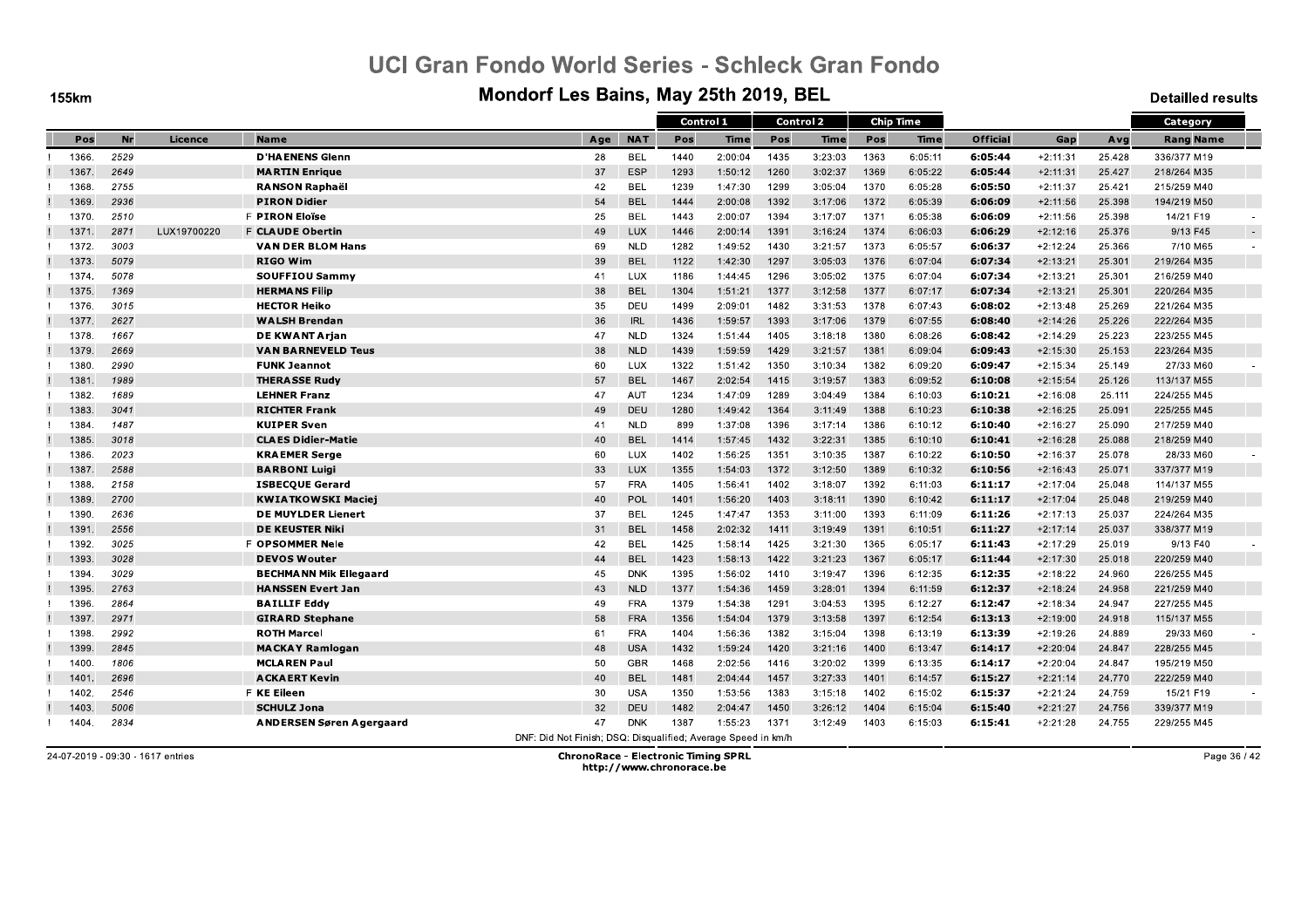# UCI Gran Fondo World Series - Schleck Gran Fondo

## Mondorf Les Bains, May 25th 2019, BEL

155km

Detailled results

| | Pos | Nr | Licence | | Name | Age | NAT | Control 1 Pos | Control 1 Time | Control 2 Pos | Control 2 Time | Chip Time Pos | Chip Time Time | Official | Gap | Avg | Category Rang | Category Name | |
|---|---|---|---|---|---|---|---|---|---|---|---|---|---|---|---|---|---|---|---|
| ! | 1366. | 2529 | | | D'HAENENS Glenn | 28 | BEL | 1440 | 2:00:04 | 1435 | 3:23:03 | 1363 | 6:05:11 | 6:05:44 | +2:11:31 | 25.428 | 336/377 | M19 | |
| ! | 1367. | 2649 | | | MARTIN Enrique | 37 | ESP | 1293 | 1:50:12 | 1260 | 3:02:37 | 1369 | 6:05:22 | 6:05:44 | +2:11:31 | 25.427 | 218/264 | M35 | |
| ! | 1368. | 2755 | | | RANSON Raphaël | 42 | BEL | 1239 | 1:47:30 | 1299 | 3:05:04 | 1370 | 6:05:28 | 6:05:50 | +2:11:37 | 25.421 | 215/259 | M40 | |
| ! | 1369. | 2936 | | | PIRON Didier | 54 | BEL | 1444 | 2:00:08 | 1392 | 3:17:06 | 1372 | 6:05:39 | 6:06:09 | +2:11:56 | 25.398 | 194/219 | M50 | |
| ! | 1370. | 2510 | | F | PIRON Eloïse | 25 | BEL | 1443 | 2:00:07 | 1394 | 3:17:07 | 1371 | 6:05:38 | 6:06:09 | +2:11:56 | 25.398 | 14/21 | F19 | - |
| ! | 1371. | 2871 | LUX19700220 | F | CLAUDE Obertin | 49 | LUX | 1446 | 2:00:14 | 1391 | 3:16:24 | 1374 | 6:06:03 | 6:06:29 | +2:12:16 | 25.376 | 9/13 | F45 | - |
| ! | 1372. | 3003 | | | VAN DER BLOM Hans | 69 | NLD | 1282 | 1:49:52 | 1430 | 3:21:57 | 1373 | 6:05:57 | 6:06:37 | +2:12:24 | 25.366 | 7/10 | M65 | - |
| ! | 1373. | 5079 | | | RIGO Wim | 39 | BEL | 1122 | 1:42:30 | 1297 | 3:05:03 | 1376 | 6:07:04 | 6:07:34 | +2:13:21 | 25.301 | 219/264 | M35 | |
| ! | 1374. | 5078 | | | SOUFFIOU Sammy | 41 | LUX | 1186 | 1:44:45 | 1296 | 3:05:02 | 1375 | 6:07:04 | 6:07:34 | +2:13:21 | 25.301 | 216/259 | M40 | |
| ! | 1375. | 1369 | | | HERMANS Filip | 38 | BEL | 1304 | 1:51:21 | 1377 | 3:12:58 | 1377 | 6:07:17 | 6:07:34 | +2:13:21 | 25.301 | 220/264 | M35 | |
| ! | 1376. | 3015 | | | HECTOR Heiko | 35 | DEU | 1499 | 2:09:01 | 1482 | 3:31:53 | 1378 | 6:07:43 | 6:08:02 | +2:13:48 | 25.269 | 221/264 | M35 | |
| ! | 1377. | 2627 | | | WALSH Brendan | 36 | IRL | 1436 | 1:59:57 | 1393 | 3:17:06 | 1379 | 6:07:55 | 6:08:40 | +2:14:26 | 25.226 | 222/264 | M35 | |
| ! | 1378. | 1667 | | | DE KWANT Arjan | 47 | NLD | 1324 | 1:51:44 | 1405 | 3:18:18 | 1380 | 6:08:26 | 6:08:42 | +2:14:29 | 25.223 | 223/255 | M45 | |
| ! | 1379. | 2669 | | | VAN BARNEVELD Teus | 38 | NLD | 1439 | 1:59:59 | 1429 | 3:21:57 | 1381 | 6:09:04 | 6:09:43 | +2:15:30 | 25.153 | 223/264 | M35 | |
| ! | 1380. | 2990 | | | FUNK Jeannot | 60 | LUX | 1322 | 1:51:42 | 1350 | 3:10:34 | 1382 | 6:09:20 | 6:09:47 | +2:15:34 | 25.149 | 27/33 | M60 | - |
| ! | 1381. | 1989 | | | THERASSE Rudy | 57 | BEL | 1467 | 2:02:54 | 1415 | 3:19:57 | 1383 | 6:09:52 | 6:10:08 | +2:15:54 | 25.126 | 113/137 | M55 | |
| ! | 1382. | 1689 | | | LEHNER Franz | 47 | AUT | 1234 | 1:47:09 | 1289 | 3:04:49 | 1384 | 6:10:03 | 6:10:21 | +2:16:08 | 25.111 | 224/255 | M45 | |
| ! | 1383. | 3041 | | | RICHTER Frank | 49 | DEU | 1280 | 1:49:42 | 1364 | 3:11:49 | 1388 | 6:10:23 | 6:10:38 | +2:16:25 | 25.091 | 225/255 | M45 | |
| ! | 1384. | 1487 | | | KUIPER Sven | 41 | NLD | 899 | 1:37:08 | 1396 | 3:17:14 | 1386 | 6:10:12 | 6:10:40 | +2:16:27 | 25.090 | 217/259 | M40 | |
| ! | 1385. | 3018 | | | CLAES Didier-Matie | 40 | BEL | 1414 | 1:57:45 | 1432 | 3:22:31 | 1385 | 6:10:10 | 6:10:41 | +2:16:28 | 25.088 | 218/259 | M40 | |
| ! | 1386. | 2023 | | | KRAEMER Serge | 60 | LUX | 1402 | 1:56:25 | 1351 | 3:10:35 | 1387 | 6:10:22 | 6:10:50 | +2:16:37 | 25.078 | 28/33 | M60 | - |
| ! | 1387. | 2588 | | | BARBONI Luigi | 33 | LUX | 1355 | 1:54:03 | 1372 | 3:12:50 | 1389 | 6:10:32 | 6:10:56 | +2:16:43 | 25.071 | 337/377 | M19 | |
| ! | 1388. | 2158 | | | ISBECQUE Gerard | 57 | FRA | 1405 | 1:56:41 | 1402 | 3:18:07 | 1392 | 6:11:03 | 6:11:17 | +2:17:04 | 25.048 | 114/137 | M55 | |
| ! | 1389. | 2700 | | | KWIATKOWSKI Maciej | 40 | POL | 1401 | 1:56:20 | 1403 | 3:18:11 | 1390 | 6:10:42 | 6:11:17 | +2:17:04 | 25.048 | 219/259 | M40 | |
| ! | 1390. | 2636 | | | DE MUYLDER Lienert | 37 | BEL | 1245 | 1:47:47 | 1353 | 3:11:00 | 1393 | 6:11:09 | 6:11:26 | +2:17:13 | 25.037 | 224/264 | M35 | |
| ! | 1391. | 2556 | | | DE KEUSTER Niki | 31 | BEL | 1458 | 2:02:32 | 1411 | 3:19:49 | 1391 | 6:10:51 | 6:11:27 | +2:17:14 | 25.037 | 338/377 | M19 | |
| ! | 1392. | 3025 | | F | OPSOMMER Nele | 42 | BEL | 1425 | 1:58:14 | 1425 | 3:21:30 | 1365 | 6:05:17 | 6:11:43 | +2:17:29 | 25.019 | 9/13 | F40 | - |
| ! | 1393. | 3028 | | | DEVOS Wouter | 44 | BEL | 1423 | 1:58:13 | 1422 | 3:21:23 | 1367 | 6:05:17 | 6:11:44 | +2:17:30 | 25.018 | 220/259 | M40 | |
| ! | 1394. | 3029 | | | BECHMANN Mik Ellegaard | 45 | DNK | 1395 | 1:56:02 | 1410 | 3:19:47 | 1396 | 6:12:35 | 6:12:35 | +2:18:22 | 24.960 | 226/255 | M45 | |
| ! | 1395. | 2763 | | | HANSSEN Evert Jan | 43 | NLD | 1377 | 1:54:36 | 1459 | 3:28:01 | 1394 | 6:11:59 | 6:12:37 | +2:18:24 | 24.958 | 221/259 | M40 | |
| ! | 1396. | 2864 | | | BAILLIF Eddy | 49 | FRA | 1379 | 1:54:38 | 1291 | 3:04:53 | 1395 | 6:12:27 | 6:12:47 | +2:18:34 | 24.947 | 227/255 | M45 | |
| ! | 1397. | 2971 | | | GIRARD Stephane | 58 | FRA | 1356 | 1:54:04 | 1379 | 3:13:58 | 1397 | 6:12:54 | 6:13:13 | +2:19:00 | 24.918 | 115/137 | M55 | |
| ! | 1398. | 2992 | | | ROTH Marcel | 61 | FRA | 1404 | 1:56:36 | 1382 | 3:15:04 | 1398 | 6:13:19 | 6:13:39 | +2:19:26 | 24.889 | 29/33 | M60 | - |
| ! | 1399. | 2845 | | | MACKAY Ramlogan | 48 | USA | 1432 | 1:59:24 | 1420 | 3:21:16 | 1400 | 6:13:47 | 6:14:17 | +2:20:04 | 24.847 | 228/255 | M45 | |
| ! | 1400. | 1806 | | | MCLAREN Paul | 50 | GBR | 1468 | 2:02:56 | 1416 | 3:20:02 | 1399 | 6:13:35 | 6:14:17 | +2:20:04 | 24.847 | 195/219 | M50 | |
| ! | 1401. | 2696 | | | ACKAERT Kevin | 40 | BEL | 1481 | 2:04:44 | 1457 | 3:27:33 | 1401 | 6:14:57 | 6:15:27 | +2:21:14 | 24.770 | 222/259 | M40 | |
| ! | 1402. | 2546 | | F | KE Eileen | 30 | USA | 1350 | 1:53:56 | 1383 | 3:15:18 | 1402 | 6:15:02 | 6:15:37 | +2:21:24 | 24.759 | 15/21 | F19 | - |
| ! | 1403. | 5006 | | | SCHULZ Jona | 32 | DEU | 1482 | 2:04:47 | 1450 | 3:26:12 | 1404 | 6:15:04 | 6:15:40 | +2:21:27 | 24.756 | 339/377 | M19 | |
| ! | 1404. | 2834 | | | ANDERSEN Søren Agergaard | 47 | DNK | 1387 | 1:55:23 | 1371 | 3:12:49 | 1403 | 6:15:03 | 6:15:41 | +2:21:28 | 24.755 | 229/255 | M45 | |

DNF: Did Not Finish; DSQ: Disqualified; Average Speed in km/h

24-07-2019 - 09:30 - 1617 entries

ChronoRace - Electronic Timing SPRL
http://www.chronorace.be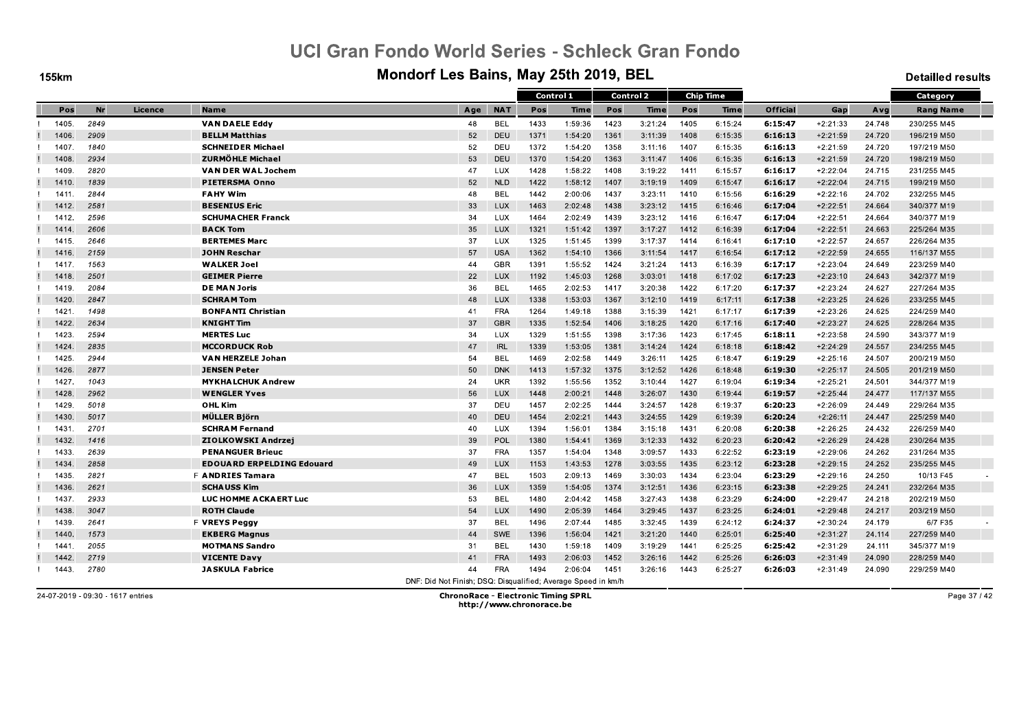# UCI Gran Fondo World Series - Schleck Gran Fondo

## Mondorf Les Bains, May 25th 2019, BEL

155km

Detailled results

| | | | | | | Control 1 | | Control 2 | | Chip Time | | | | | Category | |
|---|---|---|---|---|---|---|---|---|---|---|---|---|---|---|---|---|
| Pos | Nr | Licence | Name | Age | NAT | Pos | Time | Pos | Time | Pos | Time | Official | Gap | Avg | Rang | Name |
| 1405. | 2849 | | VAN DAELE Eddy | 48 | BEL | 1433 | 1:59:36 | 1423 | 3:21:24 | 1405 | 6:15:24 | **6:15:47** | +2:21:33 | 24.748 | 230/255 | M45 |
| 1406. | 2909 | | BELLM Matthias | 52 | DEU | 1371 | 1:54:20 | 1361 | 3:11:39 | 1408 | 6:15:35 | **6:16:13** | +2:21:59 | 24.720 | 196/219 | M50 |
| 1407. | 1840 | | SCHNEIDER Michael | 52 | DEU | 1372 | 1:54:20 | 1358 | 3:11:16 | 1407 | 6:15:35 | **6:16:13** | +2:21:59 | 24.720 | 197/219 | M50 |
| 1408. | 2934 | | ZURMÖHLE Michael | 53 | DEU | 1370 | 1:54:20 | 1363 | 3:11:47 | 1406 | 6:15:35 | **6:16:13** | +2:21:59 | 24.720 | 198/219 | M50 |
| 1409. | 2820 | | VAN DER WAL Jochem | 47 | LUX | 1428 | 1:58:22 | 1408 | 3:19:22 | 1411 | 6:15:57 | **6:16:17** | +2:22:04 | 24.715 | 231/255 | M45 |
| 1410. | 1839 | | PIETERSMA Onno | 52 | NLD | 1422 | 1:58:12 | 1407 | 3:19:19 | 1409 | 6:15:47 | **6:16:17** | +2:22:04 | 24.715 | 199/219 | M50 |
| 1411. | 2844 | | FAHY Wim | 48 | BEL | 1442 | 2:00:06 | 1437 | 3:23:11 | 1410 | 6:15:56 | **6:16:29** | +2:22:16 | 24.702 | 232/255 | M45 |
| 1412. | 2581 | | BESENIUS Eric | 33 | LUX | 1463 | 2:02:48 | 1438 | 3:23:12 | 1415 | 6:16:46 | **6:17:04** | +2:22:51 | 24.664 | 340/377 | M19 |
| 1412. | 2596 | | SCHUMACHER Franck | 34 | LUX | 1464 | 2:02:49 | 1439 | 3:23:12 | 1416 | 6:16:47 | **6:17:04** | +2:22:51 | 24.664 | 340/377 | M19 |
| 1414. | 2606 | | BACK Tom | 35 | LUX | 1321 | 1:51:42 | 1397 | 3:17:27 | 1412 | 6:16:39 | **6:17:04** | +2:22:51 | 24.663 | 225/264 | M35 |
| 1415. | 2646 | | BERTEMES Marc | 37 | LUX | 1325 | 1:51:45 | 1399 | 3:17:37 | 1414 | 6:16:41 | **6:17:10** | +2:22:57 | 24.657 | 226/264 | M35 |
| 1416. | 2159 | | JOHN Reschar | 57 | USA | 1362 | 1:54:10 | 1366 | 3:11:54 | 1417 | 6:16:54 | **6:17:12** | +2:22:59 | 24.655 | 116/137 | M55 |
| 1417. | 1563 | | WALKER Joel | 44 | GBR | 1391 | 1:55:52 | 1424 | 3:21:24 | 1413 | 6:16:39 | **6:17:17** | +2:23:04 | 24.649 | 223/259 | M40 |
| 1418. | 2501 | | GEIMER Pierre | 22 | LUX | 1192 | 1:45:03 | 1268 | 3:03:01 | 1418 | 6:17:02 | **6:17:23** | +2:23:10 | 24.643 | 342/377 | M19 |
| 1419. | 2084 | | DE MAN Joris | 36 | BEL | 1465 | 2:02:53 | 1417 | 3:20:38 | 1422 | 6:17:20 | **6:17:37** | +2:23:24 | 24.627 | 227/264 | M35 |
| 1420. | 2847 | | SCHRAM Tom | 48 | LUX | 1338 | 1:53:03 | 1367 | 3:12:10 | 1419 | 6:17:11 | **6:17:38** | +2:23:25 | 24.626 | 233/255 | M45 |
| 1421. | 1498 | | BONFANTI Christian | 41 | FRA | 1264 | 1:49:18 | 1388 | 3:15:39 | 1421 | 6:17:17 | **6:17:39** | +2:23:26 | 24.625 | 224/259 | M40 |
| 1422. | 2634 | | KNIGHT Tim | 37 | GBR | 1335 | 1:52:54 | 1406 | 3:18:25 | 1420 | 6:17:16 | **6:17:40** | +2:23:27 | 24.625 | 228/264 | M35 |
| 1423. | 2594 | | MERTES Luc | 34 | LUX | 1329 | 1:51:55 | 1398 | 3:17:36 | 1423 | 6:17:45 | **6:18:11** | +2:23:58 | 24.590 | 343/377 | M19 |
| 1424. | 2835 | | MCCORDUCK Rob | 47 | IRL | 1339 | 1:53:05 | 1381 | 3:14:24 | 1424 | 6:18:18 | **6:18:42** | +2:24:29 | 24.557 | 234/255 | M45 |
| 1425. | 2944 | | VAN HERZELE Johan | 54 | BEL | 1469 | 2:02:58 | 1449 | 3:26:11 | 1425 | 6:18:47 | **6:19:29** | +2:25:16 | 24.507 | 200/219 | M50 |
| 1426. | 2877 | | JENSEN Peter | 50 | DNK | 1413 | 1:57:32 | 1375 | 3:12:52 | 1426 | 6:18:48 | **6:19:30** | +2:25:17 | 24.505 | 201/219 | M50 |
| 1427. | 1043 | | MYKHALCHUK Andrew | 24 | UKR | 1392 | 1:55:56 | 1352 | 3:10:44 | 1427 | 6:19:04 | **6:19:34** | +2:25:21 | 24.501 | 344/377 | M19 |
| 1428. | 2962 | | WENGLER Yves | 56 | LUX | 1448 | 2:00:21 | 1448 | 3:26:07 | 1430 | 6:19:44 | **6:19:57** | +2:25:44 | 24.477 | 117/137 | M55 |
| 1429. | 5018 | | OHL Kim | 37 | DEU | 1457 | 2:02:25 | 1444 | 3:24:57 | 1428 | 6:19:37 | **6:20:23** | +2:26:09 | 24.449 | 229/264 | M35 |
| 1430. | 5017 | | MÜLLER Björn | 40 | DEU | 1454 | 2:02:21 | 1443 | 3:24:55 | 1429 | 6:19:39 | **6:20:24** | +2:26:11 | 24.447 | 225/259 | M40 |
| 1431. | 2701 | | SCHRAM Fernand | 40 | LUX | 1394 | 1:56:01 | 1384 | 3:15:18 | 1431 | 6:20:08 | **6:20:38** | +2:26:25 | 24.432 | 226/259 | M40 |
| 1432. | 1416 | | ZIOLKOWSKI Andrzej | 39 | POL | 1380 | 1:54:41 | 1369 | 3:12:33 | 1432 | 6:20:23 | **6:20:42** | +2:26:29 | 24.428 | 230/264 | M35 |
| 1433. | 2639 | | PENANGUER Brieuc | 37 | FRA | 1357 | 1:54:04 | 1348 | 3:09:57 | 1433 | 6:22:52 | **6:23:19** | +2:29:06 | 24.262 | 231/264 | M35 |
| 1434. | 2858 | | EDOUARD ERPELDING Edouard | 49 | LUX | 1153 | 1:43:53 | 1278 | 3:03:55 | 1435 | 6:23:12 | **6:23:28** | +2:29:15 | 24.252 | 235/255 | M45 |
| 1435. | 2821 | | F ANDRIES Tamara | 47 | BEL | 1503 | 2:09:13 | 1469 | 3:30:03 | 1434 | 6:23:04 | **6:23:29** | +2:29:16 | 24.250 | 10/13 | F45 |
| 1436. | 2621 | | SCHAUSS Kim | 36 | LUX | 1359 | 1:54:05 | 1374 | 3:12:51 | 1436 | 6:23:15 | **6:23:38** | +2:29:25 | 24.241 | 232/264 | M35 |
| 1437. | 2933 | | LUC HOMME ACKAERT Luc | 53 | BEL | 1480 | 2:04:42 | 1458 | 3:27:43 | 1438 | 6:23:29 | **6:24:00** | +2:29:47 | 24.218 | 202/219 | M50 |
| 1438. | 3047 | | ROTH Claude | 54 | LUX | 1490 | 2:05:39 | 1464 | 3:29:45 | 1437 | 6:23:25 | **6:24:01** | +2:29:48 | 24.217 | 203/219 | M50 |
| 1439. | 2641 | | F VREYS Peggy | 37 | BEL | 1496 | 2:07:44 | 1485 | 3:32:45 | 1439 | 6:24:12 | **6:24:37** | +2:30:24 | 24.179 | 6/7 | F35 |
| 1440. | 1573 | | EKBERG Magnus | 44 | SWE | 1396 | 1:56:04 | 1421 | 3:21:20 | 1440 | 6:25:01 | **6:25:40** | +2:31:27 | 24.114 | 227/259 | M40 |
| 1441. | 2055 | | MOTMANS Sandro | 31 | BEL | 1430 | 1:59:18 | 1409 | 3:19:29 | 1441 | 6:25:25 | **6:25:42** | +2:31:29 | 24.111 | 345/377 | M19 |
| 1442. | 2719 | | VICENTE Davy | 41 | FRA | 1493 | 2:06:03 | 1452 | 3:26:16 | 1442 | 6:25:26 | **6:26:03** | +2:31:49 | 24.090 | 228/259 | M40 |
| 1443. | 2780 | | JASKULA Fabrice | 44 | FRA | 1494 | 2:06:04 | 1451 | 3:26:16 | 1443 | 6:25:27 | **6:26:03** | +2:31:49 | 24.090 | 229/259 | M40 |

DNF: Did Not Finish; DSQ: Disqualified; Average Speed in km/h

24-07-2019 - 09:30 - 1617 entries

**ChronoRace - Electronic Timing SPRL**
http://www.chronorace.be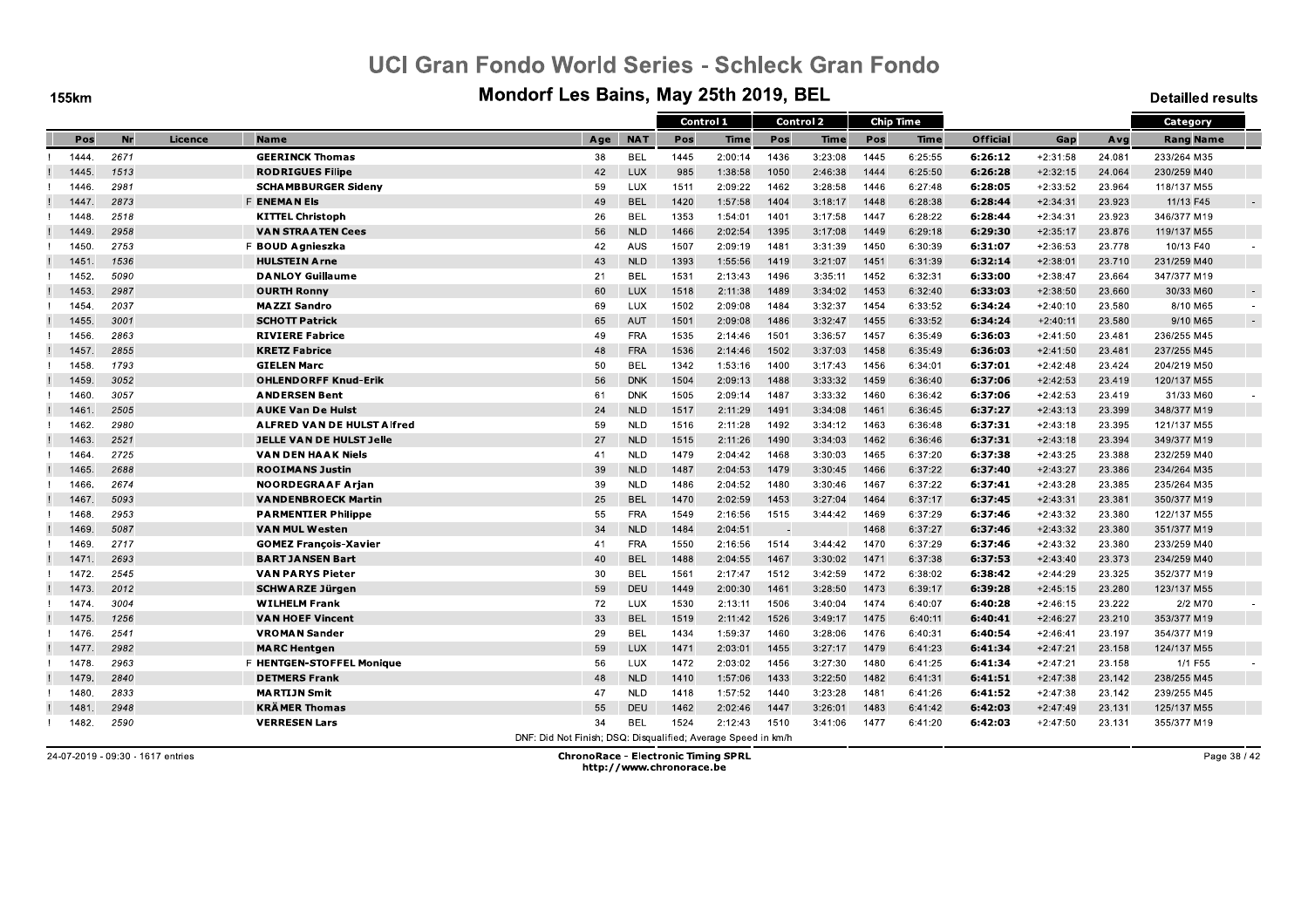# UCI Gran Fondo World Series - Schleck Gran Fondo

## Mondorf Les Bains, May 25th 2019, BEL

155km

Detailled results

| | Pos | Nr | Licence | Name | Age | NAT | Control 1 Pos | Control 1 Time | Control 2 Pos | Control 2 Time | Chip Time Pos | Chip Time Time | Official | Gap | Avg | Category Rang Name | |
|---|---|---|---|---|---|---|---|---|---|---|---|---|---|---|---|---|---|
| ! | 1444. | 2671 | | GEERINCK Thomas | 38 | BEL | 1445 | 2:00:14 | 1436 | 3:23:08 | 1445 | 6:25:55 | **6:26:12** | +2:31:58 | 24.081 | 233/264 M35 | |
| ! | 1445. | 1513 | | RODRIGUES Filipe | 42 | LUX | 985 | 1:38:58 | 1050 | 2:46:38 | 1444 | 6:25:50 | **6:26:28** | +2:32:15 | 24.064 | 230/259 M40 | |
| ! | 1446. | 2981 | | SCHAMBBURGER Sideny | 59 | LUX | 1511 | 2:09:22 | 1462 | 3:28:58 | 1446 | 6:27:48 | **6:28:05** | +2:33:52 | 23.964 | 118/137 M55 | |
| ! | 1447. | 2873 | F | ENEMAN Els | 49 | BEL | 1420 | 1:57:58 | 1404 | 3:18:17 | 1448 | 6:28:38 | **6:28:44** | +2:34:31 | 23.923 | 11/13 F45 | - |
| ! | 1448. | 2518 | | KITTEL Christoph | 26 | BEL | 1353 | 1:54:01 | 1401 | 3:17:58 | 1447 | 6:28:22 | **6:28:44** | +2:34:31 | 23.923 | 346/377 M19 | |
| ! | 1449. | 2958 | | VAN STRAATEN Cees | 56 | NLD | 1466 | 2:02:54 | 1395 | 3:17:08 | 1449 | 6:29:18 | **6:29:30** | +2:35:17 | 23.876 | 119/137 M55 | |
| ! | 1450. | 2753 | F | BOUD Agnieszka | 42 | AUS | 1507 | 2:09:19 | 1481 | 3:31:39 | 1450 | 6:30:39 | **6:31:07** | +2:36:53 | 23.778 | 10/13 F40 | - |
| ! | 1451. | 1536 | | HULSTEIN Arne | 43 | NLD | 1393 | 1:55:56 | 1419 | 3:21:07 | 1451 | 6:31:39 | **6:32:14** | +2:38:01 | 23.710 | 231/259 M40 | |
| ! | 1452. | 5090 | | DANLOY Guillaume | 21 | BEL | 1531 | 2:13:43 | 1496 | 3:35:11 | 1452 | 6:32:31 | **6:33:00** | +2:38:47 | 23.664 | 347/377 M19 | |
| ! | 1453. | 2987 | | OURTH Ronny | 60 | LUX | 1518 | 2:11:38 | 1489 | 3:34:02 | 1453 | 6:32:40 | **6:33:03** | +2:38:50 | 23.660 | 30/33 M60 | - |
| ! | 1454. | 2037 | | MAZZI Sandro | 69 | LUX | 1502 | 2:09:08 | 1484 | 3:32:37 | 1454 | 6:33:52 | **6:34:24** | +2:40:10 | 23.580 | 8/10 M65 | - |
| ! | 1455. | 3001 | | SCHOTT Patrick | 65 | AUT | 1501 | 2:09:08 | 1486 | 3:32:47 | 1455 | 6:33:52 | **6:34:24** | +2:40:11 | 23.580 | 9/10 M65 | - |
| ! | 1456. | 2863 | | RIVIERE Fabrice | 49 | FRA | 1535 | 2:14:46 | 1501 | 3:36:57 | 1457 | 6:35:49 | **6:36:03** | +2:41:50 | 23.481 | 236/255 M45 | |
| ! | 1457. | 2855 | | KRETZ Fabrice | 48 | FRA | 1536 | 2:14:46 | 1502 | 3:37:03 | 1458 | 6:35:49 | **6:36:03** | +2:41:50 | 23.481 | 237/255 M45 | |
| ! | 1458. | 1793 | | GIELEN Marc | 50 | BEL | 1342 | 1:53:16 | 1400 | 3:17:43 | 1456 | 6:34:01 | **6:37:01** | +2:42:48 | 23.424 | 204/219 M50 | |
| ! | 1459. | 3052 | | OHLENDORFF Knud-Erik | 56 | DNK | 1504 | 2:09:13 | 1488 | 3:33:32 | 1459 | 6:36:40 | **6:37:06** | +2:42:53 | 23.419 | 120/137 M55 | |
| ! | 1460. | 3057 | | ANDERSEN Bent | 61 | DNK | 1505 | 2:09:14 | 1487 | 3:33:32 | 1460 | 6:36:42 | **6:37:06** | +2:42:53 | 23.419 | 31/33 M60 | - |
| ! | 1461. | 2505 | | AUKE Van De Hulst | 24 | NLD | 1517 | 2:11:29 | 1491 | 3:34:08 | 1461 | 6:36:45 | **6:37:27** | +2:43:13 | 23.399 | 348/377 M19 | |
| ! | 1462. | 2980 | | ALFRED VAN DE HULST Alfred | 59 | NLD | 1516 | 2:11:28 | 1492 | 3:34:12 | 1463 | 6:36:48 | **6:37:31** | +2:43:18 | 23.395 | 121/137 M55 | |
| ! | 1463. | 2521 | | JELLE VAN DE HULST Jelle | 27 | NLD | 1515 | 2:11:26 | 1490 | 3:34:03 | 1462 | 6:36:46 | **6:37:31** | +2:43:18 | 23.394 | 349/377 M19 | |
| ! | 1464. | 2725 | | VAN DEN HAAK Niels | 41 | NLD | 1479 | 2:04:42 | 1468 | 3:30:03 | 1465 | 6:37:20 | **6:37:38** | +2:43:25 | 23.388 | 232/259 M40 | |
| ! | 1465. | 2688 | | ROOIMANS Justin | 39 | NLD | 1487 | 2:04:53 | 1479 | 3:30:45 | 1466 | 6:37:22 | **6:37:40** | +2:43:27 | 23.386 | 234/264 M35 | |
| ! | 1466. | 2674 | | NOORDEGRAAF Arjan | 39 | NLD | 1486 | 2:04:52 | 1480 | 3:30:46 | 1467 | 6:37:22 | **6:37:41** | +2:43:28 | 23.385 | 235/264 M35 | |
| ! | 1467. | 5093 | | VANDENBROECK Martin | 25 | BEL | 1470 | 2:02:59 | 1453 | 3:27:04 | 1464 | 6:37:17 | **6:37:45** | +2:43:31 | 23.381 | 350/377 M19 | |
| ! | 1468. | 2953 | | PARMENTIER Philippe | 55 | FRA | 1549 | 2:16:56 | 1515 | 3:44:42 | 1469 | 6:37:29 | **6:37:46** | +2:43:32 | 23.380 | 122/137 M55 | |
| ! | 1469. | 5087 | | VAN MUL Westen | 34 | NLD | 1484 | 2:04:51 | - | | 1468 | 6:37:27 | **6:37:46** | +2:43:32 | 23.380 | 351/377 M19 | |
| ! | 1469. | 2717 | | GOMEZ François-Xavier | 41 | FRA | 1550 | 2:16:56 | 1514 | 3:44:42 | 1470 | 6:37:29 | **6:37:46** | +2:43:32 | 23.380 | 233/259 M40 | |
| ! | 1471. | 2693 | | BART JANSEN Bart | 40 | BEL | 1488 | 2:04:55 | 1467 | 3:30:02 | 1471 | 6:37:38 | **6:37:53** | +2:43:40 | 23.373 | 234/259 M40 | |
| ! | 1472. | 2545 | | VAN PARYS Pieter | 30 | BEL | 1561 | 2:17:47 | 1512 | 3:42:59 | 1472 | 6:38:02 | **6:38:42** | +2:44:29 | 23.325 | 352/377 M19 | |
| ! | 1473. | 2012 | | SCHWARZE Jürgen | 59 | DEU | 1449 | 2:00:30 | 1461 | 3:28:50 | 1473 | 6:39:17 | **6:39:28** | +2:45:15 | 23.280 | 123/137 M55 | |
| ! | 1474. | 3004 | | WILHELM Frank | 72 | LUX | 1530 | 2:13:11 | 1506 | 3:40:04 | 1474 | 6:40:07 | **6:40:28** | +2:46:15 | 23.222 | 2/2 M70 | - |
| ! | 1475. | 1256 | | VAN HOEF Vincent | 33 | BEL | 1519 | 2:11:42 | 1526 | 3:49:17 | 1475 | 6:40:11 | **6:40:41** | +2:46:27 | 23.210 | 353/377 M19 | |
| ! | 1476. | 2541 | | VROMAN Sander | 29 | BEL | 1434 | 1:59:37 | 1460 | 3:28:06 | 1476 | 6:40:31 | **6:40:54** | +2:46:41 | 23.197 | 354/377 M19 | |
| ! | 1477. | 2982 | | MARC Hentgen | 59 | LUX | 1471 | 2:03:01 | 1455 | 3:27:17 | 1479 | 6:41:23 | **6:41:34** | +2:47:21 | 23.158 | 124/137 M55 | |
| ! | 1478. | 2963 | F | HENTGEN-STOFFEL Monique | 56 | LUX | 1472 | 2:03:02 | 1456 | 3:27:30 | 1480 | 6:41:25 | **6:41:34** | +2:47:21 | 23.158 | 1/1 F55 | - |
| ! | 1479. | 2840 | | DETMERS Frank | 48 | NLD | 1410 | 1:57:56 | 1433 | 3:22:50 | 1482 | 6:41:31 | **6:41:51** | +2:47:38 | 23.142 | 238/255 M45 | |
| ! | 1480. | 2833 | | MARTIJN Smit | 47 | NLD | 1418 | 1:57:52 | 1440 | 3:23:28 | 1481 | 6:41:26 | **6:41:52** | +2:47:38 | 23.142 | 239/255 M45 | |
| ! | 1481. | 2948 | | KRÄMER Thomas | 55 | DEU | 1462 | 2:02:46 | 1447 | 3:26:01 | 1483 | 6:41:42 | **6:42:03** | +2:47:49 | 23.131 | 125/137 M55 | |
| ! | 1482. | 2590 | | VERRESEN Lars | 34 | BEL | 1524 | 2:12:43 | 1510 | 3:41:06 | 1477 | 6:41:20 | **6:42:03** | +2:47:50 | 23.131 | 355/377 M19 | |

DNF: Did Not Finish; DSQ: Disqualified; Average Speed in km/h

24-07-2019 - 09:30 - 1617 entries

ChronoRace - Electronic Timing SPRL
http://www.chronorace.be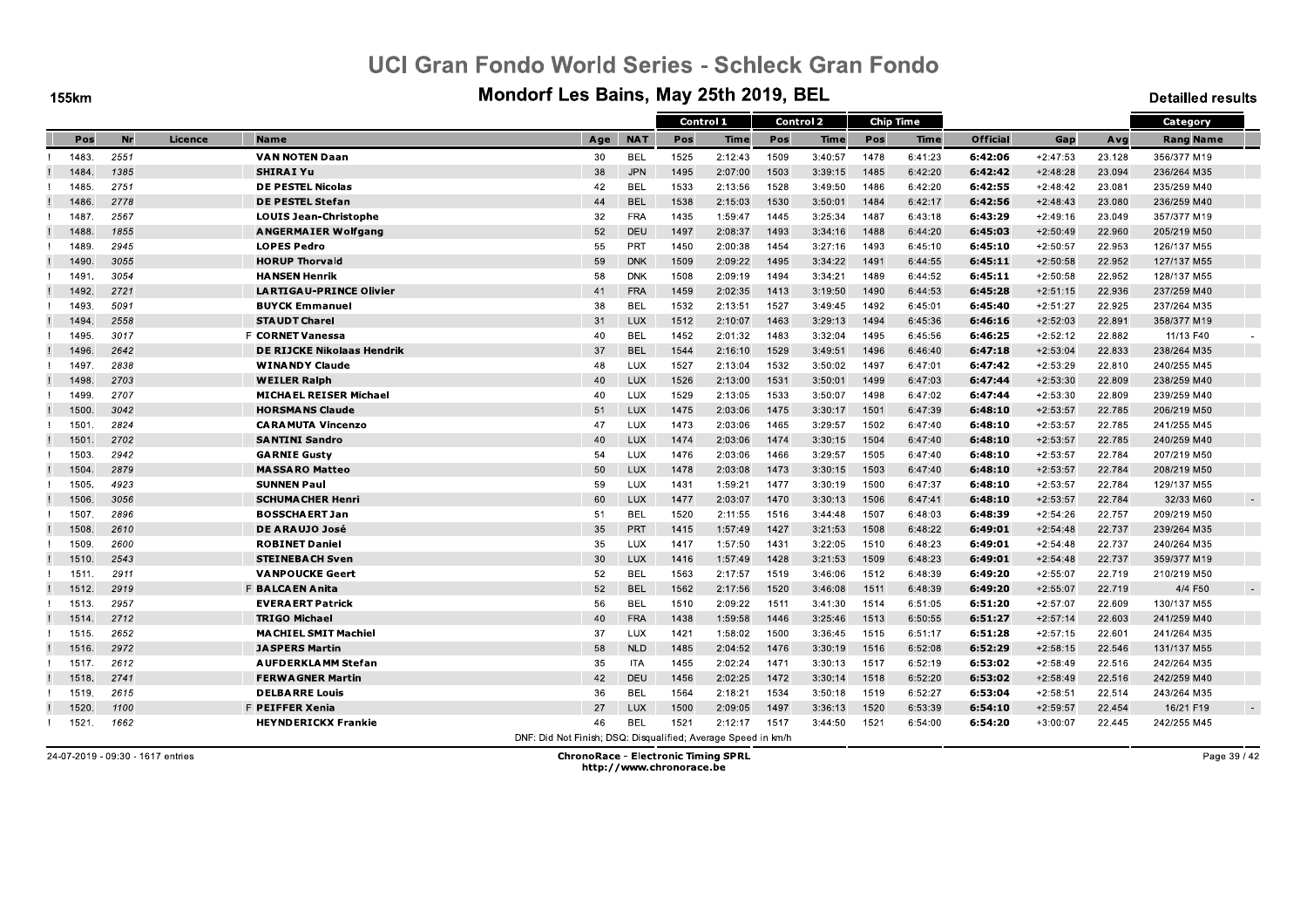# UCI Gran Fondo World Series - Schleck Gran Fondo

## Mondorf Les Bains, May 25th 2019, BEL

155km

Detailled results

| | Pos | Nr | Licence | Name | Age | NAT | Control 1 Pos | Control 1 Time | Control 2 Pos | Control 2 Time | Chip Time Pos | Chip Time Time | Official | Gap | Avg | Category Rang Name | |
|---|---|---|---|---|---|---|---|---|---|---|---|---|---|---|---|---|---|
| ! | 1483. | 2551 | | VAN NOTEN Daan | 30 | BEL | 1525 | 2:12:43 | 1509 | 3:40:57 | 1478 | 6:41:23 | 6:42:06 | +2:47:53 | 23.128 | 356/377 M19 | |
| ! | 1484. | 1385 | | SHIRAI Yu | 38 | JPN | 1495 | 2:07:00 | 1503 | 3:39:15 | 1485 | 6:42:20 | 6:42:42 | +2:48:28 | 23.094 | 236/264 M35 | |
| ! | 1485. | 2751 | | DE PESTEL Nicolas | 42 | BEL | 1533 | 2:13:56 | 1528 | 3:49:50 | 1486 | 6:42:20 | 6:42:55 | +2:48:42 | 23.081 | 235/259 M40 | |
| ! | 1486. | 2778 | | DE PESTEL Stefan | 44 | BEL | 1538 | 2:15:03 | 1530 | 3:50:01 | 1484 | 6:42:17 | 6:42:56 | +2:48:43 | 23.080 | 236/259 M40 | |
| ! | 1487. | 2567 | | LOUIS Jean-Christophe | 32 | FRA | 1435 | 1:59:47 | 1445 | 3:25:34 | 1487 | 6:43:18 | 6:43:29 | +2:49:16 | 23.049 | 357/377 M19 | |
| ! | 1488. | 1855 | | ANGERMAIER Wolfgang | 52 | DEU | 1497 | 2:08:37 | 1493 | 3:34:16 | 1488 | 6:44:20 | 6:45:03 | +2:50:49 | 22.960 | 205/219 M50 | |
| ! | 1489. | 2945 | | LOPES Pedro | 55 | PRT | 1450 | 2:00:38 | 1454 | 3:27:16 | 1493 | 6:45:10 | 6:45:10 | +2:50:57 | 22.953 | 126/137 M55 | |
| ! | 1490. | 3055 | | HORUP Thorvald | 59 | DNK | 1509 | 2:09:22 | 1495 | 3:34:22 | 1491 | 6:44:55 | 6:45:11 | +2:50:58 | 22.952 | 127/137 M55 | |
| ! | 1491. | 3054 | | HANSEN Henrik | 58 | DNK | 1508 | 2:09:19 | 1494 | 3:34:21 | 1489 | 6:44:52 | 6:45:11 | +2:50:58 | 22.952 | 128/137 M55 | |
| ! | 1492. | 2721 | | LARTIGAU-PRINCE Olivier | 41 | FRA | 1459 | 2:02:35 | 1413 | 3:19:50 | 1490 | 6:44:53 | 6:45:28 | +2:51:15 | 22.936 | 237/259 M40 | |
| ! | 1493. | 5091 | | BUYCK Emmanuel | 38 | BEL | 1532 | 2:13:51 | 1527 | 3:49:45 | 1492 | 6:45:01 | 6:45:40 | +2:51:27 | 22.925 | 237/264 M35 | |
| ! | 1494. | 2558 | | STAUDT Charel | 31 | LUX | 1512 | 2:10:07 | 1463 | 3:29:13 | 1494 | 6:45:36 | 6:46:16 | +2:52:03 | 22.891 | 358/377 M19 | |
| ! | 1495. | 3017 | F | CORNET Vanessa | 40 | BEL | 1452 | 2:01:32 | 1483 | 3:32:04 | 1495 | 6:45:56 | 6:46:25 | +2:52:12 | 22.882 | 11/13 F40 | - |
| ! | 1496. | 2642 | | DE RIJCKE Nikolaas Hendrik | 37 | BEL | 1544 | 2:16:10 | 1529 | 3:49:51 | 1496 | 6:46:40 | 6:47:18 | +2:53:04 | 22.833 | 238/264 M35 | |
| ! | 1497. | 2838 | | WINANDY Claude | 48 | LUX | 1527 | 2:13:04 | 1532 | 3:50:02 | 1497 | 6:47:01 | 6:47:42 | +2:53:29 | 22.810 | 240/255 M45 | |
| ! | 1498. | 2703 | | WEILER Ralph | 40 | LUX | 1526 | 2:13:00 | 1531 | 3:50:01 | 1499 | 6:47:03 | 6:47:44 | +2:53:30 | 22.809 | 238/259 M40 | |
| ! | 1499. | 2707 | | MICHAEL REISER Michael | 40 | LUX | 1529 | 2:13:05 | 1533 | 3:50:07 | 1498 | 6:47:02 | 6:47:44 | +2:53:30 | 22.809 | 239/259 M40 | |
| ! | 1500. | 3042 | | HORSMANS Claude | 51 | LUX | 1475 | 2:03:06 | 1475 | 3:30:17 | 1501 | 6:47:39 | 6:48:10 | +2:53:57 | 22.785 | 206/219 M50 | |
| ! | 1501. | 2824 | | CARAMUTA Vincenzo | 47 | LUX | 1473 | 2:03:06 | 1465 | 3:29:57 | 1502 | 6:47:40 | 6:48:10 | +2:53:57 | 22.785 | 241/255 M45 | |
| ! | 1501. | 2702 | | SANTINI Sandro | 40 | LUX | 1474 | 2:03:06 | 1474 | 3:30:15 | 1504 | 6:47:40 | 6:48:10 | +2:53:57 | 22.785 | 240/259 M40 | |
| ! | 1503. | 2942 | | GARNIE Gusty | 54 | LUX | 1476 | 2:03:06 | 1466 | 3:29:57 | 1505 | 6:47:40 | 6:48:10 | +2:53:57 | 22.784 | 207/219 M50 | |
| ! | 1504. | 2879 | | MASSARO Matteo | 50 | LUX | 1478 | 2:03:08 | 1473 | 3:30:15 | 1503 | 6:47:40 | 6:48:10 | +2:53:57 | 22.784 | 208/219 M50 | |
| ! | 1505. | 4923 | | SUNNEN Paul | 59 | LUX | 1431 | 1:59:21 | 1477 | 3:30:19 | 1500 | 6:47:37 | 6:48:10 | +2:53:57 | 22.784 | 129/137 M55 | |
| ! | 1506. | 3056 | | SCHUMACHER Henri | 60 | LUX | 1477 | 2:03:07 | 1470 | 3:30:13 | 1506 | 6:47:41 | 6:48:10 | +2:53:57 | 22.784 | 32/33 M60 | - |
| ! | 1507. | 2896 | | BOSSCHAERT Jan | 51 | BEL | 1520 | 2:11:55 | 1516 | 3:44:48 | 1507 | 6:48:03 | 6:48:39 | +2:54:26 | 22.757 | 209/219 M50 | |
| ! | 1508. | 2610 | | DE ARAUJO José | 35 | PRT | 1415 | 1:57:49 | 1427 | 3:21:53 | 1508 | 6:48:22 | 6:49:01 | +2:54:48 | 22.737 | 239/264 M35 | |
| ! | 1509. | 2600 | | ROBINET Daniel | 35 | LUX | 1417 | 1:57:50 | 1431 | 3:22:05 | 1510 | 6:48:23 | 6:49:01 | +2:54:48 | 22.737 | 240/264 M35 | |
| ! | 1510. | 2543 | | STEINEBACH Sven | 30 | LUX | 1416 | 1:57:49 | 1428 | 3:21:53 | 1509 | 6:48:23 | 6:49:01 | +2:54:48 | 22.737 | 359/377 M19 | |
| ! | 1511. | 2911 | | VANPOUCKE Geert | 52 | BEL | 1563 | 2:17:57 | 1519 | 3:46:06 | 1512 | 6:48:39 | 6:49:20 | +2:55:07 | 22.719 | 210/219 M50 | |
| ! | 1512. | 2919 | F | BALCAEN Anita | 52 | BEL | 1562 | 2:17:56 | 1520 | 3:46:08 | 1511 | 6:48:39 | 6:49:20 | +2:55:07 | 22.719 | 4/4 F50 | - |
| ! | 1513. | 2957 | | EVERAERT Patrick | 56 | BEL | 1510 | 2:09:22 | 1511 | 3:41:30 | 1514 | 6:51:05 | 6:51:20 | +2:57:07 | 22.609 | 130/137 M55 | |
| ! | 1514. | 2712 | | TRIGO Michael | 40 | FRA | 1438 | 1:59:58 | 1446 | 3:25:46 | 1513 | 6:50:55 | 6:51:27 | +2:57:14 | 22.603 | 241/259 M40 | |
| ! | 1515. | 2652 | | MACHIEL SMIT Machiel | 37 | LUX | 1421 | 1:58:02 | 1500 | 3:36:45 | 1515 | 6:51:17 | 6:51:28 | +2:57:15 | 22.601 | 241/264 M35 | |
| ! | 1516. | 2972 | | JASPERS Martin | 58 | NLD | 1485 | 2:04:52 | 1476 | 3:30:19 | 1516 | 6:52:08 | 6:52:29 | +2:58:15 | 22.546 | 131/137 M55 | |
| ! | 1517. | 2612 | | AUFDERKLAMM Stefan | 35 | ITA | 1455 | 2:02:24 | 1471 | 3:30:13 | 1517 | 6:52:19 | 6:53:02 | +2:58:49 | 22.516 | 242/264 M35 | |
| ! | 1518. | 2741 | | FERWAGNER Martin | 42 | DEU | 1456 | 2:02:25 | 1472 | 3:30:14 | 1518 | 6:52:20 | 6:53:02 | +2:58:49 | 22.516 | 242/259 M40 | |
| ! | 1519. | 2615 | | DELBARRE Louis | 36 | BEL | 1564 | 2:18:21 | 1534 | 3:50:18 | 1519 | 6:52:27 | 6:53:04 | +2:58:51 | 22.514 | 243/264 M35 | |
| ! | 1520. | 1100 | F | PEIFFER Xenia | 27 | LUX | 1500 | 2:09:05 | 1497 | 3:36:13 | 1520 | 6:53:39 | 6:54:10 | +2:59:57 | 22.454 | 16/21 F19 | - |
| ! | 1521. | 1662 | | HEYNDERICKX Frankie | 46 | BEL | 1521 | 2:12:17 | 1517 | 3:44:50 | 1521 | 6:54:00 | 6:54:20 | +3:00:07 | 22.445 | 242/255 M45 | |

DNF: Did Not Finish; DSQ: Disqualified; Average Speed in km/h

24-07-2019 - 09:30 - 1617 entries

**ChronoRace - Electronic Timing SPRL**
http://www.chronorace.be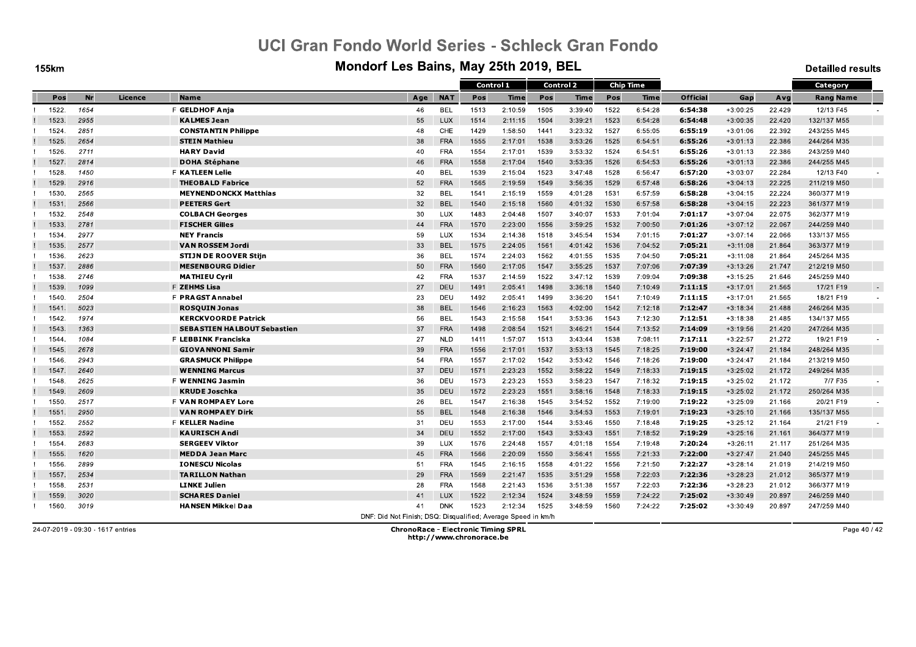# UCI Gran Fondo World Series - Schleck Gran Fondo

## Mondorf Les Bains, May 25th 2019, BEL

155km

Detailled results

| | Pos | Nr | Licence | Name | Age | NAT | Control 1 Pos | Control 1 Time | Control 2 Pos | Control 2 Time | Chip Time Pos | Chip Time Time | Official | Gap | Avg | Category Rang Name | |
|---|---|---|---|---|---|---|---|---|---|---|---|---|---|---|---|---|---|
| ! | 1522. | 1654 | | F **GELDHOF Anja** | 46 | BEL | 1513 | 2:10:59 | 1505 | 3:39:40 | 1522 | 6:54:28 | **6:54:38** | +3:00:25 | 22.429 | 12/13 F45 | - |
| ! | 1523. | 2955 | | **KALMES Jean** | 55 | LUX | 1514 | 2:11:15 | 1504 | 3:39:21 | 1523 | 6:54:28 | **6:54:48** | +3:00:35 | 22.420 | 132/137 M55 | |
| ! | 1524. | 2851 | | **CONSTANTIN Philippe** | 48 | CHE | 1429 | 1:58:50 | 1441 | 3:23:32 | 1527 | 6:55:05 | **6:55:19** | +3:01:06 | 22.392 | 243/255 M45 | |
| ! | 1525. | 2654 | | **STEIN Mathieu** | 38 | FRA | 1555 | 2:17:01 | 1538 | 3:53:26 | 1525 | 6:54:51 | **6:55:26** | +3:01:13 | 22.386 | 244/264 M35 | |
| ! | 1526. | 2711 | | **HARY David** | 40 | FRA | 1554 | 2:17:01 | 1539 | 3:53:32 | 1524 | 6:54:51 | **6:55:26** | +3:01:13 | 22.386 | 243/259 M40 | |
| ! | 1527. | 2814 | | **DOHA Stéphane** | 46 | FRA | 1558 | 2:17:04 | 1540 | 3:53:35 | 1526 | 6:54:53 | **6:55:26** | +3:01:13 | 22.386 | 244/255 M45 | |
| ! | 1528. | 1450 | | F **KATLEEN Lelie** | 40 | BEL | 1539 | 2:15:04 | 1523 | 3:47:48 | 1528 | 6:56:47 | **6:57:20** | +3:03:07 | 22.284 | 12/13 F40 | - |
| ! | 1529. | 2916 | | **THEOBALD Fabrice** | 52 | FRA | 1565 | 2:19:59 | 1549 | 3:56:35 | 1529 | 6:57:48 | **6:58:26** | +3:04:13 | 22.225 | 211/219 M50 | |
| ! | 1530. | 2565 | | **MEYNENDONCKX Matthias** | 32 | BEL | 1541 | 2:15:19 | 1559 | 4:01:28 | 1531 | 6:57:59 | **6:58:28** | +3:04:15 | 22.224 | 360/377 M19 | |
| ! | 1531. | 2566 | | **PEETERS Gert** | 32 | BEL | 1540 | 2:15:18 | 1560 | 4:01:32 | 1530 | 6:57:58 | **6:58:28** | +3:04:15 | 22.223 | 361/377 M19 | |
| ! | 1532. | 2548 | | **COLBACH Georges** | 30 | LUX | 1483 | 2:04:48 | 1507 | 3:40:07 | 1533 | 7:01:04 | **7:01:17** | +3:07:04 | 22.075 | 362/377 M19 | |
| ! | 1533. | 2781 | | **FISCHER Gilles** | 44 | FRA | 1570 | 2:23:00 | 1556 | 3:59:25 | 1532 | 7:00:50 | **7:01:26** | +3:07:12 | 22.067 | 244/259 M40 | |
| ! | 1534. | 2977 | | **NEY Francis** | 59 | LUX | 1534 | 2:14:38 | 1518 | 3:45:54 | 1534 | 7:01:15 | **7:01:27** | +3:07:14 | 22.066 | 133/137 M55 | |
| ! | 1535. | 2577 | | **VAN ROSSEM Jordi** | 33 | BEL | 1575 | 2:24:05 | 1561 | 4:01:42 | 1536 | 7:04:52 | **7:05:21** | +3:11:08 | 21.864 | 363/377 M19 | |
| ! | 1536. | 2623 | | **STIJN DE ROOVER Stijn** | 36 | BEL | 1574 | 2:24:03 | 1562 | 4:01:55 | 1535 | 7:04:50 | **7:05:21** | +3:11:08 | 21.864 | 245/264 M35 | |
| ! | 1537. | 2886 | | **MESENBOURG Didier** | 50 | FRA | 1560 | 2:17:05 | 1547 | 3:55:25 | 1537 | 7:07:06 | **7:07:39** | +3:13:26 | 21.747 | 212/219 M50 | |
| ! | 1538. | 2746 | | **MATHIEU Cyril** | 42 | FRA | 1537 | 2:14:59 | 1522 | 3:47:12 | 1539 | 7:09:04 | **7:09:38** | +3:15:25 | 21.646 | 245/259 M40 | |
| ! | 1539. | 1099 | | F **ZEHMS Lisa** | 27 | DEU | 1491 | 2:05:41 | 1498 | 3:36:18 | 1540 | 7:10:49 | **7:11:15** | +3:17:01 | 21.565 | 17/21 F19 | - |
| ! | 1540. | 2504 | | F **PRAGST Annabel** | 23 | DEU | 1492 | 2:05:41 | 1499 | 3:36:20 | 1541 | 7:10:49 | **7:11:15** | +3:17:01 | 21.565 | 18/21 F19 | - |
| ! | 1541. | 5023 | | **ROSQUIN Jonas** | 38 | BEL | 1546 | 2:16:23 | 1563 | 4:02:00 | 1542 | 7:12:18 | **7:12:47** | +3:18:34 | 21.488 | 246/264 M35 | |
| ! | 1542. | 1974 | | **KERCKVOORDE Patrick** | 56 | BEL | 1543 | 2:15:58 | 1541 | 3:53:36 | 1543 | 7:12:30 | **7:12:51** | +3:18:38 | 21.485 | 134/137 M55 | |
| ! | 1543. | 1363 | | **SEBASTIEN HALBOUT Sebastien** | 37 | FRA | 1498 | 2:08:54 | 1521 | 3:46:21 | 1544 | 7:13:52 | **7:14:09** | +3:19:56 | 21.420 | 247/264 M35 | |
| ! | 1544. | 1084 | | F **LEBBINK Franciska** | 27 | NLD | 1411 | 1:57:07 | 1513 | 3:43:44 | 1538 | 7:08:11 | **7:17:11** | +3:22:57 | 21.272 | 19/21 F19 | - |
| ! | 1545. | 2678 | | **GIOVANNONI Samir** | 39 | FRA | 1556 | 2:17:01 | 1537 | 3:53:13 | 1545 | 7:18:25 | **7:19:00** | +3:24:47 | 21.184 | 248/264 M35 | |
| ! | 1546. | 2943 | | **GRASMUCK Philippe** | 54 | FRA | 1557 | 2:17:02 | 1542 | 3:53:42 | 1546 | 7:18:26 | **7:19:00** | +3:24:47 | 21.184 | 213/219 M50 | |
| ! | 1547. | 2640 | | **WENNING Marcus** | 37 | DEU | 1571 | 2:23:23 | 1552 | 3:58:22 | 1549 | 7:18:33 | **7:19:15** | +3:25:02 | 21.172 | 249/264 M35 | |
| ! | 1548. | 2625 | | F **WENNING Jasmin** | 36 | DEU | 1573 | 2:23:23 | 1553 | 3:58:23 | 1547 | 7:18:32 | **7:19:15** | +3:25:02 | 21.172 | 7/7 F35 | - |
| ! | 1549. | 2609 | | **KRUDE Joschka** | 35 | DEU | 1572 | 2:23:23 | 1551 | 3:58:16 | 1548 | 7:18:33 | **7:19:15** | +3:25:02 | 21.172 | 250/264 M35 | |
| ! | 1550. | 2517 | | F **VAN ROMPAEY Lore** | 26 | BEL | 1547 | 2:16:38 | 1545 | 3:54:52 | 1552 | 7:19:00 | **7:19:22** | +3:25:09 | 21.166 | 20/21 F19 | - |
| ! | 1551. | 2950 | | **VAN ROMPAEY Dirk** | 55 | BEL | 1548 | 2:16:38 | 1546 | 3:54:53 | 1553 | 7:19:01 | **7:19:23** | +3:25:10 | 21.166 | 135/137 M55 | |
| ! | 1552. | 2552 | | F **KELLER Nadine** | 31 | DEU | 1553 | 2:17:00 | 1544 | 3:53:46 | 1550 | 7:18:48 | **7:19:25** | +3:25:12 | 21.164 | 21/21 F19 | - |
| ! | 1553. | 2592 | | **KAURISCH Andi** | 34 | DEU | 1552 | 2:17:00 | 1543 | 3:53:43 | 1551 | 7:18:52 | **7:19:29** | +3:25:16 | 21.161 | 364/377 M19 | |
| ! | 1554. | 2683 | | **SERGEEV Viktor** | 39 | LUX | 1576 | 2:24:48 | 1557 | 4:01:18 | 1554 | 7:19:48 | **7:20:24** | +3:26:11 | 21.117 | 251/264 M35 | |
| ! | 1555. | 1620 | | **MEDDA Jean Marc** | 45 | FRA | 1566 | 2:20:09 | 1550 | 3:56:41 | 1555 | 7:21:33 | **7:22:00** | +3:27:47 | 21.040 | 245/255 M45 | |
| ! | 1556. | 2899 | | **IONESCU Nicolas** | 51 | FRA | 1545 | 2:16:15 | 1558 | 4:01:22 | 1556 | 7:21:50 | **7:22:27** | +3:28:14 | 21.019 | 214/219 M50 | |
| ! | 1557. | 2534 | | **TARILLON Nathan** | 29 | FRA | 1569 | 2:21:47 | 1535 | 3:51:29 | 1558 | 7:22:03 | **7:22:36** | +3:28:23 | 21.012 | 365/377 M19 | |
| ! | 1558. | 2531 | | **LINKE Julien** | 28 | FRA | 1568 | 2:21:43 | 1536 | 3:51:38 | 1557 | 7:22:03 | **7:22:36** | +3:28:23 | 21.012 | 366/377 M19 | |
| ! | 1559. | 3020 | | **SCHARES Daniel** | 41 | LUX | 1522 | 2:12:34 | 1524 | 3:48:59 | 1559 | 7:24:22 | **7:25:02** | +3:30:49 | 20.897 | 246/259 M40 | |
| ! | 1560. | 3019 | | **HANSEN Mikkel Daa** | 41 | DNK | 1523 | 2:12:34 | 1525 | 3:48:59 | 1560 | 7:24:22 | **7:25:02** | +3:30:49 | 20.897 | 247/259 M40 | |

DNF: Did Not Finish; DSQ: Disqualified; Average Speed in km/h

24-07-2019 - 09:30 - 1617 entries

**ChronoRace - Electronic Timing SPRL**
http://www.chronorace.be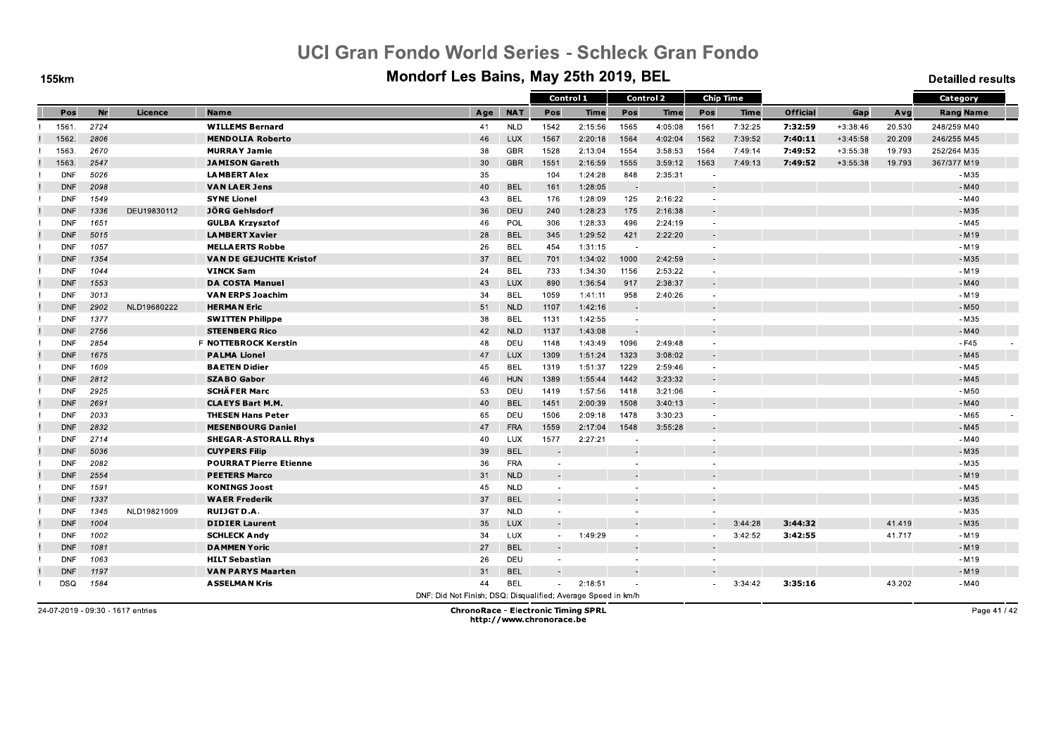# UCI Gran Fondo World Series - Schleck Gran Fondo

## Mondorf Les Bains, May 25th 2019, BEL

155km

Detailled results

| | Pos | Nr | Licence | Name | Age | NAT | Control 1 Pos | Control 1 Time | Control 2 Pos | Control 2 Time | Chip Time Pos | Chip Time Time | Official | Gap | Avg | Category Rang | Category Name |
|---|---|---|---|---|---|---|---|---|---|---|---|---|---|---|---|---|---|
| ! | 1561. | 2724 | | **WILLEMS Bernard** | 41 | NLD | 1542 | 2:15:56 | 1565 | 4:05:08 | 1561 | 7:32:25 | **7:32:59** | +3:38:46 | 20.530 | 248/259 | M40 |
| ! | 1562. | 2806 | | **MENDOLIA Roberto** | 46 | LUX | 1567 | 2:20:18 | 1564 | 4:02:04 | 1562 | 7:39:52 | **7:40:11** | +3:45:58 | 20.209 | 246/255 | M45 |
| ! | 1563. | 2670 | | **MURRAY Jamie** | 38 | GBR | 1528 | 2:13:04 | 1554 | 3:58:53 | 1564 | 7:49:14 | **7:49:52** | +3:55:38 | 19.793 | 252/264 | M35 |
| ! | 1563. | 2547 | | **JAMISON Gareth** | 30 | GBR | 1551 | 2:16:59 | 1555 | 3:59:12 | 1563 | 7:49:13 | **7:49:52** | +3:55:38 | 19.793 | 367/377 | M19 |
| ! | DNF | 5026 | | **LAMBERT Alex** | 35 | | 104 | 1:24:28 | 848 | 2:35:31 | - | | | | | - | M35 |
| ! | DNF | 2098 | | **VAN LAER Jens** | 40 | BEL | 161 | 1:28:05 | - | | - | | | | | - | M40 |
| ! | DNF | 1549 | | **SYNE Lionel** | 43 | BEL | 176 | 1:28:09 | 125 | 2:16:22 | - | | | | | - | M40 |
| ! | DNF | 1336 | DEU19830112 | **JÖRG Gehlsdorf** | 36 | DEU | 240 | 1:28:23 | 175 | 2:16:38 | - | | | | | - | M35 |
| ! | DNF | 1651 | | **GULBA Krzysztof** | 46 | POL | 306 | 1:28:33 | 496 | 2:24:19 | - | | | | | - | M45 |
| ! | DNF | 5015 | | **LAMBERT Xavier** | 28 | BEL | 345 | 1:29:52 | 421 | 2:22:20 | - | | | | | - | M19 |
| ! | DNF | 1057 | | **MELLAERTS Robbe** | 26 | BEL | 454 | 1:31:15 | - | | - | | | | | - | M19 |
| ! | DNF | 1354 | | **VAN DE GEJUCHTE Kristof** | 37 | BEL | 701 | 1:34:02 | 1000 | 2:42:59 | - | | | | | - | M35 |
| ! | DNF | 1044 | | **VINCK Sam** | 24 | BEL | 733 | 1:34:30 | 1156 | 2:53:22 | - | | | | | - | M19 |
| ! | DNF | 1553 | | **DA COSTA Manuel** | 43 | LUX | 890 | 1:36:54 | 917 | 2:38:37 | - | | | | | - | M40 |
| ! | DNF | 3013 | | **VAN ERPS Joachim** | 34 | BEL | 1059 | 1:41:11 | 958 | 2:40:26 | - | | | | | - | M19 |
| ! | DNF | 2902 | NLD19680222 | **HERMAN Eric** | 51 | NLD | 1107 | 1:42:16 | - | | - | | | | | - | M50 |
| ! | DNF | 1377 | | **SWITTEN Philippe** | 38 | BEL | 1131 | 1:42:55 | - | | - | | | | | - | M35 |
| ! | DNF | 2756 | | **STEENBERG Rico** | 42 | NLD | 1137 | 1:43:08 | - | | - | | | | | - | M40 |
| ! | DNF | 2854 | | F **NOTTEBROCK Kerstin** | 48 | DEU | 1148 | 1:43:49 | 1096 | 2:49:48 | - | | | | | - | F45 |
| ! | DNF | 1675 | | **PALMA Lionel** | 47 | LUX | 1309 | 1:51:24 | 1323 | 3:08:02 | - | | | | | - | M45 |
| ! | DNF | 1609 | | **BAETEN Didier** | 45 | BEL | 1319 | 1:51:37 | 1229 | 2:59:46 | - | | | | | - | M45 |
| ! | DNF | 2812 | | **SZABO Gabor** | 46 | HUN | 1389 | 1:55:44 | 1442 | 3:23:32 | - | | | | | - | M45 |
| ! | DNF | 2925 | | **SCHÄFER Marc** | 53 | DEU | 1419 | 1:57:56 | 1418 | 3:21:06 | - | | | | | - | M50 |
| ! | DNF | 2691 | | **CLAEYS Bart M.M.** | 40 | BEL | 1451 | 2:00:39 | 1508 | 3:40:13 | - | | | | | - | M40 |
| ! | DNF | 2033 | | **THESEN Hans Peter** | 65 | DEU | 1506 | 2:09:18 | 1478 | 3:30:23 | - | | | | | - | M65 |
| ! | DNF | 2832 | | **MESENBOURG Daniel** | 47 | FRA | 1559 | 2:17:04 | 1548 | 3:55:28 | - | | | | | - | M45 |
| ! | DNF | 2714 | | **SHEGAR-ASTORALL Rhys** | 40 | LUX | 1577 | 2:27:21 | - | | - | | | | | - | M40 |
| ! | DNF | 5036 | | **CUYPERS Filip** | 39 | BEL | - | | - | | - | | | | | - | M35 |
| ! | DNF | 2082 | | **POURRAT Pierre Etienne** | 36 | FRA | - | | - | | - | | | | | - | M35 |
| ! | DNF | 2554 | | **PEETERS Marco** | 31 | NLD | - | | - | | - | | | | | - | M19 |
| ! | DNF | 1591 | | **KONINGS Joost** | 45 | NLD | - | | - | | - | | | | | - | M45 |
| ! | DNF | 1337 | | **WAER Frederik** | 37 | BEL | - | | - | | - | | | | | - | M35 |
| ! | DNF | 1345 | NLD19821009 | **RUIJGT D.A.** | 37 | NLD | - | | - | | - | | | | | - | M35 |
| ! | DNF | 1004 | | **DIDIER Laurent** | 35 | LUX | - | | - | | - | 3:44:28 | **3:44:32** | | 41.419 | - | M35 |
| ! | DNF | 1002 | | **SCHLECK Andy** | 34 | LUX | - | 1:49:29 | - | | - | 3:42:52 | **3:42:55** | | 41.717 | - | M19 |
| ! | DNF | 1081 | | **DAMMEN Yoric** | 27 | BEL | - | | - | | - | | | | | - | M19 |
| ! | DNF | 1063 | | **HILT Sebastian** | 26 | DEU | - | | - | | - | | | | | - | M19 |
| ! | DNF | 1197 | | **VAN PARYS Maarten** | 31 | BEL | - | | - | | - | | | | | - | M19 |
| ! | DSQ | 1584 | | **ASSELMAN Kris** | 44 | BEL | - | 2:18:51 | - | | - | 3:34:42 | **3:35:16** | | 43.202 | - | M40 |

DNF: Did Not Finish; DSQ: Disqualified; Average Speed in km/h

24-07-2019 - 09:30 - 1617 entries

**ChronoRace - Electronic Timing SPRL**
http://www.chronorace.be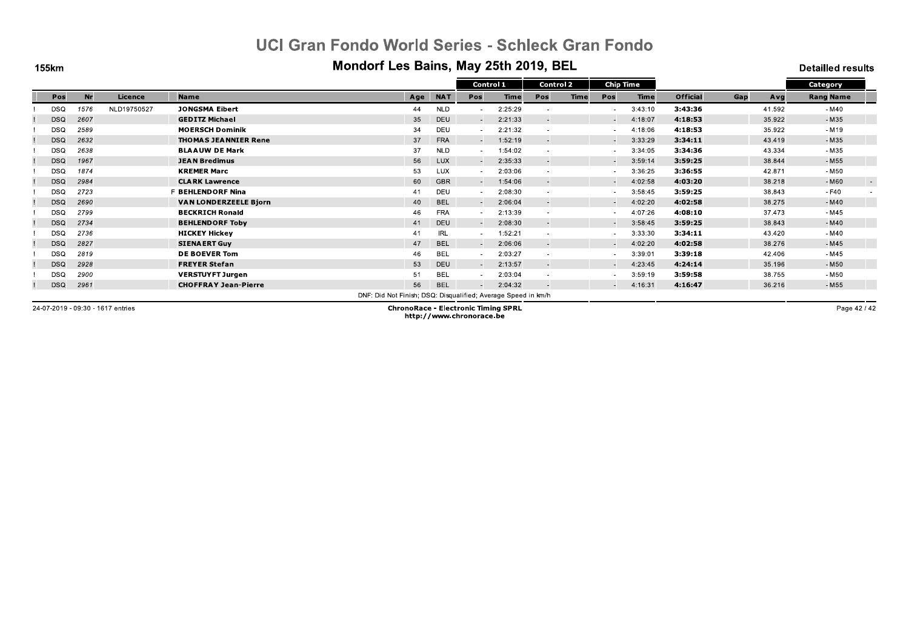# UCI Gran Fondo World Series - Schleck Gran Fondo

## Mondorf Les Bains, May 25th 2019, BEL

155km

Detailled results

| | | | | | | | Control 1 | | Control 2 | | Chip Time | | | | | Category | | |
|---|---|---|---|---|---|---|---|---|---|---|---|---|---|---|---|---|---|---|
| | Pos | Nr | Licence | Name | Age | NAT | Pos | Time | Pos | Time | Pos | Time | Official | Gap | Avg | Rang | Name | |
| ! | DSQ | 1576 | NLD19750527 | JONGSMA Eibert | 44 | NLD | - | 2:25:29 | - | | - | 3:43:10 | 3:43:36 | | 41.592 | - | M40 | |
| ! | DSQ | 2607 | | GEDITZ Michael | 35 | DEU | - | 2:21:33 | - | | - | 4:18:07 | 4:18:53 | | 35.922 | - | M35 | |
| ! | DSQ | 2589 | | MOERSCH Dominik | 34 | DEU | - | 2:21:32 | - | | - | 4:18:06 | 4:18:53 | | 35.922 | - | M19 | |
| ! | DSQ | 2632 | | THOMAS JEANNIER Rene | 37 | FRA | - | 1:52:19 | - | | - | 3:33:29 | 3:34:11 | | 43.419 | - | M35 | |
| ! | DSQ | 2638 | | BLAAUW DE Mark | 37 | NLD | - | 1:54:02 | - | | - | 3:34:05 | 3:34:36 | | 43.334 | - | M35 | |
| ! | DSQ | 1967 | | JEAN Bredimus | 56 | LUX | - | 2:35:33 | - | | - | 3:59:14 | 3:59:25 | | 38.844 | - | M55 | |
| ! | DSQ | 1874 | | KREMER Marc | 53 | LUX | - | 2:03:06 | - | | - | 3:36:25 | 3:36:55 | | 42.871 | - | M50 | |
| ! | DSQ | 2984 | | CLARK Lawrence | 60 | GBR | - | 1:54:06 | - | | - | 4:02:58 | 4:03:20 | | 38.218 | - | M60 | - |
| ! | DSQ | 2723 | | F BEHLENDORF Nina | 41 | DEU | - | 2:08:30 | - | | - | 3:58:45 | 3:59:25 | | 38.843 | - | F40 | - |
| ! | DSQ | 2690 | | VAN LONDERZEELE Bjorn | 40 | BEL | - | 2:06:04 | - | | - | 4:02:20 | 4:02:58 | | 38.275 | - | M40 | |
| ! | DSQ | 2799 | | BECKRICH Ronald | 46 | FRA | - | 2:13:39 | - | | - | 4:07:26 | 4:08:10 | | 37.473 | - | M45 | |
| ! | DSQ | 2734 | | BEHLENDORF Toby | 41 | DEU | - | 2:08:30 | - | | - | 3:58:45 | 3:59:25 | | 38.843 | - | M40 | |
| ! | DSQ | 2736 | | HICKEY Hickey | 41 | IRL | - | 1:52:21 | - | | - | 3:33:30 | 3:34:11 | | 43.420 | - | M40 | |
| ! | DSQ | 2827 | | SIENAERT Guy | 47 | BEL | - | 2:06:06 | - | | - | 4:02:20 | 4:02:58 | | 38.276 | - | M45 | |
| ! | DSQ | 2819 | | DE BOEVER Tom | 46 | BEL | - | 2:03:27 | - | | - | 3:39:01 | 3:39:18 | | 42.406 | - | M45 | |
| ! | DSQ | 2928 | | FREYER Stefan | 53 | DEU | - | 2:13:57 | - | | - | 4:23:45 | 4:24:14 | | 35.196 | - | M50 | |
| ! | DSQ | 2900 | | VERSTUYFT Jurgen | 51 | BEL | - | 2:03:04 | - | | - | 3:59:19 | 3:59:58 | | 38.755 | - | M50 | |
| ! | DSQ | 2961 | | CHOFFRAY Jean-Pierre | 56 | BEL | - | 2:04:32 | - | | - | 4:16:31 | 4:16:47 | | 36.216 | - | M55 | |

DNF: Did Not Finish; DSQ: Disqualified; Average Speed in km/h

24-07-2019 - 09:30 - 1617 entries

ChronoRace - Electronic Timing SPRL
http://www.chronorace.be